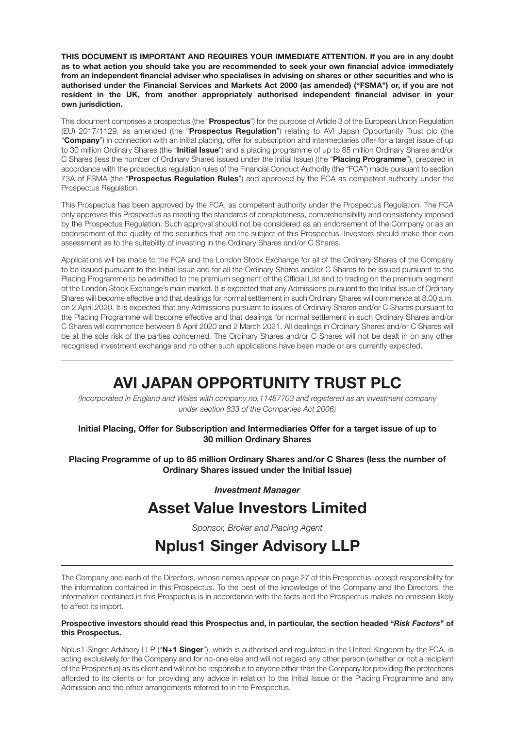**THIS DOCUMENT IS IMPORTANT AND REQUIRES YOUR IMMEDIATE ATTENTION. If you are in any doubt as to what action you should take you are recommended to seek your own financial advice immediately from an independent financial adviser who specialises in advising on shares or other securities and who is authorised under the Financial Services and Markets Act 2000 (as amended) ("FSMA") or, if you are not resident in the UK, from another appropriately authorised independent financial adviser in your own jurisdiction.**

This document comprises a prospectus (the "**Prospectus**") for the purpose of Article 3 of the European Union Regulation (EU) 2017/1129, as amended (the "**Prospectus Regulation**") relating to AVI Japan Opportunity Trust plc (the "**Company**") in connection with an initial placing, offer for subscription and intermediaries offer for a target issue of up to 30 million Ordinary Shares (the "**Initial Issue**") and a placing programme of up to 85 million Ordinary Shares and/or C Shares (less the number of Ordinary Shares issued under the Initial Issue) (the "**Placing Programme**"), prepared in accordance with the prospectus regulation rules of the Financial Conduct Authority (the "FCA") made pursuant to section 73A of FSMA (the "**Prospectus Regulation Rules**") and approved by the FCA as competent authority under the Prospectus Regulation.

This Prospectus has been approved by the FCA, as competent authority under the Prospectus Regulation. The FCA only approves this Prospectus as meeting the standards of completeness, comprehensibility and consistency imposed by the Prospectus Regulation. Such approval should not be considered as an endorsement of the Company or as an endorsement of the quality of the securities that are the subject of this Prospectus. Investors should make their own assessment as to the suitability of investing in the Ordinary Shares and/or C Shares.

Applications will be made to the FCA and the London Stock Exchange for all of the Ordinary Shares of the Company to be issued pursuant to the Initial Issue and for all the Ordinary Shares and/or C Shares to be issued pursuant to the Placing Programme to be admitted to the premium segment of the Official List and to trading on the premium segment of the London Stock Exchange's main market. It is expected that any Admissions pursuant to the Initial Issue of Ordinary Shares will become effective and that dealings for normal settlement in such Ordinary Shares will commence at 8.00 a.m. on 2 April 2020. It is expected that any Admissions pursuant to issues of Ordinary Shares and/or C Shares pursuant to the Placing Programme will become effective and that dealings for normal settlement in such Ordinary Shares and/or C Shares will commence between 8 April 2020 and 2 March 2021. All dealings in Ordinary Shares and/or C Shares will be at the sole risk of the parties concerned. The Ordinary Shares and/or C Shares will not be dealt in on any other recognised investment exchange and no other such applications have been made or are currently expected.

---

# AVI JAPAN OPPORTUNITY TRUST PLC

*(Incorporated in England and Wales with company no.11487703 and registered as an investment company under section 833 of the Companies Act 2006)*

**Initial Placing, Offer for Subscription and Intermediaries Offer for a target issue of up to 30 million Ordinary Shares**

**Placing Programme of up to 85 million Ordinary Shares and/or C Shares (less the number of Ordinary Shares issued under the Initial Issue)**

***Investment Manager***

## Asset Value Investors Limited

*Sponsor, Broker and Placing Agent*

## Nplus1 Singer Advisory LLP

---

The Company and each of the Directors, whose names appear on page 27 of this Prospectus, accept responsibility for the information contained in this Prospectus. To the best of the knowledge of the Company and the Directors, the information contained in this Prospectus is in accordance with the facts and the Prospectus makes no omission likely to affect its import.

**Prospective investors should read this Prospectus and, in particular, the section headed "*Risk Factors*" of this Prospectus.**

Nplus1 Singer Advisory LLP ("**N+1 Singer**"), which is authorised and regulated in the United Kingdom by the FCA, is acting exclusively for the Company and for no-one else and will not regard any other person (whether or not a recipient of the Prospectus) as its client and will not be responsible to anyone other than the Company for providing the protections afforded to its clients or for providing any advice in relation to the Initial Issue or the Placing Programme and any Admission and the other arrangements referred to in the Prospectus.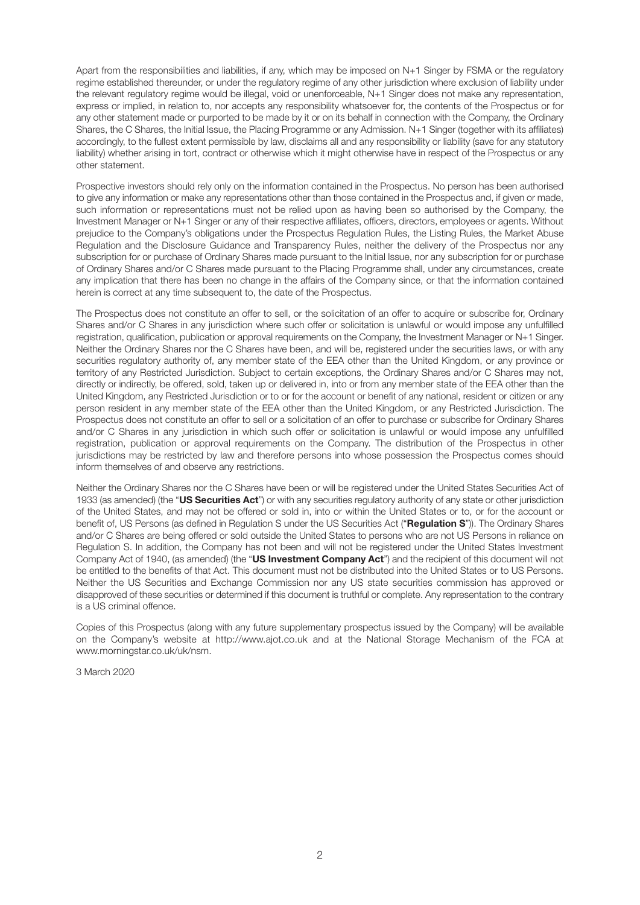Apart from the responsibilities and liabilities, if any, which may be imposed on N+1 Singer by FSMA or the regulatory regime established thereunder, or under the regulatory regime of any other jurisdiction where exclusion of liability under the relevant regulatory regime would be illegal, void or unenforceable, N+1 Singer does not make any representation, express or implied, in relation to, nor accepts any responsibility whatsoever for, the contents of the Prospectus or for any other statement made or purported to be made by it or on its behalf in connection with the Company, the Ordinary Shares, the C Shares, the Initial Issue, the Placing Programme or any Admission. N+1 Singer (together with its affiliates) accordingly, to the fullest extent permissible by law, disclaims all and any responsibility or liability (save for any statutory liability) whether arising in tort, contract or otherwise which it might otherwise have in respect of the Prospectus or any other statement.

Prospective investors should rely only on the information contained in the Prospectus. No person has been authorised to give any information or make any representations other than those contained in the Prospectus and, if given or made, such information or representations must not be relied upon as having been so authorised by the Company, the Investment Manager or N+1 Singer or any of their respective affiliates, officers, directors, employees or agents. Without prejudice to the Company's obligations under the Prospectus Regulation Rules, the Listing Rules, the Market Abuse Regulation and the Disclosure Guidance and Transparency Rules, neither the delivery of the Prospectus nor any subscription for or purchase of Ordinary Shares made pursuant to the Initial Issue, nor any subscription for or purchase of Ordinary Shares and/or C Shares made pursuant to the Placing Programme shall, under any circumstances, create any implication that there has been no change in the affairs of the Company since, or that the information contained herein is correct at any time subsequent to, the date of the Prospectus.

The Prospectus does not constitute an offer to sell, or the solicitation of an offer to acquire or subscribe for, Ordinary Shares and/or C Shares in any jurisdiction where such offer or solicitation is unlawful or would impose any unfulfilled registration, qualification, publication or approval requirements on the Company, the Investment Manager or N+1 Singer. Neither the Ordinary Shares nor the C Shares have been, and will be, registered under the securities laws, or with any securities regulatory authority of, any member state of the EEA other than the United Kingdom, or any province or territory of any Restricted Jurisdiction. Subject to certain exceptions, the Ordinary Shares and/or C Shares may not, directly or indirectly, be offered, sold, taken up or delivered in, into or from any member state of the EEA other than the United Kingdom, any Restricted Jurisdiction or to or for the account or benefit of any national, resident or citizen or any person resident in any member state of the EEA other than the United Kingdom, or any Restricted Jurisdiction. The Prospectus does not constitute an offer to sell or a solicitation of an offer to purchase or subscribe for Ordinary Shares and/or C Shares in any jurisdiction in which such offer or solicitation is unlawful or would impose any unfulfilled registration, publication or approval requirements on the Company. The distribution of the Prospectus in other jurisdictions may be restricted by law and therefore persons into whose possession the Prospectus comes should inform themselves of and observe any restrictions.

Neither the Ordinary Shares nor the C Shares have been or will be registered under the United States Securities Act of 1933 (as amended) (the "**US Securities Act**") or with any securities regulatory authority of any state or other jurisdiction of the United States, and may not be offered or sold in, into or within the United States or to, or for the account or benefit of, US Persons (as defined in Regulation S under the US Securities Act ("**Regulation S**")). The Ordinary Shares and/or C Shares are being offered or sold outside the United States to persons who are not US Persons in reliance on Regulation S. In addition, the Company has not been and will not be registered under the United States Investment Company Act of 1940, (as amended) (the "**US Investment Company Act**") and the recipient of this document will not be entitled to the benefits of that Act. This document must not be distributed into the United States or to US Persons. Neither the US Securities and Exchange Commission nor any US state securities commission has approved or disapproved of these securities or determined if this document is truthful or complete. Any representation to the contrary is a US criminal offence.

Copies of this Prospectus (along with any future supplementary prospectus issued by the Company) will be available on the Company's website at http://www.ajot.co.uk and at the National Storage Mechanism of the FCA at www.morningstar.co.uk/uk/nsm.

3 March 2020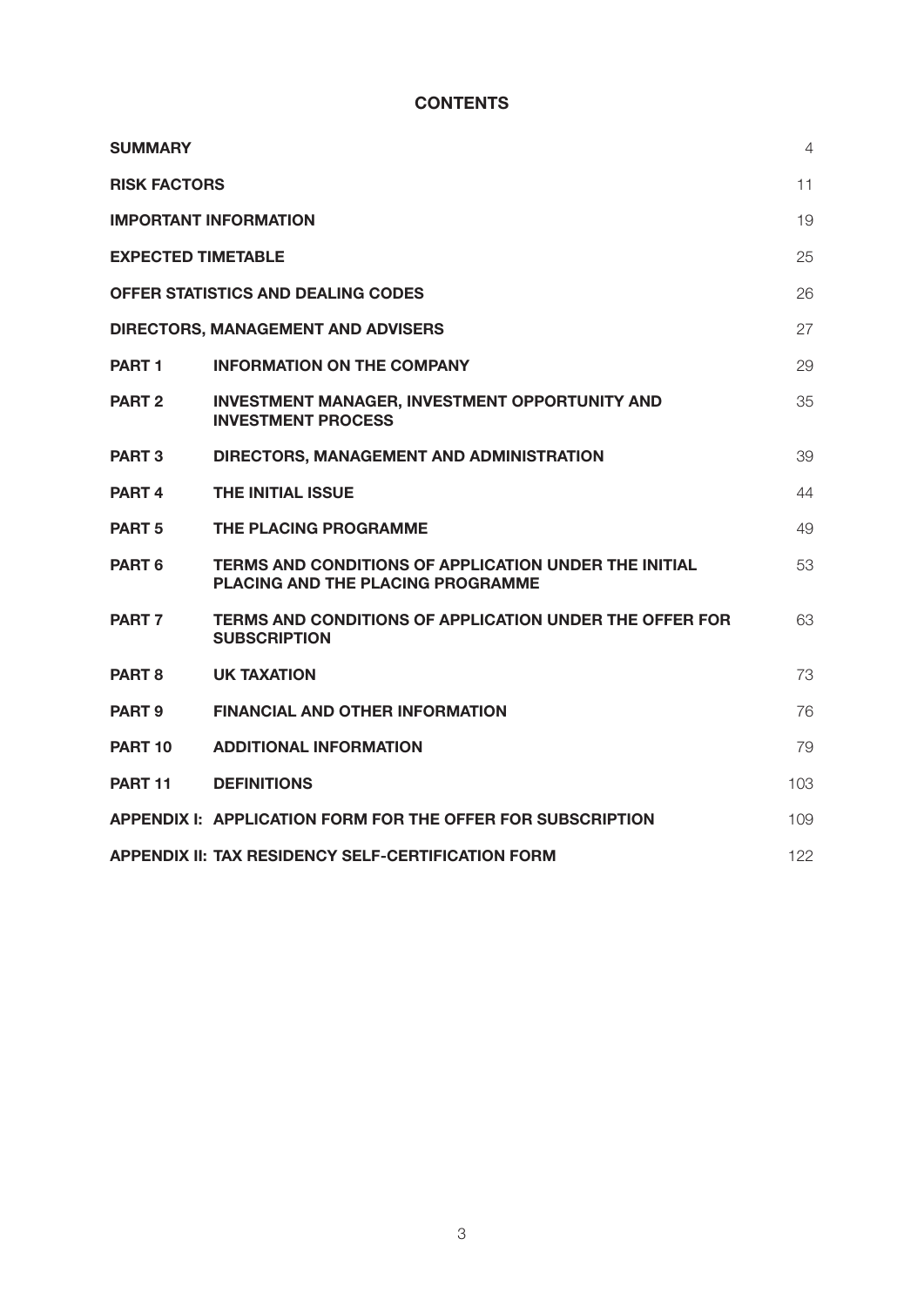# CONTENTS

| | | |
|---|---|---|
| **SUMMARY** | | 4 |
| **RISK FACTORS** | | 11 |
| **IMPORTANT INFORMATION** | | 19 |
| **EXPECTED TIMETABLE** | | 25 |
| **OFFER STATISTICS AND DEALING CODES** | | 26 |
| **DIRECTORS, MANAGEMENT AND ADVISERS** | | 27 |
| **PART 1** | **INFORMATION ON THE COMPANY** | 29 |
| **PART 2** | **INVESTMENT MANAGER, INVESTMENT OPPORTUNITY AND INVESTMENT PROCESS** | 35 |
| **PART 3** | **DIRECTORS, MANAGEMENT AND ADMINISTRATION** | 39 |
| **PART 4** | **THE INITIAL ISSUE** | 44 |
| **PART 5** | **THE PLACING PROGRAMME** | 49 |
| **PART 6** | **TERMS AND CONDITIONS OF APPLICATION UNDER THE INITIAL PLACING AND THE PLACING PROGRAMME** | 53 |
| **PART 7** | **TERMS AND CONDITIONS OF APPLICATION UNDER THE OFFER FOR SUBSCRIPTION** | 63 |
| **PART 8** | **UK TAXATION** | 73 |
| **PART 9** | **FINANCIAL AND OTHER INFORMATION** | 76 |
| **PART 10** | **ADDITIONAL INFORMATION** | 79 |
| **PART 11** | **DEFINITIONS** | 103 |
| **APPENDIX I:** | **APPLICATION FORM FOR THE OFFER FOR SUBSCRIPTION** | 109 |
| **APPENDIX II:** | **TAX RESIDENCY SELF-CERTIFICATION FORM** | 122 |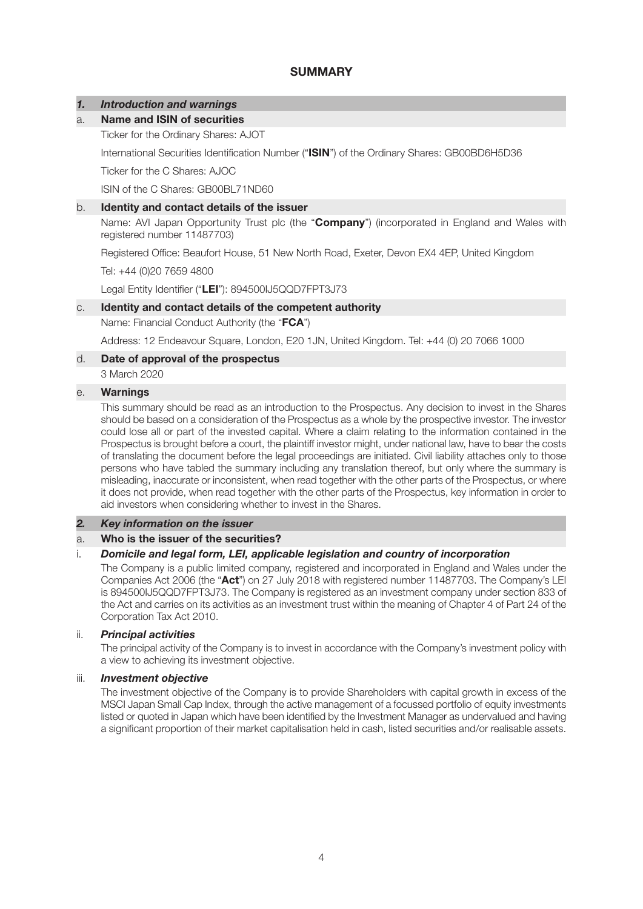# SUMMARY

## *1. Introduction and warnings*

### a. Name and ISIN of securities

Ticker for the Ordinary Shares: AJOT

International Securities Identification Number ("**ISIN**") of the Ordinary Shares: GB00BD6H5D36

Ticker for the C Shares: AJOC

ISIN of the C Shares: GB00BL71ND60

### b. Identity and contact details of the issuer

Name: AVI Japan Opportunity Trust plc (the "**Company**") (incorporated in England and Wales with registered number 11487703)

Registered Office: Beaufort House, 51 New North Road, Exeter, Devon EX4 4EP, United Kingdom

Tel: +44 (0)20 7659 4800

Legal Entity Identifier ("**LEI**"): 894500IJ5QQD7FPT3J73

### c. Identity and contact details of the competent authority

Name: Financial Conduct Authority (the "**FCA**")

Address: 12 Endeavour Square, London, E20 1JN, United Kingdom. Tel: +44 (0) 20 7066 1000

### d. Date of approval of the prospectus

3 March 2020

### e. Warnings

This summary should be read as an introduction to the Prospectus. Any decision to invest in the Shares should be based on a consideration of the Prospectus as a whole by the prospective investor. The investor could lose all or part of the invested capital. Where a claim relating to the information contained in the Prospectus is brought before a court, the plaintiff investor might, under national law, have to bear the costs of translating the document before the legal proceedings are initiated. Civil liability attaches only to those persons who have tabled the summary including any translation thereof, but only where the summary is misleading, inaccurate or inconsistent, when read together with the other parts of the Prospectus, or where it does not provide, when read together with the other parts of the Prospectus, key information in order to aid investors when considering whether to invest in the Shares.

## *2. Key information on the issuer*

### a. Who is the issuer of the securities?

#### i. *Domicile and legal form, LEI, applicable legislation and country of incorporation*

The Company is a public limited company, registered and incorporated in England and Wales under the Companies Act 2006 (the "**Act**") on 27 July 2018 with registered number 11487703. The Company's LEI is 894500IJ5QQD7FPT3J73. The Company is registered as an investment company under section 833 of the Act and carries on its activities as an investment trust within the meaning of Chapter 4 of Part 24 of the Corporation Tax Act 2010.

#### ii. *Principal activities*

The principal activity of the Company is to invest in accordance with the Company's investment policy with a view to achieving its investment objective.

#### iii. *Investment objective*

The investment objective of the Company is to provide Shareholders with capital growth in excess of the MSCI Japan Small Cap Index, through the active management of a focussed portfolio of equity investments listed or quoted in Japan which have been identified by the Investment Manager as undervalued and having a significant proportion of their market capitalisation held in cash, listed securities and/or realisable assets.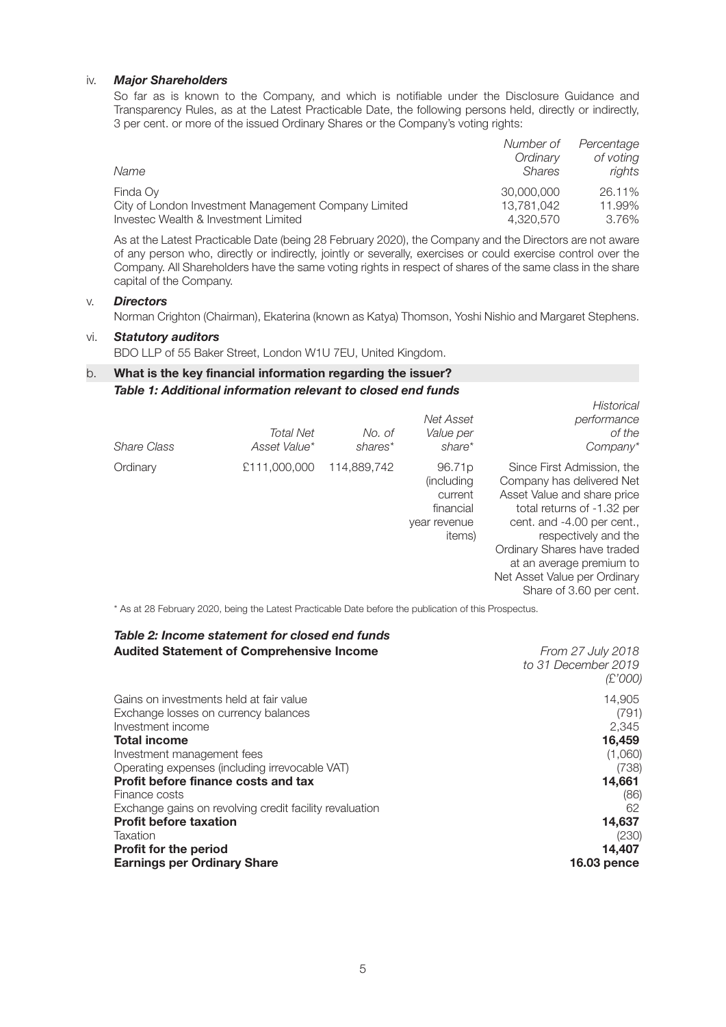iv. ***Major Shareholders***

So far as is known to the Company, and which is notifiable under the Disclosure Guidance and Transparency Rules, as at the Latest Practicable Date, the following persons held, directly or indirectly, 3 per cent. or more of the issued Ordinary Shares or the Company's voting rights:

| *Name* | *Number of Ordinary Shares* | *Percentage of voting rights* |
|---|---|---|
| Finda Oy | 30,000,000 | 26.11% |
| City of London Investment Management Company Limited | 13,781,042 | 11.99% |
| Investec Wealth & Investment Limited | 4,320,570 | 3.76% |

As at the Latest Practicable Date (being 28 February 2020), the Company and the Directors are not aware of any person who, directly or indirectly, jointly or severally, exercises or could exercise control over the Company. All Shareholders have the same voting rights in respect of shares of the same class in the share capital of the Company.

v. ***Directors***

Norman Crighton (Chairman), Ekaterina (known as Katya) Thomson, Yoshi Nishio and Margaret Stephens.

vi. ***Statutory auditors***

BDO LLP of 55 Baker Street, London W1U 7EU, United Kingdom.

b. **What is the key financial information regarding the issuer?**

***Table 1: Additional information relevant to closed end funds***

| *Share Class* | *Total Net Asset Value** | *No. of shares** | *Net Asset Value per share** | *Historical performance of the Company** |
|---|---|---|---|---|
| Ordinary | £111,000,000 | 114,889,742 | 96.71p (including current financial year revenue items) | Since First Admission, the Company has delivered Net Asset Value and share price total returns of -1.32 per cent. and -4.00 per cent., respectively and the Ordinary Shares have traded at an average premium to Net Asset Value per Ordinary Share of 3.60 per cent. |

* As at 28 February 2020, being the Latest Practicable Date before the publication of this Prospectus.

***Table 2: Income statement for closed end funds***

| **Audited Statement of Comprehensive Income** | *From 27 July 2018 to 31 December 2019 (£'000)* |
|---|---|
| Gains on investments held at fair value | 14,905 |
| Exchange losses on currency balances | (791) |
| Investment income | 2,345 |
| **Total income** | **16,459** |
| Investment management fees | (1,060) |
| Operating expenses (including irrevocable VAT) | (738) |
| **Profit before finance costs and tax** | **14,661** |
| Finance costs | (86) |
| Exchange gains on revolving credit facility revaluation | 62 |
| **Profit before taxation** | **14,637** |
| Taxation | (230) |
| **Profit for the period** | **14,407** |
| **Earnings per Ordinary Share** | **16.03 pence** |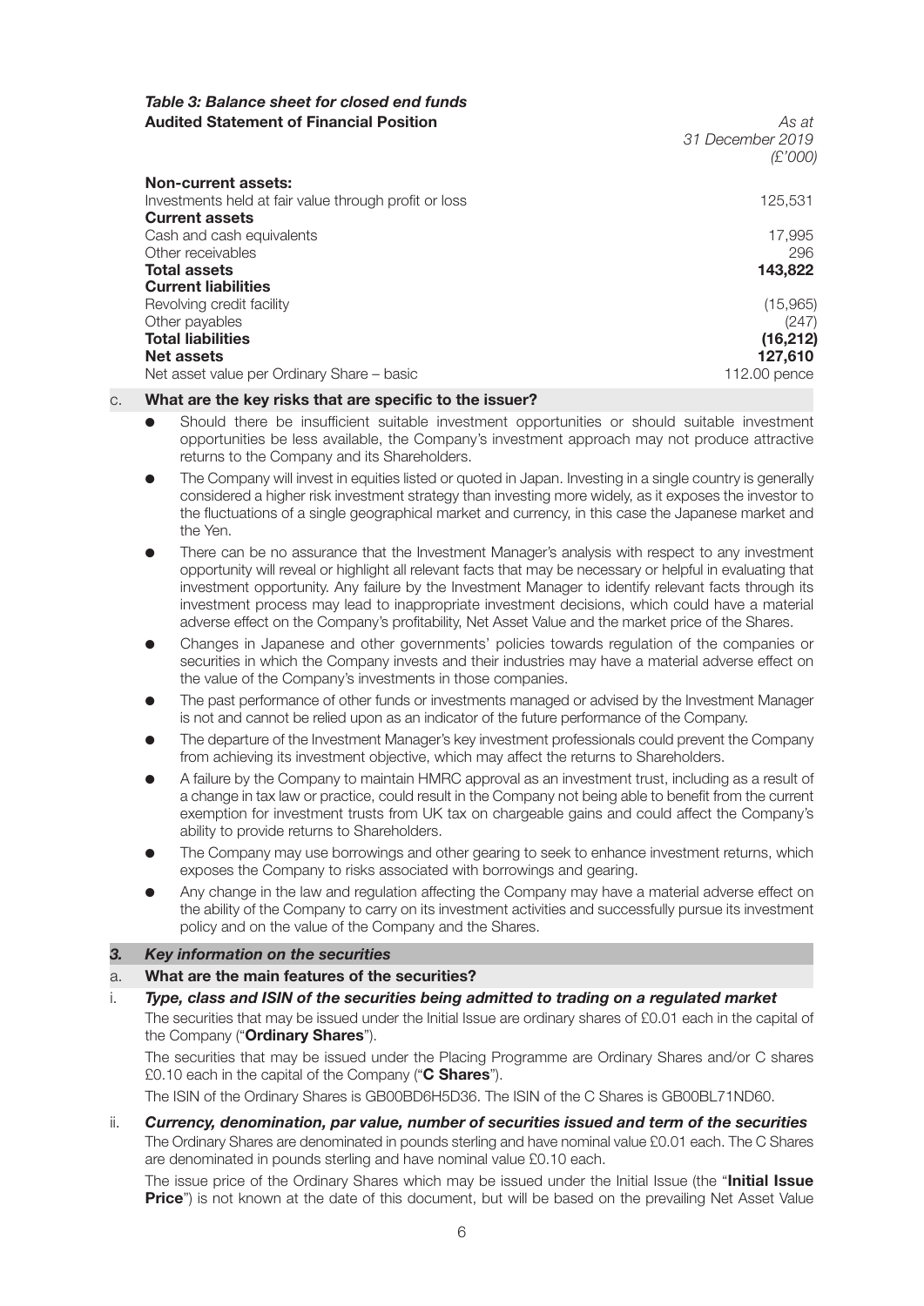***Table 3: Balance sheet for closed end funds***

| **Audited Statement of Financial Position** | *As at 31 December 2019 (£'000)* |
|---|---|
| **Non-current assets:** | |
| Investments held at fair value through profit or loss | 125,531 |
| **Current assets** | |
| Cash and cash equivalents | 17,995 |
| Other receivables | 296 |
| **Total assets** | **143,822** |
| **Current liabilities** | |
| Revolving credit facility | (15,965) |
| Other payables | (247) |
| **Total liabilities** | **(16,212)** |
| **Net assets** | **127,610** |
| Net asset value per Ordinary Share – basic | 112.00 pence |

c. **What are the key risks that are specific to the issuer?**

- Should there be insufficient suitable investment opportunities or should suitable investment opportunities be less available, the Company's investment approach may not produce attractive returns to the Company and its Shareholders.
- The Company will invest in equities listed or quoted in Japan. Investing in a single country is generally considered a higher risk investment strategy than investing more widely, as it exposes the investor to the fluctuations of a single geographical market and currency, in this case the Japanese market and the Yen.
- There can be no assurance that the Investment Manager's analysis with respect to any investment opportunity will reveal or highlight all relevant facts that may be necessary or helpful in evaluating that investment opportunity. Any failure by the Investment Manager to identify relevant facts through its investment process may lead to inappropriate investment decisions, which could have a material adverse effect on the Company's profitability, Net Asset Value and the market price of the Shares.
- Changes in Japanese and other governments' policies towards regulation of the companies or securities in which the Company invests and their industries may have a material adverse effect on the value of the Company's investments in those companies.
- The past performance of other funds or investments managed or advised by the Investment Manager is not and cannot be relied upon as an indicator of the future performance of the Company.
- The departure of the Investment Manager's key investment professionals could prevent the Company from achieving its investment objective, which may affect the returns to Shareholders.
- A failure by the Company to maintain HMRC approval as an investment trust, including as a result of a change in tax law or practice, could result in the Company not being able to benefit from the current exemption for investment trusts from UK tax on chargeable gains and could affect the Company's ability to provide returns to Shareholders.
- The Company may use borrowings and other gearing to seek to enhance investment returns, which exposes the Company to risks associated with borrowings and gearing.
- Any change in the law and regulation affecting the Company may have a material adverse effect on the ability of the Company to carry on its investment activities and successfully pursue its investment policy and on the value of the Company and the Shares.

### *3. Key information on the securities*

a. **What are the main features of the securities?**

i. ***Type, class and ISIN of the securities being admitted to trading on a regulated market***

The securities that may be issued under the Initial Issue are ordinary shares of £0.01 each in the capital of the Company ("**Ordinary Shares**").

The securities that may be issued under the Placing Programme are Ordinary Shares and/or C shares £0.10 each in the capital of the Company ("**C Shares**").

The ISIN of the Ordinary Shares is GB00BD6H5D36. The ISIN of the C Shares is GB00BL71ND60.

ii. ***Currency, denomination, par value, number of securities issued and term of the securities***

The Ordinary Shares are denominated in pounds sterling and have nominal value £0.01 each. The C Shares are denominated in pounds sterling and have nominal value £0.10 each.

The issue price of the Ordinary Shares which may be issued under the Initial Issue (the "**Initial Issue Price**") is not known at the date of this document, but will be based on the prevailing Net Asset Value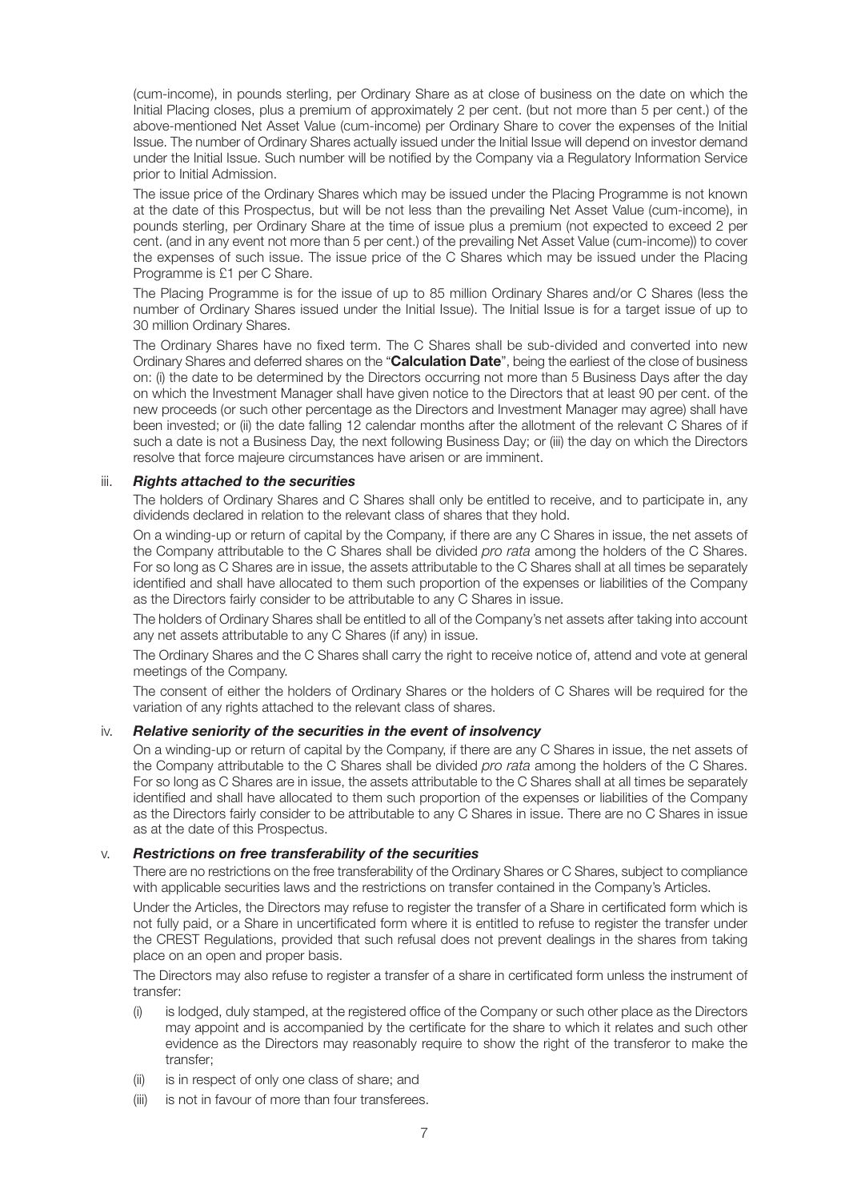(cum-income), in pounds sterling, per Ordinary Share as at close of business on the date on which the Initial Placing closes, plus a premium of approximately 2 per cent. (but not more than 5 per cent.) of the above-mentioned Net Asset Value (cum-income) per Ordinary Share to cover the expenses of the Initial Issue. The number of Ordinary Shares actually issued under the Initial Issue will depend on investor demand under the Initial Issue. Such number will be notified by the Company via a Regulatory Information Service prior to Initial Admission.

The issue price of the Ordinary Shares which may be issued under the Placing Programme is not known at the date of this Prospectus, but will be not less than the prevailing Net Asset Value (cum-income), in pounds sterling, per Ordinary Share at the time of issue plus a premium (not expected to exceed 2 per cent. (and in any event not more than 5 per cent.) of the prevailing Net Asset Value (cum-income)) to cover the expenses of such issue. The issue price of the C Shares which may be issued under the Placing Programme is £1 per C Share.

The Placing Programme is for the issue of up to 85 million Ordinary Shares and/or C Shares (less the number of Ordinary Shares issued under the Initial Issue). The Initial Issue is for a target issue of up to 30 million Ordinary Shares.

The Ordinary Shares have no fixed term. The C Shares shall be sub-divided and converted into new Ordinary Shares and deferred shares on the "**Calculation Date**", being the earliest of the close of business on: (i) the date to be determined by the Directors occurring not more than 5 Business Days after the day on which the Investment Manager shall have given notice to the Directors that at least 90 per cent. of the new proceeds (or such other percentage as the Directors and Investment Manager may agree) shall have been invested; or (ii) the date falling 12 calendar months after the allotment of the relevant C Shares of if such a date is not a Business Day, the next following Business Day; or (iii) the day on which the Directors resolve that force majeure circumstances have arisen or are imminent.

iii. ***Rights attached to the securities***

The holders of Ordinary Shares and C Shares shall only be entitled to receive, and to participate in, any dividends declared in relation to the relevant class of shares that they hold.

On a winding-up or return of capital by the Company, if there are any C Shares in issue, the net assets of the Company attributable to the C Shares shall be divided *pro rata* among the holders of the C Shares. For so long as C Shares are in issue, the assets attributable to the C Shares shall at all times be separately identified and shall have allocated to them such proportion of the expenses or liabilities of the Company as the Directors fairly consider to be attributable to any C Shares in issue.

The holders of Ordinary Shares shall be entitled to all of the Company's net assets after taking into account any net assets attributable to any C Shares (if any) in issue.

The Ordinary Shares and the C Shares shall carry the right to receive notice of, attend and vote at general meetings of the Company.

The consent of either the holders of Ordinary Shares or the holders of C Shares will be required for the variation of any rights attached to the relevant class of shares.

iv. ***Relative seniority of the securities in the event of insolvency***

On a winding-up or return of capital by the Company, if there are any C Shares in issue, the net assets of the Company attributable to the C Shares shall be divided *pro rata* among the holders of the C Shares. For so long as C Shares are in issue, the assets attributable to the C Shares shall at all times be separately identified and shall have allocated to them such proportion of the expenses or liabilities of the Company as the Directors fairly consider to be attributable to any C Shares in issue. There are no C Shares in issue as at the date of this Prospectus.

v. ***Restrictions on free transferability of the securities***

There are no restrictions on the free transferability of the Ordinary Shares or C Shares, subject to compliance with applicable securities laws and the restrictions on transfer contained in the Company's Articles.

Under the Articles, the Directors may refuse to register the transfer of a Share in certificated form which is not fully paid, or a Share in uncertificated form where it is entitled to refuse to register the transfer under the CREST Regulations, provided that such refusal does not prevent dealings in the shares from taking place on an open and proper basis.

The Directors may also refuse to register a transfer of a share in certificated form unless the instrument of transfer:

(i) is lodged, duly stamped, at the registered office of the Company or such other place as the Directors may appoint and is accompanied by the certificate for the share to which it relates and such other evidence as the Directors may reasonably require to show the right of the transferor to make the transfer;

(ii) is in respect of only one class of share; and

(iii) is not in favour of more than four transferees.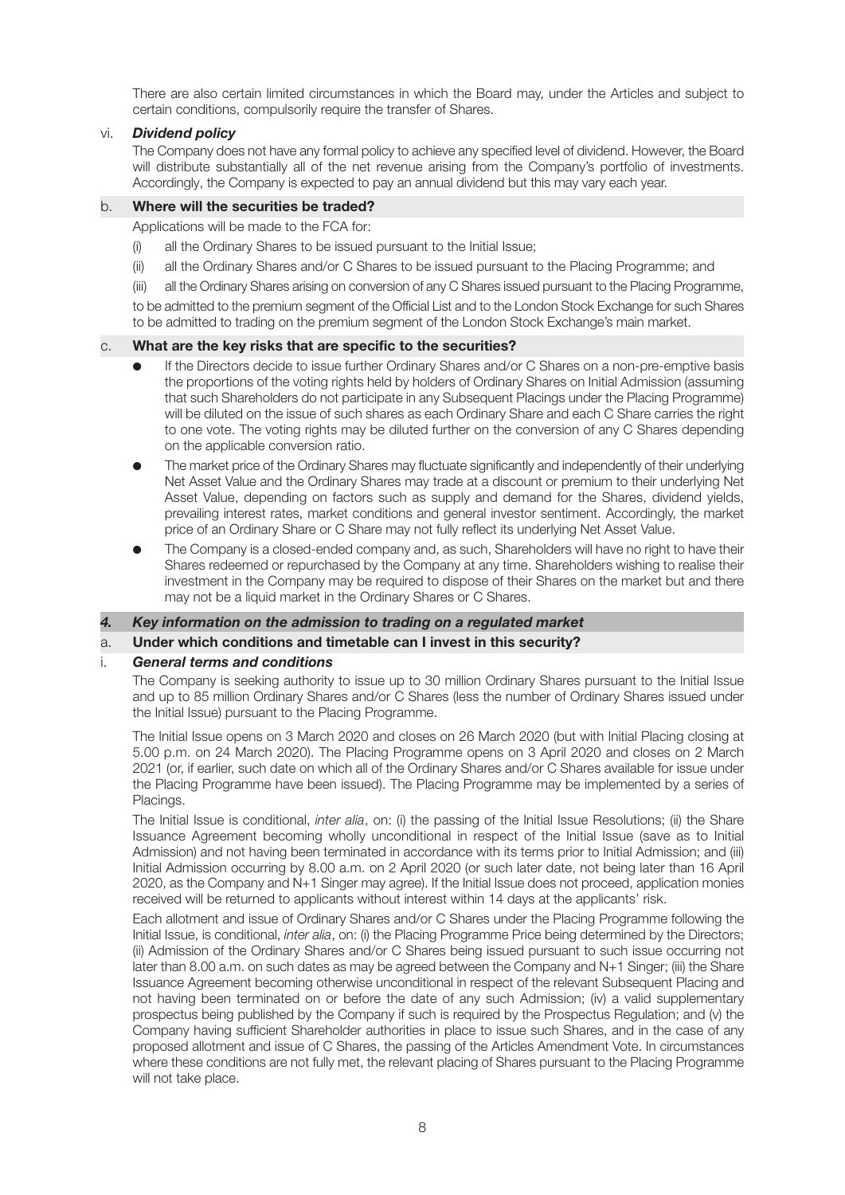There are also certain limited circumstances in which the Board may, under the Articles and subject to certain conditions, compulsorily require the transfer of Shares.

vi. ***Dividend policy***

The Company does not have any formal policy to achieve any specified level of dividend. However, the Board will distribute substantially all of the net revenue arising from the Company's portfolio of investments. Accordingly, the Company is expected to pay an annual dividend but this may vary each year.

### b. Where will the securities be traded?

Applications will be made to the FCA for:

(i) all the Ordinary Shares to be issued pursuant to the Initial Issue;

(ii) all the Ordinary Shares and/or C Shares to be issued pursuant to the Placing Programme; and

(iii) all the Ordinary Shares arising on conversion of any C Shares issued pursuant to the Placing Programme,

to be admitted to the premium segment of the Official List and to the London Stock Exchange for such Shares to be admitted to trading on the premium segment of the London Stock Exchange's main market.

### c. What are the key risks that are specific to the securities?

- If the Directors decide to issue further Ordinary Shares and/or C Shares on a non-pre-emptive basis the proportions of the voting rights held by holders of Ordinary Shares on Initial Admission (assuming that such Shareholders do not participate in any Subsequent Placings under the Placing Programme) will be diluted on the issue of such shares as each Ordinary Share and each C Share carries the right to one vote. The voting rights may be diluted further on the conversion of any C Shares depending on the applicable conversion ratio.
- The market price of the Ordinary Shares may fluctuate significantly and independently of their underlying Net Asset Value and the Ordinary Shares may trade at a discount or premium to their underlying Net Asset Value, depending on factors such as supply and demand for the Shares, dividend yields, prevailing interest rates, market conditions and general investor sentiment. Accordingly, the market price of an Ordinary Share or C Share may not fully reflect its underlying Net Asset Value.
- The Company is a closed-ended company and, as such, Shareholders will have no right to have their Shares redeemed or repurchased by the Company at any time. Shareholders wishing to realise their investment in the Company may be required to dispose of their Shares on the market but and there may not be a liquid market in the Ordinary Shares or C Shares.

## *4. Key information on the admission to trading on a regulated market*

### a. Under which conditions and timetable can I invest in this security?

i. ***General terms and conditions***

The Company is seeking authority to issue up to 30 million Ordinary Shares pursuant to the Initial Issue and up to 85 million Ordinary Shares and/or C Shares (less the number of Ordinary Shares issued under the Initial Issue) pursuant to the Placing Programme.

The Initial Issue opens on 3 March 2020 and closes on 26 March 2020 (but with Initial Placing closing at 5.00 p.m. on 24 March 2020). The Placing Programme opens on 3 April 2020 and closes on 2 March 2021 (or, if earlier, such date on which all of the Ordinary Shares and/or C Shares available for issue under the Placing Programme have been issued). The Placing Programme may be implemented by a series of Placings.

The Initial Issue is conditional, *inter alia*, on: (i) the passing of the Initial Issue Resolutions; (ii) the Share Issuance Agreement becoming wholly unconditional in respect of the Initial Issue (save as to Initial Admission) and not having been terminated in accordance with its terms prior to Initial Admission; and (iii) Initial Admission occurring by 8.00 a.m. on 2 April 2020 (or such later date, not being later than 16 April 2020, as the Company and N+1 Singer may agree). If the Initial Issue does not proceed, application monies received will be returned to applicants without interest within 14 days at the applicants' risk.

Each allotment and issue of Ordinary Shares and/or C Shares under the Placing Programme following the Initial Issue, is conditional, *inter alia*, on: (i) the Placing Programme Price being determined by the Directors; (ii) Admission of the Ordinary Shares and/or C Shares being issued pursuant to such issue occurring not later than 8.00 a.m. on such dates as may be agreed between the Company and N+1 Singer; (iii) the Share Issuance Agreement becoming otherwise unconditional in respect of the relevant Subsequent Placing and not having been terminated on or before the date of any such Admission; (iv) a valid supplementary prospectus being published by the Company if such is required by the Prospectus Regulation; and (v) the Company having sufficient Shareholder authorities in place to issue such Shares, and in the case of any proposed allotment and issue of C Shares, the passing of the Articles Amendment Vote. In circumstances where these conditions are not fully met, the relevant placing of Shares pursuant to the Placing Programme will not take place.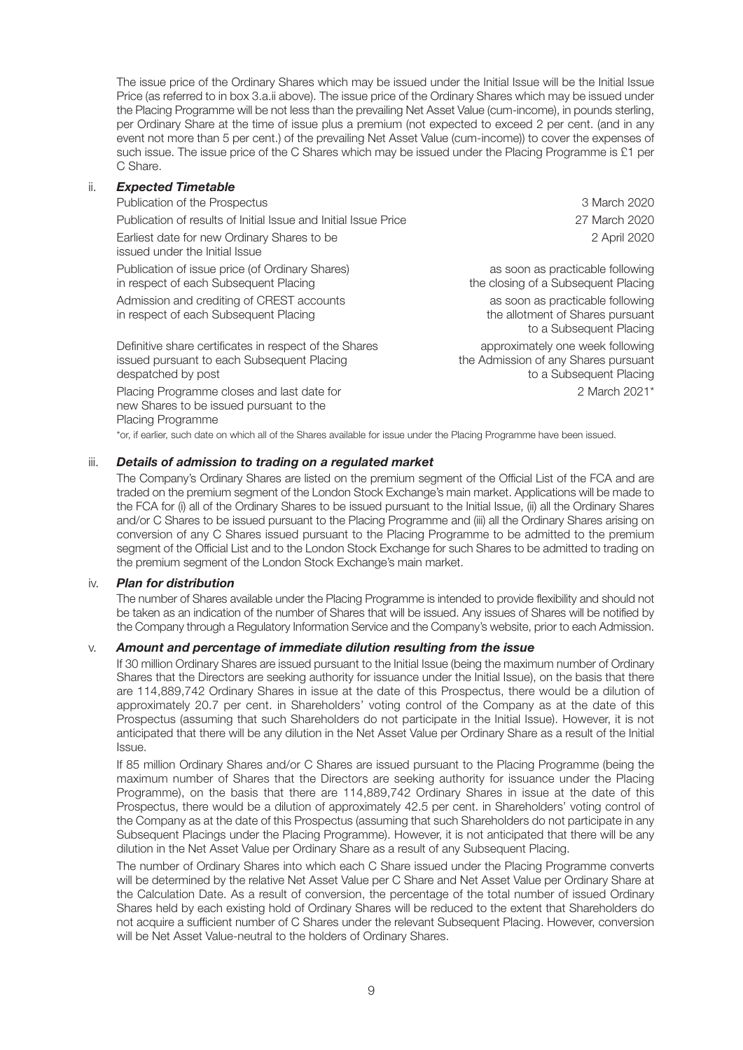The issue price of the Ordinary Shares which may be issued under the Initial Issue will be the Initial Issue Price (as referred to in box 3.a.ii above). The issue price of the Ordinary Shares which may be issued under the Placing Programme will be not less than the prevailing Net Asset Value (cum-income), in pounds sterling, per Ordinary Share at the time of issue plus a premium (not expected to exceed 2 per cent. (and in any event not more than 5 per cent.) of the prevailing Net Asset Value (cum-income)) to cover the expenses of such issue. The issue price of the C Shares which may be issued under the Placing Programme is £1 per C Share.

ii. ***Expected Timetable***

| | |
|---|---|
| Publication of the Prospectus | 3 March 2020 |
| Publication of results of Initial Issue and Initial Issue Price | 27 March 2020 |
| Earliest date for new Ordinary Shares to be issued under the Initial Issue | 2 April 2020 |
| Publication of issue price (of Ordinary Shares) in respect of each Subsequent Placing | as soon as practicable following the closing of a Subsequent Placing |
| Admission and crediting of CREST accounts in respect of each Subsequent Placing | as soon as practicable following the allotment of Shares pursuant to a Subsequent Placing |
| Definitive share certificates in respect of the Shares issued pursuant to each Subsequent Placing despatched by post | approximately one week following the Admission of any Shares pursuant to a Subsequent Placing |
| Placing Programme closes and last date for new Shares to be issued pursuant to the Placing Programme | 2 March 2021* |

*or, if earlier, such date on which all of the Shares available for issue under the Placing Programme have been issued.

iii. ***Details of admission to trading on a regulated market***

The Company's Ordinary Shares are listed on the premium segment of the Official List of the FCA and are traded on the premium segment of the London Stock Exchange's main market. Applications will be made to the FCA for (i) all of the Ordinary Shares to be issued pursuant to the Initial Issue, (ii) all the Ordinary Shares and/or C Shares to be issued pursuant to the Placing Programme and (iii) all the Ordinary Shares arising on conversion of any C Shares issued pursuant to the Placing Programme to be admitted to the premium segment of the Official List and to the London Stock Exchange for such Shares to be admitted to trading on the premium segment of the London Stock Exchange's main market.

iv. ***Plan for distribution***

The number of Shares available under the Placing Programme is intended to provide flexibility and should not be taken as an indication of the number of Shares that will be issued. Any issues of Shares will be notified by the Company through a Regulatory Information Service and the Company's website, prior to each Admission.

v. ***Amount and percentage of immediate dilution resulting from the issue***

If 30 million Ordinary Shares are issued pursuant to the Initial Issue (being the maximum number of Ordinary Shares that the Directors are seeking authority for issuance under the Initial Issue), on the basis that there are 114,889,742 Ordinary Shares in issue at the date of this Prospectus, there would be a dilution of approximately 20.7 per cent. in Shareholders' voting control of the Company as at the date of this Prospectus (assuming that such Shareholders do not participate in the Initial Issue). However, it is not anticipated that there will be any dilution in the Net Asset Value per Ordinary Share as a result of the Initial Issue.

If 85 million Ordinary Shares and/or C Shares are issued pursuant to the Placing Programme (being the maximum number of Shares that the Directors are seeking authority for issuance under the Placing Programme), on the basis that there are 114,889,742 Ordinary Shares in issue at the date of this Prospectus, there would be a dilution of approximately 42.5 per cent. in Shareholders' voting control of the Company as at the date of this Prospectus (assuming that such Shareholders do not participate in any Subsequent Placings under the Placing Programme). However, it is not anticipated that there will be any dilution in the Net Asset Value per Ordinary Share as a result of any Subsequent Placing.

The number of Ordinary Shares into which each C Share issued under the Placing Programme converts will be determined by the relative Net Asset Value per C Share and Net Asset Value per Ordinary Share at the Calculation Date. As a result of conversion, the percentage of the total number of issued Ordinary Shares held by each existing hold of Ordinary Shares will be reduced to the extent that Shareholders do not acquire a sufficient number of C Shares under the relevant Subsequent Placing. However, conversion will be Net Asset Value-neutral to the holders of Ordinary Shares.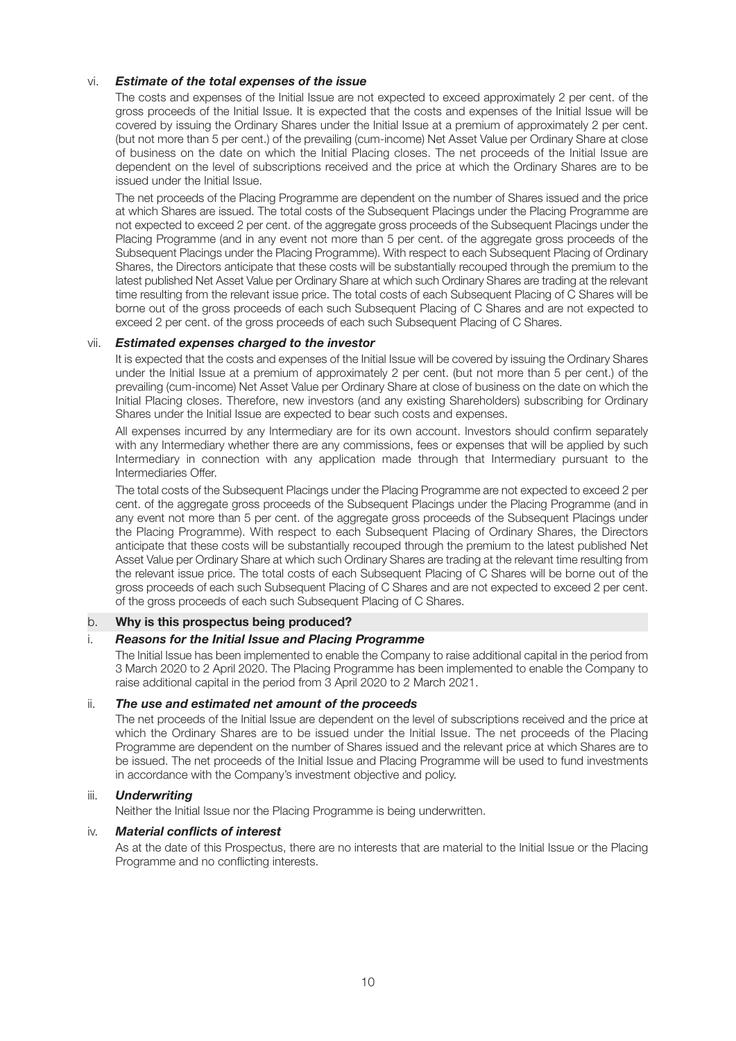vi. ***Estimate of the total expenses of the issue***

The costs and expenses of the Initial Issue are not expected to exceed approximately 2 per cent. of the gross proceeds of the Initial Issue. It is expected that the costs and expenses of the Initial Issue will be covered by issuing the Ordinary Shares under the Initial Issue at a premium of approximately 2 per cent. (but not more than 5 per cent.) of the prevailing (cum-income) Net Asset Value per Ordinary Share at close of business on the date on which the Initial Placing closes. The net proceeds of the Initial Issue are dependent on the level of subscriptions received and the price at which the Ordinary Shares are to be issued under the Initial Issue.

The net proceeds of the Placing Programme are dependent on the number of Shares issued and the price at which Shares are issued. The total costs of the Subsequent Placings under the Placing Programme are not expected to exceed 2 per cent. of the aggregate gross proceeds of the Subsequent Placings under the Placing Programme (and in any event not more than 5 per cent. of the aggregate gross proceeds of the Subsequent Placings under the Placing Programme). With respect to each Subsequent Placing of Ordinary Shares, the Directors anticipate that these costs will be substantially recouped through the premium to the latest published Net Asset Value per Ordinary Share at which such Ordinary Shares are trading at the relevant time resulting from the relevant issue price. The total costs of each Subsequent Placing of C Shares will be borne out of the gross proceeds of each such Subsequent Placing of C Shares and are not expected to exceed 2 per cent. of the gross proceeds of each such Subsequent Placing of C Shares.

vii. ***Estimated expenses charged to the investor***

It is expected that the costs and expenses of the Initial Issue will be covered by issuing the Ordinary Shares under the Initial Issue at a premium of approximately 2 per cent. (but not more than 5 per cent.) of the prevailing (cum-income) Net Asset Value per Ordinary Share at close of business on the date on which the Initial Placing closes. Therefore, new investors (and any existing Shareholders) subscribing for Ordinary Shares under the Initial Issue are expected to bear such costs and expenses.

All expenses incurred by any Intermediary are for its own account. Investors should confirm separately with any Intermediary whether there are any commissions, fees or expenses that will be applied by such Intermediary in connection with any application made through that Intermediary pursuant to the Intermediaries Offer.

The total costs of the Subsequent Placings under the Placing Programme are not expected to exceed 2 per cent. of the aggregate gross proceeds of the Subsequent Placings under the Placing Programme (and in any event not more than 5 per cent. of the aggregate gross proceeds of the Subsequent Placings under the Placing Programme). With respect to each Subsequent Placing of Ordinary Shares, the Directors anticipate that these costs will be substantially recouped through the premium to the latest published Net Asset Value per Ordinary Share at which such Ordinary Shares are trading at the relevant time resulting from the relevant issue price. The total costs of each Subsequent Placing of C Shares will be borne out of the gross proceeds of each such Subsequent Placing of C Shares and are not expected to exceed 2 per cent. of the gross proceeds of each such Subsequent Placing of C Shares.

b. **Why is this prospectus being produced?**

i. ***Reasons for the Initial Issue and Placing Programme***

The Initial Issue has been implemented to enable the Company to raise additional capital in the period from 3 March 2020 to 2 April 2020. The Placing Programme has been implemented to enable the Company to raise additional capital in the period from 3 April 2020 to 2 March 2021.

ii. ***The use and estimated net amount of the proceeds***

The net proceeds of the Initial Issue are dependent on the level of subscriptions received and the price at which the Ordinary Shares are to be issued under the Initial Issue. The net proceeds of the Placing Programme are dependent on the number of Shares issued and the relevant price at which Shares are to be issued. The net proceeds of the Initial Issue and Placing Programme will be used to fund investments in accordance with the Company's investment objective and policy.

iii. ***Underwriting***

Neither the Initial Issue nor the Placing Programme is being underwritten.

iv. ***Material conflicts of interest***

As at the date of this Prospectus, there are no interests that are material to the Initial Issue or the Placing Programme and no conflicting interests.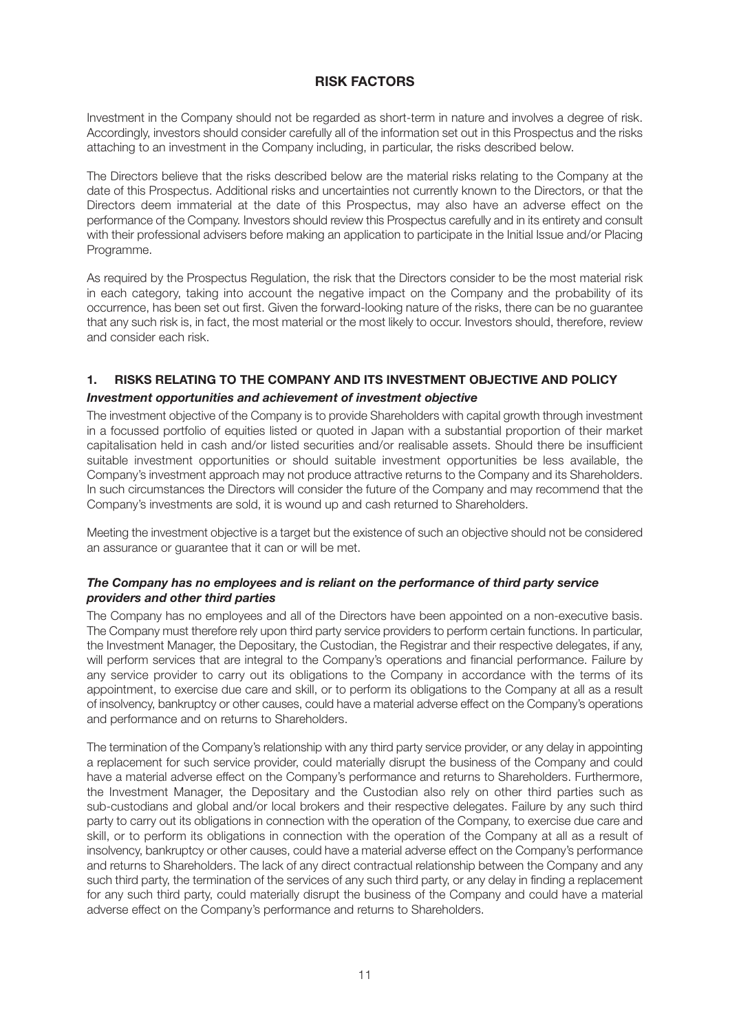# RISK FACTORS

Investment in the Company should not be regarded as short-term in nature and involves a degree of risk. Accordingly, investors should consider carefully all of the information set out in this Prospectus and the risks attaching to an investment in the Company including, in particular, the risks described below.

The Directors believe that the risks described below are the material risks relating to the Company at the date of this Prospectus. Additional risks and uncertainties not currently known to the Directors, or that the Directors deem immaterial at the date of this Prospectus, may also have an adverse effect on the performance of the Company. Investors should review this Prospectus carefully and in its entirety and consult with their professional advisers before making an application to participate in the Initial Issue and/or Placing Programme.

As required by the Prospectus Regulation, the risk that the Directors consider to be the most material risk in each category, taking into account the negative impact on the Company and the probability of its occurrence, has been set out first. Given the forward-looking nature of the risks, there can be no guarantee that any such risk is, in fact, the most material or the most likely to occur. Investors should, therefore, review and consider each risk.

## 1. RISKS RELATING TO THE COMPANY AND ITS INVESTMENT OBJECTIVE AND POLICY

### *Investment opportunities and achievement of investment objective*

The investment objective of the Company is to provide Shareholders with capital growth through investment in a focussed portfolio of equities listed or quoted in Japan with a substantial proportion of their market capitalisation held in cash and/or listed securities and/or realisable assets. Should there be insufficient suitable investment opportunities or should suitable investment opportunities be less available, the Company's investment approach may not produce attractive returns to the Company and its Shareholders. In such circumstances the Directors will consider the future of the Company and may recommend that the Company's investments are sold, it is wound up and cash returned to Shareholders.

Meeting the investment objective is a target but the existence of such an objective should not be considered an assurance or guarantee that it can or will be met.

### *The Company has no employees and is reliant on the performance of third party service providers and other third parties*

The Company has no employees and all of the Directors have been appointed on a non-executive basis. The Company must therefore rely upon third party service providers to perform certain functions. In particular, the Investment Manager, the Depositary, the Custodian, the Registrar and their respective delegates, if any, will perform services that are integral to the Company's operations and financial performance. Failure by any service provider to carry out its obligations to the Company in accordance with the terms of its appointment, to exercise due care and skill, or to perform its obligations to the Company at all as a result of insolvency, bankruptcy or other causes, could have a material adverse effect on the Company's operations and performance and on returns to Shareholders.

The termination of the Company's relationship with any third party service provider, or any delay in appointing a replacement for such service provider, could materially disrupt the business of the Company and could have a material adverse effect on the Company's performance and returns to Shareholders. Furthermore, the Investment Manager, the Depositary and the Custodian also rely on other third parties such as sub-custodians and global and/or local brokers and their respective delegates. Failure by any such third party to carry out its obligations in connection with the operation of the Company, to exercise due care and skill, or to perform its obligations in connection with the operation of the Company at all as a result of insolvency, bankruptcy or other causes, could have a material adverse effect on the Company's performance and returns to Shareholders. The lack of any direct contractual relationship between the Company and any such third party, the termination of the services of any such third party, or any delay in finding a replacement for any such third party, could materially disrupt the business of the Company and could have a material adverse effect on the Company's performance and returns to Shareholders.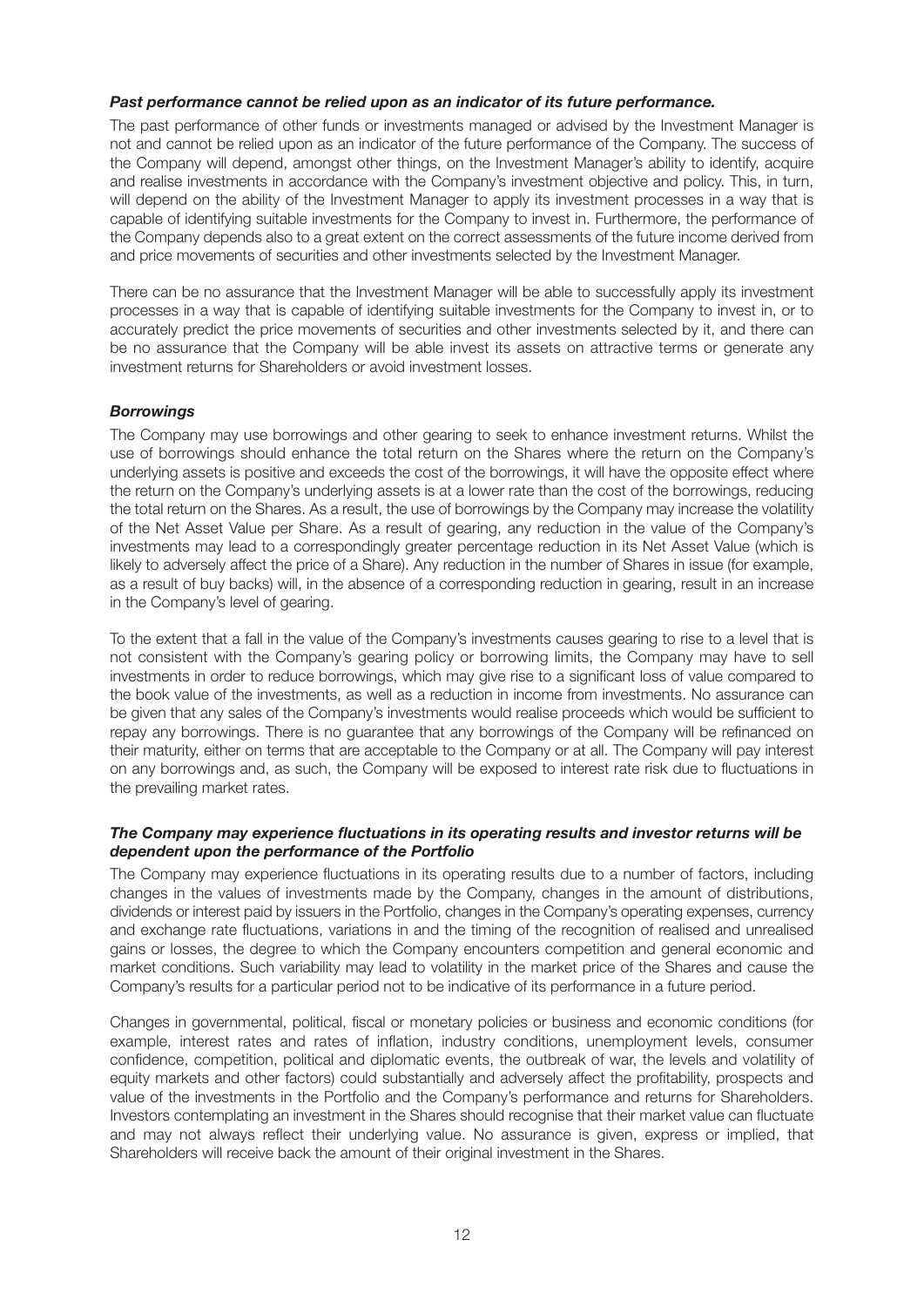***Past performance cannot be relied upon as an indicator of its future performance.***

The past performance of other funds or investments managed or advised by the Investment Manager is not and cannot be relied upon as an indicator of the future performance of the Company. The success of the Company will depend, amongst other things, on the Investment Manager's ability to identify, acquire and realise investments in accordance with the Company's investment objective and policy. This, in turn, will depend on the ability of the Investment Manager to apply its investment processes in a way that is capable of identifying suitable investments for the Company to invest in. Furthermore, the performance of the Company depends also to a great extent on the correct assessments of the future income derived from and price movements of securities and other investments selected by the Investment Manager.

There can be no assurance that the Investment Manager will be able to successfully apply its investment processes in a way that is capable of identifying suitable investments for the Company to invest in, or to accurately predict the price movements of securities and other investments selected by it, and there can be no assurance that the Company will be able invest its assets on attractive terms or generate any investment returns for Shareholders or avoid investment losses.

***Borrowings***

The Company may use borrowings and other gearing to seek to enhance investment returns. Whilst the use of borrowings should enhance the total return on the Shares where the return on the Company's underlying assets is positive and exceeds the cost of the borrowings, it will have the opposite effect where the return on the Company's underlying assets is at a lower rate than the cost of the borrowings, reducing the total return on the Shares. As a result, the use of borrowings by the Company may increase the volatility of the Net Asset Value per Share. As a result of gearing, any reduction in the value of the Company's investments may lead to a correspondingly greater percentage reduction in its Net Asset Value (which is likely to adversely affect the price of a Share). Any reduction in the number of Shares in issue (for example, as a result of buy backs) will, in the absence of a corresponding reduction in gearing, result in an increase in the Company's level of gearing.

To the extent that a fall in the value of the Company's investments causes gearing to rise to a level that is not consistent with the Company's gearing policy or borrowing limits, the Company may have to sell investments in order to reduce borrowings, which may give rise to a significant loss of value compared to the book value of the investments, as well as a reduction in income from investments. No assurance can be given that any sales of the Company's investments would realise proceeds which would be sufficient to repay any borrowings. There is no guarantee that any borrowings of the Company will be refinanced on their maturity, either on terms that are acceptable to the Company or at all. The Company will pay interest on any borrowings and, as such, the Company will be exposed to interest rate risk due to fluctuations in the prevailing market rates.

***The Company may experience fluctuations in its operating results and investor returns will be dependent upon the performance of the Portfolio***

The Company may experience fluctuations in its operating results due to a number of factors, including changes in the values of investments made by the Company, changes in the amount of distributions, dividends or interest paid by issuers in the Portfolio, changes in the Company's operating expenses, currency and exchange rate fluctuations, variations in and the timing of the recognition of realised and unrealised gains or losses, the degree to which the Company encounters competition and general economic and market conditions. Such variability may lead to volatility in the market price of the Shares and cause the Company's results for a particular period not to be indicative of its performance in a future period.

Changes in governmental, political, fiscal or monetary policies or business and economic conditions (for example, interest rates and rates of inflation, industry conditions, unemployment levels, consumer confidence, competition, political and diplomatic events, the outbreak of war, the levels and volatility of equity markets and other factors) could substantially and adversely affect the profitability, prospects and value of the investments in the Portfolio and the Company's performance and returns for Shareholders. Investors contemplating an investment in the Shares should recognise that their market value can fluctuate and may not always reflect their underlying value. No assurance is given, express or implied, that Shareholders will receive back the amount of their original investment in the Shares.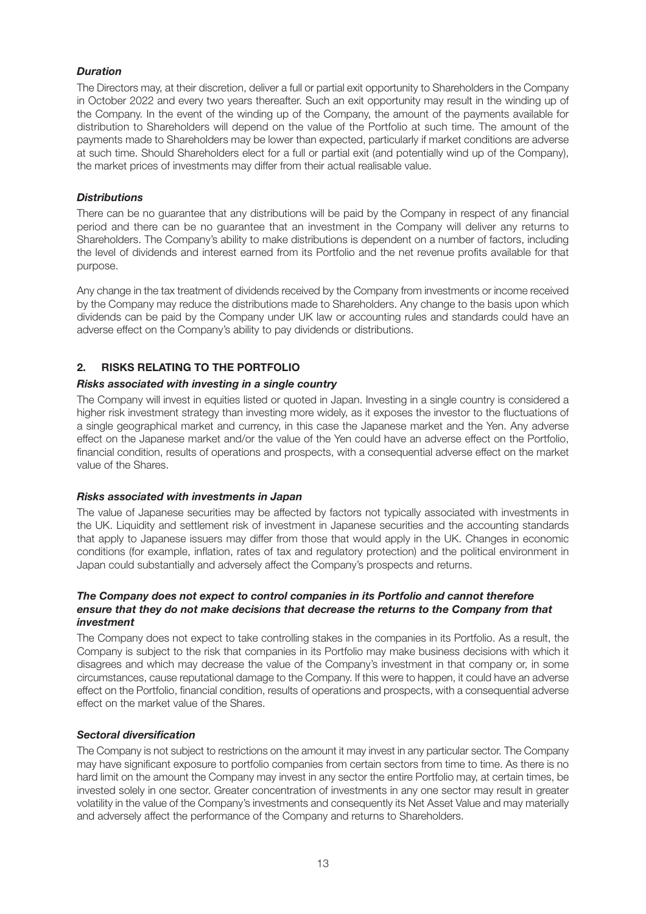***Duration***

The Directors may, at their discretion, deliver a full or partial exit opportunity to Shareholders in the Company in October 2022 and every two years thereafter. Such an exit opportunity may result in the winding up of the Company. In the event of the winding up of the Company, the amount of the payments available for distribution to Shareholders will depend on the value of the Portfolio at such time. The amount of the payments made to Shareholders may be lower than expected, particularly if market conditions are adverse at such time. Should Shareholders elect for a full or partial exit (and potentially wind up of the Company), the market prices of investments may differ from their actual realisable value.

***Distributions***

There can be no guarantee that any distributions will be paid by the Company in respect of any financial period and there can be no guarantee that an investment in the Company will deliver any returns to Shareholders. The Company's ability to make distributions is dependent on a number of factors, including the level of dividends and interest earned from its Portfolio and the net revenue profits available for that purpose.

Any change in the tax treatment of dividends received by the Company from investments or income received by the Company may reduce the distributions made to Shareholders. Any change to the basis upon which dividends can be paid by the Company under UK law or accounting rules and standards could have an adverse effect on the Company's ability to pay dividends or distributions.

## 2. RISKS RELATING TO THE PORTFOLIO

***Risks associated with investing in a single country***

The Company will invest in equities listed or quoted in Japan. Investing in a single country is considered a higher risk investment strategy than investing more widely, as it exposes the investor to the fluctuations of a single geographical market and currency, in this case the Japanese market and the Yen. Any adverse effect on the Japanese market and/or the value of the Yen could have an adverse effect on the Portfolio, financial condition, results of operations and prospects, with a consequential adverse effect on the market value of the Shares.

***Risks associated with investments in Japan***

The value of Japanese securities may be affected by factors not typically associated with investments in the UK. Liquidity and settlement risk of investment in Japanese securities and the accounting standards that apply to Japanese issuers may differ from those that would apply in the UK. Changes in economic conditions (for example, inflation, rates of tax and regulatory protection) and the political environment in Japan could substantially and adversely affect the Company's prospects and returns.

***The Company does not expect to control companies in its Portfolio and cannot therefore ensure that they do not make decisions that decrease the returns to the Company from that investment***

The Company does not expect to take controlling stakes in the companies in its Portfolio. As a result, the Company is subject to the risk that companies in its Portfolio may make business decisions with which it disagrees and which may decrease the value of the Company's investment in that company or, in some circumstances, cause reputational damage to the Company. If this were to happen, it could have an adverse effect on the Portfolio, financial condition, results of operations and prospects, with a consequential adverse effect on the market value of the Shares.

***Sectoral diversification***

The Company is not subject to restrictions on the amount it may invest in any particular sector. The Company may have significant exposure to portfolio companies from certain sectors from time to time. As there is no hard limit on the amount the Company may invest in any sector the entire Portfolio may, at certain times, be invested solely in one sector. Greater concentration of investments in any one sector may result in greater volatility in the value of the Company's investments and consequently its Net Asset Value and may materially and adversely affect the performance of the Company and returns to Shareholders.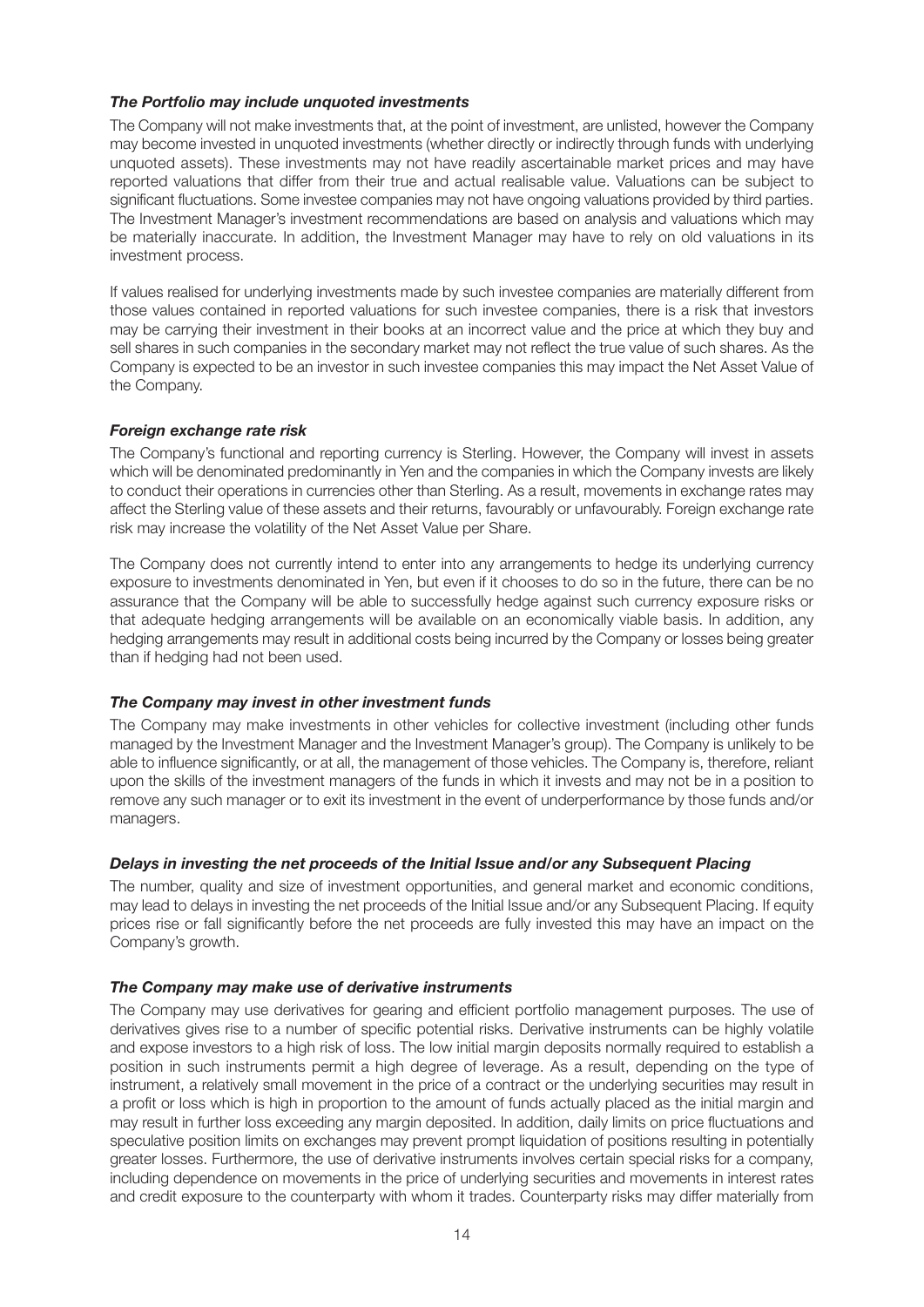***The Portfolio may include unquoted investments***

The Company will not make investments that, at the point of investment, are unlisted, however the Company may become invested in unquoted investments (whether directly or indirectly through funds with underlying unquoted assets). These investments may not have readily ascertainable market prices and may have reported valuations that differ from their true and actual realisable value. Valuations can be subject to significant fluctuations. Some investee companies may not have ongoing valuations provided by third parties. The Investment Manager's investment recommendations are based on analysis and valuations which may be materially inaccurate. In addition, the Investment Manager may have to rely on old valuations in its investment process.

If values realised for underlying investments made by such investee companies are materially different from those values contained in reported valuations for such investee companies, there is a risk that investors may be carrying their investment in their books at an incorrect value and the price at which they buy and sell shares in such companies in the secondary market may not reflect the true value of such shares. As the Company is expected to be an investor in such investee companies this may impact the Net Asset Value of the Company.

***Foreign exchange rate risk***

The Company's functional and reporting currency is Sterling. However, the Company will invest in assets which will be denominated predominantly in Yen and the companies in which the Company invests are likely to conduct their operations in currencies other than Sterling. As a result, movements in exchange rates may affect the Sterling value of these assets and their returns, favourably or unfavourably. Foreign exchange rate risk may increase the volatility of the Net Asset Value per Share.

The Company does not currently intend to enter into any arrangements to hedge its underlying currency exposure to investments denominated in Yen, but even if it chooses to do so in the future, there can be no assurance that the Company will be able to successfully hedge against such currency exposure risks or that adequate hedging arrangements will be available on an economically viable basis. In addition, any hedging arrangements may result in additional costs being incurred by the Company or losses being greater than if hedging had not been used.

***The Company may invest in other investment funds***

The Company may make investments in other vehicles for collective investment (including other funds managed by the Investment Manager and the Investment Manager's group). The Company is unlikely to be able to influence significantly, or at all, the management of those vehicles. The Company is, therefore, reliant upon the skills of the investment managers of the funds in which it invests and may not be in a position to remove any such manager or to exit its investment in the event of underperformance by those funds and/or managers.

***Delays in investing the net proceeds of the Initial Issue and/or any Subsequent Placing***

The number, quality and size of investment opportunities, and general market and economic conditions, may lead to delays in investing the net proceeds of the Initial Issue and/or any Subsequent Placing. If equity prices rise or fall significantly before the net proceeds are fully invested this may have an impact on the Company's growth.

***The Company may make use of derivative instruments***

The Company may use derivatives for gearing and efficient portfolio management purposes. The use of derivatives gives rise to a number of specific potential risks. Derivative instruments can be highly volatile and expose investors to a high risk of loss. The low initial margin deposits normally required to establish a position in such instruments permit a high degree of leverage. As a result, depending on the type of instrument, a relatively small movement in the price of a contract or the underlying securities may result in a profit or loss which is high in proportion to the amount of funds actually placed as the initial margin and may result in further loss exceeding any margin deposited. In addition, daily limits on price fluctuations and speculative position limits on exchanges may prevent prompt liquidation of positions resulting in potentially greater losses. Furthermore, the use of derivative instruments involves certain special risks for a company, including dependence on movements in the price of underlying securities and movements in interest rates and credit exposure to the counterparty with whom it trades. Counterparty risks may differ materially from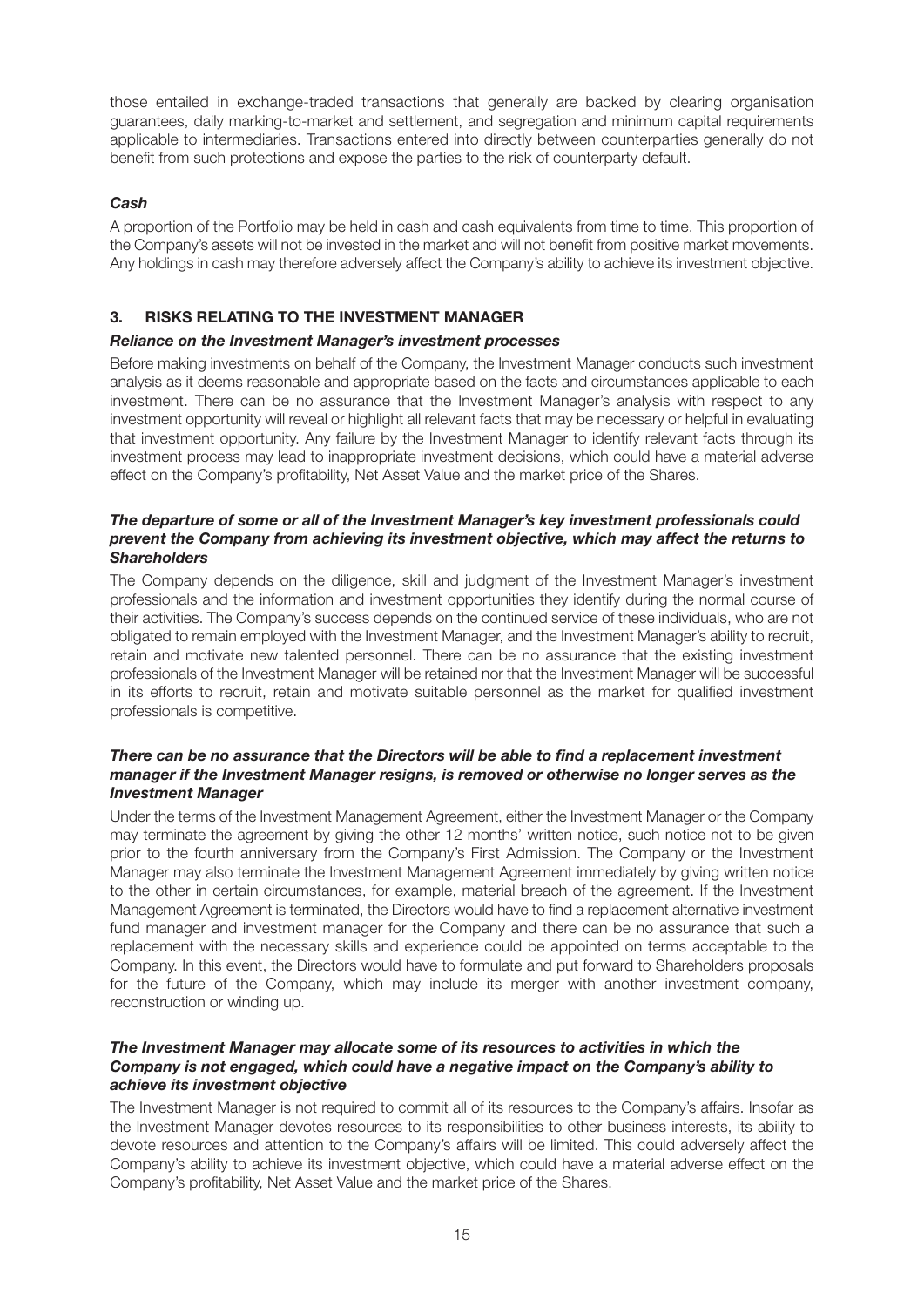those entailed in exchange-traded transactions that generally are backed by clearing organisation guarantees, daily marking-to-market and settlement, and segregation and minimum capital requirements applicable to intermediaries. Transactions entered into directly between counterparties generally do not benefit from such protections and expose the parties to the risk of counterparty default.

***Cash***

A proportion of the Portfolio may be held in cash and cash equivalents from time to time. This proportion of the Company's assets will not be invested in the market and will not benefit from positive market movements. Any holdings in cash may therefore adversely affect the Company's ability to achieve its investment objective.

## 3. RISKS RELATING TO THE INVESTMENT MANAGER

***Reliance on the Investment Manager's investment processes***

Before making investments on behalf of the Company, the Investment Manager conducts such investment analysis as it deems reasonable and appropriate based on the facts and circumstances applicable to each investment. There can be no assurance that the Investment Manager's analysis with respect to any investment opportunity will reveal or highlight all relevant facts that may be necessary or helpful in evaluating that investment opportunity. Any failure by the Investment Manager to identify relevant facts through its investment process may lead to inappropriate investment decisions, which could have a material adverse effect on the Company's profitability, Net Asset Value and the market price of the Shares.

***The departure of some or all of the Investment Manager's key investment professionals could prevent the Company from achieving its investment objective, which may affect the returns to Shareholders***

The Company depends on the diligence, skill and judgment of the Investment Manager's investment professionals and the information and investment opportunities they identify during the normal course of their activities. The Company's success depends on the continued service of these individuals, who are not obligated to remain employed with the Investment Manager, and the Investment Manager's ability to recruit, retain and motivate new talented personnel. There can be no assurance that the existing investment professionals of the Investment Manager will be retained nor that the Investment Manager will be successful in its efforts to recruit, retain and motivate suitable personnel as the market for qualified investment professionals is competitive.

***There can be no assurance that the Directors will be able to find a replacement investment manager if the Investment Manager resigns, is removed or otherwise no longer serves as the Investment Manager***

Under the terms of the Investment Management Agreement, either the Investment Manager or the Company may terminate the agreement by giving the other 12 months' written notice, such notice not to be given prior to the fourth anniversary from the Company's First Admission. The Company or the Investment Manager may also terminate the Investment Management Agreement immediately by giving written notice to the other in certain circumstances, for example, material breach of the agreement. If the Investment Management Agreement is terminated, the Directors would have to find a replacement alternative investment fund manager and investment manager for the Company and there can be no assurance that such a replacement with the necessary skills and experience could be appointed on terms acceptable to the Company. In this event, the Directors would have to formulate and put forward to Shareholders proposals for the future of the Company, which may include its merger with another investment company, reconstruction or winding up.

***The Investment Manager may allocate some of its resources to activities in which the Company is not engaged, which could have a negative impact on the Company's ability to achieve its investment objective***

The Investment Manager is not required to commit all of its resources to the Company's affairs. Insofar as the Investment Manager devotes resources to its responsibilities to other business interests, its ability to devote resources and attention to the Company's affairs will be limited. This could adversely affect the Company's ability to achieve its investment objective, which could have a material adverse effect on the Company's profitability, Net Asset Value and the market price of the Shares.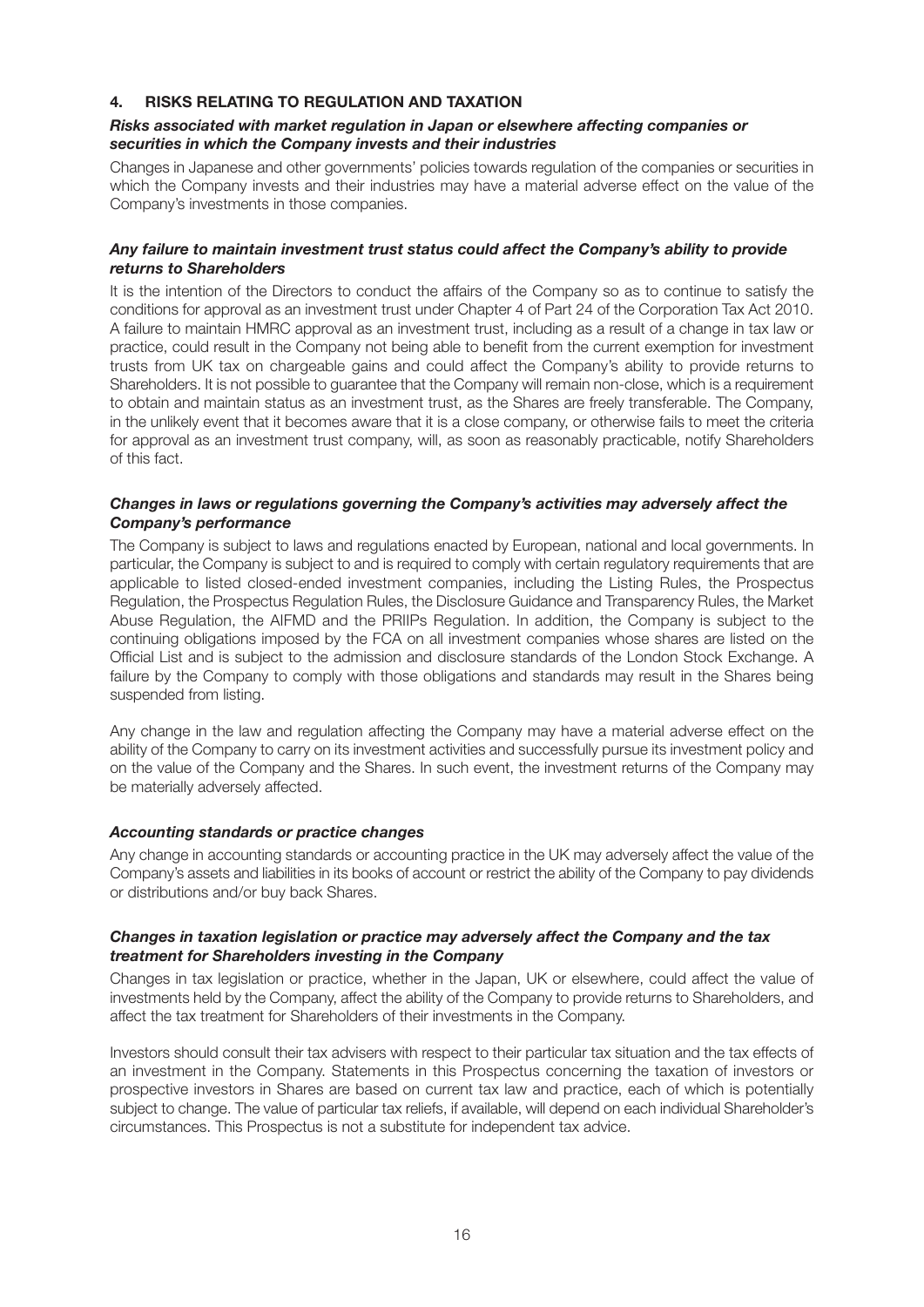## 4. RISKS RELATING TO REGULATION AND TAXATION

***Risks associated with market regulation in Japan or elsewhere affecting companies or securities in which the Company invests and their industries***

Changes in Japanese and other governments' policies towards regulation of the companies or securities in which the Company invests and their industries may have a material adverse effect on the value of the Company's investments in those companies.

***Any failure to maintain investment trust status could affect the Company's ability to provide returns to Shareholders***

It is the intention of the Directors to conduct the affairs of the Company so as to continue to satisfy the conditions for approval as an investment trust under Chapter 4 of Part 24 of the Corporation Tax Act 2010. A failure to maintain HMRC approval as an investment trust, including as a result of a change in tax law or practice, could result in the Company not being able to benefit from the current exemption for investment trusts from UK tax on chargeable gains and could affect the Company's ability to provide returns to Shareholders. It is not possible to guarantee that the Company will remain non-close, which is a requirement to obtain and maintain status as an investment trust, as the Shares are freely transferable. The Company, in the unlikely event that it becomes aware that it is a close company, or otherwise fails to meet the criteria for approval as an investment trust company, will, as soon as reasonably practicable, notify Shareholders of this fact.

***Changes in laws or regulations governing the Company's activities may adversely affect the Company's performance***

The Company is subject to laws and regulations enacted by European, national and local governments. In particular, the Company is subject to and is required to comply with certain regulatory requirements that are applicable to listed closed-ended investment companies, including the Listing Rules, the Prospectus Regulation, the Prospectus Regulation Rules, the Disclosure Guidance and Transparency Rules, the Market Abuse Regulation, the AIFMD and the PRIIPs Regulation. In addition, the Company is subject to the continuing obligations imposed by the FCA on all investment companies whose shares are listed on the Official List and is subject to the admission and disclosure standards of the London Stock Exchange. A failure by the Company to comply with those obligations and standards may result in the Shares being suspended from listing.

Any change in the law and regulation affecting the Company may have a material adverse effect on the ability of the Company to carry on its investment activities and successfully pursue its investment policy and on the value of the Company and the Shares. In such event, the investment returns of the Company may be materially adversely affected.

***Accounting standards or practice changes***

Any change in accounting standards or accounting practice in the UK may adversely affect the value of the Company's assets and liabilities in its books of account or restrict the ability of the Company to pay dividends or distributions and/or buy back Shares.

***Changes in taxation legislation or practice may adversely affect the Company and the tax treatment for Shareholders investing in the Company***

Changes in tax legislation or practice, whether in the Japan, UK or elsewhere, could affect the value of investments held by the Company, affect the ability of the Company to provide returns to Shareholders, and affect the tax treatment for Shareholders of their investments in the Company.

Investors should consult their tax advisers with respect to their particular tax situation and the tax effects of an investment in the Company. Statements in this Prospectus concerning the taxation of investors or prospective investors in Shares are based on current tax law and practice, each of which is potentially subject to change. The value of particular tax reliefs, if available, will depend on each individual Shareholder's circumstances. This Prospectus is not a substitute for independent tax advice.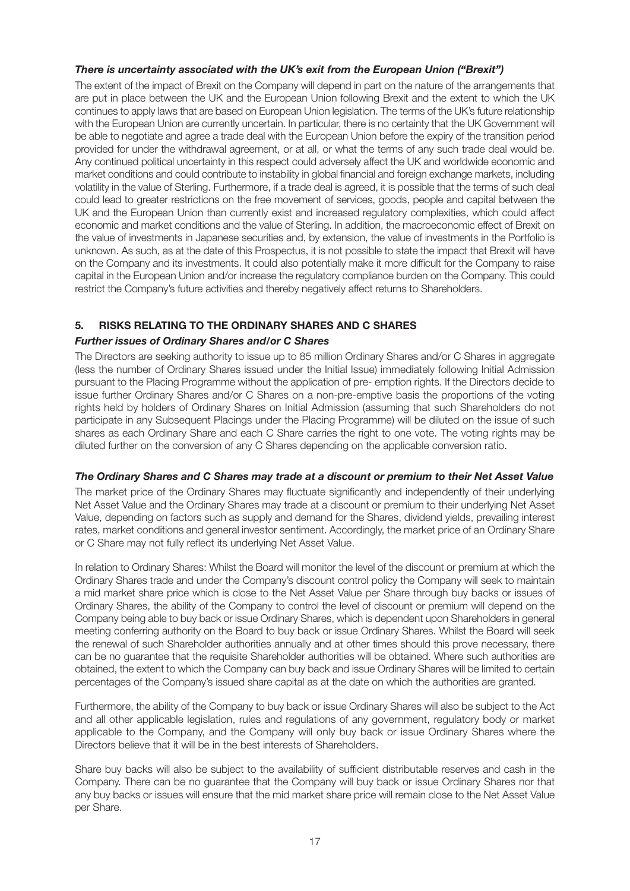***There is uncertainty associated with the UK's exit from the European Union ("Brexit")***

The extent of the impact of Brexit on the Company will depend in part on the nature of the arrangements that are put in place between the UK and the European Union following Brexit and the extent to which the UK continues to apply laws that are based on European Union legislation. The terms of the UK's future relationship with the European Union are currently uncertain. In particular, there is no certainty that the UK Government will be able to negotiate and agree a trade deal with the European Union before the expiry of the transition period provided for under the withdrawal agreement, or at all, or what the terms of any such trade deal would be. Any continued political uncertainty in this respect could adversely affect the UK and worldwide economic and market conditions and could contribute to instability in global financial and foreign exchange markets, including volatility in the value of Sterling. Furthermore, if a trade deal is agreed, it is possible that the terms of such deal could lead to greater restrictions on the free movement of services, goods, people and capital between the UK and the European Union than currently exist and increased regulatory complexities, which could affect economic and market conditions and the value of Sterling. In addition, the macroeconomic effect of Brexit on the value of investments in Japanese securities and, by extension, the value of investments in the Portfolio is unknown. As such, as at the date of this Prospectus, it is not possible to state the impact that Brexit will have on the Company and its investments. It could also potentially make it more difficult for the Company to raise capital in the European Union and/or increase the regulatory compliance burden on the Company. This could restrict the Company's future activities and thereby negatively affect returns to Shareholders.

## 5. RISKS RELATING TO THE ORDINARY SHARES AND C SHARES

***Further issues of Ordinary Shares and/or C Shares***

The Directors are seeking authority to issue up to 85 million Ordinary Shares and/or C Shares in aggregate (less the number of Ordinary Shares issued under the Initial Issue) immediately following Initial Admission pursuant to the Placing Programme without the application of pre- emption rights. If the Directors decide to issue further Ordinary Shares and/or C Shares on a non-pre-emptive basis the proportions of the voting rights held by holders of Ordinary Shares on Initial Admission (assuming that such Shareholders do not participate in any Subsequent Placings under the Placing Programme) will be diluted on the issue of such shares as each Ordinary Share and each C Share carries the right to one vote. The voting rights may be diluted further on the conversion of any C Shares depending on the applicable conversion ratio.

***The Ordinary Shares and C Shares may trade at a discount or premium to their Net Asset Value***

The market price of the Ordinary Shares may fluctuate significantly and independently of their underlying Net Asset Value and the Ordinary Shares may trade at a discount or premium to their underlying Net Asset Value, depending on factors such as supply and demand for the Shares, dividend yields, prevailing interest rates, market conditions and general investor sentiment. Accordingly, the market price of an Ordinary Share or C Share may not fully reflect its underlying Net Asset Value.

In relation to Ordinary Shares: Whilst the Board will monitor the level of the discount or premium at which the Ordinary Shares trade and under the Company's discount control policy the Company will seek to maintain a mid market share price which is close to the Net Asset Value per Share through buy backs or issues of Ordinary Shares, the ability of the Company to control the level of discount or premium will depend on the Company being able to buy back or issue Ordinary Shares, which is dependent upon Shareholders in general meeting conferring authority on the Board to buy back or issue Ordinary Shares. Whilst the Board will seek the renewal of such Shareholder authorities annually and at other times should this prove necessary, there can be no guarantee that the requisite Shareholder authorities will be obtained. Where such authorities are obtained, the extent to which the Company can buy back and issue Ordinary Shares will be limited to certain percentages of the Company's issued share capital as at the date on which the authorities are granted.

Furthermore, the ability of the Company to buy back or issue Ordinary Shares will also be subject to the Act and all other applicable legislation, rules and regulations of any government, regulatory body or market applicable to the Company, and the Company will only buy back or issue Ordinary Shares where the Directors believe that it will be in the best interests of Shareholders.

Share buy backs will also be subject to the availability of sufficient distributable reserves and cash in the Company. There can be no guarantee that the Company will buy back or issue Ordinary Shares nor that any buy backs or issues will ensure that the mid market share price will remain close to the Net Asset Value per Share.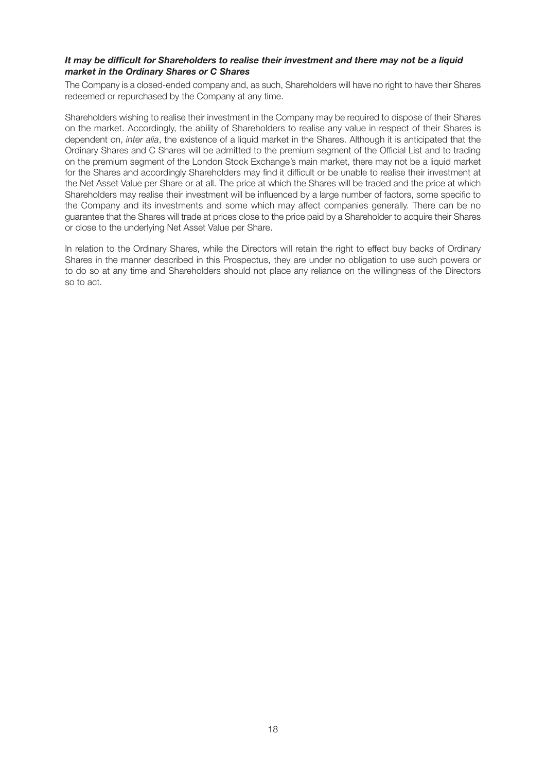***It may be difficult for Shareholders to realise their investment and there may not be a liquid market in the Ordinary Shares or C Shares***

The Company is a closed-ended company and, as such, Shareholders will have no right to have their Shares redeemed or repurchased by the Company at any time.

Shareholders wishing to realise their investment in the Company may be required to dispose of their Shares on the market. Accordingly, the ability of Shareholders to realise any value in respect of their Shares is dependent on, *inter alia*, the existence of a liquid market in the Shares. Although it is anticipated that the Ordinary Shares and C Shares will be admitted to the premium segment of the Official List and to trading on the premium segment of the London Stock Exchange's main market, there may not be a liquid market for the Shares and accordingly Shareholders may find it difficult or be unable to realise their investment at the Net Asset Value per Share or at all. The price at which the Shares will be traded and the price at which Shareholders may realise their investment will be influenced by a large number of factors, some specific to the Company and its investments and some which may affect companies generally. There can be no guarantee that the Shares will trade at prices close to the price paid by a Shareholder to acquire their Shares or close to the underlying Net Asset Value per Share.

In relation to the Ordinary Shares, while the Directors will retain the right to effect buy backs of Ordinary Shares in the manner described in this Prospectus, they are under no obligation to use such powers or to do so at any time and Shareholders should not place any reliance on the willingness of the Directors so to act.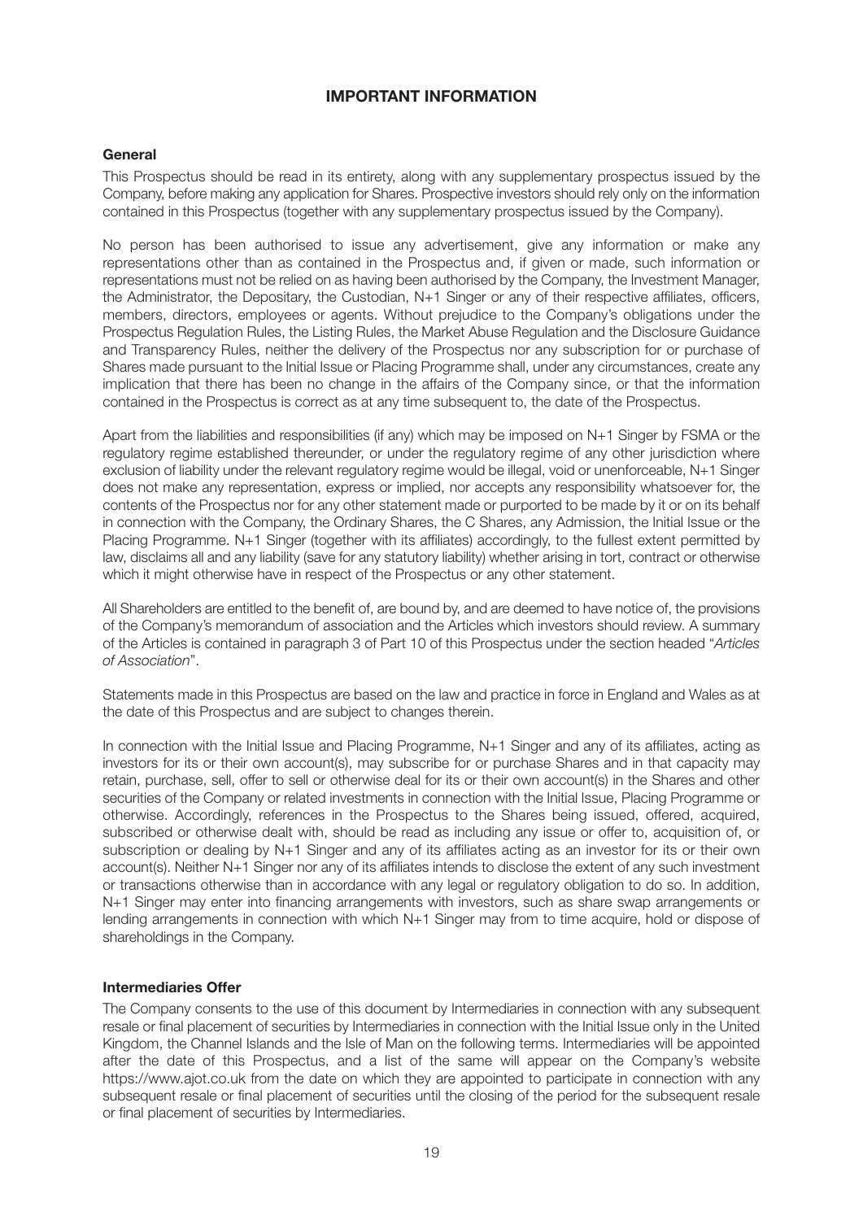# IMPORTANT INFORMATION

## General

This Prospectus should be read in its entirety, along with any supplementary prospectus issued by the Company, before making any application for Shares. Prospective investors should rely only on the information contained in this Prospectus (together with any supplementary prospectus issued by the Company).

No person has been authorised to issue any advertisement, give any information or make any representations other than as contained in the Prospectus and, if given or made, such information or representations must not be relied on as having been authorised by the Company, the Investment Manager, the Administrator, the Depositary, the Custodian, N+1 Singer or any of their respective affiliates, officers, members, directors, employees or agents. Without prejudice to the Company's obligations under the Prospectus Regulation Rules, the Listing Rules, the Market Abuse Regulation and the Disclosure Guidance and Transparency Rules, neither the delivery of the Prospectus nor any subscription for or purchase of Shares made pursuant to the Initial Issue or Placing Programme shall, under any circumstances, create any implication that there has been no change in the affairs of the Company since, or that the information contained in the Prospectus is correct as at any time subsequent to, the date of the Prospectus.

Apart from the liabilities and responsibilities (if any) which may be imposed on N+1 Singer by FSMA or the regulatory regime established thereunder, or under the regulatory regime of any other jurisdiction where exclusion of liability under the relevant regulatory regime would be illegal, void or unenforceable, N+1 Singer does not make any representation, express or implied, nor accepts any responsibility whatsoever for, the contents of the Prospectus nor for any other statement made or purported to be made by it or on its behalf in connection with the Company, the Ordinary Shares, the C Shares, any Admission, the Initial Issue or the Placing Programme. N+1 Singer (together with its affiliates) accordingly, to the fullest extent permitted by law, disclaims all and any liability (save for any statutory liability) whether arising in tort, contract or otherwise which it might otherwise have in respect of the Prospectus or any other statement.

All Shareholders are entitled to the benefit of, are bound by, and are deemed to have notice of, the provisions of the Company's memorandum of association and the Articles which investors should review. A summary of the Articles is contained in paragraph 3 of Part 10 of this Prospectus under the section headed "*Articles of Association*".

Statements made in this Prospectus are based on the law and practice in force in England and Wales as at the date of this Prospectus and are subject to changes therein.

In connection with the Initial Issue and Placing Programme, N+1 Singer and any of its affiliates, acting as investors for its or their own account(s), may subscribe for or purchase Shares and in that capacity may retain, purchase, sell, offer to sell or otherwise deal for its or their own account(s) in the Shares and other securities of the Company or related investments in connection with the Initial Issue, Placing Programme or otherwise. Accordingly, references in the Prospectus to the Shares being issued, offered, acquired, subscribed or otherwise dealt with, should be read as including any issue or offer to, acquisition of, or subscription or dealing by N+1 Singer and any of its affiliates acting as an investor for its or their own account(s). Neither N+1 Singer nor any of its affiliates intends to disclose the extent of any such investment or transactions otherwise than in accordance with any legal or regulatory obligation to do so. In addition, N+1 Singer may enter into financing arrangements with investors, such as share swap arrangements or lending arrangements in connection with which N+1 Singer may from to time acquire, hold or dispose of shareholdings in the Company.

## Intermediaries Offer

The Company consents to the use of this document by Intermediaries in connection with any subsequent resale or final placement of securities by Intermediaries in connection with the Initial Issue only in the United Kingdom, the Channel Islands and the Isle of Man on the following terms. Intermediaries will be appointed after the date of this Prospectus, and a list of the same will appear on the Company's website https://www.ajot.co.uk from the date on which they are appointed to participate in connection with any subsequent resale or final placement of securities until the closing of the period for the subsequent resale or final placement of securities by Intermediaries.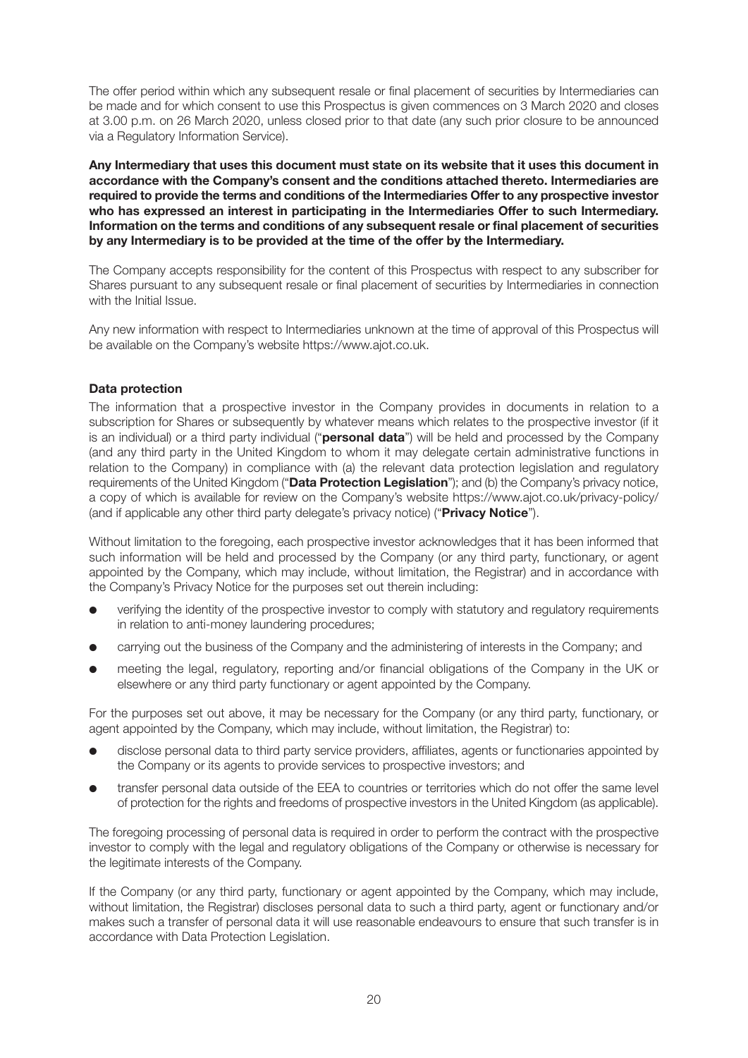The offer period within which any subsequent resale or final placement of securities by Intermediaries can be made and for which consent to use this Prospectus is given commences on 3 March 2020 and closes at 3.00 p.m. on 26 March 2020, unless closed prior to that date (any such prior closure to be announced via a Regulatory Information Service).

**Any Intermediary that uses this document must state on its website that it uses this document in accordance with the Company's consent and the conditions attached thereto. Intermediaries are required to provide the terms and conditions of the Intermediaries Offer to any prospective investor who has expressed an interest in participating in the Intermediaries Offer to such Intermediary. Information on the terms and conditions of any subsequent resale or final placement of securities by any Intermediary is to be provided at the time of the offer by the Intermediary.**

The Company accepts responsibility for the content of this Prospectus with respect to any subscriber for Shares pursuant to any subsequent resale or final placement of securities by Intermediaries in connection with the Initial Issue.

Any new information with respect to Intermediaries unknown at the time of approval of this Prospectus will be available on the Company's website https://www.ajot.co.uk.

### Data protection

The information that a prospective investor in the Company provides in documents in relation to a subscription for Shares or subsequently by whatever means which relates to the prospective investor (if it is an individual) or a third party individual ("**personal data**") will be held and processed by the Company (and any third party in the United Kingdom to whom it may delegate certain administrative functions in relation to the Company) in compliance with (a) the relevant data protection legislation and regulatory requirements of the United Kingdom ("**Data Protection Legislation**"); and (b) the Company's privacy notice, a copy of which is available for review on the Company's website https://www.ajot.co.uk/privacy-policy/ (and if applicable any other third party delegate's privacy notice) ("**Privacy Notice**").

Without limitation to the foregoing, each prospective investor acknowledges that it has been informed that such information will be held and processed by the Company (or any third party, functionary, or agent appointed by the Company, which may include, without limitation, the Registrar) and in accordance with the Company's Privacy Notice for the purposes set out therein including:

- verifying the identity of the prospective investor to comply with statutory and regulatory requirements in relation to anti-money laundering procedures;
- carrying out the business of the Company and the administering of interests in the Company; and
- meeting the legal, regulatory, reporting and/or financial obligations of the Company in the UK or elsewhere or any third party functionary or agent appointed by the Company.

For the purposes set out above, it may be necessary for the Company (or any third party, functionary, or agent appointed by the Company, which may include, without limitation, the Registrar) to:

- disclose personal data to third party service providers, affiliates, agents or functionaries appointed by the Company or its agents to provide services to prospective investors; and
- transfer personal data outside of the EEA to countries or territories which do not offer the same level of protection for the rights and freedoms of prospective investors in the United Kingdom (as applicable).

The foregoing processing of personal data is required in order to perform the contract with the prospective investor to comply with the legal and regulatory obligations of the Company or otherwise is necessary for the legitimate interests of the Company.

If the Company (or any third party, functionary or agent appointed by the Company, which may include, without limitation, the Registrar) discloses personal data to such a third party, agent or functionary and/or makes such a transfer of personal data it will use reasonable endeavours to ensure that such transfer is in accordance with Data Protection Legislation.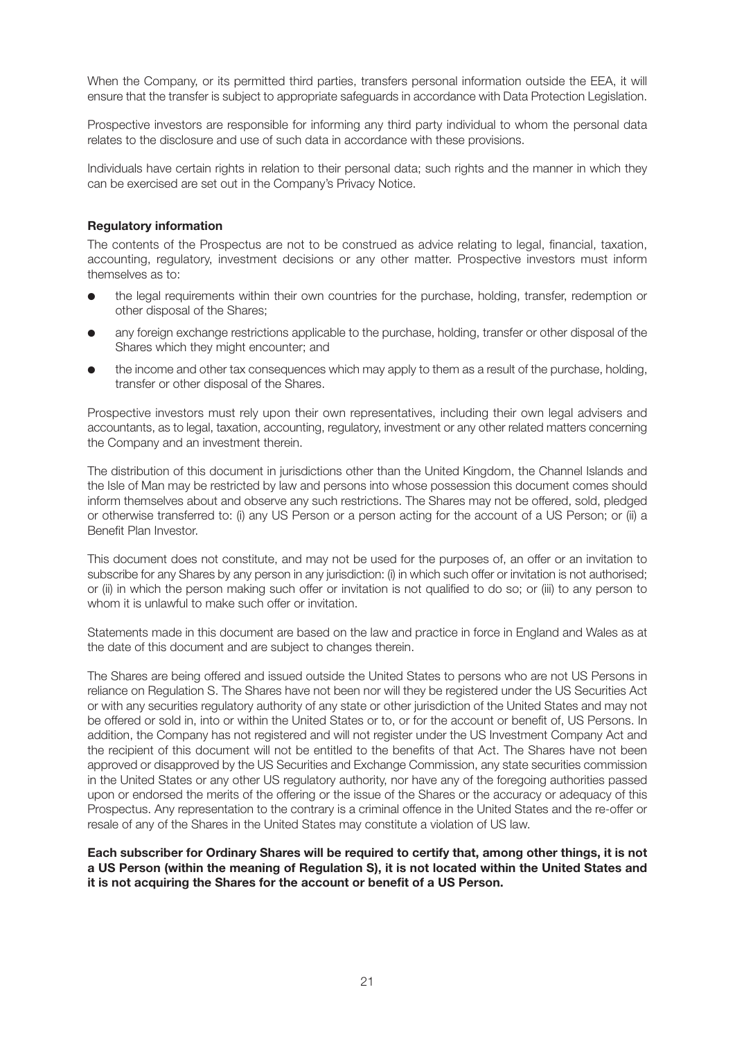When the Company, or its permitted third parties, transfers personal information outside the EEA, it will ensure that the transfer is subject to appropriate safeguards in accordance with Data Protection Legislation.

Prospective investors are responsible for informing any third party individual to whom the personal data relates to the disclosure and use of such data in accordance with these provisions.

Individuals have certain rights in relation to their personal data; such rights and the manner in which they can be exercised are set out in the Company's Privacy Notice.

**Regulatory information**

The contents of the Prospectus are not to be construed as advice relating to legal, financial, taxation, accounting, regulatory, investment decisions or any other matter. Prospective investors must inform themselves as to:

- the legal requirements within their own countries for the purchase, holding, transfer, redemption or other disposal of the Shares;
- any foreign exchange restrictions applicable to the purchase, holding, transfer or other disposal of the Shares which they might encounter; and
- the income and other tax consequences which may apply to them as a result of the purchase, holding, transfer or other disposal of the Shares.

Prospective investors must rely upon their own representatives, including their own legal advisers and accountants, as to legal, taxation, accounting, regulatory, investment or any other related matters concerning the Company and an investment therein.

The distribution of this document in jurisdictions other than the United Kingdom, the Channel Islands and the Isle of Man may be restricted by law and persons into whose possession this document comes should inform themselves about and observe any such restrictions. The Shares may not be offered, sold, pledged or otherwise transferred to: (i) any US Person or a person acting for the account of a US Person; or (ii) a Benefit Plan Investor.

This document does not constitute, and may not be used for the purposes of, an offer or an invitation to subscribe for any Shares by any person in any jurisdiction: (i) in which such offer or invitation is not authorised; or (ii) in which the person making such offer or invitation is not qualified to do so; or (iii) to any person to whom it is unlawful to make such offer or invitation.

Statements made in this document are based on the law and practice in force in England and Wales as at the date of this document and are subject to changes therein.

The Shares are being offered and issued outside the United States to persons who are not US Persons in reliance on Regulation S. The Shares have not been nor will they be registered under the US Securities Act or with any securities regulatory authority of any state or other jurisdiction of the United States and may not be offered or sold in, into or within the United States or to, or for the account or benefit of, US Persons. In addition, the Company has not registered and will not register under the US Investment Company Act and the recipient of this document will not be entitled to the benefits of that Act. The Shares have not been approved or disapproved by the US Securities and Exchange Commission, any state securities commission in the United States or any other US regulatory authority, nor have any of the foregoing authorities passed upon or endorsed the merits of the offering or the issue of the Shares or the accuracy or adequacy of this Prospectus. Any representation to the contrary is a criminal offence in the United States and the re-offer or resale of any of the Shares in the United States may constitute a violation of US law.

**Each subscriber for Ordinary Shares will be required to certify that, among other things, it is not a US Person (within the meaning of Regulation S), it is not located within the United States and it is not acquiring the Shares for the account or benefit of a US Person.**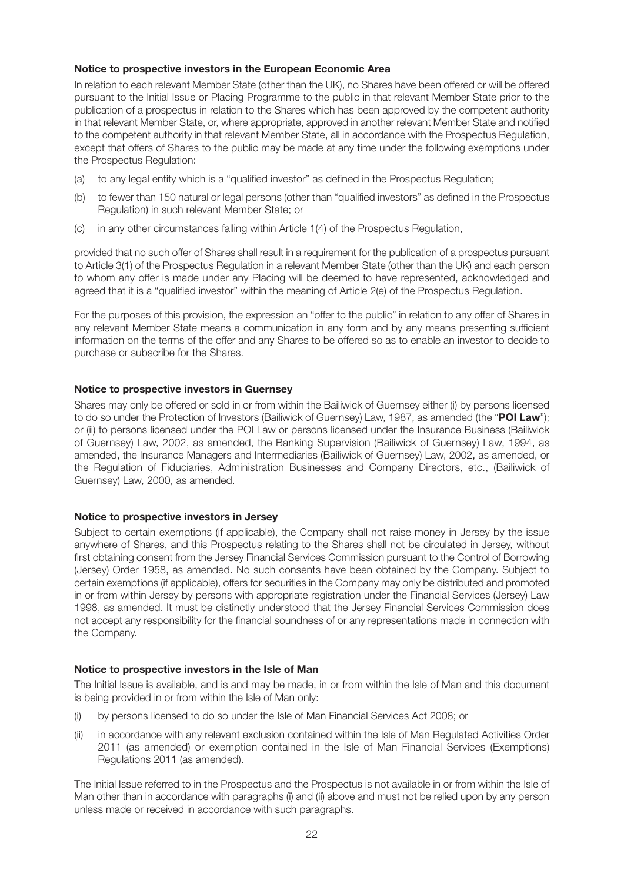**Notice to prospective investors in the European Economic Area**

In relation to each relevant Member State (other than the UK), no Shares have been offered or will be offered pursuant to the Initial Issue or Placing Programme to the public in that relevant Member State prior to the publication of a prospectus in relation to the Shares which has been approved by the competent authority in that relevant Member State, or, where appropriate, approved in another relevant Member State and notified to the competent authority in that relevant Member State, all in accordance with the Prospectus Regulation, except that offers of Shares to the public may be made at any time under the following exemptions under the Prospectus Regulation:

(a) to any legal entity which is a "qualified investor" as defined in the Prospectus Regulation;

(b) to fewer than 150 natural or legal persons (other than "qualified investors" as defined in the Prospectus Regulation) in such relevant Member State; or

(c) in any other circumstances falling within Article 1(4) of the Prospectus Regulation,

provided that no such offer of Shares shall result in a requirement for the publication of a prospectus pursuant to Article 3(1) of the Prospectus Regulation in a relevant Member State (other than the UK) and each person to whom any offer is made under any Placing will be deemed to have represented, acknowledged and agreed that it is a "qualified investor" within the meaning of Article 2(e) of the Prospectus Regulation.

For the purposes of this provision, the expression an "offer to the public" in relation to any offer of Shares in any relevant Member State means a communication in any form and by any means presenting sufficient information on the terms of the offer and any Shares to be offered so as to enable an investor to decide to purchase or subscribe for the Shares.

**Notice to prospective investors in Guernsey**

Shares may only be offered or sold in or from within the Bailiwick of Guernsey either (i) by persons licensed to do so under the Protection of Investors (Bailiwick of Guernsey) Law, 1987, as amended (the "**POI Law**"); or (ii) to persons licensed under the POI Law or persons licensed under the Insurance Business (Bailiwick of Guernsey) Law, 2002, as amended, the Banking Supervision (Bailiwick of Guernsey) Law, 1994, as amended, the Insurance Managers and Intermediaries (Bailiwick of Guernsey) Law, 2002, as amended, or the Regulation of Fiduciaries, Administration Businesses and Company Directors, etc., (Bailiwick of Guernsey) Law, 2000, as amended.

**Notice to prospective investors in Jersey**

Subject to certain exemptions (if applicable), the Company shall not raise money in Jersey by the issue anywhere of Shares, and this Prospectus relating to the Shares shall not be circulated in Jersey, without first obtaining consent from the Jersey Financial Services Commission pursuant to the Control of Borrowing (Jersey) Order 1958, as amended. No such consents have been obtained by the Company. Subject to certain exemptions (if applicable), offers for securities in the Company may only be distributed and promoted in or from within Jersey by persons with appropriate registration under the Financial Services (Jersey) Law 1998, as amended. It must be distinctly understood that the Jersey Financial Services Commission does not accept any responsibility for the financial soundness of or any representations made in connection with the Company.

**Notice to prospective investors in the Isle of Man**

The Initial Issue is available, and is and may be made, in or from within the Isle of Man and this document is being provided in or from within the Isle of Man only:

(i) by persons licensed to do so under the Isle of Man Financial Services Act 2008; or

(ii) in accordance with any relevant exclusion contained within the Isle of Man Regulated Activities Order 2011 (as amended) or exemption contained in the Isle of Man Financial Services (Exemptions) Regulations 2011 (as amended).

The Initial Issue referred to in the Prospectus and the Prospectus is not available in or from within the Isle of Man other than in accordance with paragraphs (i) and (ii) above and must not be relied upon by any person unless made or received in accordance with such paragraphs.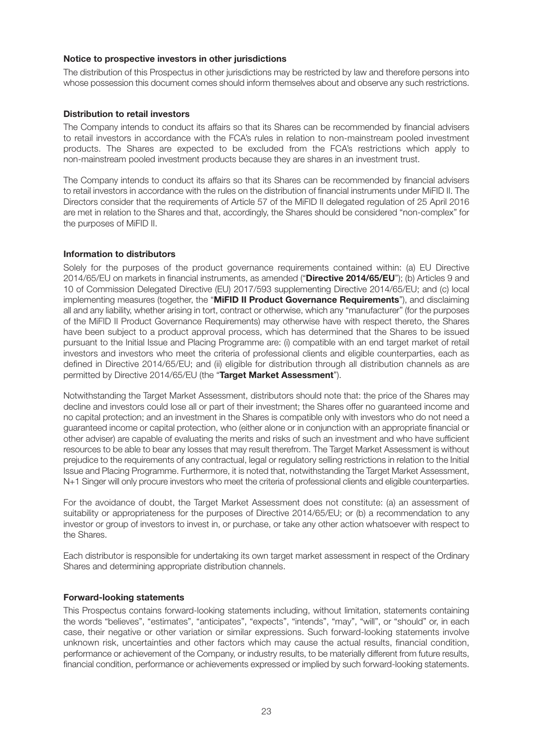### Notice to prospective investors in other jurisdictions

The distribution of this Prospectus in other jurisdictions may be restricted by law and therefore persons into whose possession this document comes should inform themselves about and observe any such restrictions.

### Distribution to retail investors

The Company intends to conduct its affairs so that its Shares can be recommended by financial advisers to retail investors in accordance with the FCA's rules in relation to non-mainstream pooled investment products. The Shares are expected to be excluded from the FCA's restrictions which apply to non-mainstream pooled investment products because they are shares in an investment trust.

The Company intends to conduct its affairs so that its Shares can be recommended by financial advisers to retail investors in accordance with the rules on the distribution of financial instruments under MiFID II. The Directors consider that the requirements of Article 57 of the MiFID II delegated regulation of 25 April 2016 are met in relation to the Shares and that, accordingly, the Shares should be considered "non-complex" for the purposes of MiFID II.

### Information to distributors

Solely for the purposes of the product governance requirements contained within: (a) EU Directive 2014/65/EU on markets in financial instruments, as amended ("**Directive 2014/65/EU**"); (b) Articles 9 and 10 of Commission Delegated Directive (EU) 2017/593 supplementing Directive 2014/65/EU; and (c) local implementing measures (together, the "**MiFID II Product Governance Requirements**"), and disclaiming all and any liability, whether arising in tort, contract or otherwise, which any "manufacturer" (for the purposes of the MiFID II Product Governance Requirements) may otherwise have with respect thereto, the Shares have been subject to a product approval process, which has determined that the Shares to be issued pursuant to the Initial Issue and Placing Programme are: (i) compatible with an end target market of retail investors and investors who meet the criteria of professional clients and eligible counterparties, each as defined in Directive 2014/65/EU; and (ii) eligible for distribution through all distribution channels as are permitted by Directive 2014/65/EU (the "**Target Market Assessment**").

Notwithstanding the Target Market Assessment, distributors should note that: the price of the Shares may decline and investors could lose all or part of their investment; the Shares offer no guaranteed income and no capital protection; and an investment in the Shares is compatible only with investors who do not need a guaranteed income or capital protection, who (either alone or in conjunction with an appropriate financial or other adviser) are capable of evaluating the merits and risks of such an investment and who have sufficient resources to be able to bear any losses that may result therefrom. The Target Market Assessment is without prejudice to the requirements of any contractual, legal or regulatory selling restrictions in relation to the Initial Issue and Placing Programme. Furthermore, it is noted that, notwithstanding the Target Market Assessment, N+1 Singer will only procure investors who meet the criteria of professional clients and eligible counterparties.

For the avoidance of doubt, the Target Market Assessment does not constitute: (a) an assessment of suitability or appropriateness for the purposes of Directive 2014/65/EU; or (b) a recommendation to any investor or group of investors to invest in, or purchase, or take any other action whatsoever with respect to the Shares.

Each distributor is responsible for undertaking its own target market assessment in respect of the Ordinary Shares and determining appropriate distribution channels.

### Forward-looking statements

This Prospectus contains forward-looking statements including, without limitation, statements containing the words "believes", "estimates", "anticipates", "expects", "intends", "may", "will", or "should" or, in each case, their negative or other variation or similar expressions. Such forward-looking statements involve unknown risk, uncertainties and other factors which may cause the actual results, financial condition, performance or achievement of the Company, or industry results, to be materially different from future results, financial condition, performance or achievements expressed or implied by such forward-looking statements.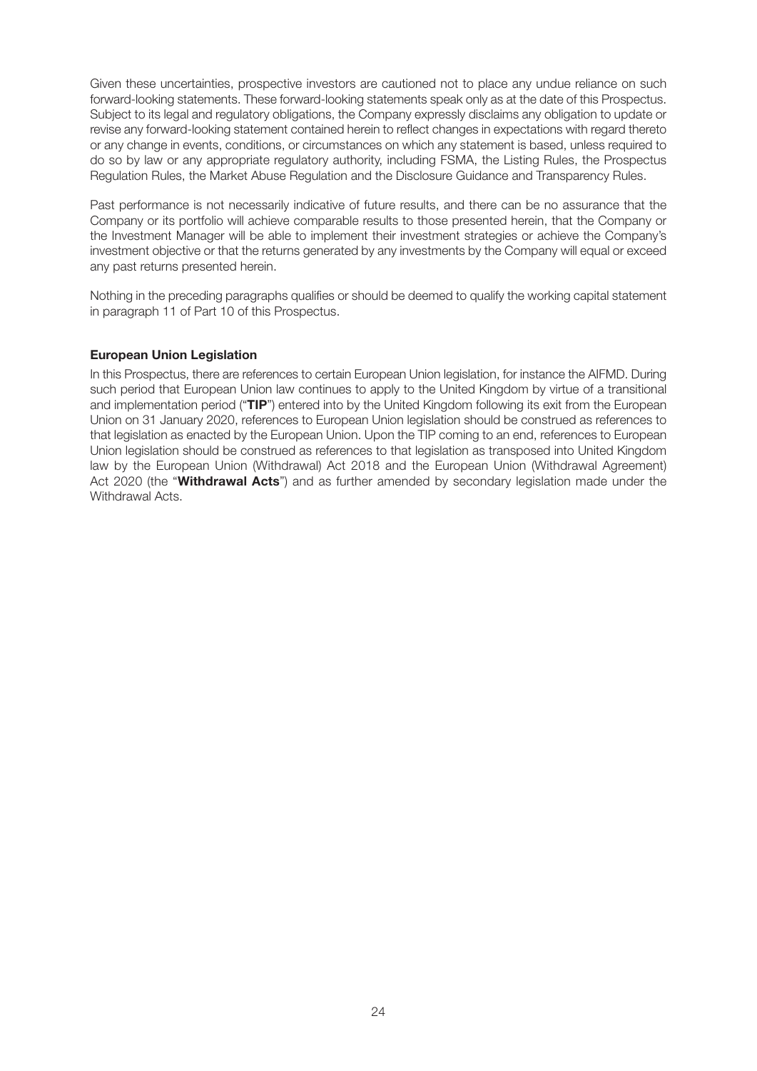Given these uncertainties, prospective investors are cautioned not to place any undue reliance on such forward-looking statements. These forward-looking statements speak only as at the date of this Prospectus. Subject to its legal and regulatory obligations, the Company expressly disclaims any obligation to update or revise any forward-looking statement contained herein to reflect changes in expectations with regard thereto or any change in events, conditions, or circumstances on which any statement is based, unless required to do so by law or any appropriate regulatory authority, including FSMA, the Listing Rules, the Prospectus Regulation Rules, the Market Abuse Regulation and the Disclosure Guidance and Transparency Rules.

Past performance is not necessarily indicative of future results, and there can be no assurance that the Company or its portfolio will achieve comparable results to those presented herein, that the Company or the Investment Manager will be able to implement their investment strategies or achieve the Company's investment objective or that the returns generated by any investments by the Company will equal or exceed any past returns presented herein.

Nothing in the preceding paragraphs qualifies or should be deemed to qualify the working capital statement in paragraph 11 of Part 10 of this Prospectus.

**European Union Legislation**

In this Prospectus, there are references to certain European Union legislation, for instance the AIFMD. During such period that European Union law continues to apply to the United Kingdom by virtue of a transitional and implementation period ("**TIP**") entered into by the United Kingdom following its exit from the European Union on 31 January 2020, references to European Union legislation should be construed as references to that legislation as enacted by the European Union. Upon the TIP coming to an end, references to European Union legislation should be construed as references to that legislation as transposed into United Kingdom law by the European Union (Withdrawal) Act 2018 and the European Union (Withdrawal Agreement) Act 2020 (the "**Withdrawal Acts**") and as further amended by secondary legislation made under the Withdrawal Acts.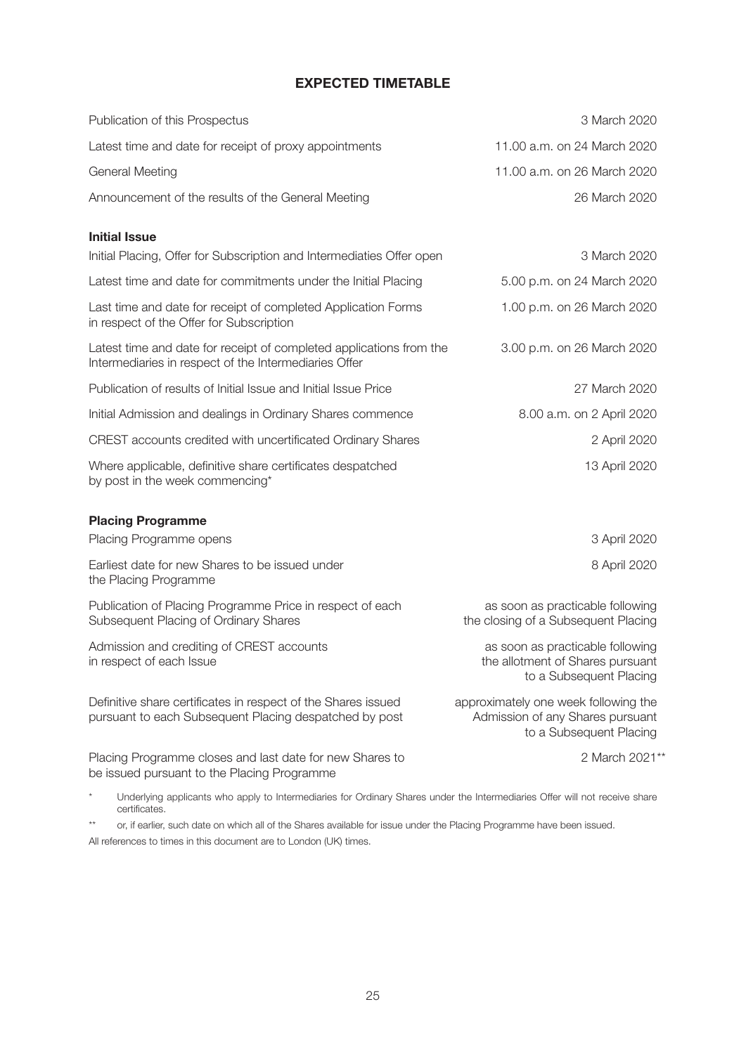## EXPECTED TIMETABLE

| | |
|---|---|
| Publication of this Prospectus | 3 March 2020 |
| Latest time and date for receipt of proxy appointments | 11.00 a.m. on 24 March 2020 |
| General Meeting | 11.00 a.m. on 26 March 2020 |
| Announcement of the results of the General Meeting | 26 March 2020 |
| **Initial Issue** | |
| Initial Placing, Offer for Subscription and Intermediaties Offer open | 3 March 2020 |
| Latest time and date for commitments under the Initial Placing | 5.00 p.m. on 24 March 2020 |
| Last time and date for receipt of completed Application Forms in respect of the Offer for Subscription | 1.00 p.m. on 26 March 2020 |
| Latest time and date for receipt of completed applications from the Intermediaries in respect of the Intermediaries Offer | 3.00 p.m. on 26 March 2020 |
| Publication of results of Initial Issue and Initial Issue Price | 27 March 2020 |
| Initial Admission and dealings in Ordinary Shares commence | 8.00 a.m. on 2 April 2020 |
| CREST accounts credited with uncertificated Ordinary Shares | 2 April 2020 |
| Where applicable, definitive share certificates despatched by post in the week commencing* | 13 April 2020 |
| **Placing Programme** | |
| Placing Programme opens | 3 April 2020 |
| Earliest date for new Shares to be issued under the Placing Programme | 8 April 2020 |
| Publication of Placing Programme Price in respect of each Subsequent Placing of Ordinary Shares | as soon as practicable following the closing of a Subsequent Placing |
| Admission and crediting of CREST accounts in respect of each Issue | as soon as practicable following the allotment of Shares pursuant to a Subsequent Placing |
| Definitive share certificates in respect of the Shares issued pursuant to each Subsequent Placing despatched by post | approximately one week following the Admission of any Shares pursuant to a Subsequent Placing |
| Placing Programme closes and last date for new Shares to be issued pursuant to the Placing Programme | 2 March 2021** |

\* Underlying applicants who apply to Intermediaries for Ordinary Shares under the Intermediaries Offer will not receive share certificates.

\*\* or, if earlier, such date on which all of the Shares available for issue under the Placing Programme have been issued.

All references to times in this document are to London (UK) times.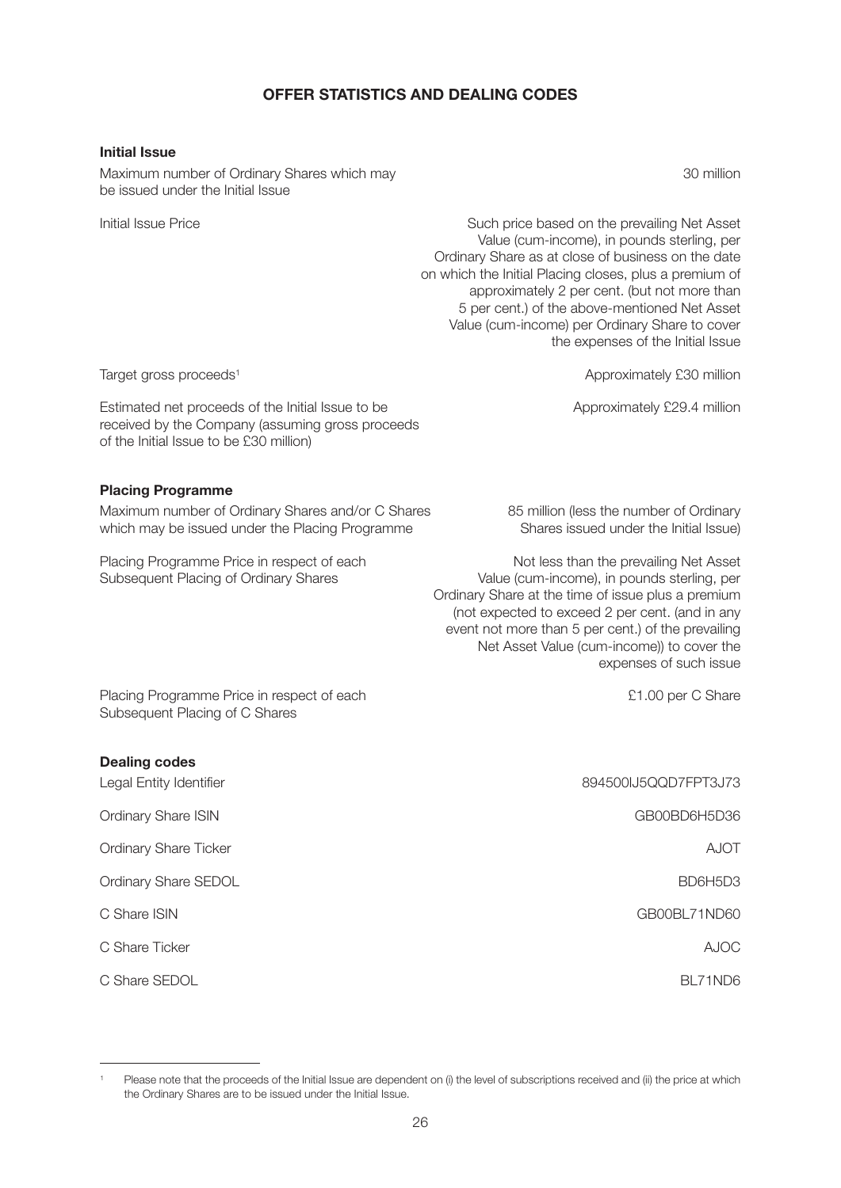# OFFER STATISTICS AND DEALING CODES

**Initial Issue**

| | |
|---|---|
| Maximum number of Ordinary Shares which may be issued under the Initial Issue | 30 million |
| Initial Issue Price | Such price based on the prevailing Net Asset Value (cum-income), in pounds sterling, per Ordinary Share as at close of business on the date on which the Initial Placing closes, plus a premium of approximately 2 per cent. (but not more than 5 per cent.) of the above-mentioned Net Asset Value (cum-income) per Ordinary Share to cover the expenses of the Initial Issue |
| Target gross proceeds[1] | Approximately £30 million |
| Estimated net proceeds of the Initial Issue to be received by the Company (assuming gross proceeds of the Initial Issue to be £30 million) | Approximately £29.4 million |

**Placing Programme**

| | |
|---|---|
| Maximum number of Ordinary Shares and/or C Shares which may be issued under the Placing Programme | 85 million (less the number of Ordinary Shares issued under the Initial Issue) |
| Placing Programme Price in respect of each Subsequent Placing of Ordinary Shares | Not less than the prevailing Net Asset Value (cum-income), in pounds sterling, per Ordinary Share at the time of issue plus a premium (not expected to exceed 2 per cent. (and in any event not more than 5 per cent.) of the prevailing Net Asset Value (cum-income)) to cover the expenses of such issue |
| Placing Programme Price in respect of each Subsequent Placing of C Shares | £1.00 per C Share |

**Dealing codes**

| | |
|---|---|
| Legal Entity Identifier | 894500IJ5QQD7FPT3J73 |
| Ordinary Share ISIN | GB00BD6H5D36 |
| Ordinary Share Ticker | AJOT |
| Ordinary Share SEDOL | BD6H5D3 |
| C Share ISIN | GB00BL71ND60 |
| C Share Ticker | AJOC |
| C Share SEDOL | BL71ND6 |

[1] Please note that the proceeds of the Initial Issue are dependent on (i) the level of subscriptions received and (ii) the price at which the Ordinary Shares are to be issued under the Initial Issue.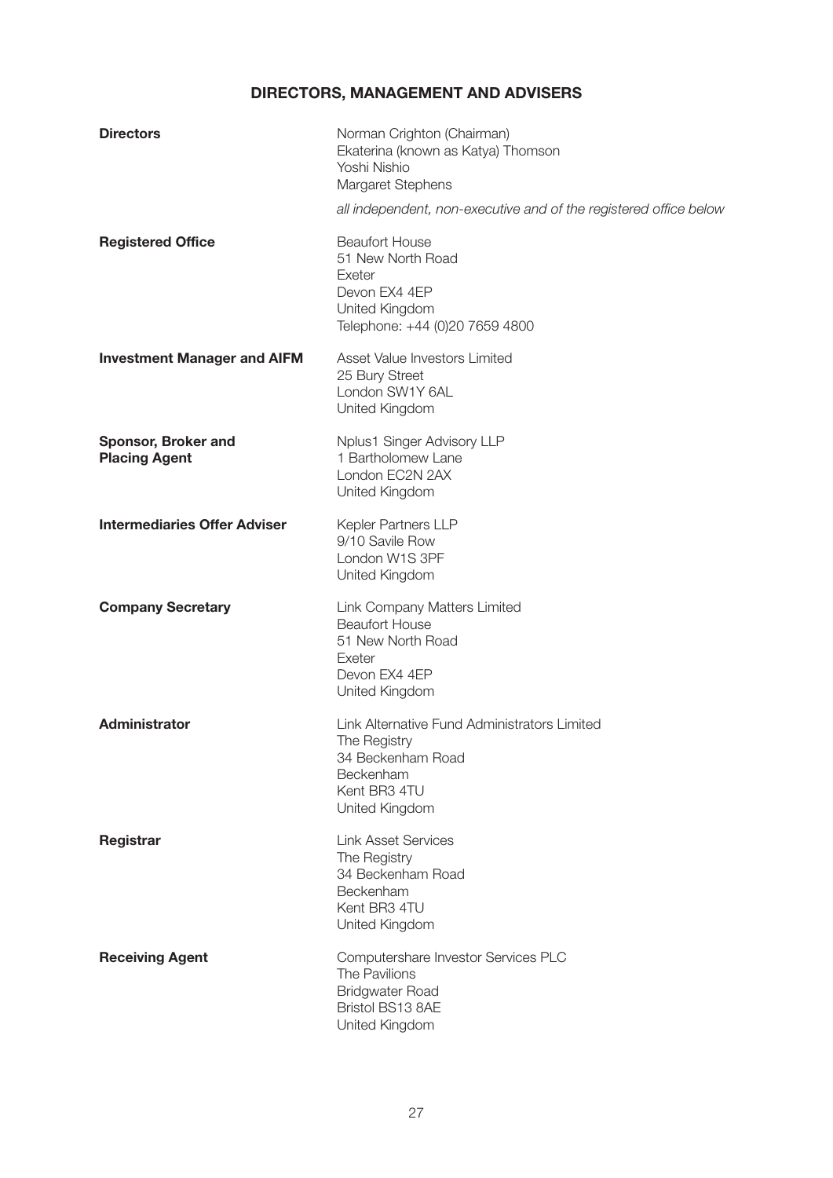## DIRECTORS, MANAGEMENT AND ADVISERS

**Directors**

Norman Crighton (Chairman)
Ekaterina (known as Katya) Thomson
Yoshi Nishio
Margaret Stephens

*all independent, non-executive and of the registered office below*

**Registered Office**

Beaufort House
51 New North Road
Exeter
Devon EX4 4EP
United Kingdom
Telephone: +44 (0)20 7659 4800

**Investment Manager and AIFM**

Asset Value Investors Limited
25 Bury Street
London SW1Y 6AL
United Kingdom

**Sponsor, Broker and Placing Agent**

Nplus1 Singer Advisory LLP
1 Bartholomew Lane
London EC2N 2AX
United Kingdom

**Intermediaries Offer Adviser**

Kepler Partners LLP
9/10 Savile Row
London W1S 3PF
United Kingdom

**Company Secretary**

Link Company Matters Limited
Beaufort House
51 New North Road
Exeter
Devon EX4 4EP
United Kingdom

**Administrator**

Link Alternative Fund Administrators Limited
The Registry
34 Beckenham Road
Beckenham
Kent BR3 4TU
United Kingdom

**Registrar**

Link Asset Services
The Registry
34 Beckenham Road
Beckenham
Kent BR3 4TU
United Kingdom

**Receiving Agent**

Computershare Investor Services PLC
The Pavilions
Bridgwater Road
Bristol BS13 8AE
United Kingdom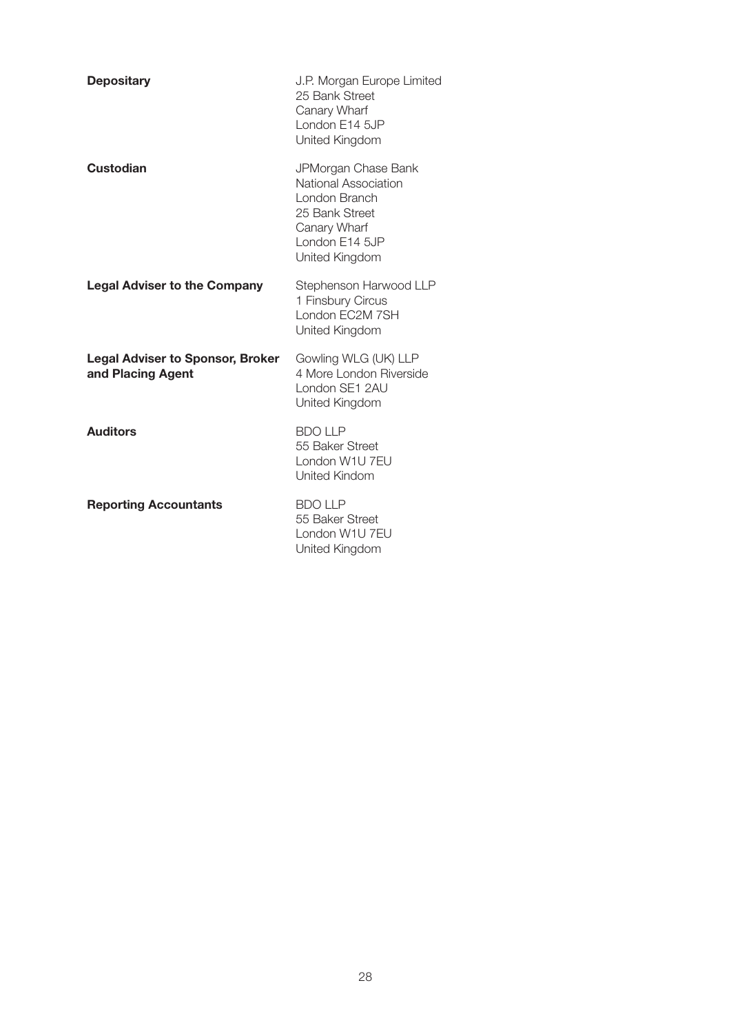**Depositary**

J.P. Morgan Europe Limited
25 Bank Street
Canary Wharf
London E14 5JP
United Kingdom

**Custodian**

JPMorgan Chase Bank
National Association
London Branch
25 Bank Street
Canary Wharf
London E14 5JP
United Kingdom

**Legal Adviser to the Company**

Stephenson Harwood LLP
1 Finsbury Circus
London EC2M 7SH
United Kingdom

**Legal Adviser to Sponsor, Broker and Placing Agent**

Gowling WLG (UK) LLP
4 More London Riverside
London SE1 2AU
United Kingdom

**Auditors**

BDO LLP
55 Baker Street
London W1U 7EU
United Kindom

**Reporting Accountants**

BDO LLP
55 Baker Street
London W1U 7EU
United Kingdom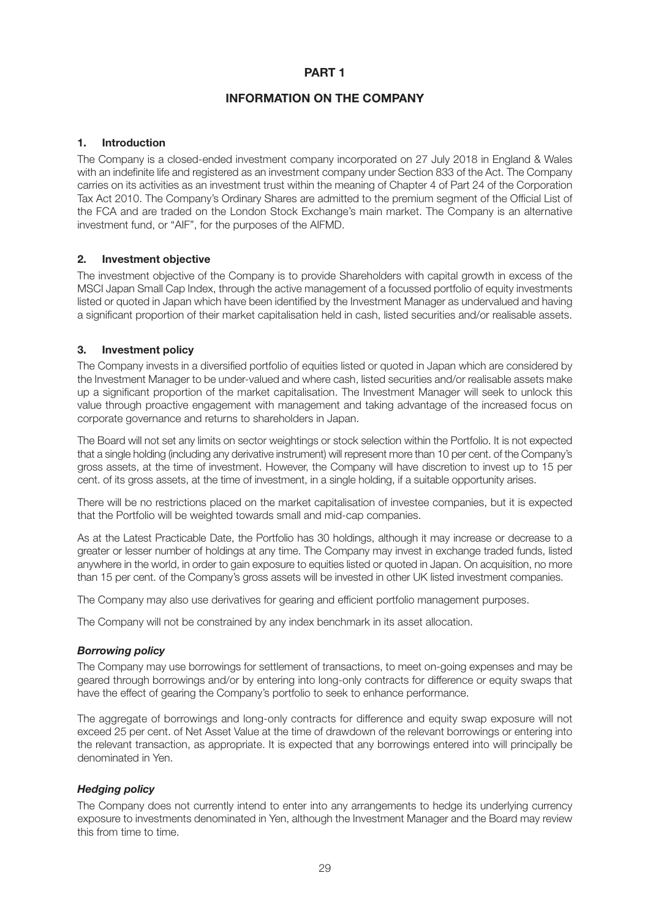# PART 1

## INFORMATION ON THE COMPANY

### 1. Introduction

The Company is a closed-ended investment company incorporated on 27 July 2018 in England & Wales with an indefinite life and registered as an investment company under Section 833 of the Act. The Company carries on its activities as an investment trust within the meaning of Chapter 4 of Part 24 of the Corporation Tax Act 2010. The Company's Ordinary Shares are admitted to the premium segment of the Official List of the FCA and are traded on the London Stock Exchange's main market. The Company is an alternative investment fund, or "AIF", for the purposes of the AIFMD.

### 2. Investment objective

The investment objective of the Company is to provide Shareholders with capital growth in excess of the MSCI Japan Small Cap Index, through the active management of a focussed portfolio of equity investments listed or quoted in Japan which have been identified by the Investment Manager as undervalued and having a significant proportion of their market capitalisation held in cash, listed securities and/or realisable assets.

### 3. Investment policy

The Company invests in a diversified portfolio of equities listed or quoted in Japan which are considered by the Investment Manager to be under-valued and where cash, listed securities and/or realisable assets make up a significant proportion of the market capitalisation. The Investment Manager will seek to unlock this value through proactive engagement with management and taking advantage of the increased focus on corporate governance and returns to shareholders in Japan.

The Board will not set any limits on sector weightings or stock selection within the Portfolio. It is not expected that a single holding (including any derivative instrument) will represent more than 10 per cent. of the Company's gross assets, at the time of investment. However, the Company will have discretion to invest up to 15 per cent. of its gross assets, at the time of investment, in a single holding, if a suitable opportunity arises.

There will be no restrictions placed on the market capitalisation of investee companies, but it is expected that the Portfolio will be weighted towards small and mid-cap companies.

As at the Latest Practicable Date, the Portfolio has 30 holdings, although it may increase or decrease to a greater or lesser number of holdings at any time. The Company may invest in exchange traded funds, listed anywhere in the world, in order to gain exposure to equities listed or quoted in Japan. On acquisition, no more than 15 per cent. of the Company's gross assets will be invested in other UK listed investment companies.

The Company may also use derivatives for gearing and efficient portfolio management purposes.

The Company will not be constrained by any index benchmark in its asset allocation.

#### *Borrowing policy*

The Company may use borrowings for settlement of transactions, to meet on-going expenses and may be geared through borrowings and/or by entering into long-only contracts for difference or equity swaps that have the effect of gearing the Company's portfolio to seek to enhance performance.

The aggregate of borrowings and long-only contracts for difference and equity swap exposure will not exceed 25 per cent. of Net Asset Value at the time of drawdown of the relevant borrowings or entering into the relevant transaction, as appropriate. It is expected that any borrowings entered into will principally be denominated in Yen.

#### *Hedging policy*

The Company does not currently intend to enter into any arrangements to hedge its underlying currency exposure to investments denominated in Yen, although the Investment Manager and the Board may review this from time to time.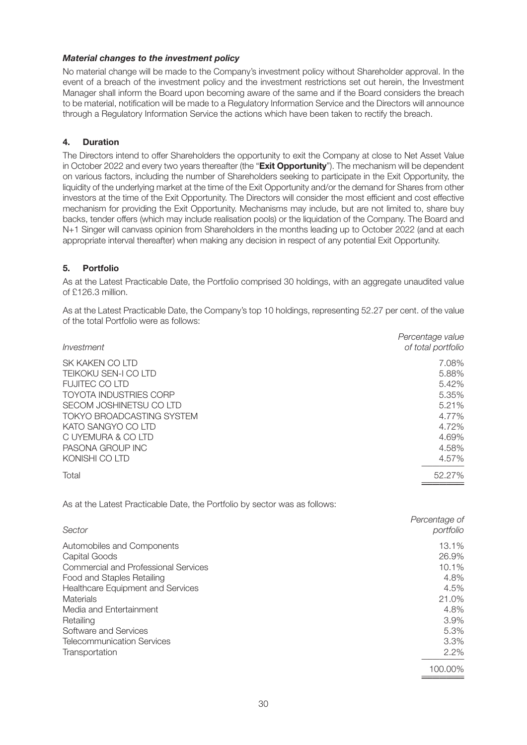***Material changes to the investment policy***

No material change will be made to the Company's investment policy without Shareholder approval. In the event of a breach of the investment policy and the investment restrictions set out herein, the Investment Manager shall inform the Board upon becoming aware of the same and if the Board considers the breach to be material, notification will be made to a Regulatory Information Service and the Directors will announce through a Regulatory Information Service the actions which have been taken to rectify the breach.

## 4. Duration

The Directors intend to offer Shareholders the opportunity to exit the Company at close to Net Asset Value in October 2022 and every two years thereafter (the "**Exit Opportunity**"). The mechanism will be dependent on various factors, including the number of Shareholders seeking to participate in the Exit Opportunity, the liquidity of the underlying market at the time of the Exit Opportunity and/or the demand for Shares from other investors at the time of the Exit Opportunity. The Directors will consider the most efficient and cost effective mechanism for providing the Exit Opportunity. Mechanisms may include, but are not limited to, share buy backs, tender offers (which may include realisation pools) or the liquidation of the Company. The Board and N+1 Singer will canvass opinion from Shareholders in the months leading up to October 2022 (and at each appropriate interval thereafter) when making any decision in respect of any potential Exit Opportunity.

## 5. Portfolio

As at the Latest Practicable Date, the Portfolio comprised 30 holdings, with an aggregate unaudited value of £126.3 million.

As at the Latest Practicable Date, the Company's top 10 holdings, representing 52.27 per cent. of the value of the total Portfolio were as follows:

| *Investment* | *Percentage value of total portfolio* |
|---|---|
| SK KAKEN CO LTD | 7.08% |
| TEIKOKU SEN-I CO LTD | 5.88% |
| FUJITEC CO LTD | 5.42% |
| TOYOTA INDUSTRIES CORP | 5.35% |
| SECOM JOSHINETSU CO LTD | 5.21% |
| TOKYO BROADCASTING SYSTEM | 4.77% |
| KATO SANGYO CO LTD | 4.72% |
| C UYEMURA & CO LTD | 4.69% |
| PASONA GROUP INC | 4.58% |
| KONISHI CO LTD | 4.57% |
| Total | 52.27% |

As at the Latest Practicable Date, the Portfolio by sector was as follows:

| *Sector* | *Percentage of portfolio* |
|---|---|
| Automobiles and Components | 13.1% |
| Capital Goods | 26.9% |
| Commercial and Professional Services | 10.1% |
| Food and Staples Retailing | 4.8% |
| Healthcare Equipment and Services | 4.5% |
| Materials | 21.0% |
| Media and Entertainment | 4.8% |
| Retailing | 3.9% |
| Software and Services | 5.3% |
| Telecommunication Services | 3.3% |
| Transportation | 2.2% |
| | 100.00% |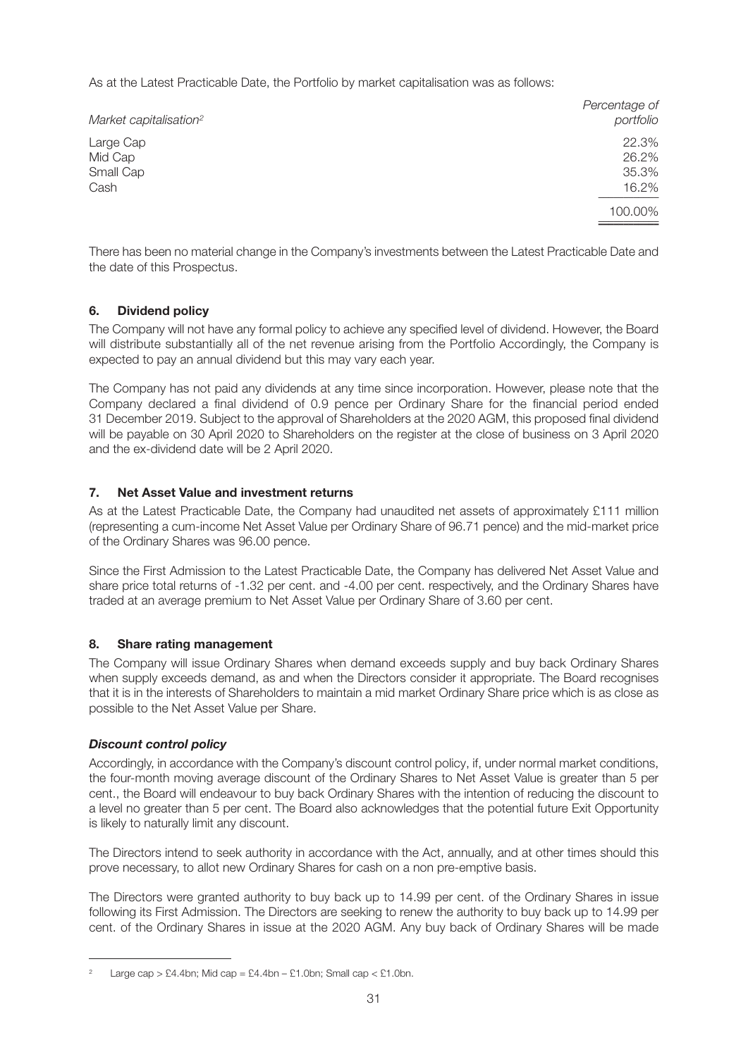As at the Latest Practicable Date, the Portfolio by market capitalisation was as follows:

| *Market capitalisation*[2] | *Percentage of portfolio* |
|---|---|
| Large Cap | 22.3% |
| Mid Cap | 26.2% |
| Small Cap | 35.3% |
| Cash | 16.2% |
| | 100.00% |

There has been no material change in the Company's investments between the Latest Practicable Date and the date of this Prospectus.

## 6. Dividend policy

The Company will not have any formal policy to achieve any specified level of dividend. However, the Board will distribute substantially all of the net revenue arising from the Portfolio Accordingly, the Company is expected to pay an annual dividend but this may vary each year.

The Company has not paid any dividends at any time since incorporation. However, please note that the Company declared a final dividend of 0.9 pence per Ordinary Share for the financial period ended 31 December 2019. Subject to the approval of Shareholders at the 2020 AGM, this proposed final dividend will be payable on 30 April 2020 to Shareholders on the register at the close of business on 3 April 2020 and the ex-dividend date will be 2 April 2020.

## 7. Net Asset Value and investment returns

As at the Latest Practicable Date, the Company had unaudited net assets of approximately £111 million (representing a cum-income Net Asset Value per Ordinary Share of 96.71 pence) and the mid-market price of the Ordinary Shares was 96.00 pence.

Since the First Admission to the Latest Practicable Date, the Company has delivered Net Asset Value and share price total returns of -1.32 per cent. and -4.00 per cent. respectively, and the Ordinary Shares have traded at an average premium to Net Asset Value per Ordinary Share of 3.60 per cent.

## 8. Share rating management

The Company will issue Ordinary Shares when demand exceeds supply and buy back Ordinary Shares when supply exceeds demand, as and when the Directors consider it appropriate. The Board recognises that it is in the interests of Shareholders to maintain a mid market Ordinary Share price which is as close as possible to the Net Asset Value per Share.

### *Discount control policy*

Accordingly, in accordance with the Company's discount control policy, if, under normal market conditions, the four-month moving average discount of the Ordinary Shares to Net Asset Value is greater than 5 per cent., the Board will endeavour to buy back Ordinary Shares with the intention of reducing the discount to a level no greater than 5 per cent. The Board also acknowledges that the potential future Exit Opportunity is likely to naturally limit any discount.

The Directors intend to seek authority in accordance with the Act, annually, and at other times should this prove necessary, to allot new Ordinary Shares for cash on a non pre-emptive basis.

The Directors were granted authority to buy back up to 14.99 per cent. of the Ordinary Shares in issue following its First Admission. The Directors are seeking to renew the authority to buy back up to 14.99 per cent. of the Ordinary Shares in issue at the 2020 AGM. Any buy back of Ordinary Shares will be made

---

[2] Large cap > £4.4bn; Mid cap = £4.4bn – £1.0bn; Small cap < £1.0bn.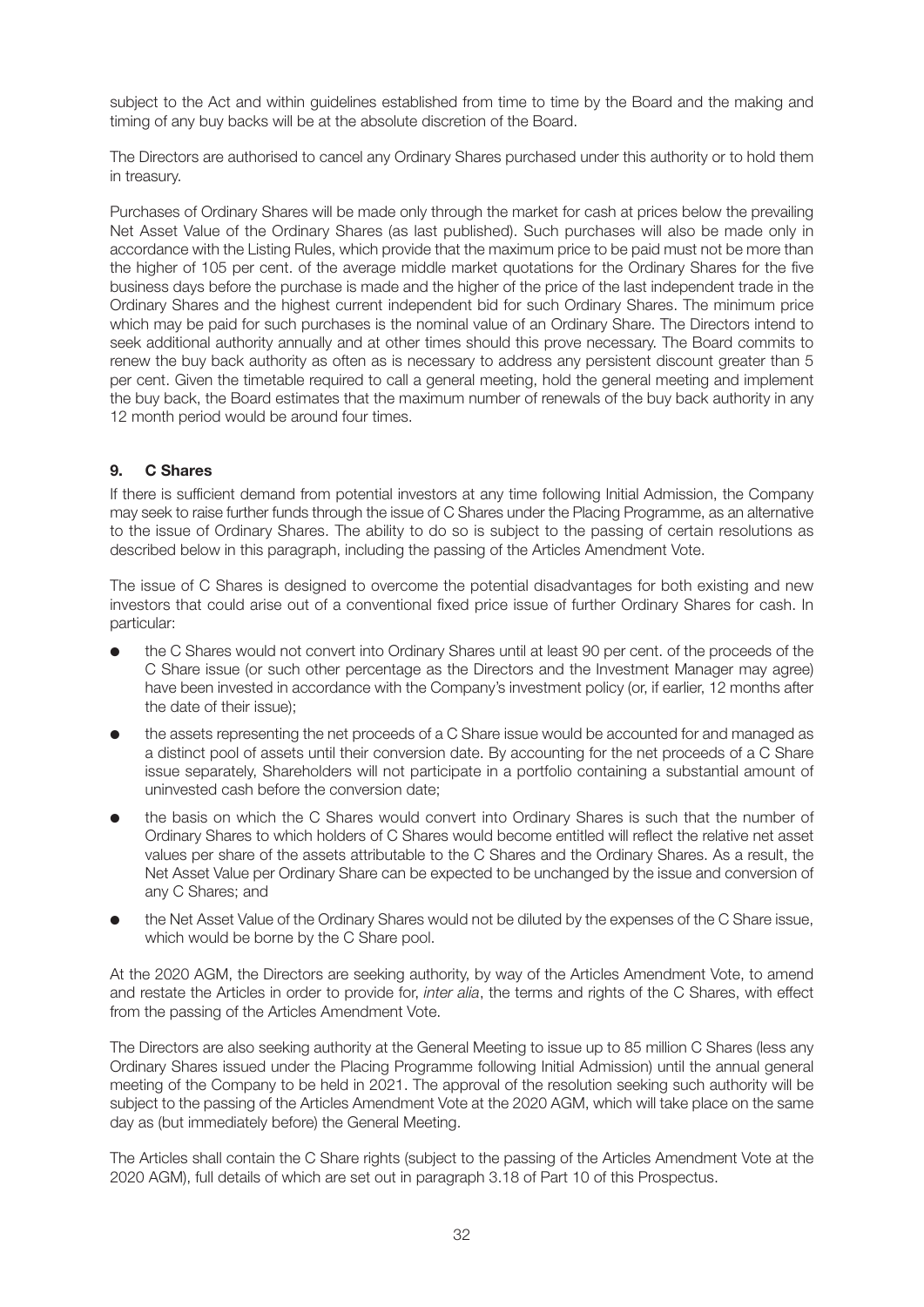subject to the Act and within guidelines established from time to time by the Board and the making and timing of any buy backs will be at the absolute discretion of the Board.

The Directors are authorised to cancel any Ordinary Shares purchased under this authority or to hold them in treasury.

Purchases of Ordinary Shares will be made only through the market for cash at prices below the prevailing Net Asset Value of the Ordinary Shares (as last published). Such purchases will also be made only in accordance with the Listing Rules, which provide that the maximum price to be paid must not be more than the higher of 105 per cent. of the average middle market quotations for the Ordinary Shares for the five business days before the purchase is made and the higher of the price of the last independent trade in the Ordinary Shares and the highest current independent bid for such Ordinary Shares. The minimum price which may be paid for such purchases is the nominal value of an Ordinary Share. The Directors intend to seek additional authority annually and at other times should this prove necessary. The Board commits to renew the buy back authority as often as is necessary to address any persistent discount greater than 5 per cent. Given the timetable required to call a general meeting, hold the general meeting and implement the buy back, the Board estimates that the maximum number of renewals of the buy back authority in any 12 month period would be around four times.

### 9. C Shares

If there is sufficient demand from potential investors at any time following Initial Admission, the Company may seek to raise further funds through the issue of C Shares under the Placing Programme, as an alternative to the issue of Ordinary Shares. The ability to do so is subject to the passing of certain resolutions as described below in this paragraph, including the passing of the Articles Amendment Vote.

The issue of C Shares is designed to overcome the potential disadvantages for both existing and new investors that could arise out of a conventional fixed price issue of further Ordinary Shares for cash. In particular:

- the C Shares would not convert into Ordinary Shares until at least 90 per cent. of the proceeds of the C Share issue (or such other percentage as the Directors and the Investment Manager may agree) have been invested in accordance with the Company's investment policy (or, if earlier, 12 months after the date of their issue);
- the assets representing the net proceeds of a C Share issue would be accounted for and managed as a distinct pool of assets until their conversion date. By accounting for the net proceeds of a C Share issue separately, Shareholders will not participate in a portfolio containing a substantial amount of uninvested cash before the conversion date;
- the basis on which the C Shares would convert into Ordinary Shares is such that the number of Ordinary Shares to which holders of C Shares would become entitled will reflect the relative net asset values per share of the assets attributable to the C Shares and the Ordinary Shares. As a result, the Net Asset Value per Ordinary Share can be expected to be unchanged by the issue and conversion of any C Shares; and
- the Net Asset Value of the Ordinary Shares would not be diluted by the expenses of the C Share issue, which would be borne by the C Share pool.

At the 2020 AGM, the Directors are seeking authority, by way of the Articles Amendment Vote, to amend and restate the Articles in order to provide for, *inter alia*, the terms and rights of the C Shares, with effect from the passing of the Articles Amendment Vote.

The Directors are also seeking authority at the General Meeting to issue up to 85 million C Shares (less any Ordinary Shares issued under the Placing Programme following Initial Admission) until the annual general meeting of the Company to be held in 2021. The approval of the resolution seeking such authority will be subject to the passing of the Articles Amendment Vote at the 2020 AGM, which will take place on the same day as (but immediately before) the General Meeting.

The Articles shall contain the C Share rights (subject to the passing of the Articles Amendment Vote at the 2020 AGM), full details of which are set out in paragraph 3.18 of Part 10 of this Prospectus.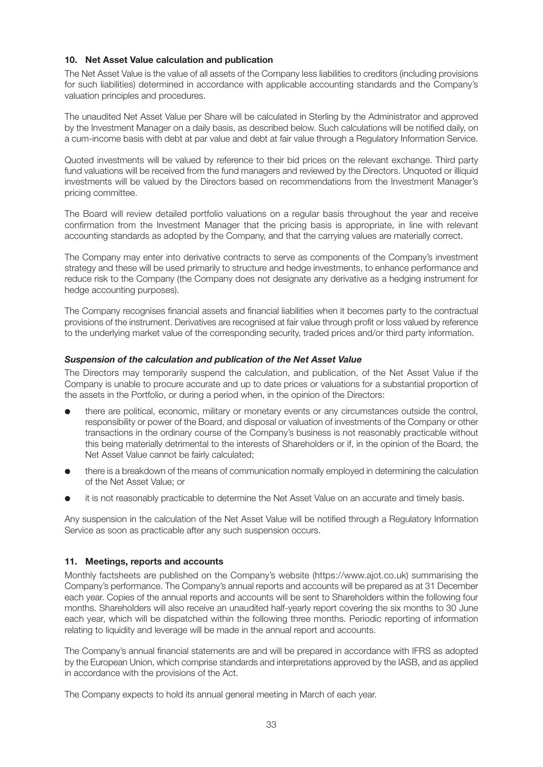## 10. Net Asset Value calculation and publication

The Net Asset Value is the value of all assets of the Company less liabilities to creditors (including provisions for such liabilities) determined in accordance with applicable accounting standards and the Company's valuation principles and procedures.

The unaudited Net Asset Value per Share will be calculated in Sterling by the Administrator and approved by the Investment Manager on a daily basis, as described below. Such calculations will be notified daily, on a cum-income basis with debt at par value and debt at fair value through a Regulatory Information Service.

Quoted investments will be valued by reference to their bid prices on the relevant exchange. Third party fund valuations will be received from the fund managers and reviewed by the Directors. Unquoted or illiquid investments will be valued by the Directors based on recommendations from the Investment Manager's pricing committee.

The Board will review detailed portfolio valuations on a regular basis throughout the year and receive confirmation from the Investment Manager that the pricing basis is appropriate, in line with relevant accounting standards as adopted by the Company, and that the carrying values are materially correct.

The Company may enter into derivative contracts to serve as components of the Company's investment strategy and these will be used primarily to structure and hedge investments, to enhance performance and reduce risk to the Company (the Company does not designate any derivative as a hedging instrument for hedge accounting purposes).

The Company recognises financial assets and financial liabilities when it becomes party to the contractual provisions of the instrument. Derivatives are recognised at fair value through profit or loss valued by reference to the underlying market value of the corresponding security, traded prices and/or third party information.

### *Suspension of the calculation and publication of the Net Asset Value*

The Directors may temporarily suspend the calculation, and publication, of the Net Asset Value if the Company is unable to procure accurate and up to date prices or valuations for a substantial proportion of the assets in the Portfolio, or during a period when, in the opinion of the Directors:

- there are political, economic, military or monetary events or any circumstances outside the control, responsibility or power of the Board, and disposal or valuation of investments of the Company or other transactions in the ordinary course of the Company's business is not reasonably practicable without this being materially detrimental to the interests of Shareholders or if, in the opinion of the Board, the Net Asset Value cannot be fairly calculated;
- there is a breakdown of the means of communication normally employed in determining the calculation of the Net Asset Value; or
- it is not reasonably practicable to determine the Net Asset Value on an accurate and timely basis.

Any suspension in the calculation of the Net Asset Value will be notified through a Regulatory Information Service as soon as practicable after any such suspension occurs.

## 11. Meetings, reports and accounts

Monthly factsheets are published on the Company's website (https://www.ajot.co.uk) summarising the Company's performance. The Company's annual reports and accounts will be prepared as at 31 December each year. Copies of the annual reports and accounts will be sent to Shareholders within the following four months. Shareholders will also receive an unaudited half-yearly report covering the six months to 30 June each year, which will be dispatched within the following three months. Periodic reporting of information relating to liquidity and leverage will be made in the annual report and accounts.

The Company's annual financial statements are and will be prepared in accordance with IFRS as adopted by the European Union, which comprise standards and interpretations approved by the IASB, and as applied in accordance with the provisions of the Act.

The Company expects to hold its annual general meeting in March of each year.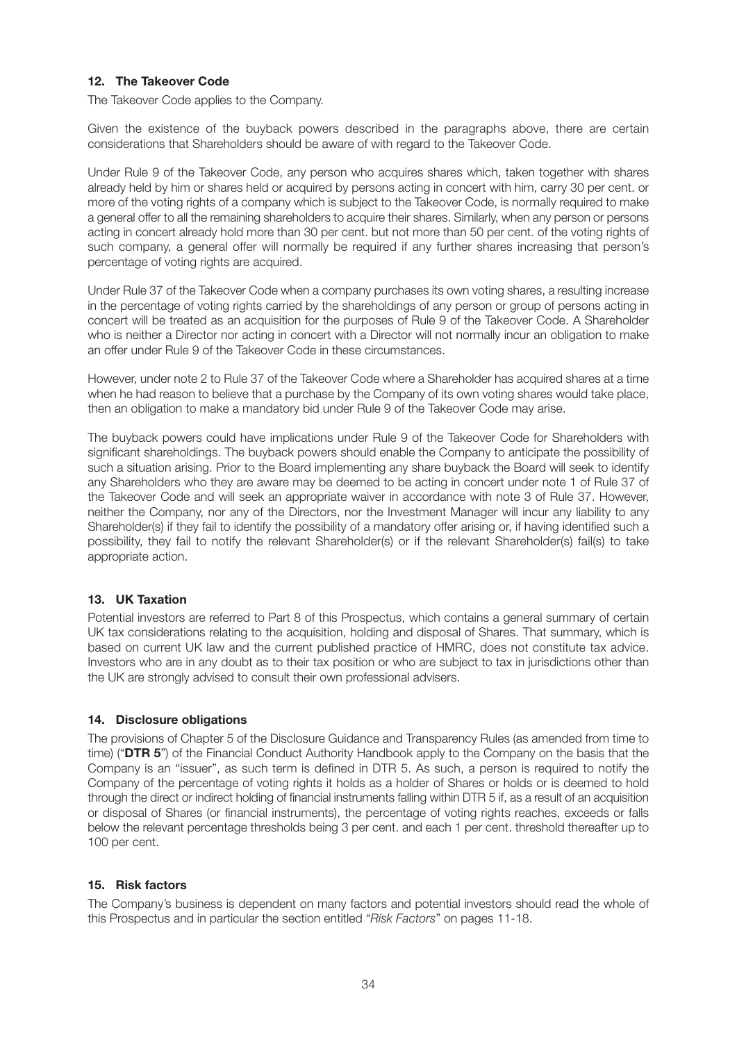### 12. The Takeover Code

The Takeover Code applies to the Company.

Given the existence of the buyback powers described in the paragraphs above, there are certain considerations that Shareholders should be aware of with regard to the Takeover Code.

Under Rule 9 of the Takeover Code, any person who acquires shares which, taken together with shares already held by him or shares held or acquired by persons acting in concert with him, carry 30 per cent. or more of the voting rights of a company which is subject to the Takeover Code, is normally required to make a general offer to all the remaining shareholders to acquire their shares. Similarly, when any person or persons acting in concert already hold more than 30 per cent. but not more than 50 per cent. of the voting rights of such company, a general offer will normally be required if any further shares increasing that person's percentage of voting rights are acquired.

Under Rule 37 of the Takeover Code when a company purchases its own voting shares, a resulting increase in the percentage of voting rights carried by the shareholdings of any person or group of persons acting in concert will be treated as an acquisition for the purposes of Rule 9 of the Takeover Code. A Shareholder who is neither a Director nor acting in concert with a Director will not normally incur an obligation to make an offer under Rule 9 of the Takeover Code in these circumstances.

However, under note 2 to Rule 37 of the Takeover Code where a Shareholder has acquired shares at a time when he had reason to believe that a purchase by the Company of its own voting shares would take place, then an obligation to make a mandatory bid under Rule 9 of the Takeover Code may arise.

The buyback powers could have implications under Rule 9 of the Takeover Code for Shareholders with significant shareholdings. The buyback powers should enable the Company to anticipate the possibility of such a situation arising. Prior to the Board implementing any share buyback the Board will seek to identify any Shareholders who they are aware may be deemed to be acting in concert under note 1 of Rule 37 of the Takeover Code and will seek an appropriate waiver in accordance with note 3 of Rule 37. However, neither the Company, nor any of the Directors, nor the Investment Manager will incur any liability to any Shareholder(s) if they fail to identify the possibility of a mandatory offer arising or, if having identified such a possibility, they fail to notify the relevant Shareholder(s) or if the relevant Shareholder(s) fail(s) to take appropriate action.

### 13. UK Taxation

Potential investors are referred to Part 8 of this Prospectus, which contains a general summary of certain UK tax considerations relating to the acquisition, holding and disposal of Shares. That summary, which is based on current UK law and the current published practice of HMRC, does not constitute tax advice. Investors who are in any doubt as to their tax position or who are subject to tax in jurisdictions other than the UK are strongly advised to consult their own professional advisers.

### 14. Disclosure obligations

The provisions of Chapter 5 of the Disclosure Guidance and Transparency Rules (as amended from time to time) ("**DTR 5**") of the Financial Conduct Authority Handbook apply to the Company on the basis that the Company is an "issuer", as such term is defined in DTR 5. As such, a person is required to notify the Company of the percentage of voting rights it holds as a holder of Shares or holds or is deemed to hold through the direct or indirect holding of financial instruments falling within DTR 5 if, as a result of an acquisition or disposal of Shares (or financial instruments), the percentage of voting rights reaches, exceeds or falls below the relevant percentage thresholds being 3 per cent. and each 1 per cent. threshold thereafter up to 100 per cent.

### 15. Risk factors

The Company's business is dependent on many factors and potential investors should read the whole of this Prospectus and in particular the section entitled "*Risk Factors*" on pages 11-18.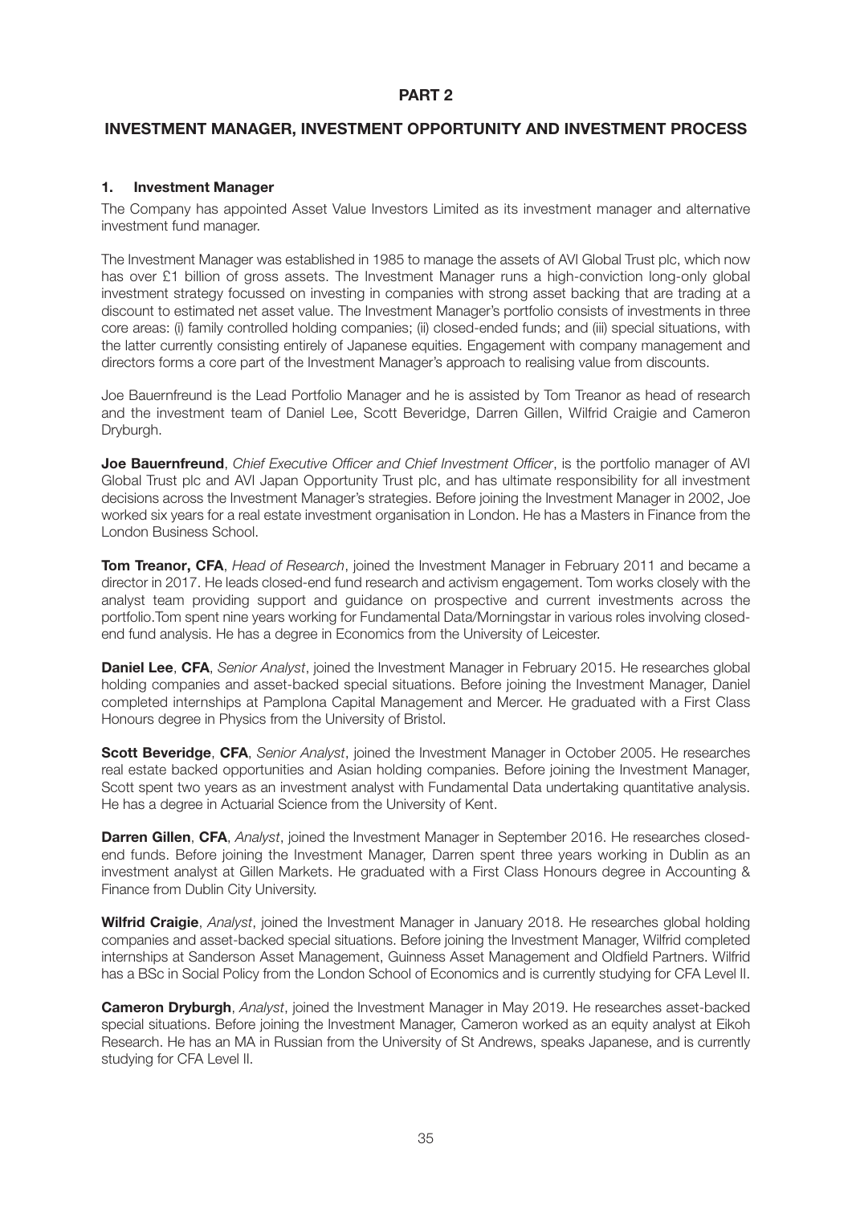# PART 2

## INVESTMENT MANAGER, INVESTMENT OPPORTUNITY AND INVESTMENT PROCESS

### 1. Investment Manager

The Company has appointed Asset Value Investors Limited as its investment manager and alternative investment fund manager.

The Investment Manager was established in 1985 to manage the assets of AVI Global Trust plc, which now has over £1 billion of gross assets. The Investment Manager runs a high-conviction long-only global investment strategy focussed on investing in companies with strong asset backing that are trading at a discount to estimated net asset value. The Investment Manager's portfolio consists of investments in three core areas: (i) family controlled holding companies; (ii) closed-ended funds; and (iii) special situations, with the latter currently consisting entirely of Japanese equities. Engagement with company management and directors forms a core part of the Investment Manager's approach to realising value from discounts.

Joe Bauernfreund is the Lead Portfolio Manager and he is assisted by Tom Treanor as head of research and the investment team of Daniel Lee, Scott Beveridge, Darren Gillen, Wilfrid Craigie and Cameron Dryburgh.

**Joe Bauernfreund**, *Chief Executive Officer and Chief Investment Officer*, is the portfolio manager of AVI Global Trust plc and AVI Japan Opportunity Trust plc, and has ultimate responsibility for all investment decisions across the Investment Manager's strategies. Before joining the Investment Manager in 2002, Joe worked six years for a real estate investment organisation in London. He has a Masters in Finance from the London Business School.

**Tom Treanor, CFA**, *Head of Research*, joined the Investment Manager in February 2011 and became a director in 2017. He leads closed-end fund research and activism engagement. Tom works closely with the analyst team providing support and guidance on prospective and current investments across the portfolio.Tom spent nine years working for Fundamental Data/Morningstar in various roles involving closed-end fund analysis. He has a degree in Economics from the University of Leicester.

**Daniel Lee**, **CFA**, *Senior Analyst*, joined the Investment Manager in February 2015. He researches global holding companies and asset-backed special situations. Before joining the Investment Manager, Daniel completed internships at Pamplona Capital Management and Mercer. He graduated with a First Class Honours degree in Physics from the University of Bristol.

**Scott Beveridge**, **CFA**, *Senior Analyst*, joined the Investment Manager in October 2005. He researches real estate backed opportunities and Asian holding companies. Before joining the Investment Manager, Scott spent two years as an investment analyst with Fundamental Data undertaking quantitative analysis. He has a degree in Actuarial Science from the University of Kent.

**Darren Gillen**, **CFA**, *Analyst*, joined the Investment Manager in September 2016. He researches closed-end funds. Before joining the Investment Manager, Darren spent three years working in Dublin as an investment analyst at Gillen Markets. He graduated with a First Class Honours degree in Accounting & Finance from Dublin City University.

**Wilfrid Craigie**, *Analyst*, joined the Investment Manager in January 2018. He researches global holding companies and asset-backed special situations. Before joining the Investment Manager, Wilfrid completed internships at Sanderson Asset Management, Guinness Asset Management and Oldfield Partners. Wilfrid has a BSc in Social Policy from the London School of Economics and is currently studying for CFA Level II.

**Cameron Dryburgh**, *Analyst*, joined the Investment Manager in May 2019. He researches asset-backed special situations. Before joining the Investment Manager, Cameron worked as an equity analyst at Eikoh Research. He has an MA in Russian from the University of St Andrews, speaks Japanese, and is currently studying for CFA Level II.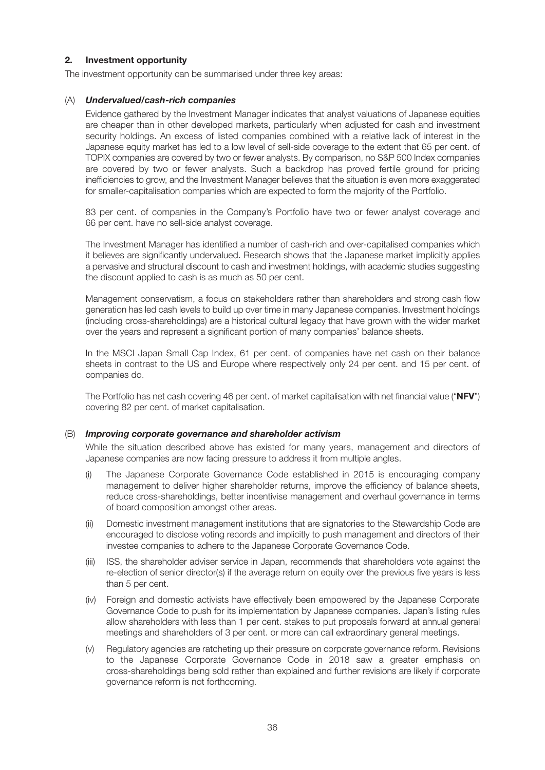## 2. Investment opportunity

The investment opportunity can be summarised under three key areas:

### (A) *Undervalued/cash-rich companies*

Evidence gathered by the Investment Manager indicates that analyst valuations of Japanese equities are cheaper than in other developed markets, particularly when adjusted for cash and investment security holdings. An excess of listed companies combined with a relative lack of interest in the Japanese equity market has led to a low level of sell-side coverage to the extent that 65 per cent. of TOPIX companies are covered by two or fewer analysts. By comparison, no S&P 500 Index companies are covered by two or fewer analysts. Such a backdrop has proved fertile ground for pricing inefficiencies to grow, and the Investment Manager believes that the situation is even more exaggerated for smaller-capitalisation companies which are expected to form the majority of the Portfolio.

83 per cent. of companies in the Company's Portfolio have two or fewer analyst coverage and 66 per cent. have no sell-side analyst coverage.

The Investment Manager has identified a number of cash-rich and over-capitalised companies which it believes are significantly undervalued. Research shows that the Japanese market implicitly applies a pervasive and structural discount to cash and investment holdings, with academic studies suggesting the discount applied to cash is as much as 50 per cent.

Management conservatism, a focus on stakeholders rather than shareholders and strong cash flow generation has led cash levels to build up over time in many Japanese companies. Investment holdings (including cross-shareholdings) are a historical cultural legacy that have grown with the wider market over the years and represent a significant portion of many companies' balance sheets.

In the MSCI Japan Small Cap Index, 61 per cent. of companies have net cash on their balance sheets in contrast to the US and Europe where respectively only 24 per cent. and 15 per cent. of companies do.

The Portfolio has net cash covering 46 per cent. of market capitalisation with net financial value ("**NFV**") covering 82 per cent. of market capitalisation.

### (B) *Improving corporate governance and shareholder activism*

While the situation described above has existed for many years, management and directors of Japanese companies are now facing pressure to address it from multiple angles.

(i) The Japanese Corporate Governance Code established in 2015 is encouraging company management to deliver higher shareholder returns, improve the efficiency of balance sheets, reduce cross-shareholdings, better incentivise management and overhaul governance in terms of board composition amongst other areas.

(ii) Domestic investment management institutions that are signatories to the Stewardship Code are encouraged to disclose voting records and implicitly to push management and directors of their investee companies to adhere to the Japanese Corporate Governance Code.

(iii) ISS, the shareholder adviser service in Japan, recommends that shareholders vote against the re-election of senior director(s) if the average return on equity over the previous five years is less than 5 per cent.

(iv) Foreign and domestic activists have effectively been empowered by the Japanese Corporate Governance Code to push for its implementation by Japanese companies. Japan's listing rules allow shareholders with less than 1 per cent. stakes to put proposals forward at annual general meetings and shareholders of 3 per cent. or more can call extraordinary general meetings.

(v) Regulatory agencies are ratcheting up their pressure on corporate governance reform. Revisions to the Japanese Corporate Governance Code in 2018 saw a greater emphasis on cross-shareholdings being sold rather than explained and further revisions are likely if corporate governance reform is not forthcoming.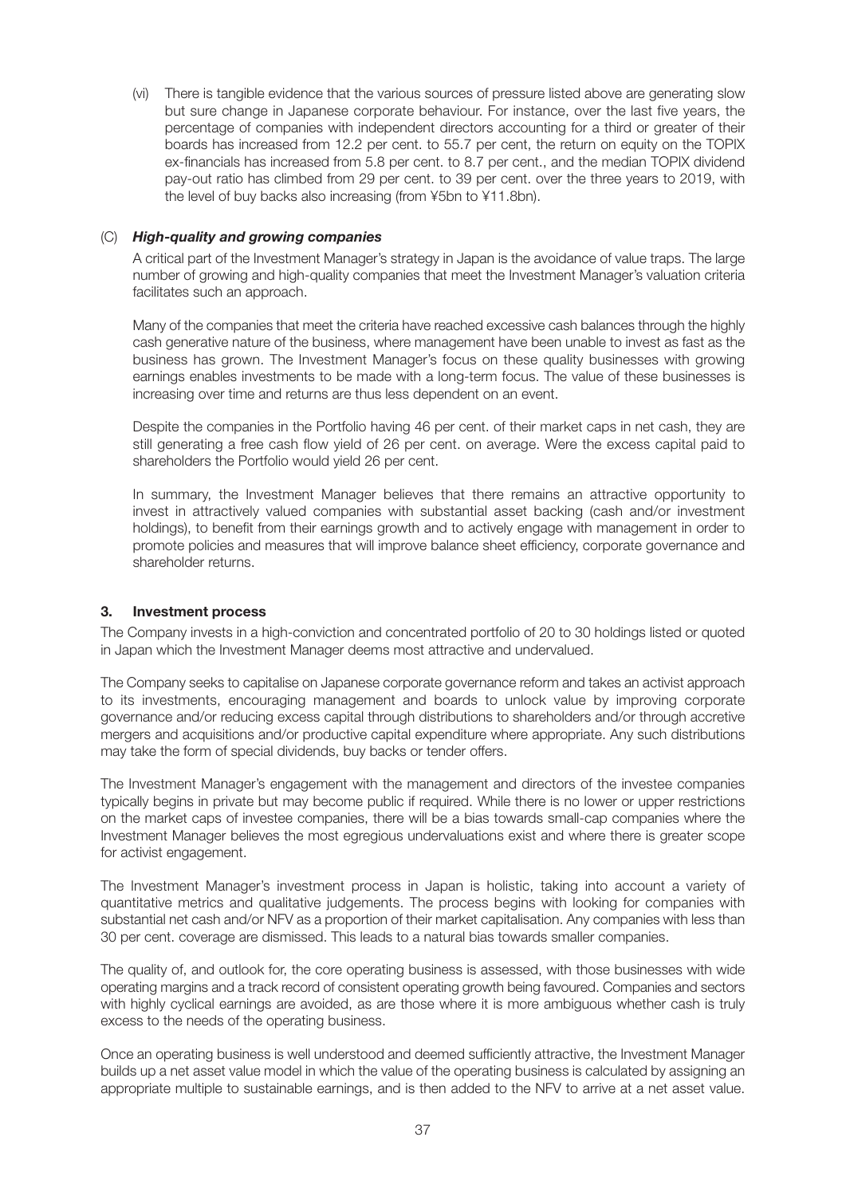(vi) There is tangible evidence that the various sources of pressure listed above are generating slow but sure change in Japanese corporate behaviour. For instance, over the last five years, the percentage of companies with independent directors accounting for a third or greater of their boards has increased from 12.2 per cent. to 55.7 per cent, the return on equity on the TOPIX ex-financials has increased from 5.8 per cent. to 8.7 per cent., and the median TOPIX dividend pay-out ratio has climbed from 29 per cent. to 39 per cent. over the three years to 2019, with the level of buy backs also increasing (from ¥5bn to ¥11.8bn).

(C) ***High-quality and growing companies***

A critical part of the Investment Manager's strategy in Japan is the avoidance of value traps. The large number of growing and high-quality companies that meet the Investment Manager's valuation criteria facilitates such an approach.

Many of the companies that meet the criteria have reached excessive cash balances through the highly cash generative nature of the business, where management have been unable to invest as fast as the business has grown. The Investment Manager's focus on these quality businesses with growing earnings enables investments to be made with a long-term focus. The value of these businesses is increasing over time and returns are thus less dependent on an event.

Despite the companies in the Portfolio having 46 per cent. of their market caps in net cash, they are still generating a free cash flow yield of 26 per cent. on average. Were the excess capital paid to shareholders the Portfolio would yield 26 per cent.

In summary, the Investment Manager believes that there remains an attractive opportunity to invest in attractively valued companies with substantial asset backing (cash and/or investment holdings), to benefit from their earnings growth and to actively engage with management in order to promote policies and measures that will improve balance sheet efficiency, corporate governance and shareholder returns.

### 3. Investment process

The Company invests in a high-conviction and concentrated portfolio of 20 to 30 holdings listed or quoted in Japan which the Investment Manager deems most attractive and undervalued.

The Company seeks to capitalise on Japanese corporate governance reform and takes an activist approach to its investments, encouraging management and boards to unlock value by improving corporate governance and/or reducing excess capital through distributions to shareholders and/or through accretive mergers and acquisitions and/or productive capital expenditure where appropriate. Any such distributions may take the form of special dividends, buy backs or tender offers.

The Investment Manager's engagement with the management and directors of the investee companies typically begins in private but may become public if required. While there is no lower or upper restrictions on the market caps of investee companies, there will be a bias towards small-cap companies where the Investment Manager believes the most egregious undervaluations exist and where there is greater scope for activist engagement.

The Investment Manager's investment process in Japan is holistic, taking into account a variety of quantitative metrics and qualitative judgements. The process begins with looking for companies with substantial net cash and/or NFV as a proportion of their market capitalisation. Any companies with less than 30 per cent. coverage are dismissed. This leads to a natural bias towards smaller companies.

The quality of, and outlook for, the core operating business is assessed, with those businesses with wide operating margins and a track record of consistent operating growth being favoured. Companies and sectors with highly cyclical earnings are avoided, as are those where it is more ambiguous whether cash is truly excess to the needs of the operating business.

Once an operating business is well understood and deemed sufficiently attractive, the Investment Manager builds up a net asset value model in which the value of the operating business is calculated by assigning an appropriate multiple to sustainable earnings, and is then added to the NFV to arrive at a net asset value.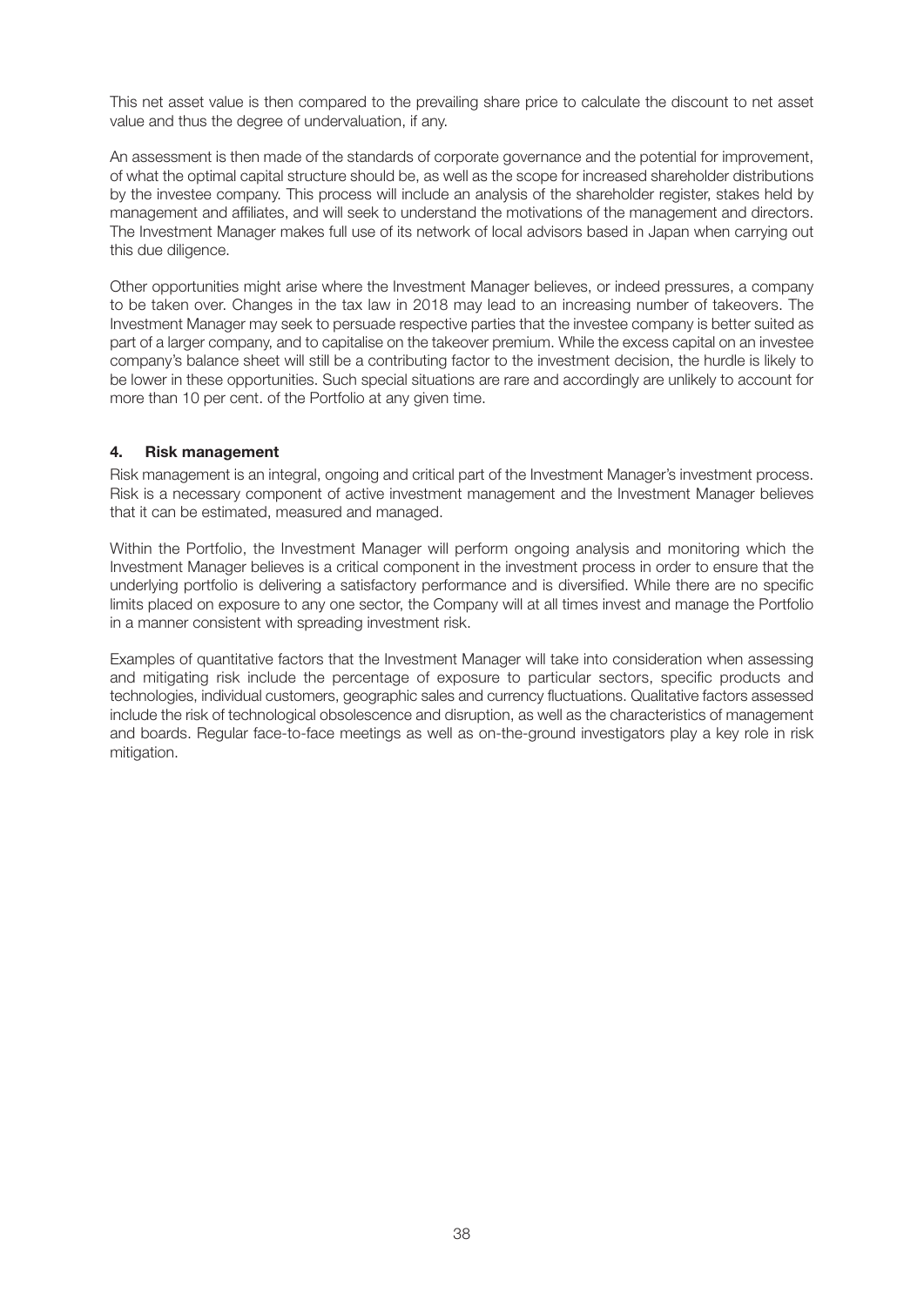This net asset value is then compared to the prevailing share price to calculate the discount to net asset value and thus the degree of undervaluation, if any.

An assessment is then made of the standards of corporate governance and the potential for improvement, of what the optimal capital structure should be, as well as the scope for increased shareholder distributions by the investee company. This process will include an analysis of the shareholder register, stakes held by management and affiliates, and will seek to understand the motivations of the management and directors. The Investment Manager makes full use of its network of local advisors based in Japan when carrying out this due diligence.

Other opportunities might arise where the Investment Manager believes, or indeed pressures, a company to be taken over. Changes in the tax law in 2018 may lead to an increasing number of takeovers. The Investment Manager may seek to persuade respective parties that the investee company is better suited as part of a larger company, and to capitalise on the takeover premium. While the excess capital on an investee company's balance sheet will still be a contributing factor to the investment decision, the hurdle is likely to be lower in these opportunities. Such special situations are rare and accordingly are unlikely to account for more than 10 per cent. of the Portfolio at any given time.

#### 4. Risk management

Risk management is an integral, ongoing and critical part of the Investment Manager's investment process. Risk is a necessary component of active investment management and the Investment Manager believes that it can be estimated, measured and managed.

Within the Portfolio, the Investment Manager will perform ongoing analysis and monitoring which the Investment Manager believes is a critical component in the investment process in order to ensure that the underlying portfolio is delivering a satisfactory performance and is diversified. While there are no specific limits placed on exposure to any one sector, the Company will at all times invest and manage the Portfolio in a manner consistent with spreading investment risk.

Examples of quantitative factors that the Investment Manager will take into consideration when assessing and mitigating risk include the percentage of exposure to particular sectors, specific products and technologies, individual customers, geographic sales and currency fluctuations. Qualitative factors assessed include the risk of technological obsolescence and disruption, as well as the characteristics of management and boards. Regular face-to-face meetings as well as on-the-ground investigators play a key role in risk mitigation.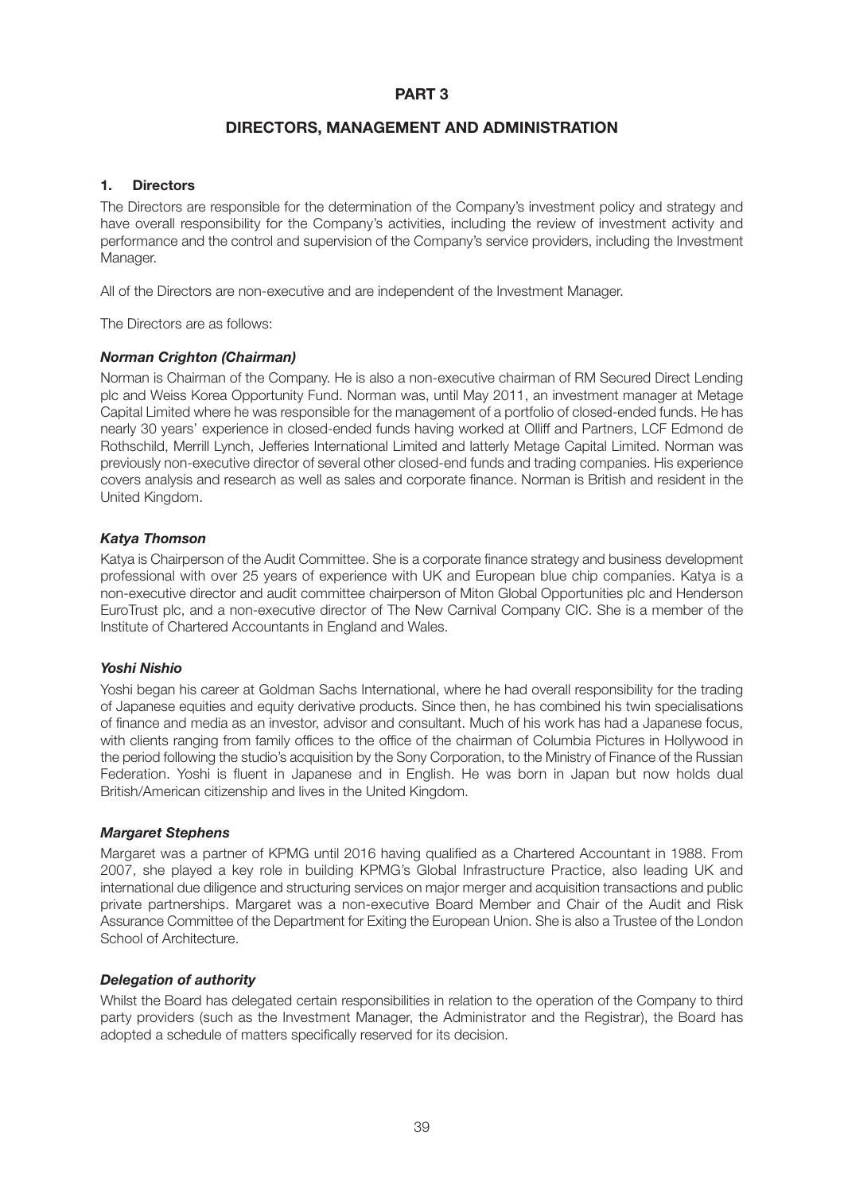# PART 3

## DIRECTORS, MANAGEMENT AND ADMINISTRATION

### 1. Directors

The Directors are responsible for the determination of the Company's investment policy and strategy and have overall responsibility for the Company's activities, including the review of investment activity and performance and the control and supervision of the Company's service providers, including the Investment Manager.

All of the Directors are non-executive and are independent of the Investment Manager.

The Directors are as follows:

***Norman Crighton (Chairman)***

Norman is Chairman of the Company. He is also a non-executive chairman of RM Secured Direct Lending plc and Weiss Korea Opportunity Fund. Norman was, until May 2011, an investment manager at Metage Capital Limited where he was responsible for the management of a portfolio of closed-ended funds. He has nearly 30 years' experience in closed-ended funds having worked at Olliff and Partners, LCF Edmond de Rothschild, Merrill Lynch, Jefferies International Limited and latterly Metage Capital Limited. Norman was previously non-executive director of several other closed-end funds and trading companies. His experience covers analysis and research as well as sales and corporate finance. Norman is British and resident in the United Kingdom.

***Katya Thomson***

Katya is Chairperson of the Audit Committee. She is a corporate finance strategy and business development professional with over 25 years of experience with UK and European blue chip companies. Katya is a non-executive director and audit committee chairperson of Miton Global Opportunities plc and Henderson EuroTrust plc, and a non-executive director of The New Carnival Company CIC. She is a member of the Institute of Chartered Accountants in England and Wales.

***Yoshi Nishio***

Yoshi began his career at Goldman Sachs International, where he had overall responsibility for the trading of Japanese equities and equity derivative products. Since then, he has combined his twin specialisations of finance and media as an investor, advisor and consultant. Much of his work has had a Japanese focus, with clients ranging from family offices to the office of the chairman of Columbia Pictures in Hollywood in the period following the studio's acquisition by the Sony Corporation, to the Ministry of Finance of the Russian Federation. Yoshi is fluent in Japanese and in English. He was born in Japan but now holds dual British/American citizenship and lives in the United Kingdom.

***Margaret Stephens***

Margaret was a partner of KPMG until 2016 having qualified as a Chartered Accountant in 1988. From 2007, she played a key role in building KPMG's Global Infrastructure Practice, also leading UK and international due diligence and structuring services on major merger and acquisition transactions and public private partnerships. Margaret was a non-executive Board Member and Chair of the Audit and Risk Assurance Committee of the Department for Exiting the European Union. She is also a Trustee of the London School of Architecture.

***Delegation of authority***

Whilst the Board has delegated certain responsibilities in relation to the operation of the Company to third party providers (such as the Investment Manager, the Administrator and the Registrar), the Board has adopted a schedule of matters specifically reserved for its decision.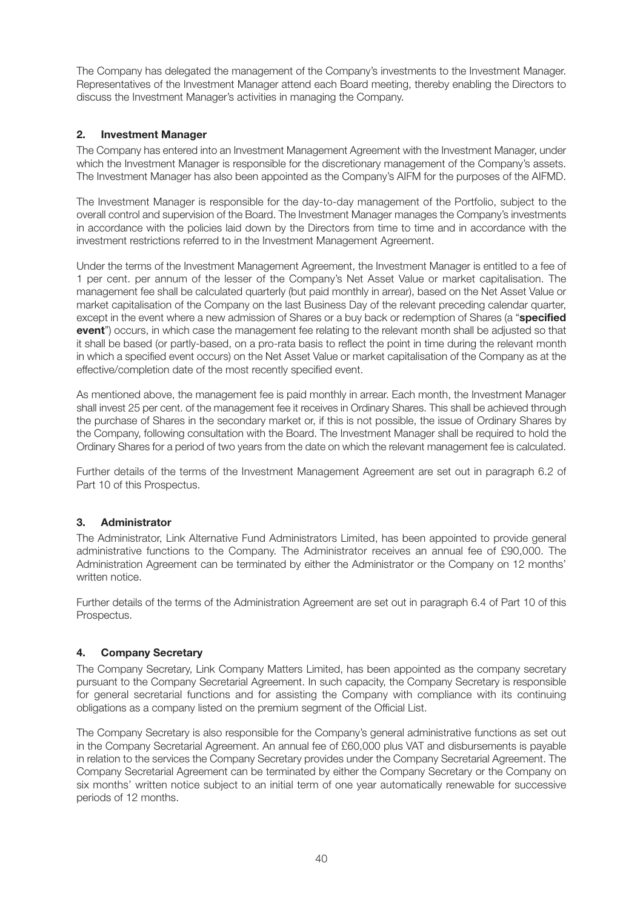The Company has delegated the management of the Company's investments to the Investment Manager. Representatives of the Investment Manager attend each Board meeting, thereby enabling the Directors to discuss the Investment Manager's activities in managing the Company.

## 2. Investment Manager

The Company has entered into an Investment Management Agreement with the Investment Manager, under which the Investment Manager is responsible for the discretionary management of the Company's assets. The Investment Manager has also been appointed as the Company's AIFM for the purposes of the AIFMD.

The Investment Manager is responsible for the day-to-day management of the Portfolio, subject to the overall control and supervision of the Board. The Investment Manager manages the Company's investments in accordance with the policies laid down by the Directors from time to time and in accordance with the investment restrictions referred to in the Investment Management Agreement.

Under the terms of the Investment Management Agreement, the Investment Manager is entitled to a fee of 1 per cent. per annum of the lesser of the Company's Net Asset Value or market capitalisation. The management fee shall be calculated quarterly (but paid monthly in arrear), based on the Net Asset Value or market capitalisation of the Company on the last Business Day of the relevant preceding calendar quarter, except in the event where a new admission of Shares or a buy back or redemption of Shares (a "**specified event**") occurs, in which case the management fee relating to the relevant month shall be adjusted so that it shall be based (or partly-based, on a pro-rata basis to reflect the point in time during the relevant month in which a specified event occurs) on the Net Asset Value or market capitalisation of the Company as at the effective/completion date of the most recently specified event.

As mentioned above, the management fee is paid monthly in arrear. Each month, the Investment Manager shall invest 25 per cent. of the management fee it receives in Ordinary Shares. This shall be achieved through the purchase of Shares in the secondary market or, if this is not possible, the issue of Ordinary Shares by the Company, following consultation with the Board. The Investment Manager shall be required to hold the Ordinary Shares for a period of two years from the date on which the relevant management fee is calculated.

Further details of the terms of the Investment Management Agreement are set out in paragraph 6.2 of Part 10 of this Prospectus.

## 3. Administrator

The Administrator, Link Alternative Fund Administrators Limited, has been appointed to provide general administrative functions to the Company. The Administrator receives an annual fee of £90,000. The Administration Agreement can be terminated by either the Administrator or the Company on 12 months' written notice.

Further details of the terms of the Administration Agreement are set out in paragraph 6.4 of Part 10 of this Prospectus.

## 4. Company Secretary

The Company Secretary, Link Company Matters Limited, has been appointed as the company secretary pursuant to the Company Secretarial Agreement. In such capacity, the Company Secretary is responsible for general secretarial functions and for assisting the Company with compliance with its continuing obligations as a company listed on the premium segment of the Official List.

The Company Secretary is also responsible for the Company's general administrative functions as set out in the Company Secretarial Agreement. An annual fee of £60,000 plus VAT and disbursements is payable in relation to the services the Company Secretary provides under the Company Secretarial Agreement. The Company Secretarial Agreement can be terminated by either the Company Secretary or the Company on six months' written notice subject to an initial term of one year automatically renewable for successive periods of 12 months.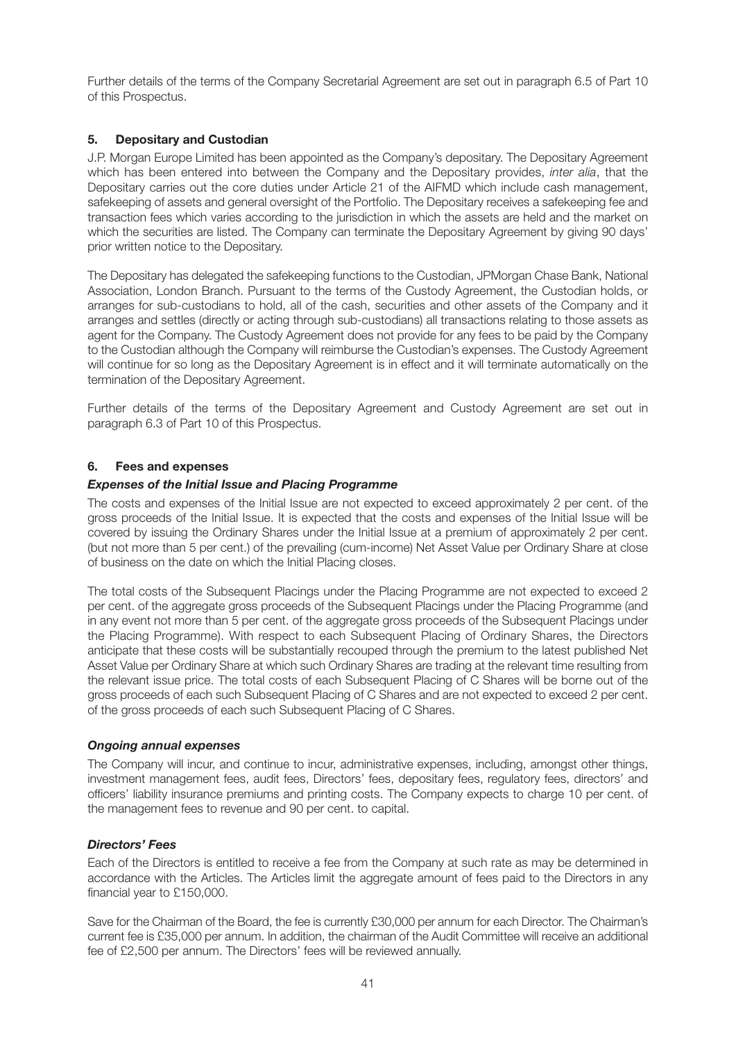Further details of the terms of the Company Secretarial Agreement are set out in paragraph 6.5 of Part 10 of this Prospectus.

## 5. Depositary and Custodian

J.P. Morgan Europe Limited has been appointed as the Company's depositary. The Depositary Agreement which has been entered into between the Company and the Depositary provides, *inter alia*, that the Depositary carries out the core duties under Article 21 of the AIFMD which include cash management, safekeeping of assets and general oversight of the Portfolio. The Depositary receives a safekeeping fee and transaction fees which varies according to the jurisdiction in which the assets are held and the market on which the securities are listed. The Company can terminate the Depositary Agreement by giving 90 days' prior written notice to the Depositary.

The Depositary has delegated the safekeeping functions to the Custodian, JPMorgan Chase Bank, National Association, London Branch. Pursuant to the terms of the Custody Agreement, the Custodian holds, or arranges for sub-custodians to hold, all of the cash, securities and other assets of the Company and it arranges and settles (directly or acting through sub-custodians) all transactions relating to those assets as agent for the Company. The Custody Agreement does not provide for any fees to be paid by the Company to the Custodian although the Company will reimburse the Custodian's expenses. The Custody Agreement will continue for so long as the Depositary Agreement is in effect and it will terminate automatically on the termination of the Depositary Agreement.

Further details of the terms of the Depositary Agreement and Custody Agreement are set out in paragraph 6.3 of Part 10 of this Prospectus.

## 6. Fees and expenses

### *Expenses of the Initial Issue and Placing Programme*

The costs and expenses of the Initial Issue are not expected to exceed approximately 2 per cent. of the gross proceeds of the Initial Issue. It is expected that the costs and expenses of the Initial Issue will be covered by issuing the Ordinary Shares under the Initial Issue at a premium of approximately 2 per cent. (but not more than 5 per cent.) of the prevailing (cum-income) Net Asset Value per Ordinary Share at close of business on the date on which the Initial Placing closes.

The total costs of the Subsequent Placings under the Placing Programme are not expected to exceed 2 per cent. of the aggregate gross proceeds of the Subsequent Placings under the Placing Programme (and in any event not more than 5 per cent. of the aggregate gross proceeds of the Subsequent Placings under the Placing Programme). With respect to each Subsequent Placing of Ordinary Shares, the Directors anticipate that these costs will be substantially recouped through the premium to the latest published Net Asset Value per Ordinary Share at which such Ordinary Shares are trading at the relevant time resulting from the relevant issue price. The total costs of each Subsequent Placing of C Shares will be borne out of the gross proceeds of each such Subsequent Placing of C Shares and are not expected to exceed 2 per cent. of the gross proceeds of each such Subsequent Placing of C Shares.

### *Ongoing annual expenses*

The Company will incur, and continue to incur, administrative expenses, including, amongst other things, investment management fees, audit fees, Directors' fees, depositary fees, regulatory fees, directors' and officers' liability insurance premiums and printing costs. The Company expects to charge 10 per cent. of the management fees to revenue and 90 per cent. to capital.

### *Directors' Fees*

Each of the Directors is entitled to receive a fee from the Company at such rate as may be determined in accordance with the Articles. The Articles limit the aggregate amount of fees paid to the Directors in any financial year to £150,000.

Save for the Chairman of the Board, the fee is currently £30,000 per annum for each Director. The Chairman's current fee is £35,000 per annum. In addition, the chairman of the Audit Committee will receive an additional fee of £2,500 per annum. The Directors' fees will be reviewed annually.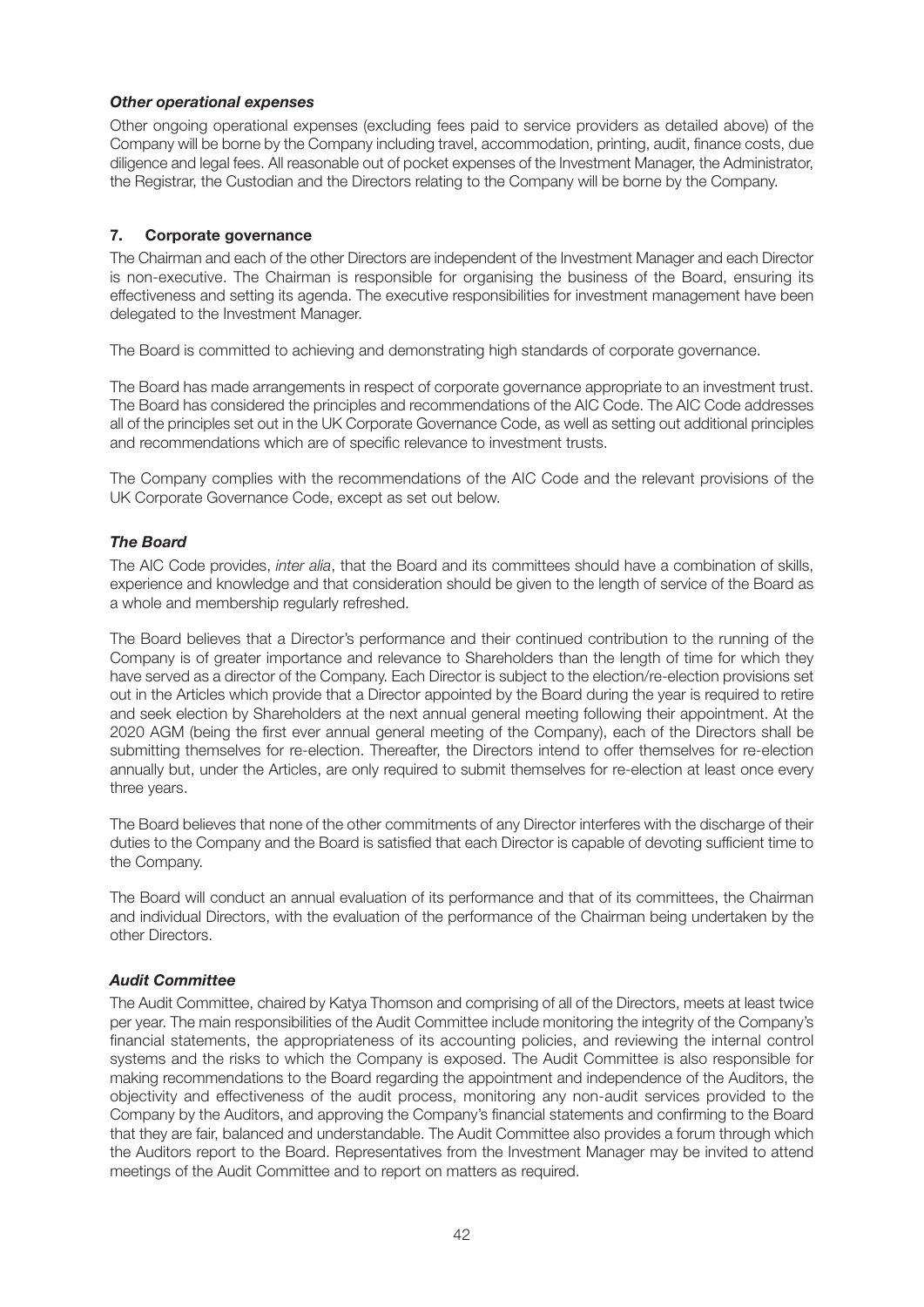### *Other operational expenses*

Other ongoing operational expenses (excluding fees paid to service providers as detailed above) of the Company will be borne by the Company including travel, accommodation, printing, audit, finance costs, due diligence and legal fees. All reasonable out of pocket expenses of the Investment Manager, the Administrator, the Registrar, the Custodian and the Directors relating to the Company will be borne by the Company.

## 7. Corporate governance

The Chairman and each of the other Directors are independent of the Investment Manager and each Director is non-executive. The Chairman is responsible for organising the business of the Board, ensuring its effectiveness and setting its agenda. The executive responsibilities for investment management have been delegated to the Investment Manager.

The Board is committed to achieving and demonstrating high standards of corporate governance.

The Board has made arrangements in respect of corporate governance appropriate to an investment trust. The Board has considered the principles and recommendations of the AIC Code. The AIC Code addresses all of the principles set out in the UK Corporate Governance Code, as well as setting out additional principles and recommendations which are of specific relevance to investment trusts.

The Company complies with the recommendations of the AIC Code and the relevant provisions of the UK Corporate Governance Code, except as set out below.

### *The Board*

The AIC Code provides, *inter alia*, that the Board and its committees should have a combination of skills, experience and knowledge and that consideration should be given to the length of service of the Board as a whole and membership regularly refreshed.

The Board believes that a Director's performance and their continued contribution to the running of the Company is of greater importance and relevance to Shareholders than the length of time for which they have served as a director of the Company. Each Director is subject to the election/re-election provisions set out in the Articles which provide that a Director appointed by the Board during the year is required to retire and seek election by Shareholders at the next annual general meeting following their appointment. At the 2020 AGM (being the first ever annual general meeting of the Company), each of the Directors shall be submitting themselves for re-election. Thereafter, the Directors intend to offer themselves for re-election annually but, under the Articles, are only required to submit themselves for re-election at least once every three years.

The Board believes that none of the other commitments of any Director interferes with the discharge of their duties to the Company and the Board is satisfied that each Director is capable of devoting sufficient time to the Company.

The Board will conduct an annual evaluation of its performance and that of its committees, the Chairman and individual Directors, with the evaluation of the performance of the Chairman being undertaken by the other Directors.

### *Audit Committee*

The Audit Committee, chaired by Katya Thomson and comprising of all of the Directors, meets at least twice per year. The main responsibilities of the Audit Committee include monitoring the integrity of the Company's financial statements, the appropriateness of its accounting policies, and reviewing the internal control systems and the risks to which the Company is exposed. The Audit Committee is also responsible for making recommendations to the Board regarding the appointment and independence of the Auditors, the objectivity and effectiveness of the audit process, monitoring any non-audit services provided to the Company by the Auditors, and approving the Company's financial statements and confirming to the Board that they are fair, balanced and understandable. The Audit Committee also provides a forum through which the Auditors report to the Board. Representatives from the Investment Manager may be invited to attend meetings of the Audit Committee and to report on matters as required.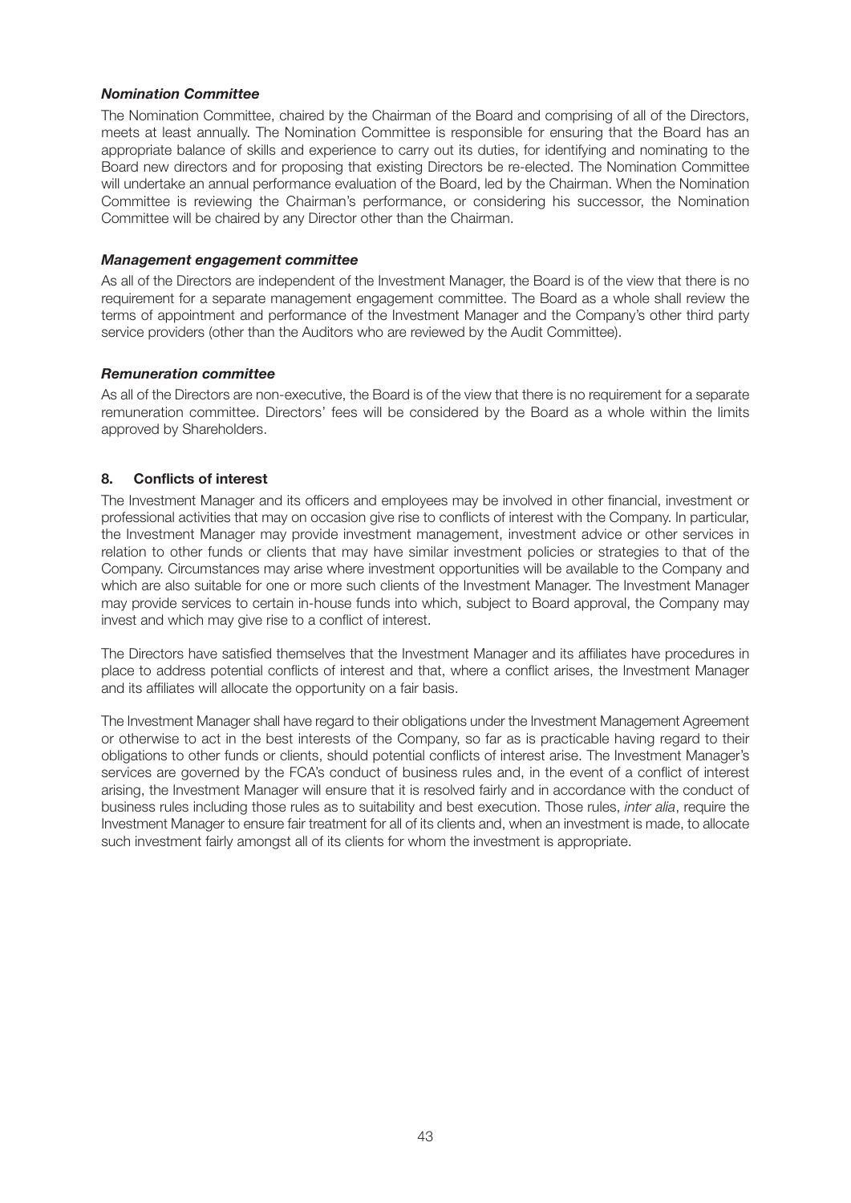***Nomination Committee***

The Nomination Committee, chaired by the Chairman of the Board and comprising of all of the Directors, meets at least annually. The Nomination Committee is responsible for ensuring that the Board has an appropriate balance of skills and experience to carry out its duties, for identifying and nominating to the Board new directors and for proposing that existing Directors be re-elected. The Nomination Committee will undertake an annual performance evaluation of the Board, led by the Chairman. When the Nomination Committee is reviewing the Chairman's performance, or considering his successor, the Nomination Committee will be chaired by any Director other than the Chairman.

***Management engagement committee***

As all of the Directors are independent of the Investment Manager, the Board is of the view that there is no requirement for a separate management engagement committee. The Board as a whole shall review the terms of appointment and performance of the Investment Manager and the Company's other third party service providers (other than the Auditors who are reviewed by the Audit Committee).

***Remuneration committee***

As all of the Directors are non-executive, the Board is of the view that there is no requirement for a separate remuneration committee. Directors' fees will be considered by the Board as a whole within the limits approved by Shareholders.

## 8. Conflicts of interest

The Investment Manager and its officers and employees may be involved in other financial, investment or professional activities that may on occasion give rise to conflicts of interest with the Company. In particular, the Investment Manager may provide investment management, investment advice or other services in relation to other funds or clients that may have similar investment policies or strategies to that of the Company. Circumstances may arise where investment opportunities will be available to the Company and which are also suitable for one or more such clients of the Investment Manager. The Investment Manager may provide services to certain in-house funds into which, subject to Board approval, the Company may invest and which may give rise to a conflict of interest.

The Directors have satisfied themselves that the Investment Manager and its affiliates have procedures in place to address potential conflicts of interest and that, where a conflict arises, the Investment Manager and its affiliates will allocate the opportunity on a fair basis.

The Investment Manager shall have regard to their obligations under the Investment Management Agreement or otherwise to act in the best interests of the Company, so far as is practicable having regard to their obligations to other funds or clients, should potential conflicts of interest arise. The Investment Manager's services are governed by the FCA's conduct of business rules and, in the event of a conflict of interest arising, the Investment Manager will ensure that it is resolved fairly and in accordance with the conduct of business rules including those rules as to suitability and best execution. Those rules, *inter alia*, require the Investment Manager to ensure fair treatment for all of its clients and, when an investment is made, to allocate such investment fairly amongst all of its clients for whom the investment is appropriate.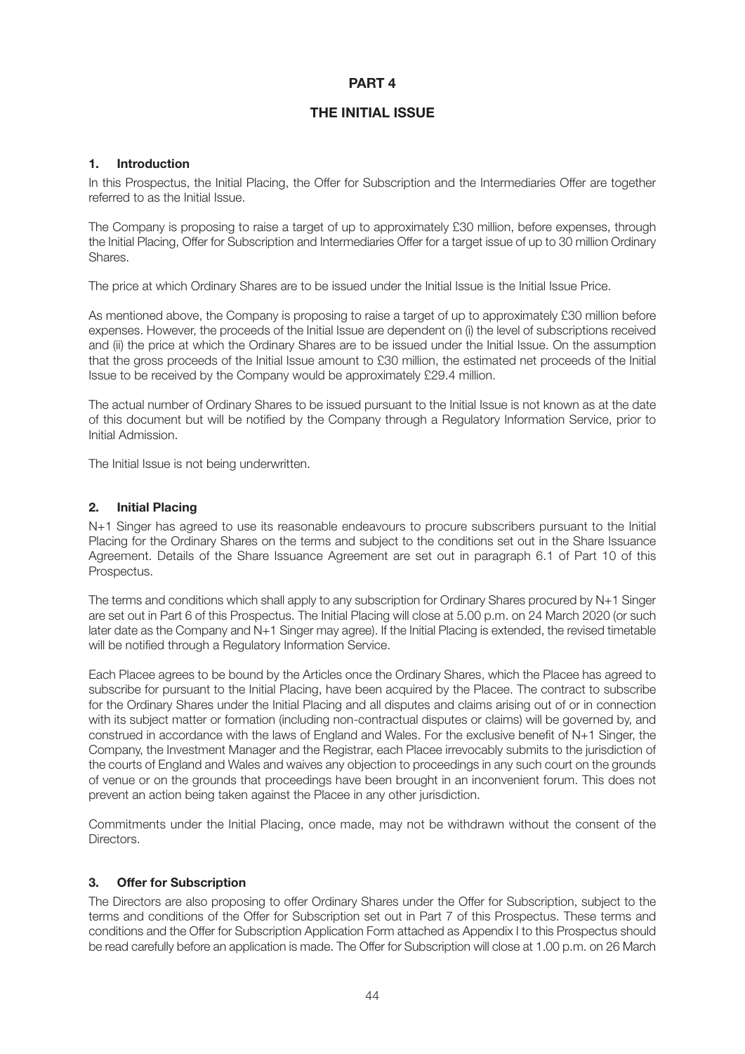# PART 4

## THE INITIAL ISSUE

### 1. Introduction

In this Prospectus, the Initial Placing, the Offer for Subscription and the Intermediaries Offer are together referred to as the Initial Issue.

The Company is proposing to raise a target of up to approximately £30 million, before expenses, through the Initial Placing, Offer for Subscription and Intermediaries Offer for a target issue of up to 30 million Ordinary Shares.

The price at which Ordinary Shares are to be issued under the Initial Issue is the Initial Issue Price.

As mentioned above, the Company is proposing to raise a target of up to approximately £30 million before expenses. However, the proceeds of the Initial Issue are dependent on (i) the level of subscriptions received and (ii) the price at which the Ordinary Shares are to be issued under the Initial Issue. On the assumption that the gross proceeds of the Initial Issue amount to £30 million, the estimated net proceeds of the Initial Issue to be received by the Company would be approximately £29.4 million.

The actual number of Ordinary Shares to be issued pursuant to the Initial Issue is not known as at the date of this document but will be notified by the Company through a Regulatory Information Service, prior to Initial Admission.

The Initial Issue is not being underwritten.

### 2. Initial Placing

N+1 Singer has agreed to use its reasonable endeavours to procure subscribers pursuant to the Initial Placing for the Ordinary Shares on the terms and subject to the conditions set out in the Share Issuance Agreement. Details of the Share Issuance Agreement are set out in paragraph 6.1 of Part 10 of this Prospectus.

The terms and conditions which shall apply to any subscription for Ordinary Shares procured by N+1 Singer are set out in Part 6 of this Prospectus. The Initial Placing will close at 5.00 p.m. on 24 March 2020 (or such later date as the Company and N+1 Singer may agree). If the Initial Placing is extended, the revised timetable will be notified through a Regulatory Information Service.

Each Placee agrees to be bound by the Articles once the Ordinary Shares, which the Placee has agreed to subscribe for pursuant to the Initial Placing, have been acquired by the Placee. The contract to subscribe for the Ordinary Shares under the Initial Placing and all disputes and claims arising out of or in connection with its subject matter or formation (including non-contractual disputes or claims) will be governed by, and construed in accordance with the laws of England and Wales. For the exclusive benefit of N+1 Singer, the Company, the Investment Manager and the Registrar, each Placee irrevocably submits to the jurisdiction of the courts of England and Wales and waives any objection to proceedings in any such court on the grounds of venue or on the grounds that proceedings have been brought in an inconvenient forum. This does not prevent an action being taken against the Placee in any other jurisdiction.

Commitments under the Initial Placing, once made, may not be withdrawn without the consent of the Directors.

### 3. Offer for Subscription

The Directors are also proposing to offer Ordinary Shares under the Offer for Subscription, subject to the terms and conditions of the Offer for Subscription set out in Part 7 of this Prospectus. These terms and conditions and the Offer for Subscription Application Form attached as Appendix I to this Prospectus should be read carefully before an application is made. The Offer for Subscription will close at 1.00 p.m. on 26 March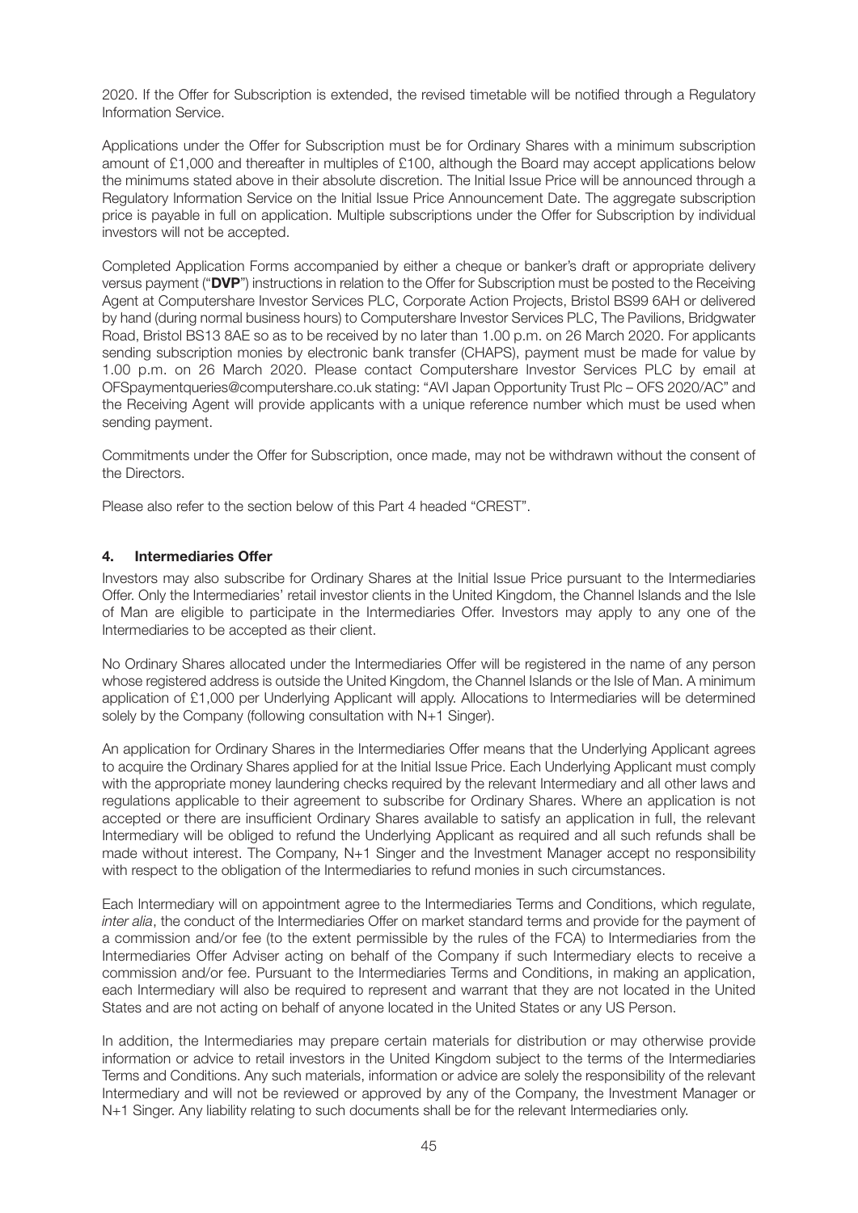2020. If the Offer for Subscription is extended, the revised timetable will be notified through a Regulatory Information Service.

Applications under the Offer for Subscription must be for Ordinary Shares with a minimum subscription amount of £1,000 and thereafter in multiples of £100, although the Board may accept applications below the minimums stated above in their absolute discretion. The Initial Issue Price will be announced through a Regulatory Information Service on the Initial Issue Price Announcement Date. The aggregate subscription price is payable in full on application. Multiple subscriptions under the Offer for Subscription by individual investors will not be accepted.

Completed Application Forms accompanied by either a cheque or banker's draft or appropriate delivery versus payment ("**DVP**") instructions in relation to the Offer for Subscription must be posted to the Receiving Agent at Computershare Investor Services PLC, Corporate Action Projects, Bristol BS99 6AH or delivered by hand (during normal business hours) to Computershare Investor Services PLC, The Pavilions, Bridgwater Road, Bristol BS13 8AE so as to be received by no later than 1.00 p.m. on 26 March 2020. For applicants sending subscription monies by electronic bank transfer (CHAPS), payment must be made for value by 1.00 p.m. on 26 March 2020. Please contact Computershare Investor Services PLC by email at OFSpaymentqueries@computershare.co.uk stating: "AVI Japan Opportunity Trust Plc – OFS 2020/AC" and the Receiving Agent will provide applicants with a unique reference number which must be used when sending payment.

Commitments under the Offer for Subscription, once made, may not be withdrawn without the consent of the Directors.

Please also refer to the section below of this Part 4 headed "CREST".

## 4. Intermediaries Offer

Investors may also subscribe for Ordinary Shares at the Initial Issue Price pursuant to the Intermediaries Offer. Only the Intermediaries' retail investor clients in the United Kingdom, the Channel Islands and the Isle of Man are eligible to participate in the Intermediaries Offer. Investors may apply to any one of the Intermediaries to be accepted as their client.

No Ordinary Shares allocated under the Intermediaries Offer will be registered in the name of any person whose registered address is outside the United Kingdom, the Channel Islands or the Isle of Man. A minimum application of £1,000 per Underlying Applicant will apply. Allocations to Intermediaries will be determined solely by the Company (following consultation with N+1 Singer).

An application for Ordinary Shares in the Intermediaries Offer means that the Underlying Applicant agrees to acquire the Ordinary Shares applied for at the Initial Issue Price. Each Underlying Applicant must comply with the appropriate money laundering checks required by the relevant Intermediary and all other laws and regulations applicable to their agreement to subscribe for Ordinary Shares. Where an application is not accepted or there are insufficient Ordinary Shares available to satisfy an application in full, the relevant Intermediary will be obliged to refund the Underlying Applicant as required and all such refunds shall be made without interest. The Company, N+1 Singer and the Investment Manager accept no responsibility with respect to the obligation of the Intermediaries to refund monies in such circumstances.

Each Intermediary will on appointment agree to the Intermediaries Terms and Conditions, which regulate, *inter alia*, the conduct of the Intermediaries Offer on market standard terms and provide for the payment of a commission and/or fee (to the extent permissible by the rules of the FCA) to Intermediaries from the Intermediaries Offer Adviser acting on behalf of the Company if such Intermediary elects to receive a commission and/or fee. Pursuant to the Intermediaries Terms and Conditions, in making an application, each Intermediary will also be required to represent and warrant that they are not located in the United States and are not acting on behalf of anyone located in the United States or any US Person.

In addition, the Intermediaries may prepare certain materials for distribution or may otherwise provide information or advice to retail investors in the United Kingdom subject to the terms of the Intermediaries Terms and Conditions. Any such materials, information or advice are solely the responsibility of the relevant Intermediary and will not be reviewed or approved by any of the Company, the Investment Manager or N+1 Singer. Any liability relating to such documents shall be for the relevant Intermediaries only.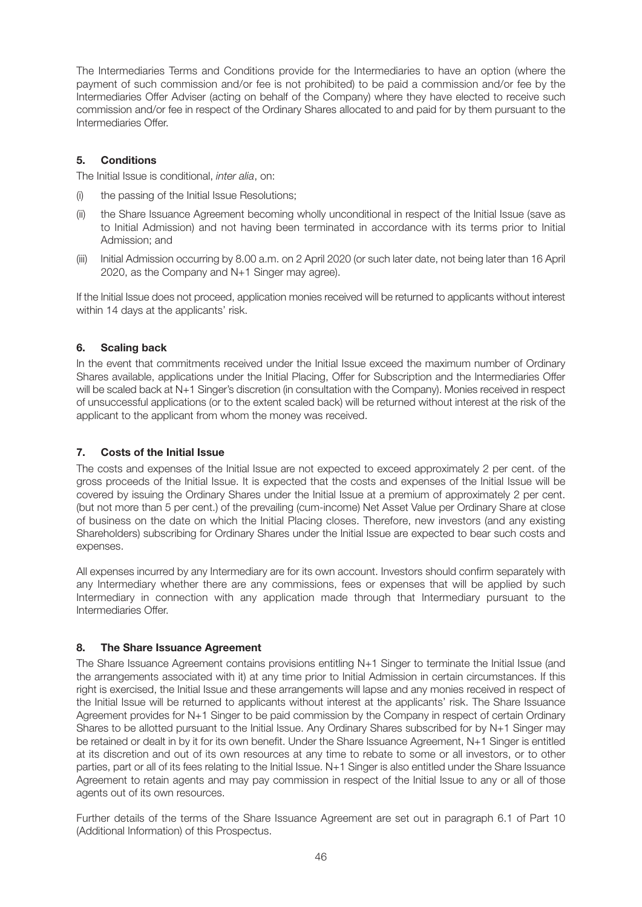The Intermediaries Terms and Conditions provide for the Intermediaries to have an option (where the payment of such commission and/or fee is not prohibited) to be paid a commission and/or fee by the Intermediaries Offer Adviser (acting on behalf of the Company) where they have elected to receive such commission and/or fee in respect of the Ordinary Shares allocated to and paid for by them pursuant to the Intermediaries Offer.

## 5. Conditions

The Initial Issue is conditional, *inter alia*, on:

(i) the passing of the Initial Issue Resolutions;

(ii) the Share Issuance Agreement becoming wholly unconditional in respect of the Initial Issue (save as to Initial Admission) and not having been terminated in accordance with its terms prior to Initial Admission; and

(iii) Initial Admission occurring by 8.00 a.m. on 2 April 2020 (or such later date, not being later than 16 April 2020, as the Company and N+1 Singer may agree).

If the Initial Issue does not proceed, application monies received will be returned to applicants without interest within 14 days at the applicants' risk.

## 6. Scaling back

In the event that commitments received under the Initial Issue exceed the maximum number of Ordinary Shares available, applications under the Initial Placing, Offer for Subscription and the Intermediaries Offer will be scaled back at N+1 Singer's discretion (in consultation with the Company). Monies received in respect of unsuccessful applications (or to the extent scaled back) will be returned without interest at the risk of the applicant to the applicant from whom the money was received.

## 7. Costs of the Initial Issue

The costs and expenses of the Initial Issue are not expected to exceed approximately 2 per cent. of the gross proceeds of the Initial Issue. It is expected that the costs and expenses of the Initial Issue will be covered by issuing the Ordinary Shares under the Initial Issue at a premium of approximately 2 per cent. (but not more than 5 per cent.) of the prevailing (cum-income) Net Asset Value per Ordinary Share at close of business on the date on which the Initial Placing closes. Therefore, new investors (and any existing Shareholders) subscribing for Ordinary Shares under the Initial Issue are expected to bear such costs and expenses.

All expenses incurred by any Intermediary are for its own account. Investors should confirm separately with any Intermediary whether there are any commissions, fees or expenses that will be applied by such Intermediary in connection with any application made through that Intermediary pursuant to the Intermediaries Offer.

## 8. The Share Issuance Agreement

The Share Issuance Agreement contains provisions entitling N+1 Singer to terminate the Initial Issue (and the arrangements associated with it) at any time prior to Initial Admission in certain circumstances. If this right is exercised, the Initial Issue and these arrangements will lapse and any monies received in respect of the Initial Issue will be returned to applicants without interest at the applicants' risk. The Share Issuance Agreement provides for N+1 Singer to be paid commission by the Company in respect of certain Ordinary Shares to be allotted pursuant to the Initial Issue. Any Ordinary Shares subscribed for by N+1 Singer may be retained or dealt in by it for its own benefit. Under the Share Issuance Agreement, N+1 Singer is entitled at its discretion and out of its own resources at any time to rebate to some or all investors, or to other parties, part or all of its fees relating to the Initial Issue. N+1 Singer is also entitled under the Share Issuance Agreement to retain agents and may pay commission in respect of the Initial Issue to any or all of those agents out of its own resources.

Further details of the terms of the Share Issuance Agreement are set out in paragraph 6.1 of Part 10 (Additional Information) of this Prospectus.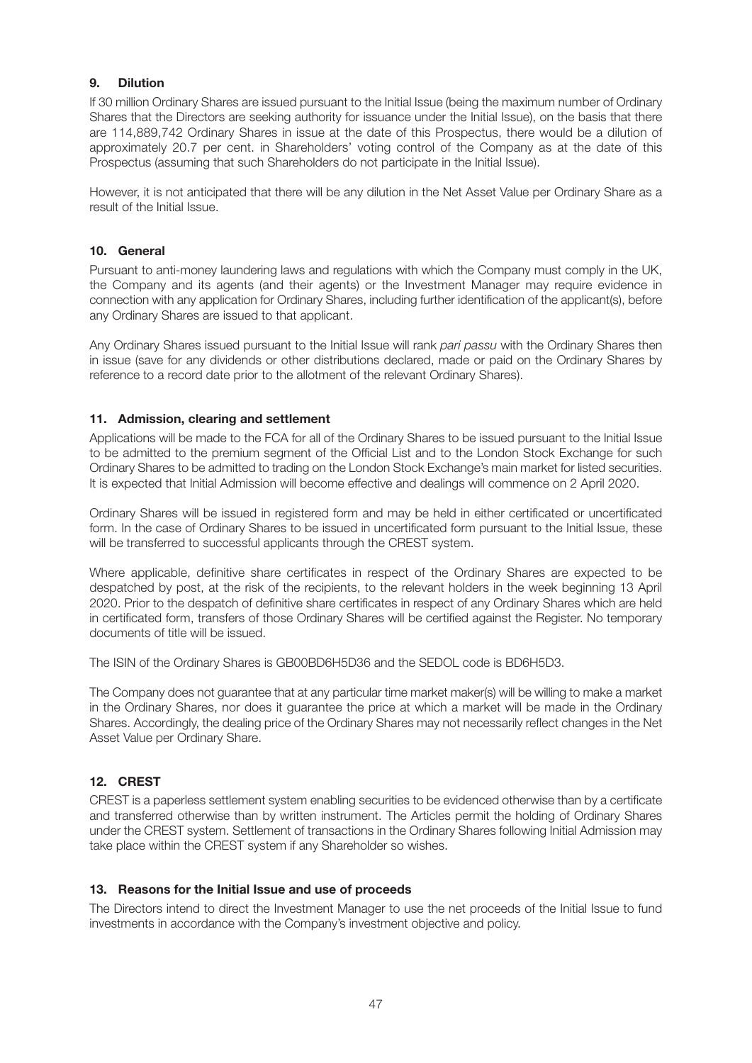## 9. Dilution

If 30 million Ordinary Shares are issued pursuant to the Initial Issue (being the maximum number of Ordinary Shares that the Directors are seeking authority for issuance under the Initial Issue), on the basis that there are 114,889,742 Ordinary Shares in issue at the date of this Prospectus, there would be a dilution of approximately 20.7 per cent. in Shareholders' voting control of the Company as at the date of this Prospectus (assuming that such Shareholders do not participate in the Initial Issue).

However, it is not anticipated that there will be any dilution in the Net Asset Value per Ordinary Share as a result of the Initial Issue.

## 10. General

Pursuant to anti-money laundering laws and regulations with which the Company must comply in the UK, the Company and its agents (and their agents) or the Investment Manager may require evidence in connection with any application for Ordinary Shares, including further identification of the applicant(s), before any Ordinary Shares are issued to that applicant.

Any Ordinary Shares issued pursuant to the Initial Issue will rank *pari passu* with the Ordinary Shares then in issue (save for any dividends or other distributions declared, made or paid on the Ordinary Shares by reference to a record date prior to the allotment of the relevant Ordinary Shares).

## 11. Admission, clearing and settlement

Applications will be made to the FCA for all of the Ordinary Shares to be issued pursuant to the Initial Issue to be admitted to the premium segment of the Official List and to the London Stock Exchange for such Ordinary Shares to be admitted to trading on the London Stock Exchange's main market for listed securities. It is expected that Initial Admission will become effective and dealings will commence on 2 April 2020.

Ordinary Shares will be issued in registered form and may be held in either certificated or uncertificated form. In the case of Ordinary Shares to be issued in uncertificated form pursuant to the Initial Issue, these will be transferred to successful applicants through the CREST system.

Where applicable, definitive share certificates in respect of the Ordinary Shares are expected to be despatched by post, at the risk of the recipients, to the relevant holders in the week beginning 13 April 2020. Prior to the despatch of definitive share certificates in respect of any Ordinary Shares which are held in certificated form, transfers of those Ordinary Shares will be certified against the Register. No temporary documents of title will be issued.

The ISIN of the Ordinary Shares is GB00BD6H5D36 and the SEDOL code is BD6H5D3.

The Company does not guarantee that at any particular time market maker(s) will be willing to make a market in the Ordinary Shares, nor does it guarantee the price at which a market will be made in the Ordinary Shares. Accordingly, the dealing price of the Ordinary Shares may not necessarily reflect changes in the Net Asset Value per Ordinary Share.

## 12. CREST

CREST is a paperless settlement system enabling securities to be evidenced otherwise than by a certificate and transferred otherwise than by written instrument. The Articles permit the holding of Ordinary Shares under the CREST system. Settlement of transactions in the Ordinary Shares following Initial Admission may take place within the CREST system if any Shareholder so wishes.

## 13. Reasons for the Initial Issue and use of proceeds

The Directors intend to direct the Investment Manager to use the net proceeds of the Initial Issue to fund investments in accordance with the Company's investment objective and policy.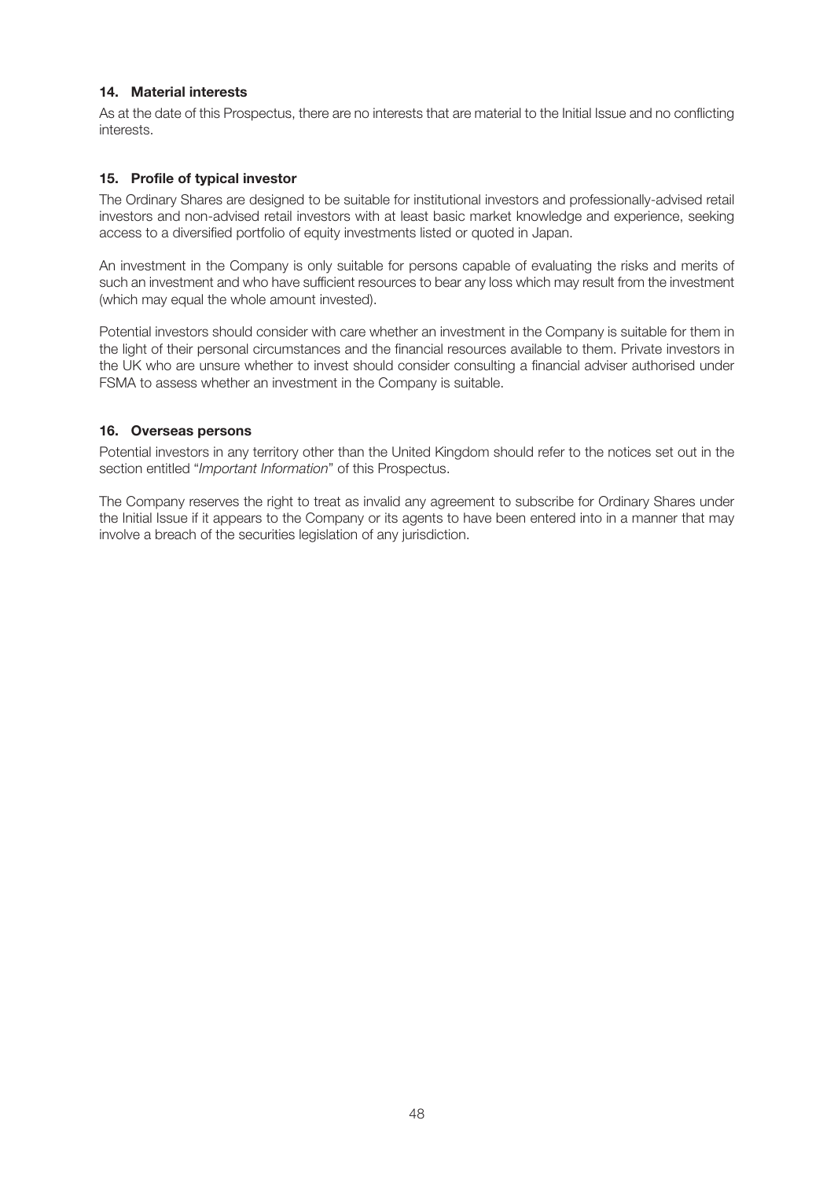### 14. Material interests

As at the date of this Prospectus, there are no interests that are material to the Initial Issue and no conflicting interests.

### 15. Profile of typical investor

The Ordinary Shares are designed to be suitable for institutional investors and professionally-advised retail investors and non-advised retail investors with at least basic market knowledge and experience, seeking access to a diversified portfolio of equity investments listed or quoted in Japan.

An investment in the Company is only suitable for persons capable of evaluating the risks and merits of such an investment and who have sufficient resources to bear any loss which may result from the investment (which may equal the whole amount invested).

Potential investors should consider with care whether an investment in the Company is suitable for them in the light of their personal circumstances and the financial resources available to them. Private investors in the UK who are unsure whether to invest should consider consulting a financial adviser authorised under FSMA to assess whether an investment in the Company is suitable.

### 16. Overseas persons

Potential investors in any territory other than the United Kingdom should refer to the notices set out in the section entitled "*Important Information*" of this Prospectus.

The Company reserves the right to treat as invalid any agreement to subscribe for Ordinary Shares under the Initial Issue if it appears to the Company or its agents to have been entered into in a manner that may involve a breach of the securities legislation of any jurisdiction.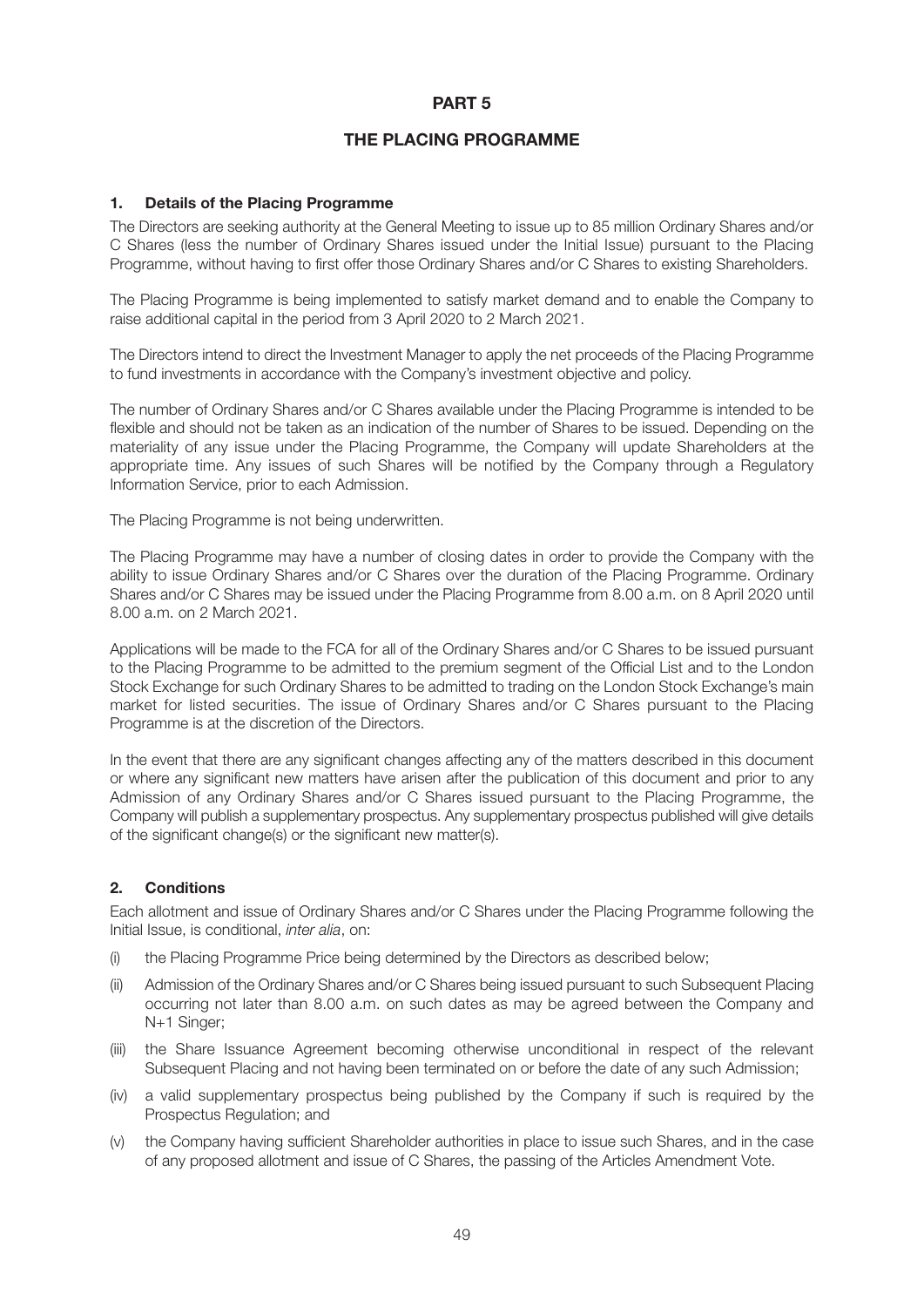# PART 5

## THE PLACING PROGRAMME

### 1. Details of the Placing Programme

The Directors are seeking authority at the General Meeting to issue up to 85 million Ordinary Shares and/or C Shares (less the number of Ordinary Shares issued under the Initial Issue) pursuant to the Placing Programme, without having to first offer those Ordinary Shares and/or C Shares to existing Shareholders.

The Placing Programme is being implemented to satisfy market demand and to enable the Company to raise additional capital in the period from 3 April 2020 to 2 March 2021.

The Directors intend to direct the Investment Manager to apply the net proceeds of the Placing Programme to fund investments in accordance with the Company's investment objective and policy.

The number of Ordinary Shares and/or C Shares available under the Placing Programme is intended to be flexible and should not be taken as an indication of the number of Shares to be issued. Depending on the materiality of any issue under the Placing Programme, the Company will update Shareholders at the appropriate time. Any issues of such Shares will be notified by the Company through a Regulatory Information Service, prior to each Admission.

The Placing Programme is not being underwritten.

The Placing Programme may have a number of closing dates in order to provide the Company with the ability to issue Ordinary Shares and/or C Shares over the duration of the Placing Programme. Ordinary Shares and/or C Shares may be issued under the Placing Programme from 8.00 a.m. on 8 April 2020 until 8.00 a.m. on 2 March 2021.

Applications will be made to the FCA for all of the Ordinary Shares and/or C Shares to be issued pursuant to the Placing Programme to be admitted to the premium segment of the Official List and to the London Stock Exchange for such Ordinary Shares to be admitted to trading on the London Stock Exchange's main market for listed securities. The issue of Ordinary Shares and/or C Shares pursuant to the Placing Programme is at the discretion of the Directors.

In the event that there are any significant changes affecting any of the matters described in this document or where any significant new matters have arisen after the publication of this document and prior to any Admission of any Ordinary Shares and/or C Shares issued pursuant to the Placing Programme, the Company will publish a supplementary prospectus. Any supplementary prospectus published will give details of the significant change(s) or the significant new matter(s).

### 2. Conditions

Each allotment and issue of Ordinary Shares and/or C Shares under the Placing Programme following the Initial Issue, is conditional, *inter alia*, on:

(i) the Placing Programme Price being determined by the Directors as described below;

(ii) Admission of the Ordinary Shares and/or C Shares being issued pursuant to such Subsequent Placing occurring not later than 8.00 a.m. on such dates as may be agreed between the Company and N+1 Singer;

(iii) the Share Issuance Agreement becoming otherwise unconditional in respect of the relevant Subsequent Placing and not having been terminated on or before the date of any such Admission;

(iv) a valid supplementary prospectus being published by the Company if such is required by the Prospectus Regulation; and

(v) the Company having sufficient Shareholder authorities in place to issue such Shares, and in the case of any proposed allotment and issue of C Shares, the passing of the Articles Amendment Vote.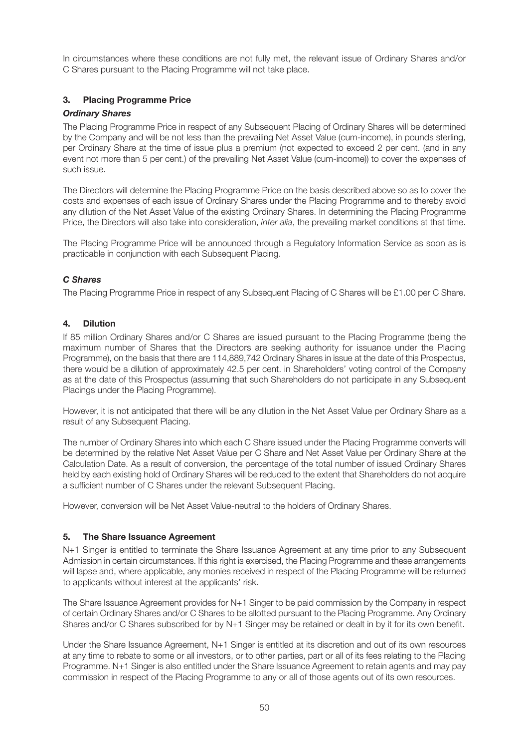In circumstances where these conditions are not fully met, the relevant issue of Ordinary Shares and/or C Shares pursuant to the Placing Programme will not take place.

## 3. Placing Programme Price

### *Ordinary Shares*

The Placing Programme Price in respect of any Subsequent Placing of Ordinary Shares will be determined by the Company and will be not less than the prevailing Net Asset Value (cum-income), in pounds sterling, per Ordinary Share at the time of issue plus a premium (not expected to exceed 2 per cent. (and in any event not more than 5 per cent.) of the prevailing Net Asset Value (cum-income)) to cover the expenses of such issue.

The Directors will determine the Placing Programme Price on the basis described above so as to cover the costs and expenses of each issue of Ordinary Shares under the Placing Programme and to thereby avoid any dilution of the Net Asset Value of the existing Ordinary Shares. In determining the Placing Programme Price, the Directors will also take into consideration, *inter alia*, the prevailing market conditions at that time.

The Placing Programme Price will be announced through a Regulatory Information Service as soon as is practicable in conjunction with each Subsequent Placing.

### *C Shares*

The Placing Programme Price in respect of any Subsequent Placing of C Shares will be £1.00 per C Share.

## 4. Dilution

If 85 million Ordinary Shares and/or C Shares are issued pursuant to the Placing Programme (being the maximum number of Shares that the Directors are seeking authority for issuance under the Placing Programme), on the basis that there are 114,889,742 Ordinary Shares in issue at the date of this Prospectus, there would be a dilution of approximately 42.5 per cent. in Shareholders' voting control of the Company as at the date of this Prospectus (assuming that such Shareholders do not participate in any Subsequent Placings under the Placing Programme).

However, it is not anticipated that there will be any dilution in the Net Asset Value per Ordinary Share as a result of any Subsequent Placing.

The number of Ordinary Shares into which each C Share issued under the Placing Programme converts will be determined by the relative Net Asset Value per C Share and Net Asset Value per Ordinary Share at the Calculation Date. As a result of conversion, the percentage of the total number of issued Ordinary Shares held by each existing hold of Ordinary Shares will be reduced to the extent that Shareholders do not acquire a sufficient number of C Shares under the relevant Subsequent Placing.

However, conversion will be Net Asset Value-neutral to the holders of Ordinary Shares.

## 5. The Share Issuance Agreement

N+1 Singer is entitled to terminate the Share Issuance Agreement at any time prior to any Subsequent Admission in certain circumstances. If this right is exercised, the Placing Programme and these arrangements will lapse and, where applicable, any monies received in respect of the Placing Programme will be returned to applicants without interest at the applicants' risk.

The Share Issuance Agreement provides for N+1 Singer to be paid commission by the Company in respect of certain Ordinary Shares and/or C Shares to be allotted pursuant to the Placing Programme. Any Ordinary Shares and/or C Shares subscribed for by N+1 Singer may be retained or dealt in by it for its own benefit.

Under the Share Issuance Agreement, N+1 Singer is entitled at its discretion and out of its own resources at any time to rebate to some or all investors, or to other parties, part or all of its fees relating to the Placing Programme. N+1 Singer is also entitled under the Share Issuance Agreement to retain agents and may pay commission in respect of the Placing Programme to any or all of those agents out of its own resources.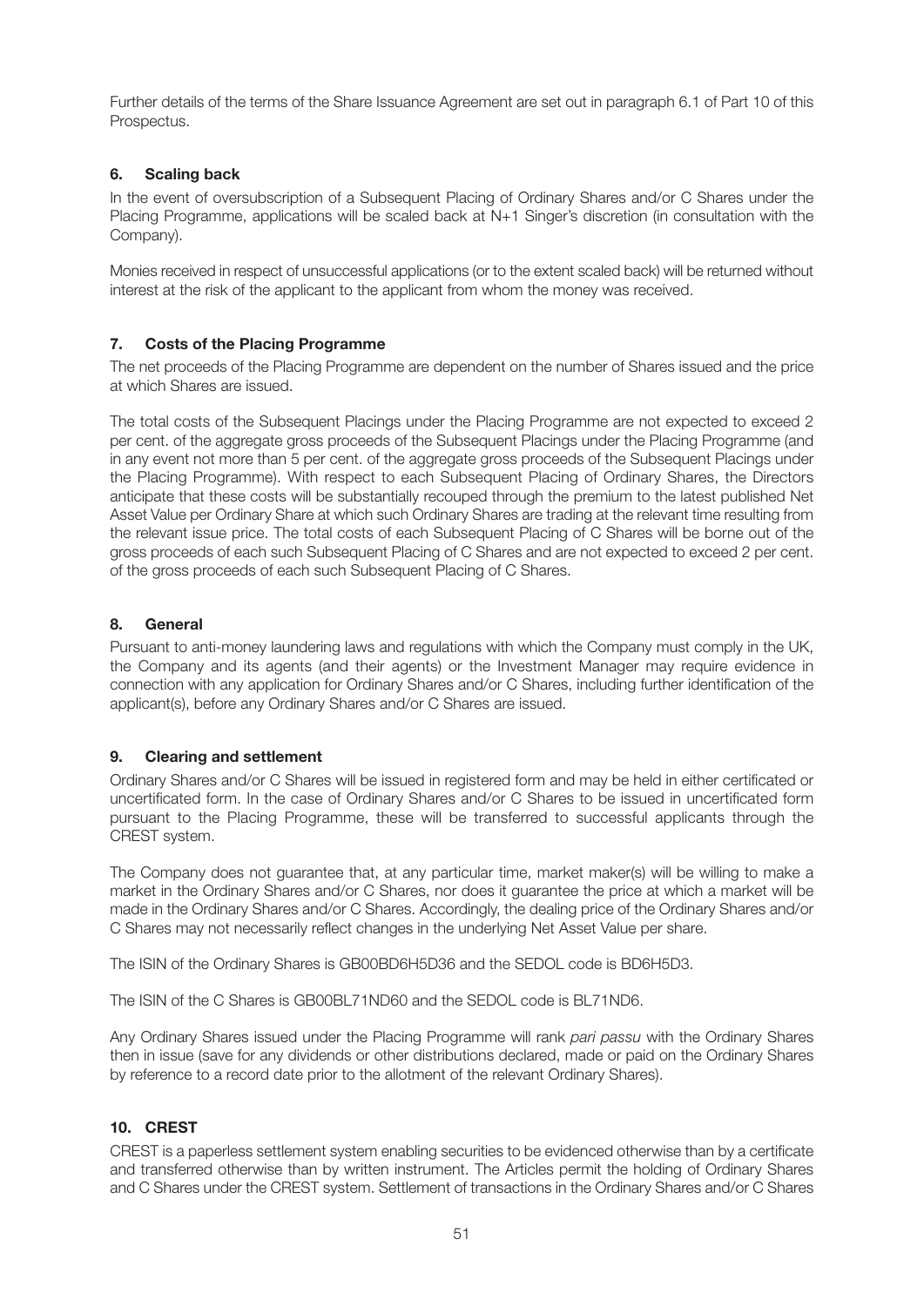Further details of the terms of the Share Issuance Agreement are set out in paragraph 6.1 of Part 10 of this Prospectus.

### 6. Scaling back

In the event of oversubscription of a Subsequent Placing of Ordinary Shares and/or C Shares under the Placing Programme, applications will be scaled back at N+1 Singer's discretion (in consultation with the Company).

Monies received in respect of unsuccessful applications (or to the extent scaled back) will be returned without interest at the risk of the applicant to the applicant from whom the money was received.

### 7. Costs of the Placing Programme

The net proceeds of the Placing Programme are dependent on the number of Shares issued and the price at which Shares are issued.

The total costs of the Subsequent Placings under the Placing Programme are not expected to exceed 2 per cent. of the aggregate gross proceeds of the Subsequent Placings under the Placing Programme (and in any event not more than 5 per cent. of the aggregate gross proceeds of the Subsequent Placings under the Placing Programme). With respect to each Subsequent Placing of Ordinary Shares, the Directors anticipate that these costs will be substantially recouped through the premium to the latest published Net Asset Value per Ordinary Share at which such Ordinary Shares are trading at the relevant time resulting from the relevant issue price. The total costs of each Subsequent Placing of C Shares will be borne out of the gross proceeds of each such Subsequent Placing of C Shares and are not expected to exceed 2 per cent. of the gross proceeds of each such Subsequent Placing of C Shares.

### 8. General

Pursuant to anti-money laundering laws and regulations with which the Company must comply in the UK, the Company and its agents (and their agents) or the Investment Manager may require evidence in connection with any application for Ordinary Shares and/or C Shares, including further identification of the applicant(s), before any Ordinary Shares and/or C Shares are issued.

### 9. Clearing and settlement

Ordinary Shares and/or C Shares will be issued in registered form and may be held in either certificated or uncertificated form. In the case of Ordinary Shares and/or C Shares to be issued in uncertificated form pursuant to the Placing Programme, these will be transferred to successful applicants through the CREST system.

The Company does not guarantee that, at any particular time, market maker(s) will be willing to make a market in the Ordinary Shares and/or C Shares, nor does it guarantee the price at which a market will be made in the Ordinary Shares and/or C Shares. Accordingly, the dealing price of the Ordinary Shares and/or C Shares may not necessarily reflect changes in the underlying Net Asset Value per share.

The ISIN of the Ordinary Shares is GB00BD6H5D36 and the SEDOL code is BD6H5D3.

The ISIN of the C Shares is GB00BL71ND60 and the SEDOL code is BL71ND6.

Any Ordinary Shares issued under the Placing Programme will rank *pari passu* with the Ordinary Shares then in issue (save for any dividends or other distributions declared, made or paid on the Ordinary Shares by reference to a record date prior to the allotment of the relevant Ordinary Shares).

### 10. CREST

CREST is a paperless settlement system enabling securities to be evidenced otherwise than by a certificate and transferred otherwise than by written instrument. The Articles permit the holding of Ordinary Shares and C Shares under the CREST system. Settlement of transactions in the Ordinary Shares and/or C Shares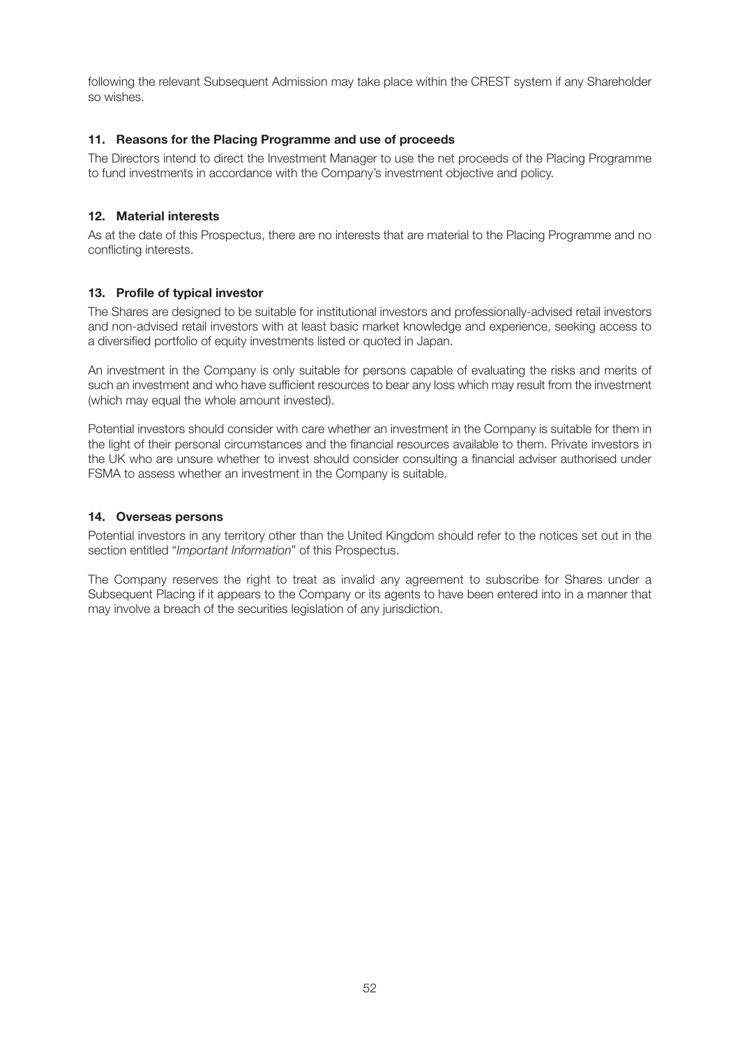following the relevant Subsequent Admission may take place within the CREST system if any Shareholder so wishes.

### 11. Reasons for the Placing Programme and use of proceeds

The Directors intend to direct the Investment Manager to use the net proceeds of the Placing Programme to fund investments in accordance with the Company's investment objective and policy.

### 12. Material interests

As at the date of this Prospectus, there are no interests that are material to the Placing Programme and no conflicting interests.

### 13. Profile of typical investor

The Shares are designed to be suitable for institutional investors and professionally-advised retail investors and non-advised retail investors with at least basic market knowledge and experience, seeking access to a diversified portfolio of equity investments listed or quoted in Japan.

An investment in the Company is only suitable for persons capable of evaluating the risks and merits of such an investment and who have sufficient resources to bear any loss which may result from the investment (which may equal the whole amount invested).

Potential investors should consider with care whether an investment in the Company is suitable for them in the light of their personal circumstances and the financial resources available to them. Private investors in the UK who are unsure whether to invest should consider consulting a financial adviser authorised under FSMA to assess whether an investment in the Company is suitable.

### 14. Overseas persons

Potential investors in any territory other than the United Kingdom should refer to the notices set out in the section entitled "*Important Information*" of this Prospectus.

The Company reserves the right to treat as invalid any agreement to subscribe for Shares under a Subsequent Placing if it appears to the Company or its agents to have been entered into in a manner that may involve a breach of the securities legislation of any jurisdiction.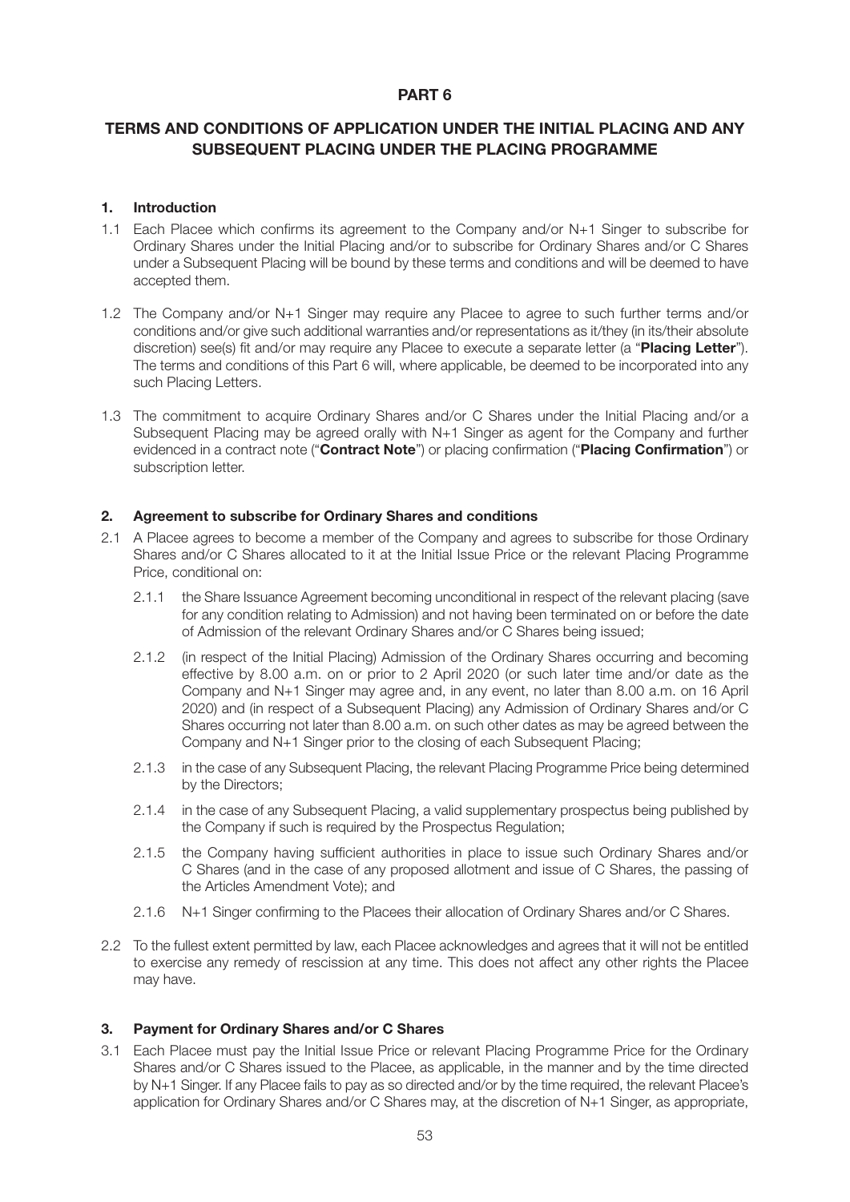# PART 6

## TERMS AND CONDITIONS OF APPLICATION UNDER THE INITIAL PLACING AND ANY SUBSEQUENT PLACING UNDER THE PLACING PROGRAMME

### 1. Introduction

1.1 Each Placee which confirms its agreement to the Company and/or N+1 Singer to subscribe for Ordinary Shares under the Initial Placing and/or to subscribe for Ordinary Shares and/or C Shares under a Subsequent Placing will be bound by these terms and conditions and will be deemed to have accepted them.

1.2 The Company and/or N+1 Singer may require any Placee to agree to such further terms and/or conditions and/or give such additional warranties and/or representations as it/they (in its/their absolute discretion) see(s) fit and/or may require any Placee to execute a separate letter (a "**Placing Letter**"). The terms and conditions of this Part 6 will, where applicable, be deemed to be incorporated into any such Placing Letters.

1.3 The commitment to acquire Ordinary Shares and/or C Shares under the Initial Placing and/or a Subsequent Placing may be agreed orally with N+1 Singer as agent for the Company and further evidenced in a contract note ("**Contract Note**") or placing confirmation ("**Placing Confirmation**") or subscription letter.

### 2. Agreement to subscribe for Ordinary Shares and conditions

2.1 A Placee agrees to become a member of the Company and agrees to subscribe for those Ordinary Shares and/or C Shares allocated to it at the Initial Issue Price or the relevant Placing Programme Price, conditional on:

2.1.1 the Share Issuance Agreement becoming unconditional in respect of the relevant placing (save for any condition relating to Admission) and not having been terminated on or before the date of Admission of the relevant Ordinary Shares and/or C Shares being issued;

2.1.2 (in respect of the Initial Placing) Admission of the Ordinary Shares occurring and becoming effective by 8.00 a.m. on or prior to 2 April 2020 (or such later time and/or date as the Company and N+1 Singer may agree and, in any event, no later than 8.00 a.m. on 16 April 2020) and (in respect of a Subsequent Placing) any Admission of Ordinary Shares and/or C Shares occurring not later than 8.00 a.m. on such other dates as may be agreed between the Company and N+1 Singer prior to the closing of each Subsequent Placing;

2.1.3 in the case of any Subsequent Placing, the relevant Placing Programme Price being determined by the Directors;

2.1.4 in the case of any Subsequent Placing, a valid supplementary prospectus being published by the Company if such is required by the Prospectus Regulation;

2.1.5 the Company having sufficient authorities in place to issue such Ordinary Shares and/or C Shares (and in the case of any proposed allotment and issue of C Shares, the passing of the Articles Amendment Vote); and

2.1.6 N+1 Singer confirming to the Placees their allocation of Ordinary Shares and/or C Shares.

2.2 To the fullest extent permitted by law, each Placee acknowledges and agrees that it will not be entitled to exercise any remedy of rescission at any time. This does not affect any other rights the Placee may have.

### 3. Payment for Ordinary Shares and/or C Shares

3.1 Each Placee must pay the Initial Issue Price or relevant Placing Programme Price for the Ordinary Shares and/or C Shares issued to the Placee, as applicable, in the manner and by the time directed by N+1 Singer. If any Placee fails to pay as so directed and/or by the time required, the relevant Placee's application for Ordinary Shares and/or C Shares may, at the discretion of N+1 Singer, as appropriate,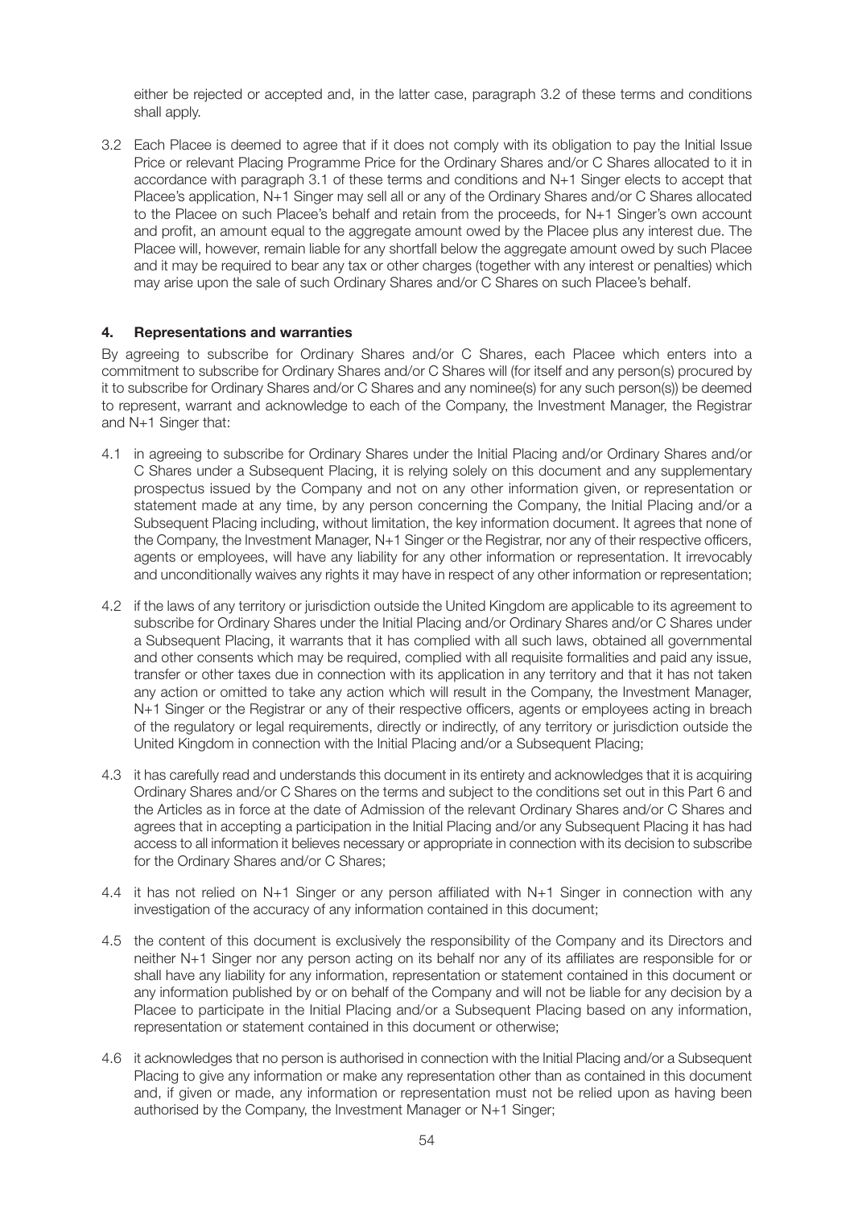either be rejected or accepted and, in the latter case, paragraph 3.2 of these terms and conditions shall apply.

3.2 Each Placee is deemed to agree that if it does not comply with its obligation to pay the Initial Issue Price or relevant Placing Programme Price for the Ordinary Shares and/or C Shares allocated to it in accordance with paragraph 3.1 of these terms and conditions and N+1 Singer elects to accept that Placee's application, N+1 Singer may sell all or any of the Ordinary Shares and/or C Shares allocated to the Placee on such Placee's behalf and retain from the proceeds, for N+1 Singer's own account and profit, an amount equal to the aggregate amount owed by the Placee plus any interest due. The Placee will, however, remain liable for any shortfall below the aggregate amount owed by such Placee and it may be required to bear any tax or other charges (together with any interest or penalties) which may arise upon the sale of such Ordinary Shares and/or C Shares on such Placee's behalf.

## 4. Representations and warranties

By agreeing to subscribe for Ordinary Shares and/or C Shares, each Placee which enters into a commitment to subscribe for Ordinary Shares and/or C Shares will (for itself and any person(s) procured by it to subscribe for Ordinary Shares and/or C Shares and any nominee(s) for any such person(s)) be deemed to represent, warrant and acknowledge to each of the Company, the Investment Manager, the Registrar and N+1 Singer that:

4.1 in agreeing to subscribe for Ordinary Shares under the Initial Placing and/or Ordinary Shares and/or C Shares under a Subsequent Placing, it is relying solely on this document and any supplementary prospectus issued by the Company and not on any other information given, or representation or statement made at any time, by any person concerning the Company, the Initial Placing and/or a Subsequent Placing including, without limitation, the key information document. It agrees that none of the Company, the Investment Manager, N+1 Singer or the Registrar, nor any of their respective officers, agents or employees, will have any liability for any other information or representation. It irrevocably and unconditionally waives any rights it may have in respect of any other information or representation;

4.2 if the laws of any territory or jurisdiction outside the United Kingdom are applicable to its agreement to subscribe for Ordinary Shares under the Initial Placing and/or Ordinary Shares and/or C Shares under a Subsequent Placing, it warrants that it has complied with all such laws, obtained all governmental and other consents which may be required, complied with all requisite formalities and paid any issue, transfer or other taxes due in connection with its application in any territory and that it has not taken any action or omitted to take any action which will result in the Company, the Investment Manager, N+1 Singer or the Registrar or any of their respective officers, agents or employees acting in breach of the regulatory or legal requirements, directly or indirectly, of any territory or jurisdiction outside the United Kingdom in connection with the Initial Placing and/or a Subsequent Placing;

4.3 it has carefully read and understands this document in its entirety and acknowledges that it is acquiring Ordinary Shares and/or C Shares on the terms and subject to the conditions set out in this Part 6 and the Articles as in force at the date of Admission of the relevant Ordinary Shares and/or C Shares and agrees that in accepting a participation in the Initial Placing and/or any Subsequent Placing it has had access to all information it believes necessary or appropriate in connection with its decision to subscribe for the Ordinary Shares and/or C Shares;

4.4 it has not relied on N+1 Singer or any person affiliated with N+1 Singer in connection with any investigation of the accuracy of any information contained in this document;

4.5 the content of this document is exclusively the responsibility of the Company and its Directors and neither N+1 Singer nor any person acting on its behalf nor any of its affiliates are responsible for or shall have any liability for any information, representation or statement contained in this document or any information published by or on behalf of the Company and will not be liable for any decision by a Placee to participate in the Initial Placing and/or a Subsequent Placing based on any information, representation or statement contained in this document or otherwise;

4.6 it acknowledges that no person is authorised in connection with the Initial Placing and/or a Subsequent Placing to give any information or make any representation other than as contained in this document and, if given or made, any information or representation must not be relied upon as having been authorised by the Company, the Investment Manager or N+1 Singer;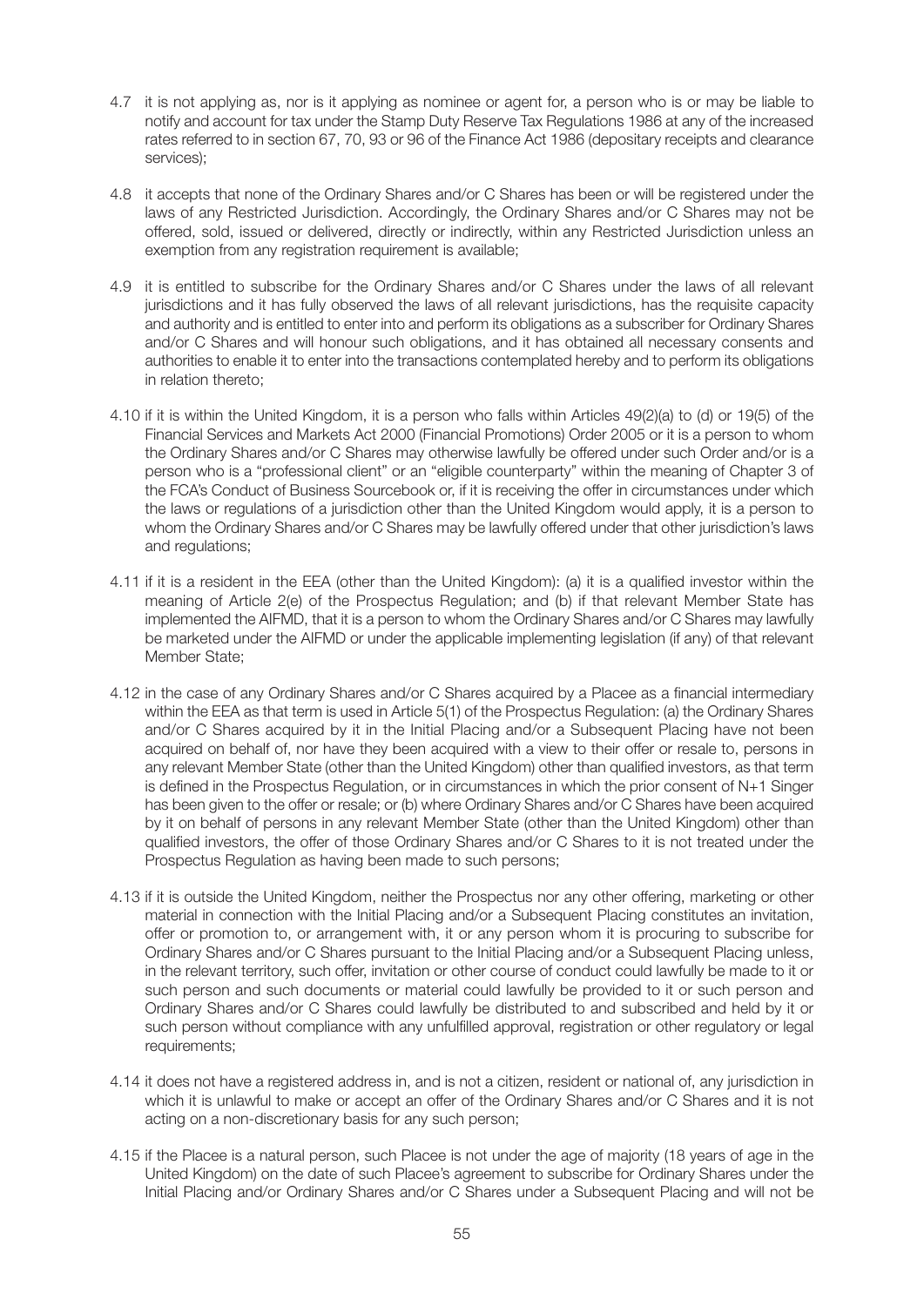4.7 it is not applying as, nor is it applying as nominee or agent for, a person who is or may be liable to notify and account for tax under the Stamp Duty Reserve Tax Regulations 1986 at any of the increased rates referred to in section 67, 70, 93 or 96 of the Finance Act 1986 (depositary receipts and clearance services);

4.8 it accepts that none of the Ordinary Shares and/or C Shares has been or will be registered under the laws of any Restricted Jurisdiction. Accordingly, the Ordinary Shares and/or C Shares may not be offered, sold, issued or delivered, directly or indirectly, within any Restricted Jurisdiction unless an exemption from any registration requirement is available;

4.9 it is entitled to subscribe for the Ordinary Shares and/or C Shares under the laws of all relevant jurisdictions and it has fully observed the laws of all relevant jurisdictions, has the requisite capacity and authority and is entitled to enter into and perform its obligations as a subscriber for Ordinary Shares and/or C Shares and will honour such obligations, and it has obtained all necessary consents and authorities to enable it to enter into the transactions contemplated hereby and to perform its obligations in relation thereto;

4.10 if it is within the United Kingdom, it is a person who falls within Articles 49(2)(a) to (d) or 19(5) of the Financial Services and Markets Act 2000 (Financial Promotions) Order 2005 or it is a person to whom the Ordinary Shares and/or C Shares may otherwise lawfully be offered under such Order and/or is a person who is a "professional client" or an "eligible counterparty" within the meaning of Chapter 3 of the FCA's Conduct of Business Sourcebook or, if it is receiving the offer in circumstances under which the laws or regulations of a jurisdiction other than the United Kingdom would apply, it is a person to whom the Ordinary Shares and/or C Shares may be lawfully offered under that other jurisdiction's laws and regulations;

4.11 if it is a resident in the EEA (other than the United Kingdom): (a) it is a qualified investor within the meaning of Article 2(e) of the Prospectus Regulation; and (b) if that relevant Member State has implemented the AIFMD, that it is a person to whom the Ordinary Shares and/or C Shares may lawfully be marketed under the AIFMD or under the applicable implementing legislation (if any) of that relevant Member State;

4.12 in the case of any Ordinary Shares and/or C Shares acquired by a Placee as a financial intermediary within the EEA as that term is used in Article 5(1) of the Prospectus Regulation: (a) the Ordinary Shares and/or C Shares acquired by it in the Initial Placing and/or a Subsequent Placing have not been acquired on behalf of, nor have they been acquired with a view to their offer or resale to, persons in any relevant Member State (other than the United Kingdom) other than qualified investors, as that term is defined in the Prospectus Regulation, or in circumstances in which the prior consent of N+1 Singer has been given to the offer or resale; or (b) where Ordinary Shares and/or C Shares have been acquired by it on behalf of persons in any relevant Member State (other than the United Kingdom) other than qualified investors, the offer of those Ordinary Shares and/or C Shares to it is not treated under the Prospectus Regulation as having been made to such persons;

4.13 if it is outside the United Kingdom, neither the Prospectus nor any other offering, marketing or other material in connection with the Initial Placing and/or a Subsequent Placing constitutes an invitation, offer or promotion to, or arrangement with, it or any person whom it is procuring to subscribe for Ordinary Shares and/or C Shares pursuant to the Initial Placing and/or a Subsequent Placing unless, in the relevant territory, such offer, invitation or other course of conduct could lawfully be made to it or such person and such documents or material could lawfully be provided to it or such person and Ordinary Shares and/or C Shares could lawfully be distributed to and subscribed and held by it or such person without compliance with any unfulfilled approval, registration or other regulatory or legal requirements;

4.14 it does not have a registered address in, and is not a citizen, resident or national of, any jurisdiction in which it is unlawful to make or accept an offer of the Ordinary Shares and/or C Shares and it is not acting on a non-discretionary basis for any such person;

4.15 if the Placee is a natural person, such Placee is not under the age of majority (18 years of age in the United Kingdom) on the date of such Placee's agreement to subscribe for Ordinary Shares under the Initial Placing and/or Ordinary Shares and/or C Shares under a Subsequent Placing and will not be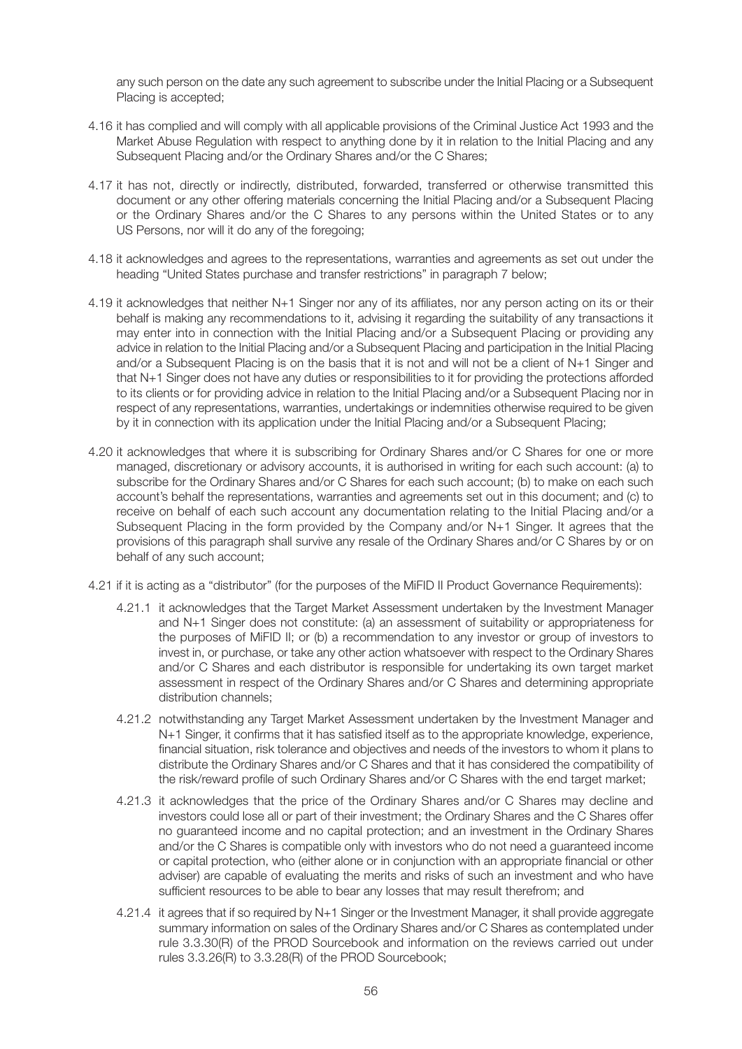any such person on the date any such agreement to subscribe under the Initial Placing or a Subsequent Placing is accepted;

4.16 it has complied and will comply with all applicable provisions of the Criminal Justice Act 1993 and the Market Abuse Regulation with respect to anything done by it in relation to the Initial Placing and any Subsequent Placing and/or the Ordinary Shares and/or the C Shares;

4.17 it has not, directly or indirectly, distributed, forwarded, transferred or otherwise transmitted this document or any other offering materials concerning the Initial Placing and/or a Subsequent Placing or the Ordinary Shares and/or the C Shares to any persons within the United States or to any US Persons, nor will it do any of the foregoing;

4.18 it acknowledges and agrees to the representations, warranties and agreements as set out under the heading "United States purchase and transfer restrictions" in paragraph 7 below;

4.19 it acknowledges that neither N+1 Singer nor any of its affiliates, nor any person acting on its or their behalf is making any recommendations to it, advising it regarding the suitability of any transactions it may enter into in connection with the Initial Placing and/or a Subsequent Placing or providing any advice in relation to the Initial Placing and/or a Subsequent Placing and participation in the Initial Placing and/or a Subsequent Placing is on the basis that it is not and will not be a client of N+1 Singer and that N+1 Singer does not have any duties or responsibilities to it for providing the protections afforded to its clients or for providing advice in relation to the Initial Placing and/or a Subsequent Placing nor in respect of any representations, warranties, undertakings or indemnities otherwise required to be given by it in connection with its application under the Initial Placing and/or a Subsequent Placing;

4.20 it acknowledges that where it is subscribing for Ordinary Shares and/or C Shares for one or more managed, discretionary or advisory accounts, it is authorised in writing for each such account: (a) to subscribe for the Ordinary Shares and/or C Shares for each such account; (b) to make on each such account's behalf the representations, warranties and agreements set out in this document; and (c) to receive on behalf of each such account any documentation relating to the Initial Placing and/or a Subsequent Placing in the form provided by the Company and/or N+1 Singer. It agrees that the provisions of this paragraph shall survive any resale of the Ordinary Shares and/or C Shares by or on behalf of any such account;

4.21 if it is acting as a "distributor" (for the purposes of the MiFID II Product Governance Requirements):

4.21.1 it acknowledges that the Target Market Assessment undertaken by the Investment Manager and N+1 Singer does not constitute: (a) an assessment of suitability or appropriateness for the purposes of MiFID II; or (b) a recommendation to any investor or group of investors to invest in, or purchase, or take any other action whatsoever with respect to the Ordinary Shares and/or C Shares and each distributor is responsible for undertaking its own target market assessment in respect of the Ordinary Shares and/or C Shares and determining appropriate distribution channels;

4.21.2 notwithstanding any Target Market Assessment undertaken by the Investment Manager and N+1 Singer, it confirms that it has satisfied itself as to the appropriate knowledge, experience, financial situation, risk tolerance and objectives and needs of the investors to whom it plans to distribute the Ordinary Shares and/or C Shares and that it has considered the compatibility of the risk/reward profile of such Ordinary Shares and/or C Shares with the end target market;

4.21.3 it acknowledges that the price of the Ordinary Shares and/or C Shares may decline and investors could lose all or part of their investment; the Ordinary Shares and the C Shares offer no guaranteed income and no capital protection; and an investment in the Ordinary Shares and/or the C Shares is compatible only with investors who do not need a guaranteed income or capital protection, who (either alone or in conjunction with an appropriate financial or other adviser) are capable of evaluating the merits and risks of such an investment and who have sufficient resources to be able to bear any losses that may result therefrom; and

4.21.4 it agrees that if so required by N+1 Singer or the Investment Manager, it shall provide aggregate summary information on sales of the Ordinary Shares and/or C Shares as contemplated under rule 3.3.30(R) of the PROD Sourcebook and information on the reviews carried out under rules 3.3.26(R) to 3.3.28(R) of the PROD Sourcebook;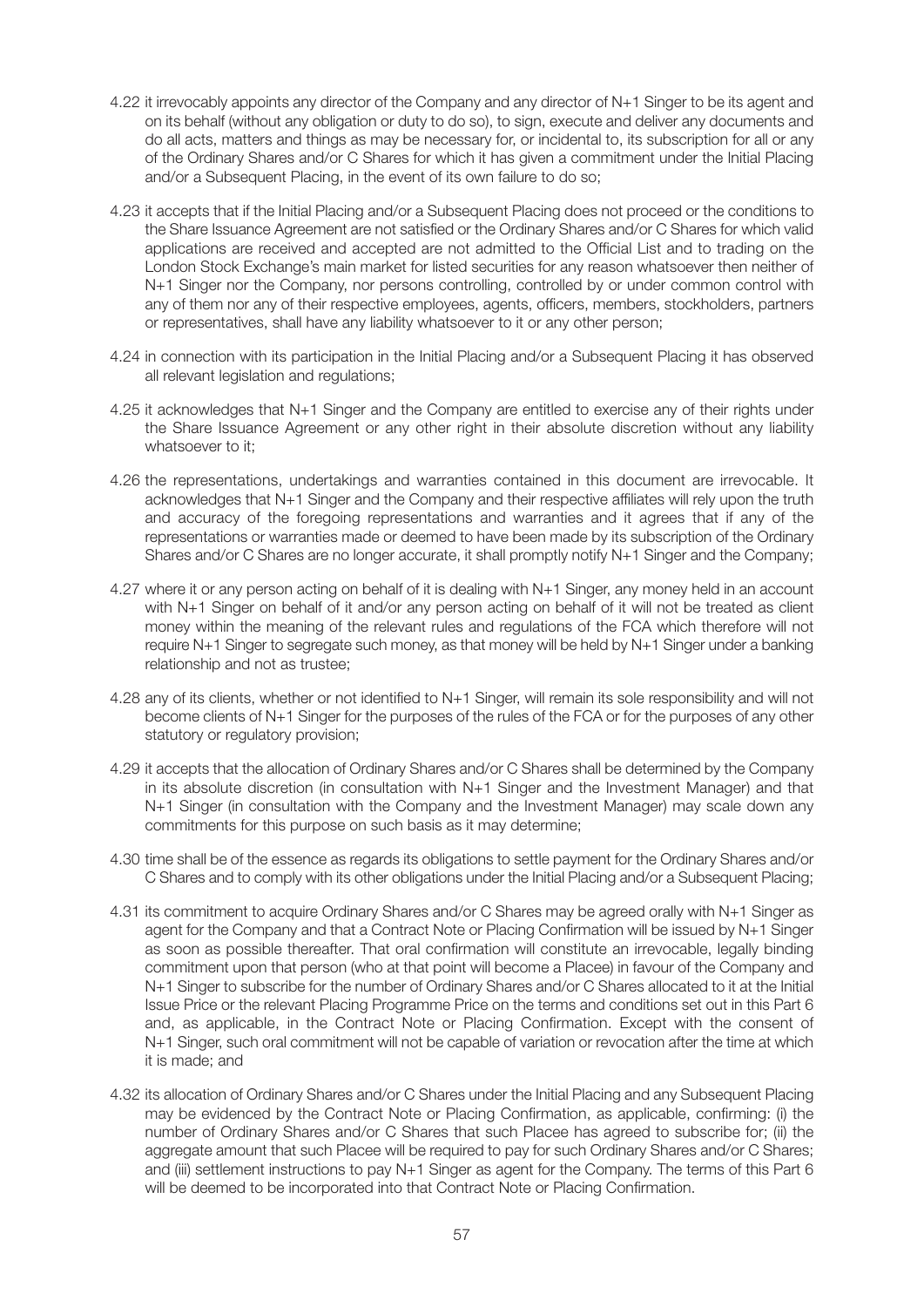4.22 it irrevocably appoints any director of the Company and any director of N+1 Singer to be its agent and on its behalf (without any obligation or duty to do so), to sign, execute and deliver any documents and do all acts, matters and things as may be necessary for, or incidental to, its subscription for all or any of the Ordinary Shares and/or C Shares for which it has given a commitment under the Initial Placing and/or a Subsequent Placing, in the event of its own failure to do so;

4.23 it accepts that if the Initial Placing and/or a Subsequent Placing does not proceed or the conditions to the Share Issuance Agreement are not satisfied or the Ordinary Shares and/or C Shares for which valid applications are received and accepted are not admitted to the Official List and to trading on the London Stock Exchange's main market for listed securities for any reason whatsoever then neither of N+1 Singer nor the Company, nor persons controlling, controlled by or under common control with any of them nor any of their respective employees, agents, officers, members, stockholders, partners or representatives, shall have any liability whatsoever to it or any other person;

4.24 in connection with its participation in the Initial Placing and/or a Subsequent Placing it has observed all relevant legislation and regulations;

4.25 it acknowledges that N+1 Singer and the Company are entitled to exercise any of their rights under the Share Issuance Agreement or any other right in their absolute discretion without any liability whatsoever to it;

4.26 the representations, undertakings and warranties contained in this document are irrevocable. It acknowledges that N+1 Singer and the Company and their respective affiliates will rely upon the truth and accuracy of the foregoing representations and warranties and it agrees that if any of the representations or warranties made or deemed to have been made by its subscription of the Ordinary Shares and/or C Shares are no longer accurate, it shall promptly notify N+1 Singer and the Company;

4.27 where it or any person acting on behalf of it is dealing with N+1 Singer, any money held in an account with N+1 Singer on behalf of it and/or any person acting on behalf of it will not be treated as client money within the meaning of the relevant rules and regulations of the FCA which therefore will not require N+1 Singer to segregate such money, as that money will be held by N+1 Singer under a banking relationship and not as trustee;

4.28 any of its clients, whether or not identified to N+1 Singer, will remain its sole responsibility and will not become clients of N+1 Singer for the purposes of the rules of the FCA or for the purposes of any other statutory or regulatory provision;

4.29 it accepts that the allocation of Ordinary Shares and/or C Shares shall be determined by the Company in its absolute discretion (in consultation with N+1 Singer and the Investment Manager) and that N+1 Singer (in consultation with the Company and the Investment Manager) may scale down any commitments for this purpose on such basis as it may determine;

4.30 time shall be of the essence as regards its obligations to settle payment for the Ordinary Shares and/or C Shares and to comply with its other obligations under the Initial Placing and/or a Subsequent Placing;

4.31 its commitment to acquire Ordinary Shares and/or C Shares may be agreed orally with N+1 Singer as agent for the Company and that a Contract Note or Placing Confirmation will be issued by N+1 Singer as soon as possible thereafter. That oral confirmation will constitute an irrevocable, legally binding commitment upon that person (who at that point will become a Placee) in favour of the Company and N+1 Singer to subscribe for the number of Ordinary Shares and/or C Shares allocated to it at the Initial Issue Price or the relevant Placing Programme Price on the terms and conditions set out in this Part 6 and, as applicable, in the Contract Note or Placing Confirmation. Except with the consent of N+1 Singer, such oral commitment will not be capable of variation or revocation after the time at which it is made; and

4.32 its allocation of Ordinary Shares and/or C Shares under the Initial Placing and any Subsequent Placing may be evidenced by the Contract Note or Placing Confirmation, as applicable, confirming: (i) the number of Ordinary Shares and/or C Shares that such Placee has agreed to subscribe for; (ii) the aggregate amount that such Placee will be required to pay for such Ordinary Shares and/or C Shares; and (iii) settlement instructions to pay N+1 Singer as agent for the Company. The terms of this Part 6 will be deemed to be incorporated into that Contract Note or Placing Confirmation.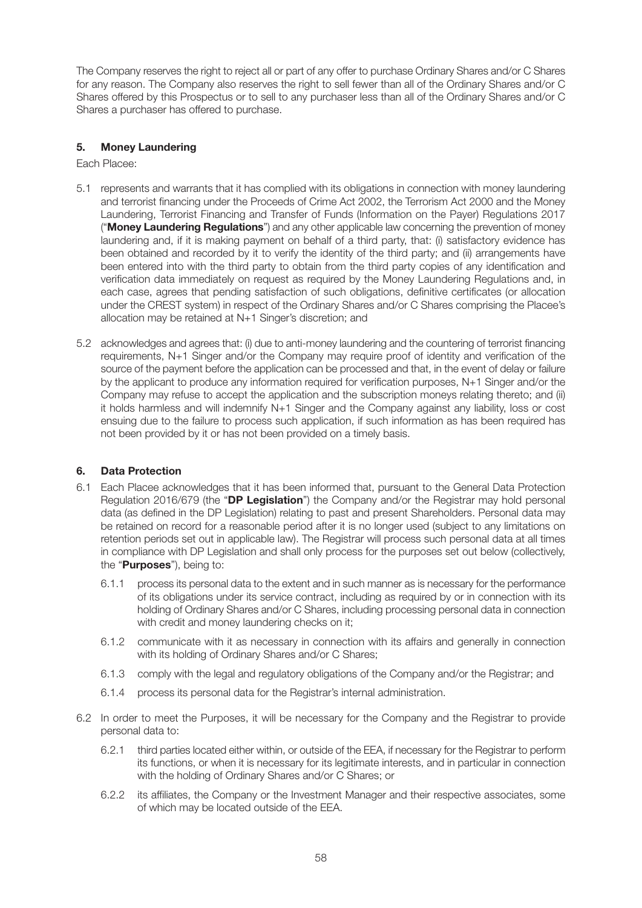The Company reserves the right to reject all or part of any offer to purchase Ordinary Shares and/or C Shares for any reason. The Company also reserves the right to sell fewer than all of the Ordinary Shares and/or C Shares offered by this Prospectus or to sell to any purchaser less than all of the Ordinary Shares and/or C Shares a purchaser has offered to purchase.

## 5. Money Laundering

Each Placee:

5.1 represents and warrants that it has complied with its obligations in connection with money laundering and terrorist financing under the Proceeds of Crime Act 2002, the Terrorism Act 2000 and the Money Laundering, Terrorist Financing and Transfer of Funds (Information on the Payer) Regulations 2017 ("**Money Laundering Regulations**") and any other applicable law concerning the prevention of money laundering and, if it is making payment on behalf of a third party, that: (i) satisfactory evidence has been obtained and recorded by it to verify the identity of the third party; and (ii) arrangements have been entered into with the third party to obtain from the third party copies of any identification and verification data immediately on request as required by the Money Laundering Regulations and, in each case, agrees that pending satisfaction of such obligations, definitive certificates (or allocation under the CREST system) in respect of the Ordinary Shares and/or C Shares comprising the Placee's allocation may be retained at N+1 Singer's discretion; and

5.2 acknowledges and agrees that: (i) due to anti-money laundering and the countering of terrorist financing requirements, N+1 Singer and/or the Company may require proof of identity and verification of the source of the payment before the application can be processed and that, in the event of delay or failure by the applicant to produce any information required for verification purposes, N+1 Singer and/or the Company may refuse to accept the application and the subscription moneys relating thereto; and (ii) it holds harmless and will indemnify N+1 Singer and the Company against any liability, loss or cost ensuing due to the failure to process such application, if such information as has been required has not been provided by it or has not been provided on a timely basis.

## 6. Data Protection

6.1 Each Placee acknowledges that it has been informed that, pursuant to the General Data Protection Regulation 2016/679 (the "**DP Legislation**") the Company and/or the Registrar may hold personal data (as defined in the DP Legislation) relating to past and present Shareholders. Personal data may be retained on record for a reasonable period after it is no longer used (subject to any limitations on retention periods set out in applicable law). The Registrar will process such personal data at all times in compliance with DP Legislation and shall only process for the purposes set out below (collectively, the "**Purposes**"), being to:

   6.1.1 process its personal data to the extent and in such manner as is necessary for the performance of its obligations under its service contract, including as required by or in connection with its holding of Ordinary Shares and/or C Shares, including processing personal data in connection with credit and money laundering checks on it;

   6.1.2 communicate with it as necessary in connection with its affairs and generally in connection with its holding of Ordinary Shares and/or C Shares;

   6.1.3 comply with the legal and regulatory obligations of the Company and/or the Registrar; and

   6.1.4 process its personal data for the Registrar's internal administration.

6.2 In order to meet the Purposes, it will be necessary for the Company and the Registrar to provide personal data to:

   6.2.1 third parties located either within, or outside of the EEA, if necessary for the Registrar to perform its functions, or when it is necessary for its legitimate interests, and in particular in connection with the holding of Ordinary Shares and/or C Shares; or

   6.2.2 its affiliates, the Company or the Investment Manager and their respective associates, some of which may be located outside of the EEA.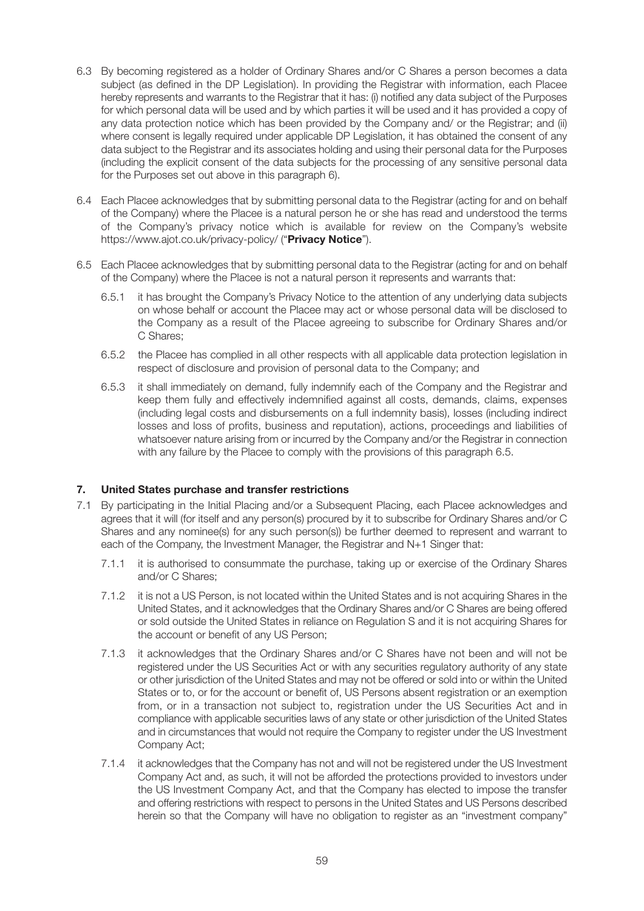6.3 By becoming registered as a holder of Ordinary Shares and/or C Shares a person becomes a data subject (as defined in the DP Legislation). In providing the Registrar with information, each Placee hereby represents and warrants to the Registrar that it has: (i) notified any data subject of the Purposes for which personal data will be used and by which parties it will be used and it has provided a copy of any data protection notice which has been provided by the Company and/ or the Registrar; and (ii) where consent is legally required under applicable DP Legislation, it has obtained the consent of any data subject to the Registrar and its associates holding and using their personal data for the Purposes (including the explicit consent of the data subjects for the processing of any sensitive personal data for the Purposes set out above in this paragraph 6).

6.4 Each Placee acknowledges that by submitting personal data to the Registrar (acting for and on behalf of the Company) where the Placee is a natural person he or she has read and understood the terms of the Company's privacy notice which is available for review on the Company's website https://www.ajot.co.uk/privacy-policy/ ("**Privacy Notice**").

6.5 Each Placee acknowledges that by submitting personal data to the Registrar (acting for and on behalf of the Company) where the Placee is not a natural person it represents and warrants that:

6.5.1 it has brought the Company's Privacy Notice to the attention of any underlying data subjects on whose behalf or account the Placee may act or whose personal data will be disclosed to the Company as a result of the Placee agreeing to subscribe for Ordinary Shares and/or C Shares;

6.5.2 the Placee has complied in all other respects with all applicable data protection legislation in respect of disclosure and provision of personal data to the Company; and

6.5.3 it shall immediately on demand, fully indemnify each of the Company and the Registrar and keep them fully and effectively indemnified against all costs, demands, claims, expenses (including legal costs and disbursements on a full indemnity basis), losses (including indirect losses and loss of profits, business and reputation), actions, proceedings and liabilities of whatsoever nature arising from or incurred by the Company and/or the Registrar in connection with any failure by the Placee to comply with the provisions of this paragraph 6.5.

## 7. United States purchase and transfer restrictions

7.1 By participating in the Initial Placing and/or a Subsequent Placing, each Placee acknowledges and agrees that it will (for itself and any person(s) procured by it to subscribe for Ordinary Shares and/or C Shares and any nominee(s) for any such person(s)) be further deemed to represent and warrant to each of the Company, the Investment Manager, the Registrar and N+1 Singer that:

7.1.1 it is authorised to consummate the purchase, taking up or exercise of the Ordinary Shares and/or C Shares;

7.1.2 it is not a US Person, is not located within the United States and is not acquiring Shares in the United States, and it acknowledges that the Ordinary Shares and/or C Shares are being offered or sold outside the United States in reliance on Regulation S and it is not acquiring Shares for the account or benefit of any US Person;

7.1.3 it acknowledges that the Ordinary Shares and/or C Shares have not been and will not be registered under the US Securities Act or with any securities regulatory authority of any state or other jurisdiction of the United States and may not be offered or sold into or within the United States or to, or for the account or benefit of, US Persons absent registration or an exemption from, or in a transaction not subject to, registration under the US Securities Act and in compliance with applicable securities laws of any state or other jurisdiction of the United States and in circumstances that would not require the Company to register under the US Investment Company Act;

7.1.4 it acknowledges that the Company has not and will not be registered under the US Investment Company Act and, as such, it will not be afforded the protections provided to investors under the US Investment Company Act, and that the Company has elected to impose the transfer and offering restrictions with respect to persons in the United States and US Persons described herein so that the Company will have no obligation to register as an "investment company"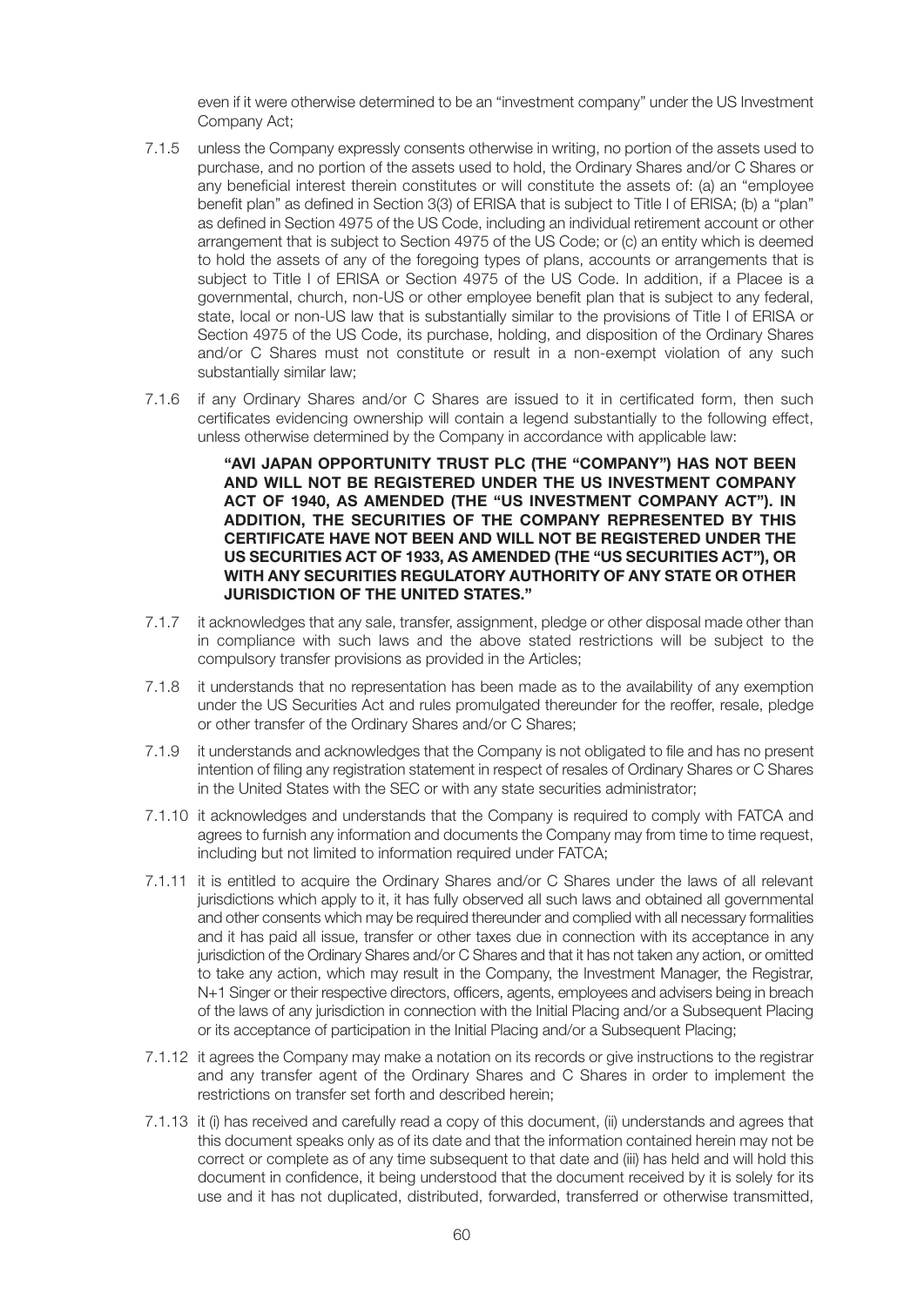even if it were otherwise determined to be an "investment company" under the US Investment Company Act;

7.1.5 unless the Company expressly consents otherwise in writing, no portion of the assets used to purchase, and no portion of the assets used to hold, the Ordinary Shares and/or C Shares or any beneficial interest therein constitutes or will constitute the assets of: (a) an "employee benefit plan" as defined in Section 3(3) of ERISA that is subject to Title I of ERISA; (b) a "plan" as defined in Section 4975 of the US Code, including an individual retirement account or other arrangement that is subject to Section 4975 of the US Code; or (c) an entity which is deemed to hold the assets of any of the foregoing types of plans, accounts or arrangements that is subject to Title I of ERISA or Section 4975 of the US Code. In addition, if a Placee is a governmental, church, non-US or other employee benefit plan that is subject to any federal, state, local or non-US law that is substantially similar to the provisions of Title I of ERISA or Section 4975 of the US Code, its purchase, holding, and disposition of the Ordinary Shares and/or C Shares must not constitute or result in a non-exempt violation of any such substantially similar law;

7.1.6 if any Ordinary Shares and/or C Shares are issued to it in certificated form, then such certificates evidencing ownership will contain a legend substantially to the following effect, unless otherwise determined by the Company in accordance with applicable law:

**"AVI JAPAN OPPORTUNITY TRUST PLC (THE "COMPANY") HAS NOT BEEN AND WILL NOT BE REGISTERED UNDER THE US INVESTMENT COMPANY ACT OF 1940, AS AMENDED (THE "US INVESTMENT COMPANY ACT"). IN ADDITION, THE SECURITIES OF THE COMPANY REPRESENTED BY THIS CERTIFICATE HAVE NOT BEEN AND WILL NOT BE REGISTERED UNDER THE US SECURITIES ACT OF 1933, AS AMENDED (THE "US SECURITIES ACT"), OR WITH ANY SECURITIES REGULATORY AUTHORITY OF ANY STATE OR OTHER JURISDICTION OF THE UNITED STATES."**

7.1.7 it acknowledges that any sale, transfer, assignment, pledge or other disposal made other than in compliance with such laws and the above stated restrictions will be subject to the compulsory transfer provisions as provided in the Articles;

7.1.8 it understands that no representation has been made as to the availability of any exemption under the US Securities Act and rules promulgated thereunder for the reoffer, resale, pledge or other transfer of the Ordinary Shares and/or C Shares;

7.1.9 it understands and acknowledges that the Company is not obligated to file and has no present intention of filing any registration statement in respect of resales of Ordinary Shares or C Shares in the United States with the SEC or with any state securities administrator;

7.1.10 it acknowledges and understands that the Company is required to comply with FATCA and agrees to furnish any information and documents the Company may from time to time request, including but not limited to information required under FATCA;

7.1.11 it is entitled to acquire the Ordinary Shares and/or C Shares under the laws of all relevant jurisdictions which apply to it, it has fully observed all such laws and obtained all governmental and other consents which may be required thereunder and complied with all necessary formalities and it has paid all issue, transfer or other taxes due in connection with its acceptance in any jurisdiction of the Ordinary Shares and/or C Shares and that it has not taken any action, or omitted to take any action, which may result in the Company, the Investment Manager, the Registrar, N+1 Singer or their respective directors, officers, agents, employees and advisers being in breach of the laws of any jurisdiction in connection with the Initial Placing and/or a Subsequent Placing or its acceptance of participation in the Initial Placing and/or a Subsequent Placing;

7.1.12 it agrees the Company may make a notation on its records or give instructions to the registrar and any transfer agent of the Ordinary Shares and C Shares in order to implement the restrictions on transfer set forth and described herein;

7.1.13 it (i) has received and carefully read a copy of this document, (ii) understands and agrees that this document speaks only as of its date and that the information contained herein may not be correct or complete as of any time subsequent to that date and (iii) has held and will hold this document in confidence, it being understood that the document received by it is solely for its use and it has not duplicated, distributed, forwarded, transferred or otherwise transmitted,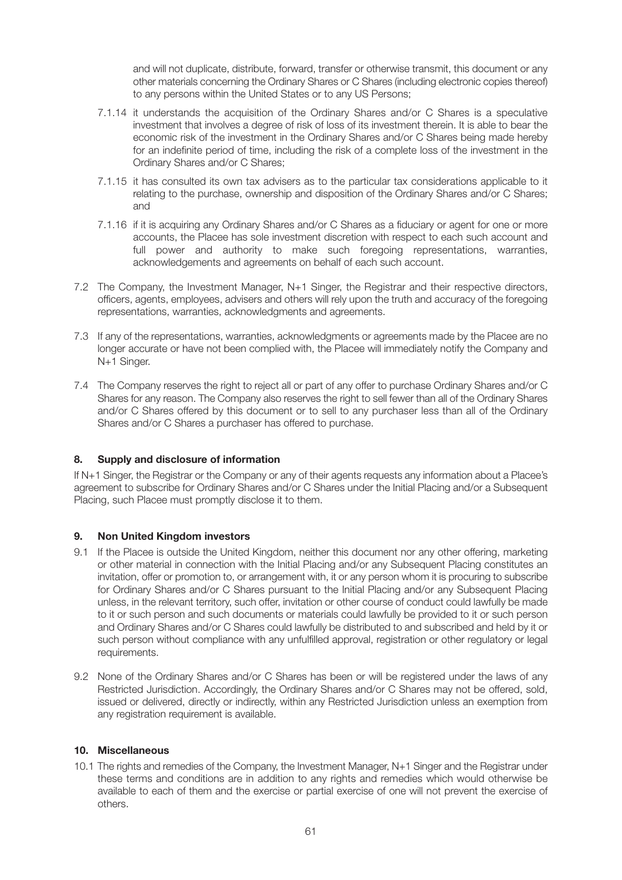and will not duplicate, distribute, forward, transfer or otherwise transmit, this document or any other materials concerning the Ordinary Shares or C Shares (including electronic copies thereof) to any persons within the United States or to any US Persons;

7.1.14 it understands the acquisition of the Ordinary Shares and/or C Shares is a speculative investment that involves a degree of risk of loss of its investment therein. It is able to bear the economic risk of the investment in the Ordinary Shares and/or C Shares being made hereby for an indefinite period of time, including the risk of a complete loss of the investment in the Ordinary Shares and/or C Shares;

7.1.15 it has consulted its own tax advisers as to the particular tax considerations applicable to it relating to the purchase, ownership and disposition of the Ordinary Shares and/or C Shares; and

7.1.16 if it is acquiring any Ordinary Shares and/or C Shares as a fiduciary or agent for one or more accounts, the Placee has sole investment discretion with respect to each such account and full power and authority to make such foregoing representations, warranties, acknowledgements and agreements on behalf of each such account.

7.2 The Company, the Investment Manager, N+1 Singer, the Registrar and their respective directors, officers, agents, employees, advisers and others will rely upon the truth and accuracy of the foregoing representations, warranties, acknowledgments and agreements.

7.3 If any of the representations, warranties, acknowledgments or agreements made by the Placee are no longer accurate or have not been complied with, the Placee will immediately notify the Company and N+1 Singer.

7.4 The Company reserves the right to reject all or part of any offer to purchase Ordinary Shares and/or C Shares for any reason. The Company also reserves the right to sell fewer than all of the Ordinary Shares and/or C Shares offered by this document or to sell to any purchaser less than all of the Ordinary Shares and/or C Shares a purchaser has offered to purchase.

## 8. Supply and disclosure of information

If N+1 Singer, the Registrar or the Company or any of their agents requests any information about a Placee's agreement to subscribe for Ordinary Shares and/or C Shares under the Initial Placing and/or a Subsequent Placing, such Placee must promptly disclose it to them.

## 9. Non United Kingdom investors

9.1 If the Placee is outside the United Kingdom, neither this document nor any other offering, marketing or other material in connection with the Initial Placing and/or any Subsequent Placing constitutes an invitation, offer or promotion to, or arrangement with, it or any person whom it is procuring to subscribe for Ordinary Shares and/or C Shares pursuant to the Initial Placing and/or any Subsequent Placing unless, in the relevant territory, such offer, invitation or other course of conduct could lawfully be made to it or such person and such documents or materials could lawfully be provided to it or such person and Ordinary Shares and/or C Shares could lawfully be distributed to and subscribed and held by it or such person without compliance with any unfulfilled approval, registration or other regulatory or legal requirements.

9.2 None of the Ordinary Shares and/or C Shares has been or will be registered under the laws of any Restricted Jurisdiction. Accordingly, the Ordinary Shares and/or C Shares may not be offered, sold, issued or delivered, directly or indirectly, within any Restricted Jurisdiction unless an exemption from any registration requirement is available.

## 10. Miscellaneous

10.1 The rights and remedies of the Company, the Investment Manager, N+1 Singer and the Registrar under these terms and conditions are in addition to any rights and remedies which would otherwise be available to each of them and the exercise or partial exercise of one will not prevent the exercise of others.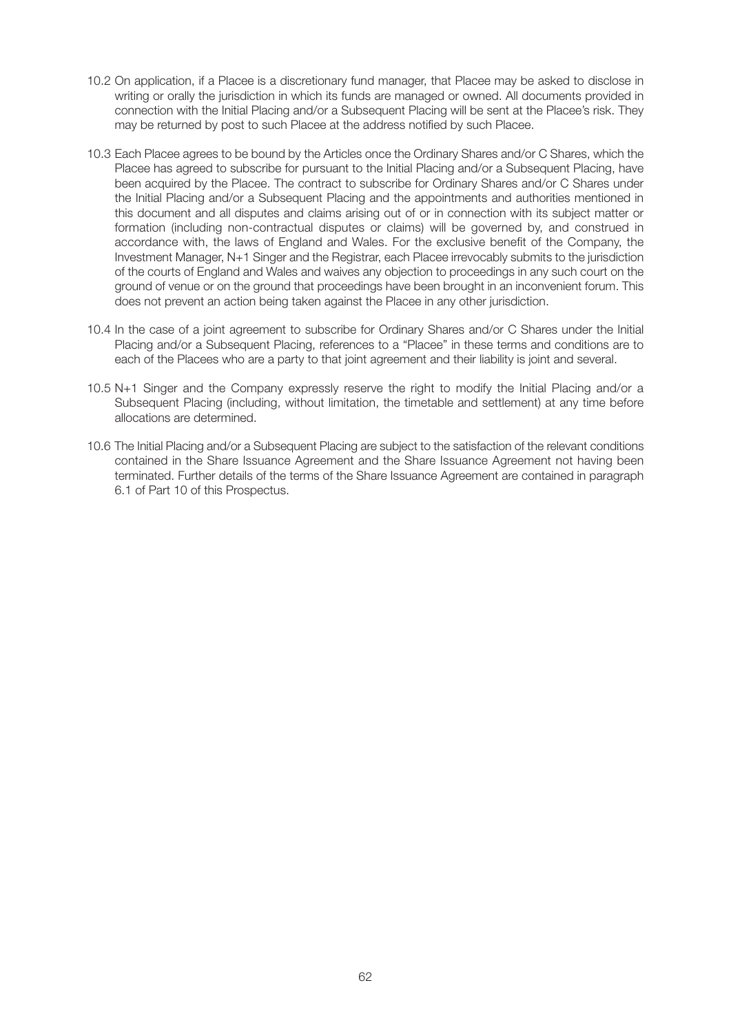10.2 On application, if a Placee is a discretionary fund manager, that Placee may be asked to disclose in writing or orally the jurisdiction in which its funds are managed or owned. All documents provided in connection with the Initial Placing and/or a Subsequent Placing will be sent at the Placee's risk. They may be returned by post to such Placee at the address notified by such Placee.

10.3 Each Placee agrees to be bound by the Articles once the Ordinary Shares and/or C Shares, which the Placee has agreed to subscribe for pursuant to the Initial Placing and/or a Subsequent Placing, have been acquired by the Placee. The contract to subscribe for Ordinary Shares and/or C Shares under the Initial Placing and/or a Subsequent Placing and the appointments and authorities mentioned in this document and all disputes and claims arising out of or in connection with its subject matter or formation (including non-contractual disputes or claims) will be governed by, and construed in accordance with, the laws of England and Wales. For the exclusive benefit of the Company, the Investment Manager, N+1 Singer and the Registrar, each Placee irrevocably submits to the jurisdiction of the courts of England and Wales and waives any objection to proceedings in any such court on the ground of venue or on the ground that proceedings have been brought in an inconvenient forum. This does not prevent an action being taken against the Placee in any other jurisdiction.

10.4 In the case of a joint agreement to subscribe for Ordinary Shares and/or C Shares under the Initial Placing and/or a Subsequent Placing, references to a "Placee" in these terms and conditions are to each of the Placees who are a party to that joint agreement and their liability is joint and several.

10.5 N+1 Singer and the Company expressly reserve the right to modify the Initial Placing and/or a Subsequent Placing (including, without limitation, the timetable and settlement) at any time before allocations are determined.

10.6 The Initial Placing and/or a Subsequent Placing are subject to the satisfaction of the relevant conditions contained in the Share Issuance Agreement and the Share Issuance Agreement not having been terminated. Further details of the terms of the Share Issuance Agreement are contained in paragraph 6.1 of Part 10 of this Prospectus.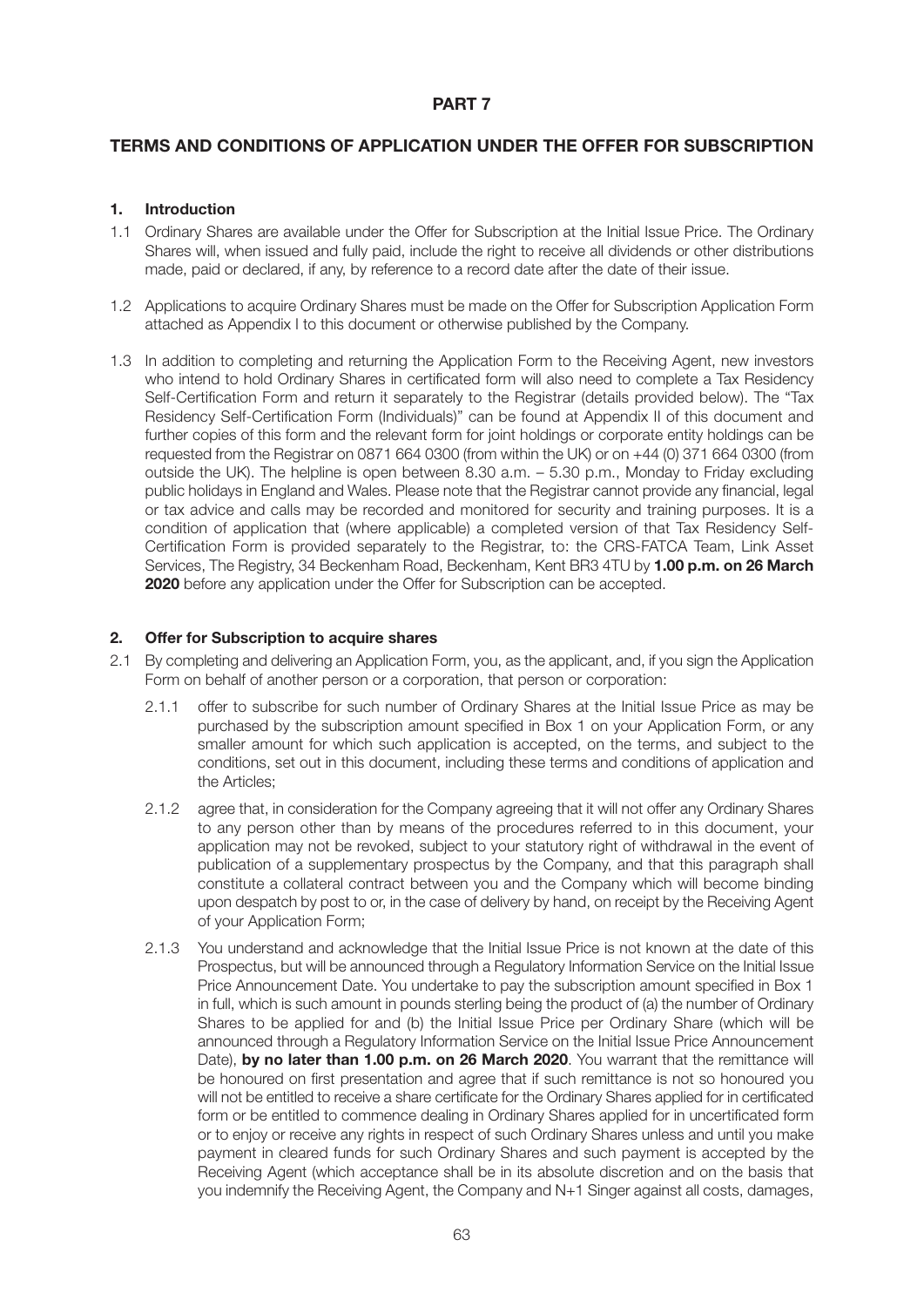# PART 7

## TERMS AND CONDITIONS OF APPLICATION UNDER THE OFFER FOR SUBSCRIPTION

### 1. Introduction

1.1 Ordinary Shares are available under the Offer for Subscription at the Initial Issue Price. The Ordinary Shares will, when issued and fully paid, include the right to receive all dividends or other distributions made, paid or declared, if any, by reference to a record date after the date of their issue.

1.2 Applications to acquire Ordinary Shares must be made on the Offer for Subscription Application Form attached as Appendix I to this document or otherwise published by the Company.

1.3 In addition to completing and returning the Application Form to the Receiving Agent, new investors who intend to hold Ordinary Shares in certificated form will also need to complete a Tax Residency Self-Certification Form and return it separately to the Registrar (details provided below). The "Tax Residency Self-Certification Form (Individuals)" can be found at Appendix II of this document and further copies of this form and the relevant form for joint holdings or corporate entity holdings can be requested from the Registrar on 0871 664 0300 (from within the UK) or on +44 (0) 371 664 0300 (from outside the UK). The helpline is open between 8.30 a.m. – 5.30 p.m., Monday to Friday excluding public holidays in England and Wales. Please note that the Registrar cannot provide any financial, legal or tax advice and calls may be recorded and monitored for security and training purposes. It is a condition of application that (where applicable) a completed version of that Tax Residency Self-Certification Form is provided separately to the Registrar, to: the CRS-FATCA Team, Link Asset Services, The Registry, 34 Beckenham Road, Beckenham, Kent BR3 4TU by **1.00 p.m. on 26 March 2020** before any application under the Offer for Subscription can be accepted.

### 2. Offer for Subscription to acquire shares

2.1 By completing and delivering an Application Form, you, as the applicant, and, if you sign the Application Form on behalf of another person or a corporation, that person or corporation:

2.1.1 offer to subscribe for such number of Ordinary Shares at the Initial Issue Price as may be purchased by the subscription amount specified in Box 1 on your Application Form, or any smaller amount for which such application is accepted, on the terms, and subject to the conditions, set out in this document, including these terms and conditions of application and the Articles;

2.1.2 agree that, in consideration for the Company agreeing that it will not offer any Ordinary Shares to any person other than by means of the procedures referred to in this document, your application may not be revoked, subject to your statutory right of withdrawal in the event of publication of a supplementary prospectus by the Company, and that this paragraph shall constitute a collateral contract between you and the Company which will become binding upon despatch by post to or, in the case of delivery by hand, on receipt by the Receiving Agent of your Application Form;

2.1.3 You understand and acknowledge that the Initial Issue Price is not known at the date of this Prospectus, but will be announced through a Regulatory Information Service on the Initial Issue Price Announcement Date. You undertake to pay the subscription amount specified in Box 1 in full, which is such amount in pounds sterling being the product of (a) the number of Ordinary Shares to be applied for and (b) the Initial Issue Price per Ordinary Share (which will be announced through a Regulatory Information Service on the Initial Issue Price Announcement Date), **by no later than 1.00 p.m. on 26 March 2020**. You warrant that the remittance will be honoured on first presentation and agree that if such remittance is not so honoured you will not be entitled to receive a share certificate for the Ordinary Shares applied for in certificated form or be entitled to commence dealing in Ordinary Shares applied for in uncertificated form or to enjoy or receive any rights in respect of such Ordinary Shares unless and until you make payment in cleared funds for such Ordinary Shares and such payment is accepted by the Receiving Agent (which acceptance shall be in its absolute discretion and on the basis that you indemnify the Receiving Agent, the Company and N+1 Singer against all costs, damages,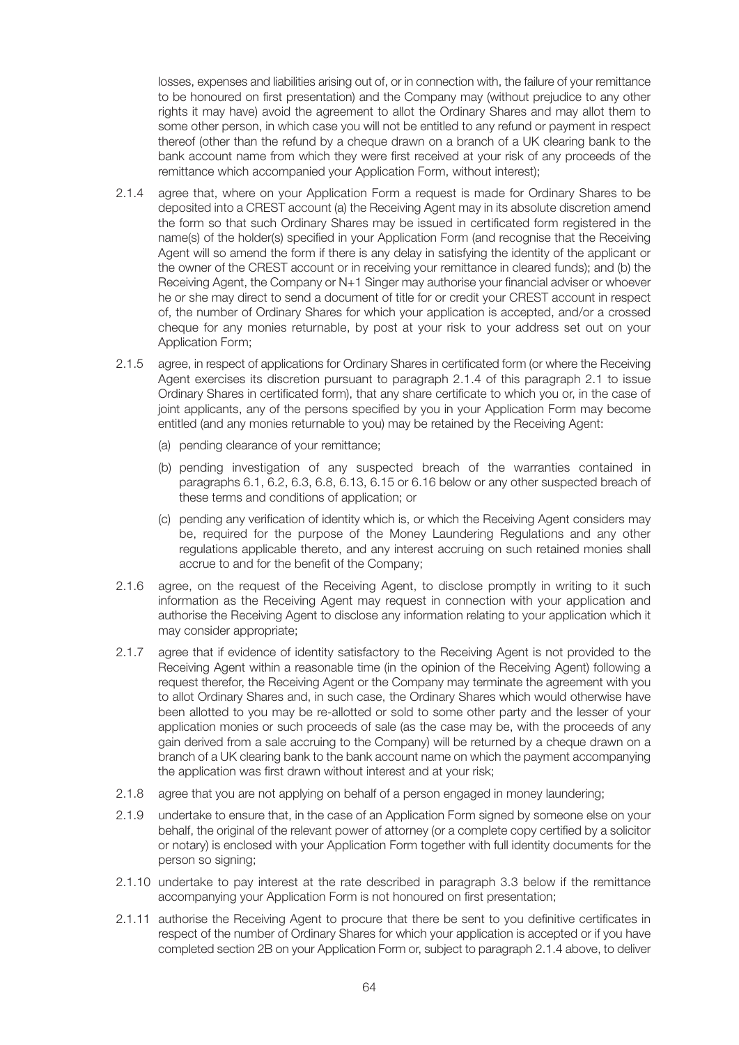losses, expenses and liabilities arising out of, or in connection with, the failure of your remittance to be honoured on first presentation) and the Company may (without prejudice to any other rights it may have) avoid the agreement to allot the Ordinary Shares and may allot them to some other person, in which case you will not be entitled to any refund or payment in respect thereof (other than the refund by a cheque drawn on a branch of a UK clearing bank to the bank account name from which they were first received at your risk of any proceeds of the remittance which accompanied your Application Form, without interest);

2.1.4 agree that, where on your Application Form a request is made for Ordinary Shares to be deposited into a CREST account (a) the Receiving Agent may in its absolute discretion amend the form so that such Ordinary Shares may be issued in certificated form registered in the name(s) of the holder(s) specified in your Application Form (and recognise that the Receiving Agent will so amend the form if there is any delay in satisfying the identity of the applicant or the owner of the CREST account or in receiving your remittance in cleared funds); and (b) the Receiving Agent, the Company or N+1 Singer may authorise your financial adviser or whoever he or she may direct to send a document of title for or credit your CREST account in respect of, the number of Ordinary Shares for which your application is accepted, and/or a crossed cheque for any monies returnable, by post at your risk to your address set out on your Application Form;

2.1.5 agree, in respect of applications for Ordinary Shares in certificated form (or where the Receiving Agent exercises its discretion pursuant to paragraph 2.1.4 of this paragraph 2.1 to issue Ordinary Shares in certificated form), that any share certificate to which you or, in the case of joint applicants, any of the persons specified by you in your Application Form may become entitled (and any monies returnable to you) may be retained by the Receiving Agent:

(a) pending clearance of your remittance;

(b) pending investigation of any suspected breach of the warranties contained in paragraphs 6.1, 6.2, 6.3, 6.8, 6.13, 6.15 or 6.16 below or any other suspected breach of these terms and conditions of application; or

(c) pending any verification of identity which is, or which the Receiving Agent considers may be, required for the purpose of the Money Laundering Regulations and any other regulations applicable thereto, and any interest accruing on such retained monies shall accrue to and for the benefit of the Company;

2.1.6 agree, on the request of the Receiving Agent, to disclose promptly in writing to it such information as the Receiving Agent may request in connection with your application and authorise the Receiving Agent to disclose any information relating to your application which it may consider appropriate;

2.1.7 agree that if evidence of identity satisfactory to the Receiving Agent is not provided to the Receiving Agent within a reasonable time (in the opinion of the Receiving Agent) following a request therefor, the Receiving Agent or the Company may terminate the agreement with you to allot Ordinary Shares and, in such case, the Ordinary Shares which would otherwise have been allotted to you may be re-allotted or sold to some other party and the lesser of your application monies or such proceeds of sale (as the case may be, with the proceeds of any gain derived from a sale accruing to the Company) will be returned by a cheque drawn on a branch of a UK clearing bank to the bank account name on which the payment accompanying the application was first drawn without interest and at your risk;

2.1.8 agree that you are not applying on behalf of a person engaged in money laundering;

2.1.9 undertake to ensure that, in the case of an Application Form signed by someone else on your behalf, the original of the relevant power of attorney (or a complete copy certified by a solicitor or notary) is enclosed with your Application Form together with full identity documents for the person so signing;

2.1.10 undertake to pay interest at the rate described in paragraph 3.3 below if the remittance accompanying your Application Form is not honoured on first presentation;

2.1.11 authorise the Receiving Agent to procure that there be sent to you definitive certificates in respect of the number of Ordinary Shares for which your application is accepted or if you have completed section 2B on your Application Form or, subject to paragraph 2.1.4 above, to deliver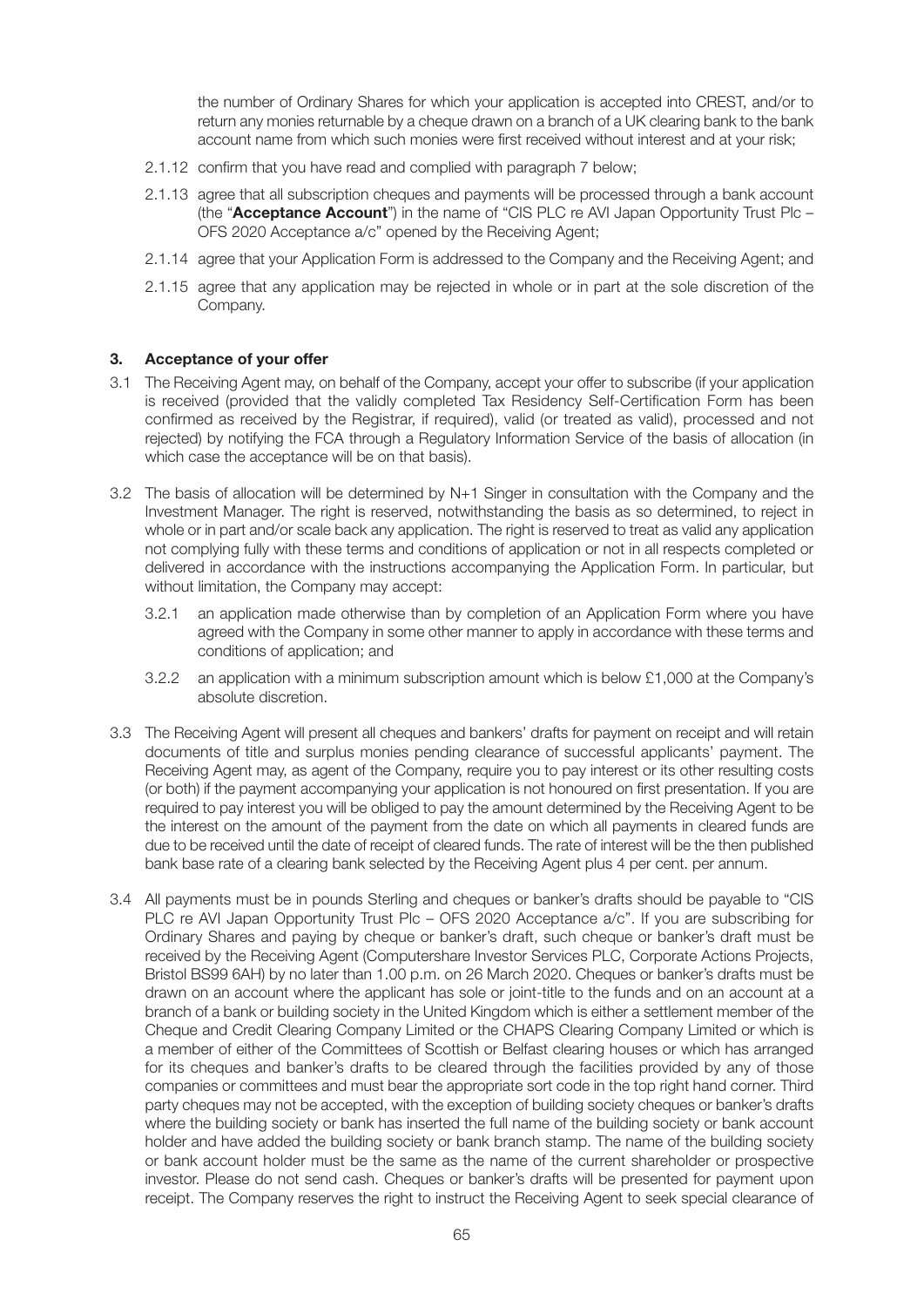the number of Ordinary Shares for which your application is accepted into CREST, and/or to return any monies returnable by a cheque drawn on a branch of a UK clearing bank to the bank account name from which such monies were first received without interest and at your risk;

2.1.12 confirm that you have read and complied with paragraph 7 below;

2.1.13 agree that all subscription cheques and payments will be processed through a bank account (the "**Acceptance Account**") in the name of "CIS PLC re AVI Japan Opportunity Trust Plc – OFS 2020 Acceptance a/c" opened by the Receiving Agent;

2.1.14 agree that your Application Form is addressed to the Company and the Receiving Agent; and

2.1.15 agree that any application may be rejected in whole or in part at the sole discretion of the Company.

### 3. Acceptance of your offer

3.1 The Receiving Agent may, on behalf of the Company, accept your offer to subscribe (if your application is received (provided that the validly completed Tax Residency Self-Certification Form has been confirmed as received by the Registrar, if required), valid (or treated as valid), processed and not rejected) by notifying the FCA through a Regulatory Information Service of the basis of allocation (in which case the acceptance will be on that basis).

3.2 The basis of allocation will be determined by N+1 Singer in consultation with the Company and the Investment Manager. The right is reserved, notwithstanding the basis as so determined, to reject in whole or in part and/or scale back any application. The right is reserved to treat as valid any application not complying fully with these terms and conditions of application or not in all respects completed or delivered in accordance with the instructions accompanying the Application Form. In particular, but without limitation, the Company may accept:

3.2.1 an application made otherwise than by completion of an Application Form where you have agreed with the Company in some other manner to apply in accordance with these terms and conditions of application; and

3.2.2 an application with a minimum subscription amount which is below £1,000 at the Company's absolute discretion.

3.3 The Receiving Agent will present all cheques and bankers' drafts for payment on receipt and will retain documents of title and surplus monies pending clearance of successful applicants' payment. The Receiving Agent may, as agent of the Company, require you to pay interest or its other resulting costs (or both) if the payment accompanying your application is not honoured on first presentation. If you are required to pay interest you will be obliged to pay the amount determined by the Receiving Agent to be the interest on the amount of the payment from the date on which all payments in cleared funds are due to be received until the date of receipt of cleared funds. The rate of interest will be the then published bank base rate of a clearing bank selected by the Receiving Agent plus 4 per cent. per annum.

3.4 All payments must be in pounds Sterling and cheques or banker's drafts should be payable to "CIS PLC re AVI Japan Opportunity Trust Plc – OFS 2020 Acceptance a/c". If you are subscribing for Ordinary Shares and paying by cheque or banker's draft, such cheque or banker's draft must be received by the Receiving Agent (Computershare Investor Services PLC, Corporate Actions Projects, Bristol BS99 6AH) by no later than 1.00 p.m. on 26 March 2020. Cheques or banker's drafts must be drawn on an account where the applicant has sole or joint-title to the funds and on an account at a branch of a bank or building society in the United Kingdom which is either a settlement member of the Cheque and Credit Clearing Company Limited or the CHAPS Clearing Company Limited or which is a member of either of the Committees of Scottish or Belfast clearing houses or which has arranged for its cheques and banker's drafts to be cleared through the facilities provided by any of those companies or committees and must bear the appropriate sort code in the top right hand corner. Third party cheques may not be accepted, with the exception of building society cheques or banker's drafts where the building society or bank has inserted the full name of the building society or bank account holder and have added the building society or bank branch stamp. The name of the building society or bank account holder must be the same as the name of the current shareholder or prospective investor. Please do not send cash. Cheques or banker's drafts will be presented for payment upon receipt. The Company reserves the right to instruct the Receiving Agent to seek special clearance of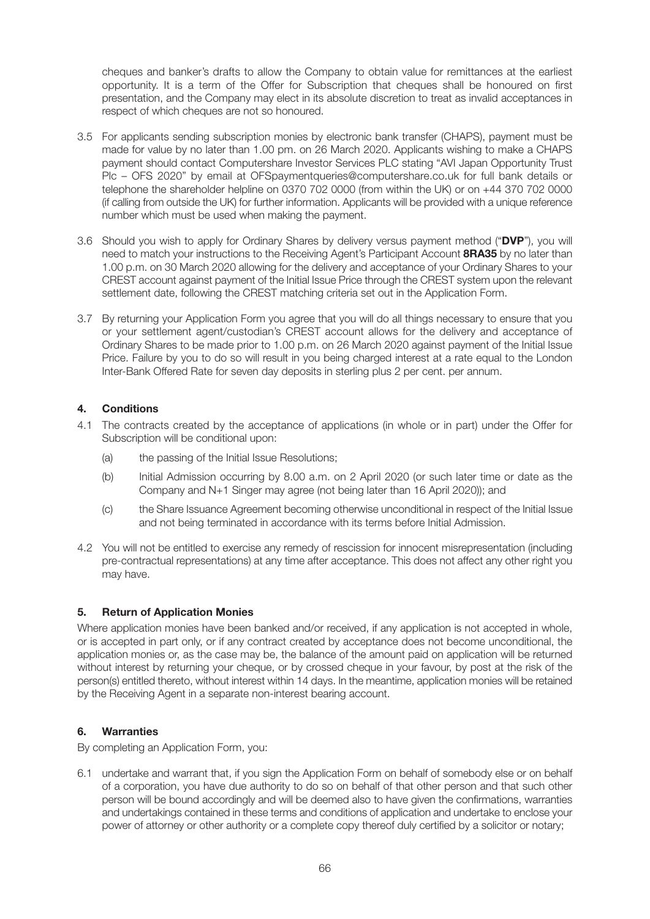cheques and banker's drafts to allow the Company to obtain value for remittances at the earliest opportunity. It is a term of the Offer for Subscription that cheques shall be honoured on first presentation, and the Company may elect in its absolute discretion to treat as invalid acceptances in respect of which cheques are not so honoured.

3.5 For applicants sending subscription monies by electronic bank transfer (CHAPS), payment must be made for value by no later than 1.00 pm. on 26 March 2020. Applicants wishing to make a CHAPS payment should contact Computershare Investor Services PLC stating "AVI Japan Opportunity Trust Plc – OFS 2020" by email at OFSpaymentqueries@computershare.co.uk for full bank details or telephone the shareholder helpline on 0370 702 0000 (from within the UK) or on +44 370 702 0000 (if calling from outside the UK) for further information. Applicants will be provided with a unique reference number which must be used when making the payment.

3.6 Should you wish to apply for Ordinary Shares by delivery versus payment method ("**DVP**"), you will need to match your instructions to the Receiving Agent's Participant Account **8RA35** by no later than 1.00 p.m. on 30 March 2020 allowing for the delivery and acceptance of your Ordinary Shares to your CREST account against payment of the Initial Issue Price through the CREST system upon the relevant settlement date, following the CREST matching criteria set out in the Application Form.

3.7 By returning your Application Form you agree that you will do all things necessary to ensure that you or your settlement agent/custodian's CREST account allows for the delivery and acceptance of Ordinary Shares to be made prior to 1.00 p.m. on 26 March 2020 against payment of the Initial Issue Price. Failure by you to do so will result in you being charged interest at a rate equal to the London Inter-Bank Offered Rate for seven day deposits in sterling plus 2 per cent. per annum.

## 4. Conditions

4.1 The contracts created by the acceptance of applications (in whole or in part) under the Offer for Subscription will be conditional upon:

(a) the passing of the Initial Issue Resolutions;

(b) Initial Admission occurring by 8.00 a.m. on 2 April 2020 (or such later time or date as the Company and N+1 Singer may agree (not being later than 16 April 2020)); and

(c) the Share Issuance Agreement becoming otherwise unconditional in respect of the Initial Issue and not being terminated in accordance with its terms before Initial Admission.

4.2 You will not be entitled to exercise any remedy of rescission for innocent misrepresentation (including pre-contractual representations) at any time after acceptance. This does not affect any other right you may have.

## 5. Return of Application Monies

Where application monies have been banked and/or received, if any application is not accepted in whole, or is accepted in part only, or if any contract created by acceptance does not become unconditional, the application monies or, as the case may be, the balance of the amount paid on application will be returned without interest by returning your cheque, or by crossed cheque in your favour, by post at the risk of the person(s) entitled thereto, without interest within 14 days. In the meantime, application monies will be retained by the Receiving Agent in a separate non-interest bearing account.

## 6. Warranties

By completing an Application Form, you:

6.1 undertake and warrant that, if you sign the Application Form on behalf of somebody else or on behalf of a corporation, you have due authority to do so on behalf of that other person and that such other person will be bound accordingly and will be deemed also to have given the confirmations, warranties and undertakings contained in these terms and conditions of application and undertake to enclose your power of attorney or other authority or a complete copy thereof duly certified by a solicitor or notary;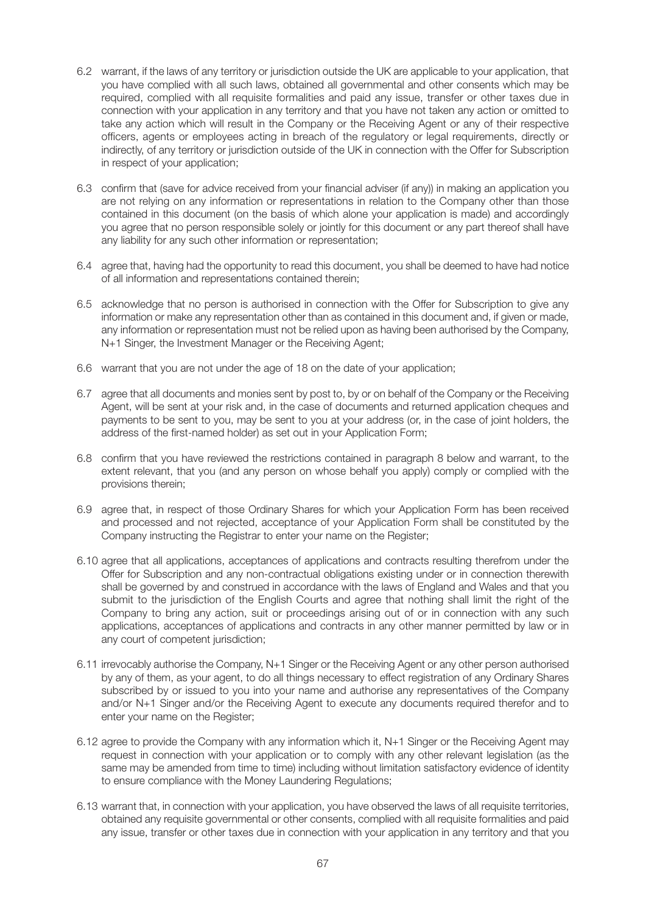6.2 warrant, if the laws of any territory or jurisdiction outside the UK are applicable to your application, that you have complied with all such laws, obtained all governmental and other consents which may be required, complied with all requisite formalities and paid any issue, transfer or other taxes due in connection with your application in any territory and that you have not taken any action or omitted to take any action which will result in the Company or the Receiving Agent or any of their respective officers, agents or employees acting in breach of the regulatory or legal requirements, directly or indirectly, of any territory or jurisdiction outside of the UK in connection with the Offer for Subscription in respect of your application;

6.3 confirm that (save for advice received from your financial adviser (if any)) in making an application you are not relying on any information or representations in relation to the Company other than those contained in this document (on the basis of which alone your application is made) and accordingly you agree that no person responsible solely or jointly for this document or any part thereof shall have any liability for any such other information or representation;

6.4 agree that, having had the opportunity to read this document, you shall be deemed to have had notice of all information and representations contained therein;

6.5 acknowledge that no person is authorised in connection with the Offer for Subscription to give any information or make any representation other than as contained in this document and, if given or made, any information or representation must not be relied upon as having been authorised by the Company, N+1 Singer, the Investment Manager or the Receiving Agent;

6.6 warrant that you are not under the age of 18 on the date of your application;

6.7 agree that all documents and monies sent by post to, by or on behalf of the Company or the Receiving Agent, will be sent at your risk and, in the case of documents and returned application cheques and payments to be sent to you, may be sent to you at your address (or, in the case of joint holders, the address of the first-named holder) as set out in your Application Form;

6.8 confirm that you have reviewed the restrictions contained in paragraph 8 below and warrant, to the extent relevant, that you (and any person on whose behalf you apply) comply or complied with the provisions therein;

6.9 agree that, in respect of those Ordinary Shares for which your Application Form has been received and processed and not rejected, acceptance of your Application Form shall be constituted by the Company instructing the Registrar to enter your name on the Register;

6.10 agree that all applications, acceptances of applications and contracts resulting therefrom under the Offer for Subscription and any non-contractual obligations existing under or in connection therewith shall be governed by and construed in accordance with the laws of England and Wales and that you submit to the jurisdiction of the English Courts and agree that nothing shall limit the right of the Company to bring any action, suit or proceedings arising out of or in connection with any such applications, acceptances of applications and contracts in any other manner permitted by law or in any court of competent jurisdiction;

6.11 irrevocably authorise the Company, N+1 Singer or the Receiving Agent or any other person authorised by any of them, as your agent, to do all things necessary to effect registration of any Ordinary Shares subscribed by or issued to you into your name and authorise any representatives of the Company and/or N+1 Singer and/or the Receiving Agent to execute any documents required therefor and to enter your name on the Register;

6.12 agree to provide the Company with any information which it, N+1 Singer or the Receiving Agent may request in connection with your application or to comply with any other relevant legislation (as the same may be amended from time to time) including without limitation satisfactory evidence of identity to ensure compliance with the Money Laundering Regulations;

6.13 warrant that, in connection with your application, you have observed the laws of all requisite territories, obtained any requisite governmental or other consents, complied with all requisite formalities and paid any issue, transfer or other taxes due in connection with your application in any territory and that you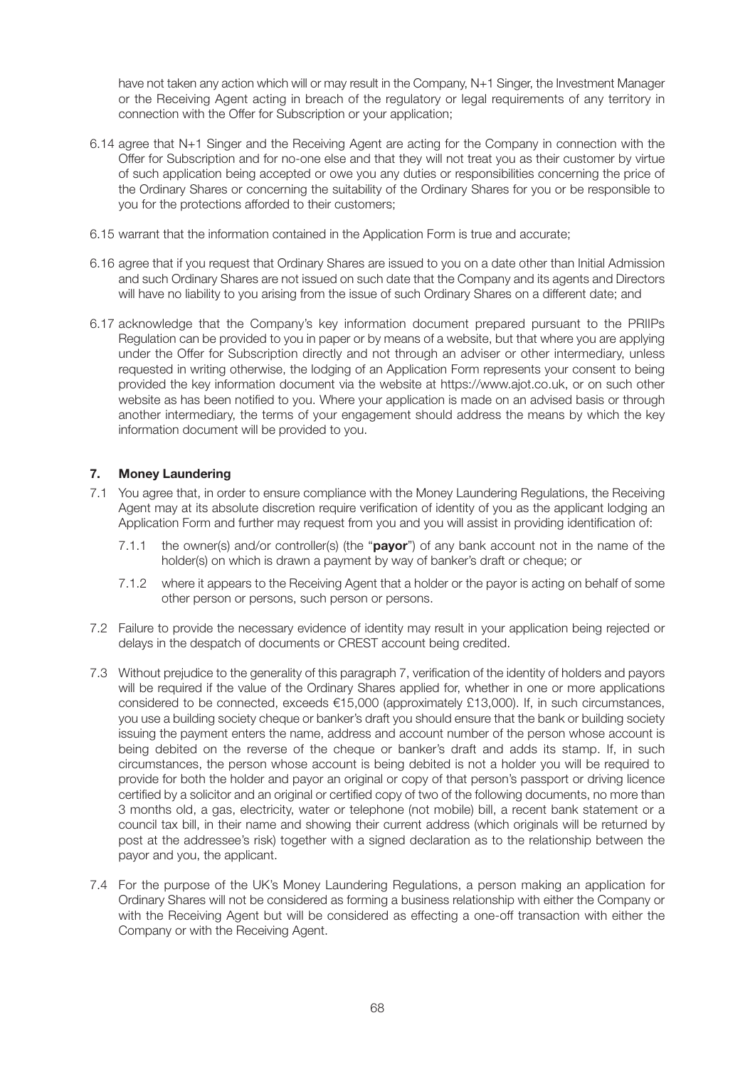have not taken any action which will or may result in the Company, N+1 Singer, the Investment Manager or the Receiving Agent acting in breach of the regulatory or legal requirements of any territory in connection with the Offer for Subscription or your application;

6.14 agree that N+1 Singer and the Receiving Agent are acting for the Company in connection with the Offer for Subscription and for no-one else and that they will not treat you as their customer by virtue of such application being accepted or owe you any duties or responsibilities concerning the price of the Ordinary Shares or concerning the suitability of the Ordinary Shares for you or be responsible to you for the protections afforded to their customers;

6.15 warrant that the information contained in the Application Form is true and accurate;

6.16 agree that if you request that Ordinary Shares are issued to you on a date other than Initial Admission and such Ordinary Shares are not issued on such date that the Company and its agents and Directors will have no liability to you arising from the issue of such Ordinary Shares on a different date; and

6.17 acknowledge that the Company's key information document prepared pursuant to the PRIIPs Regulation can be provided to you in paper or by means of a website, but that where you are applying under the Offer for Subscription directly and not through an adviser or other intermediary, unless requested in writing otherwise, the lodging of an Application Form represents your consent to being provided the key information document via the website at https://www.ajot.co.uk, or on such other website as has been notified to you. Where your application is made on an advised basis or through another intermediary, the terms of your engagement should address the means by which the key information document will be provided to you.

## 7. Money Laundering

7.1 You agree that, in order to ensure compliance with the Money Laundering Regulations, the Receiving Agent may at its absolute discretion require verification of identity of you as the applicant lodging an Application Form and further may request from you and you will assist in providing identification of:

7.1.1 the owner(s) and/or controller(s) (the "**payor**") of any bank account not in the name of the holder(s) on which is drawn a payment by way of banker's draft or cheque; or

7.1.2 where it appears to the Receiving Agent that a holder or the payor is acting on behalf of some other person or persons, such person or persons.

7.2 Failure to provide the necessary evidence of identity may result in your application being rejected or delays in the despatch of documents or CREST account being credited.

7.3 Without prejudice to the generality of this paragraph 7, verification of the identity of holders and payors will be required if the value of the Ordinary Shares applied for, whether in one or more applications considered to be connected, exceeds €15,000 (approximately £13,000). If, in such circumstances, you use a building society cheque or banker's draft you should ensure that the bank or building society issuing the payment enters the name, address and account number of the person whose account is being debited on the reverse of the cheque or banker's draft and adds its stamp. If, in such circumstances, the person whose account is being debited is not a holder you will be required to provide for both the holder and payor an original or copy of that person's passport or driving licence certified by a solicitor and an original or certified copy of two of the following documents, no more than 3 months old, a gas, electricity, water or telephone (not mobile) bill, a recent bank statement or a council tax bill, in their name and showing their current address (which originals will be returned by post at the addressee's risk) together with a signed declaration as to the relationship between the payor and you, the applicant.

7.4 For the purpose of the UK's Money Laundering Regulations, a person making an application for Ordinary Shares will not be considered as forming a business relationship with either the Company or with the Receiving Agent but will be considered as effecting a one-off transaction with either the Company or with the Receiving Agent.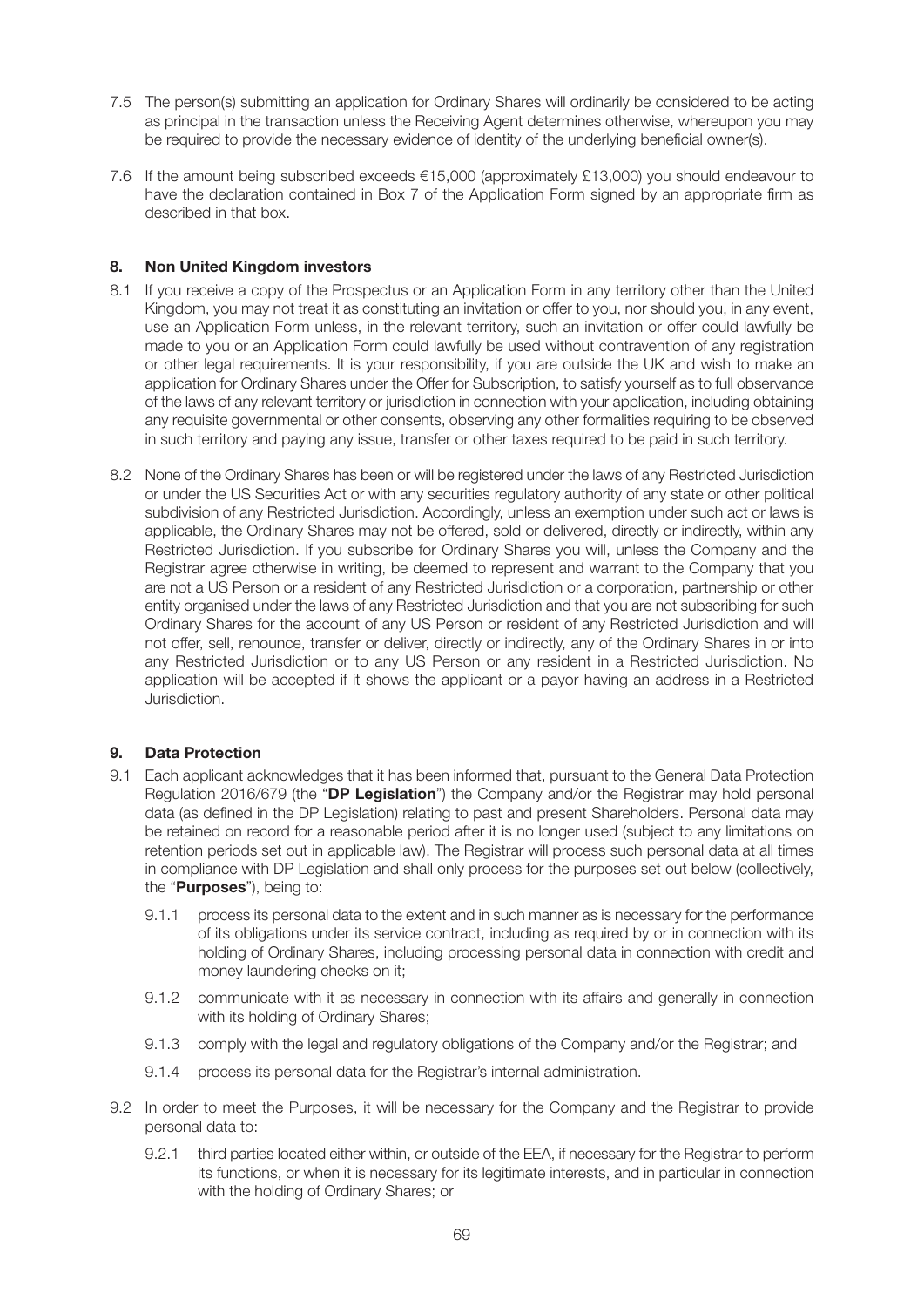7.5 The person(s) submitting an application for Ordinary Shares will ordinarily be considered to be acting as principal in the transaction unless the Receiving Agent determines otherwise, whereupon you may be required to provide the necessary evidence of identity of the underlying beneficial owner(s).

7.6 If the amount being subscribed exceeds €15,000 (approximately £13,000) you should endeavour to have the declaration contained in Box 7 of the Application Form signed by an appropriate firm as described in that box.

## 8. Non United Kingdom investors

8.1 If you receive a copy of the Prospectus or an Application Form in any territory other than the United Kingdom, you may not treat it as constituting an invitation or offer to you, nor should you, in any event, use an Application Form unless, in the relevant territory, such an invitation or offer could lawfully be made to you or an Application Form could lawfully be used without contravention of any registration or other legal requirements. It is your responsibility, if you are outside the UK and wish to make an application for Ordinary Shares under the Offer for Subscription, to satisfy yourself as to full observance of the laws of any relevant territory or jurisdiction in connection with your application, including obtaining any requisite governmental or other consents, observing any other formalities requiring to be observed in such territory and paying any issue, transfer or other taxes required to be paid in such territory.

8.2 None of the Ordinary Shares has been or will be registered under the laws of any Restricted Jurisdiction or under the US Securities Act or with any securities regulatory authority of any state or other political subdivision of any Restricted Jurisdiction. Accordingly, unless an exemption under such act or laws is applicable, the Ordinary Shares may not be offered, sold or delivered, directly or indirectly, within any Restricted Jurisdiction. If you subscribe for Ordinary Shares you will, unless the Company and the Registrar agree otherwise in writing, be deemed to represent and warrant to the Company that you are not a US Person or a resident of any Restricted Jurisdiction or a corporation, partnership or other entity organised under the laws of any Restricted Jurisdiction and that you are not subscribing for such Ordinary Shares for the account of any US Person or resident of any Restricted Jurisdiction and will not offer, sell, renounce, transfer or deliver, directly or indirectly, any of the Ordinary Shares in or into any Restricted Jurisdiction or to any US Person or any resident in a Restricted Jurisdiction. No application will be accepted if it shows the applicant or a payor having an address in a Restricted Jurisdiction.

## 9. Data Protection

9.1 Each applicant acknowledges that it has been informed that, pursuant to the General Data Protection Regulation 2016/679 (the "**DP Legislation**") the Company and/or the Registrar may hold personal data (as defined in the DP Legislation) relating to past and present Shareholders. Personal data may be retained on record for a reasonable period after it is no longer used (subject to any limitations on retention periods set out in applicable law). The Registrar will process such personal data at all times in compliance with DP Legislation and shall only process for the purposes set out below (collectively, the "**Purposes**"), being to:

9.1.1 process its personal data to the extent and in such manner as is necessary for the performance of its obligations under its service contract, including as required by or in connection with its holding of Ordinary Shares, including processing personal data in connection with credit and money laundering checks on it;

9.1.2 communicate with it as necessary in connection with its affairs and generally in connection with its holding of Ordinary Shares;

9.1.3 comply with the legal and regulatory obligations of the Company and/or the Registrar; and

9.1.4 process its personal data for the Registrar's internal administration.

9.2 In order to meet the Purposes, it will be necessary for the Company and the Registrar to provide personal data to:

9.2.1 third parties located either within, or outside of the EEA, if necessary for the Registrar to perform its functions, or when it is necessary for its legitimate interests, and in particular in connection with the holding of Ordinary Shares; or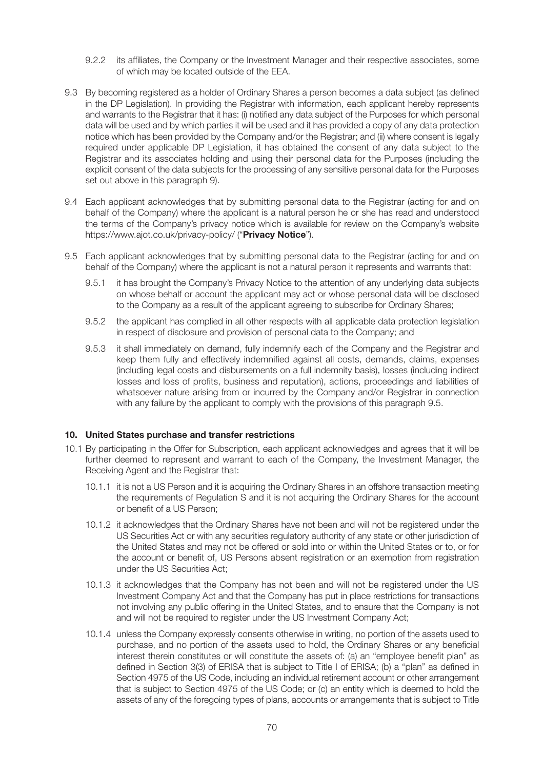9.2.2 its affiliates, the Company or the Investment Manager and their respective associates, some of which may be located outside of the EEA.

9.3 By becoming registered as a holder of Ordinary Shares a person becomes a data subject (as defined in the DP Legislation). In providing the Registrar with information, each applicant hereby represents and warrants to the Registrar that it has: (i) notified any data subject of the Purposes for which personal data will be used and by which parties it will be used and it has provided a copy of any data protection notice which has been provided by the Company and/or the Registrar; and (ii) where consent is legally required under applicable DP Legislation, it has obtained the consent of any data subject to the Registrar and its associates holding and using their personal data for the Purposes (including the explicit consent of the data subjects for the processing of any sensitive personal data for the Purposes set out above in this paragraph 9).

9.4 Each applicant acknowledges that by submitting personal data to the Registrar (acting for and on behalf of the Company) where the applicant is a natural person he or she has read and understood the terms of the Company's privacy notice which is available for review on the Company's website https://www.ajot.co.uk/privacy-policy/ ("**Privacy Notice**").

9.5 Each applicant acknowledges that by submitting personal data to the Registrar (acting for and on behalf of the Company) where the applicant is not a natural person it represents and warrants that:

9.5.1 it has brought the Company's Privacy Notice to the attention of any underlying data subjects on whose behalf or account the applicant may act or whose personal data will be disclosed to the Company as a result of the applicant agreeing to subscribe for Ordinary Shares;

9.5.2 the applicant has complied in all other respects with all applicable data protection legislation in respect of disclosure and provision of personal data to the Company; and

9.5.3 it shall immediately on demand, fully indemnify each of the Company and the Registrar and keep them fully and effectively indemnified against all costs, demands, claims, expenses (including legal costs and disbursements on a full indemnity basis), losses (including indirect losses and loss of profits, business and reputation), actions, proceedings and liabilities of whatsoever nature arising from or incurred by the Company and/or Registrar in connection with any failure by the applicant to comply with the provisions of this paragraph 9.5.

**10. United States purchase and transfer restrictions**

10.1 By participating in the Offer for Subscription, each applicant acknowledges and agrees that it will be further deemed to represent and warrant to each of the Company, the Investment Manager, the Receiving Agent and the Registrar that:

10.1.1 it is not a US Person and it is acquiring the Ordinary Shares in an offshore transaction meeting the requirements of Regulation S and it is not acquiring the Ordinary Shares for the account or benefit of a US Person;

10.1.2 it acknowledges that the Ordinary Shares have not been and will not be registered under the US Securities Act or with any securities regulatory authority of any state or other jurisdiction of the United States and may not be offered or sold into or within the United States or to, or for the account or benefit of, US Persons absent registration or an exemption from registration under the US Securities Act;

10.1.3 it acknowledges that the Company has not been and will not be registered under the US Investment Company Act and that the Company has put in place restrictions for transactions not involving any public offering in the United States, and to ensure that the Company is not and will not be required to register under the US Investment Company Act;

10.1.4 unless the Company expressly consents otherwise in writing, no portion of the assets used to purchase, and no portion of the assets used to hold, the Ordinary Shares or any beneficial interest therein constitutes or will constitute the assets of: (a) an "employee benefit plan" as defined in Section 3(3) of ERISA that is subject to Title I of ERISA; (b) a "plan" as defined in Section 4975 of the US Code, including an individual retirement account or other arrangement that is subject to Section 4975 of the US Code; or (c) an entity which is deemed to hold the assets of any of the foregoing types of plans, accounts or arrangements that is subject to Title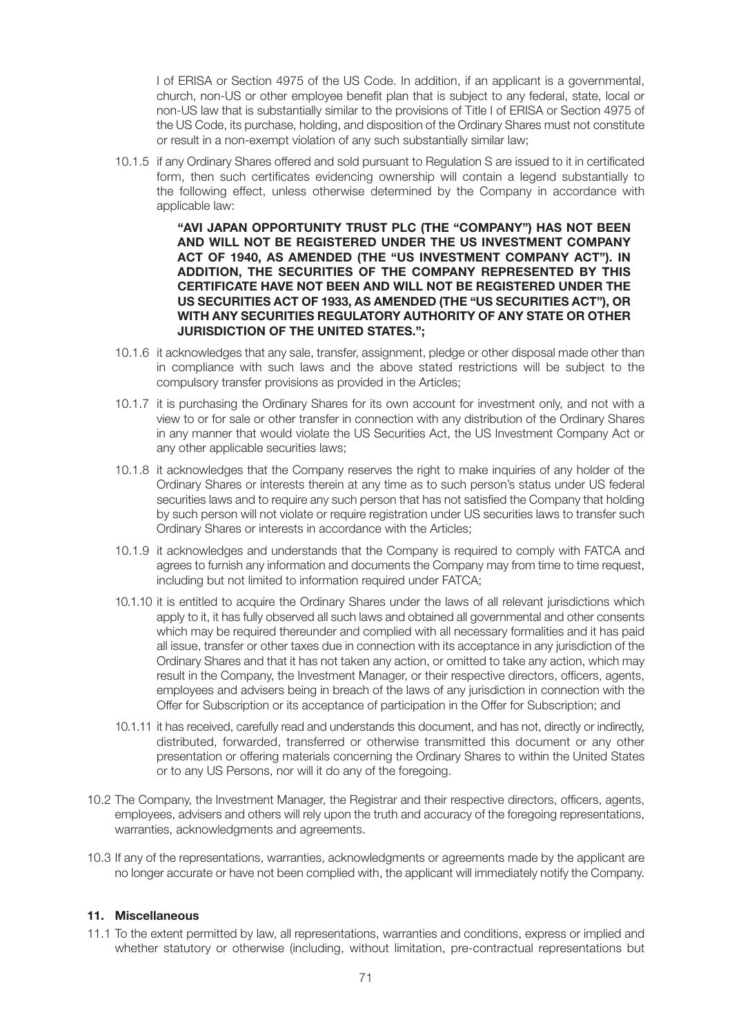I of ERISA or Section 4975 of the US Code. In addition, if an applicant is a governmental, church, non-US or other employee benefit plan that is subject to any federal, state, local or non-US law that is substantially similar to the provisions of Title I of ERISA or Section 4975 of the US Code, its purchase, holding, and disposition of the Ordinary Shares must not constitute or result in a non-exempt violation of any such substantially similar law;

10.1.5 if any Ordinary Shares offered and sold pursuant to Regulation S are issued to it in certificated form, then such certificates evidencing ownership will contain a legend substantially to the following effect, unless otherwise determined by the Company in accordance with applicable law:

**"AVI JAPAN OPPORTUNITY TRUST PLC (THE "COMPANY") HAS NOT BEEN AND WILL NOT BE REGISTERED UNDER THE US INVESTMENT COMPANY ACT OF 1940, AS AMENDED (THE "US INVESTMENT COMPANY ACT"). IN ADDITION, THE SECURITIES OF THE COMPANY REPRESENTED BY THIS CERTIFICATE HAVE NOT BEEN AND WILL NOT BE REGISTERED UNDER THE US SECURITIES ACT OF 1933, AS AMENDED (THE "US SECURITIES ACT"), OR WITH ANY SECURITIES REGULATORY AUTHORITY OF ANY STATE OR OTHER JURISDICTION OF THE UNITED STATES.";**

10.1.6 it acknowledges that any sale, transfer, assignment, pledge or other disposal made other than in compliance with such laws and the above stated restrictions will be subject to the compulsory transfer provisions as provided in the Articles;

10.1.7 it is purchasing the Ordinary Shares for its own account for investment only, and not with a view to or for sale or other transfer in connection with any distribution of the Ordinary Shares in any manner that would violate the US Securities Act, the US Investment Company Act or any other applicable securities laws;

10.1.8 it acknowledges that the Company reserves the right to make inquiries of any holder of the Ordinary Shares or interests therein at any time as to such person's status under US federal securities laws and to require any such person that has not satisfied the Company that holding by such person will not violate or require registration under US securities laws to transfer such Ordinary Shares or interests in accordance with the Articles;

10.1.9 it acknowledges and understands that the Company is required to comply with FATCA and agrees to furnish any information and documents the Company may from time to time request, including but not limited to information required under FATCA;

10.1.10 it is entitled to acquire the Ordinary Shares under the laws of all relevant jurisdictions which apply to it, it has fully observed all such laws and obtained all governmental and other consents which may be required thereunder and complied with all necessary formalities and it has paid all issue, transfer or other taxes due in connection with its acceptance in any jurisdiction of the Ordinary Shares and that it has not taken any action, or omitted to take any action, which may result in the Company, the Investment Manager, or their respective directors, officers, agents, employees and advisers being in breach of the laws of any jurisdiction in connection with the Offer for Subscription or its acceptance of participation in the Offer for Subscription; and

10.1.11 it has received, carefully read and understands this document, and has not, directly or indirectly, distributed, forwarded, transferred or otherwise transmitted this document or any other presentation or offering materials concerning the Ordinary Shares to within the United States or to any US Persons, nor will it do any of the foregoing.

10.2 The Company, the Investment Manager, the Registrar and their respective directors, officers, agents, employees, advisers and others will rely upon the truth and accuracy of the foregoing representations, warranties, acknowledgments and agreements.

10.3 If any of the representations, warranties, acknowledgments or agreements made by the applicant are no longer accurate or have not been complied with, the applicant will immediately notify the Company.

## 11. Miscellaneous

11.1 To the extent permitted by law, all representations, warranties and conditions, express or implied and whether statutory or otherwise (including, without limitation, pre-contractual representations but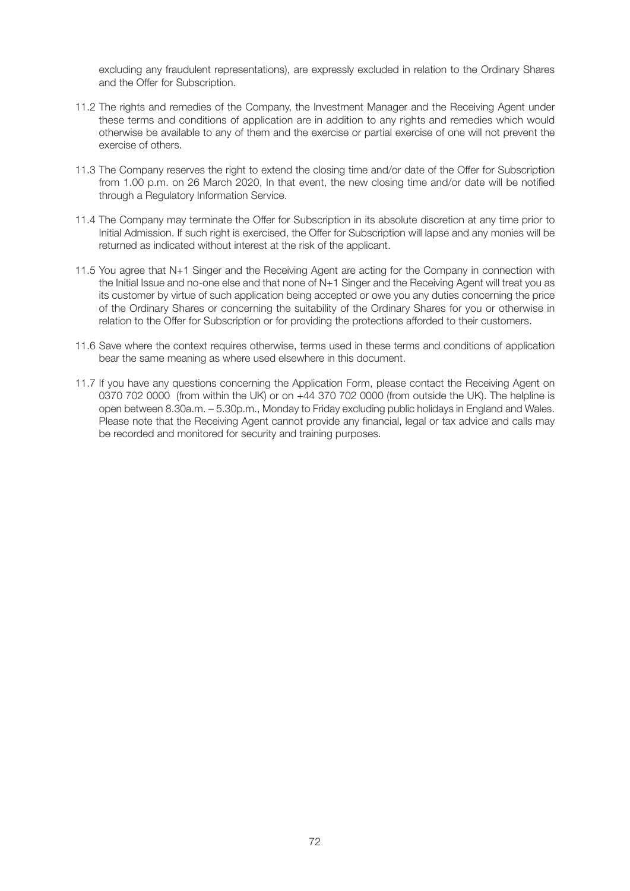excluding any fraudulent representations), are expressly excluded in relation to the Ordinary Shares and the Offer for Subscription.

11.2 The rights and remedies of the Company, the Investment Manager and the Receiving Agent under these terms and conditions of application are in addition to any rights and remedies which would otherwise be available to any of them and the exercise or partial exercise of one will not prevent the exercise of others.

11.3 The Company reserves the right to extend the closing time and/or date of the Offer for Subscription from 1.00 p.m. on 26 March 2020, In that event, the new closing time and/or date will be notified through a Regulatory Information Service.

11.4 The Company may terminate the Offer for Subscription in its absolute discretion at any time prior to Initial Admission. If such right is exercised, the Offer for Subscription will lapse and any monies will be returned as indicated without interest at the risk of the applicant.

11.5 You agree that N+1 Singer and the Receiving Agent are acting for the Company in connection with the Initial Issue and no-one else and that none of N+1 Singer and the Receiving Agent will treat you as its customer by virtue of such application being accepted or owe you any duties concerning the price of the Ordinary Shares or concerning the suitability of the Ordinary Shares for you or otherwise in relation to the Offer for Subscription or for providing the protections afforded to their customers.

11.6 Save where the context requires otherwise, terms used in these terms and conditions of application bear the same meaning as where used elsewhere in this document.

11.7 If you have any questions concerning the Application Form, please contact the Receiving Agent on 0370 702 0000 (from within the UK) or on +44 370 702 0000 (from outside the UK). The helpline is open between 8.30a.m. – 5.30p.m., Monday to Friday excluding public holidays in England and Wales. Please note that the Receiving Agent cannot provide any financial, legal or tax advice and calls may be recorded and monitored for security and training purposes.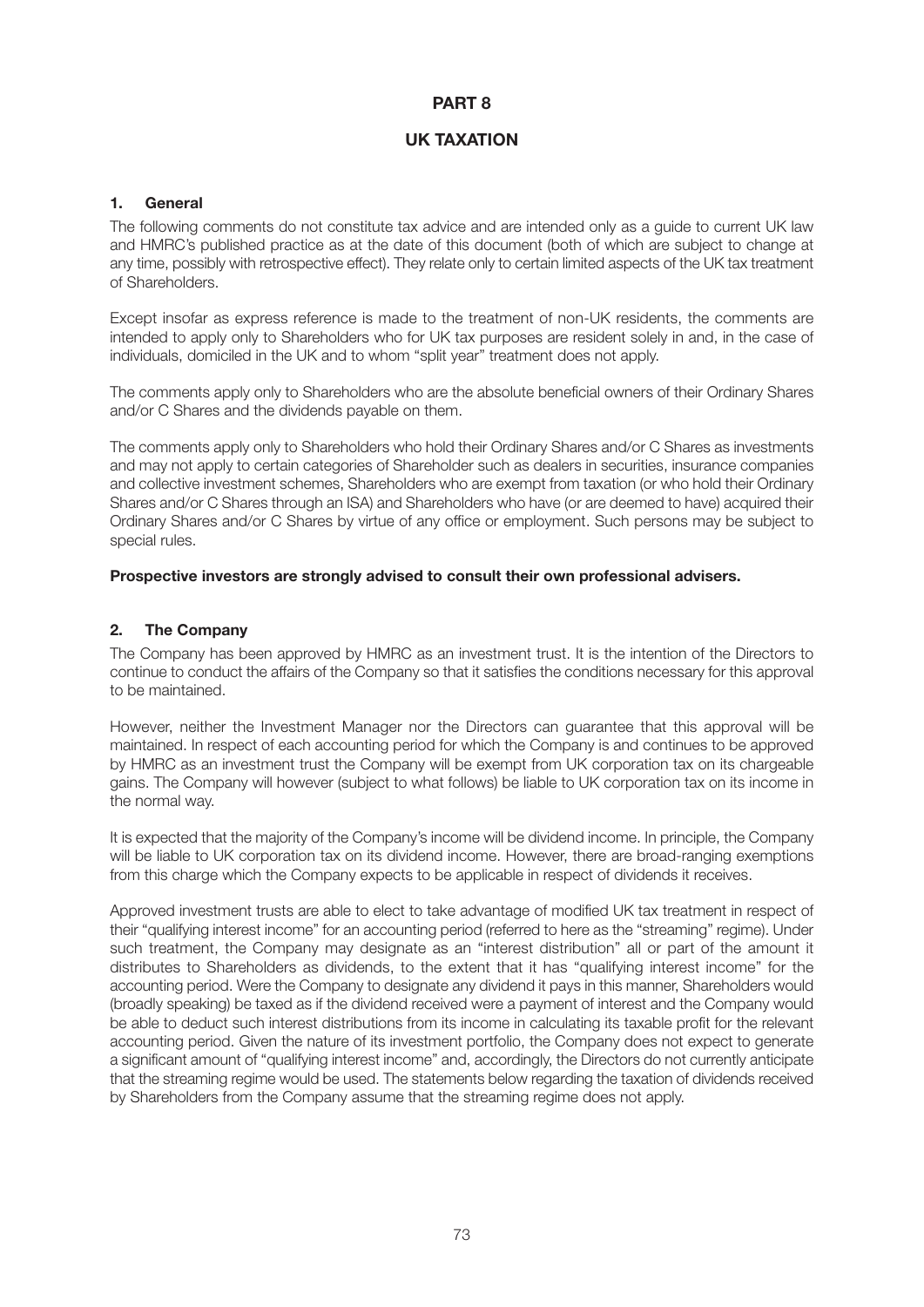# PART 8

# UK TAXATION

## 1. General

The following comments do not constitute tax advice and are intended only as a guide to current UK law and HMRC's published practice as at the date of this document (both of which are subject to change at any time, possibly with retrospective effect). They relate only to certain limited aspects of the UK tax treatment of Shareholders.

Except insofar as express reference is made to the treatment of non-UK residents, the comments are intended to apply only to Shareholders who for UK tax purposes are resident solely in and, in the case of individuals, domiciled in the UK and to whom "split year" treatment does not apply.

The comments apply only to Shareholders who are the absolute beneficial owners of their Ordinary Shares and/or C Shares and the dividends payable on them.

The comments apply only to Shareholders who hold their Ordinary Shares and/or C Shares as investments and may not apply to certain categories of Shareholder such as dealers in securities, insurance companies and collective investment schemes, Shareholders who are exempt from taxation (or who hold their Ordinary Shares and/or C Shares through an ISA) and Shareholders who have (or are deemed to have) acquired their Ordinary Shares and/or C Shares by virtue of any office or employment. Such persons may be subject to special rules.

**Prospective investors are strongly advised to consult their own professional advisers.**

## 2. The Company

The Company has been approved by HMRC as an investment trust. It is the intention of the Directors to continue to conduct the affairs of the Company so that it satisfies the conditions necessary for this approval to be maintained.

However, neither the Investment Manager nor the Directors can guarantee that this approval will be maintained. In respect of each accounting period for which the Company is and continues to be approved by HMRC as an investment trust the Company will be exempt from UK corporation tax on its chargeable gains. The Company will however (subject to what follows) be liable to UK corporation tax on its income in the normal way.

It is expected that the majority of the Company's income will be dividend income. In principle, the Company will be liable to UK corporation tax on its dividend income. However, there are broad-ranging exemptions from this charge which the Company expects to be applicable in respect of dividends it receives.

Approved investment trusts are able to elect to take advantage of modified UK tax treatment in respect of their "qualifying interest income" for an accounting period (referred to here as the "streaming" regime). Under such treatment, the Company may designate as an "interest distribution" all or part of the amount it distributes to Shareholders as dividends, to the extent that it has "qualifying interest income" for the accounting period. Were the Company to designate any dividend it pays in this manner, Shareholders would (broadly speaking) be taxed as if the dividend received were a payment of interest and the Company would be able to deduct such interest distributions from its income in calculating its taxable profit for the relevant accounting period. Given the nature of its investment portfolio, the Company does not expect to generate a significant amount of "qualifying interest income" and, accordingly, the Directors do not currently anticipate that the streaming regime would be used. The statements below regarding the taxation of dividends received by Shareholders from the Company assume that the streaming regime does not apply.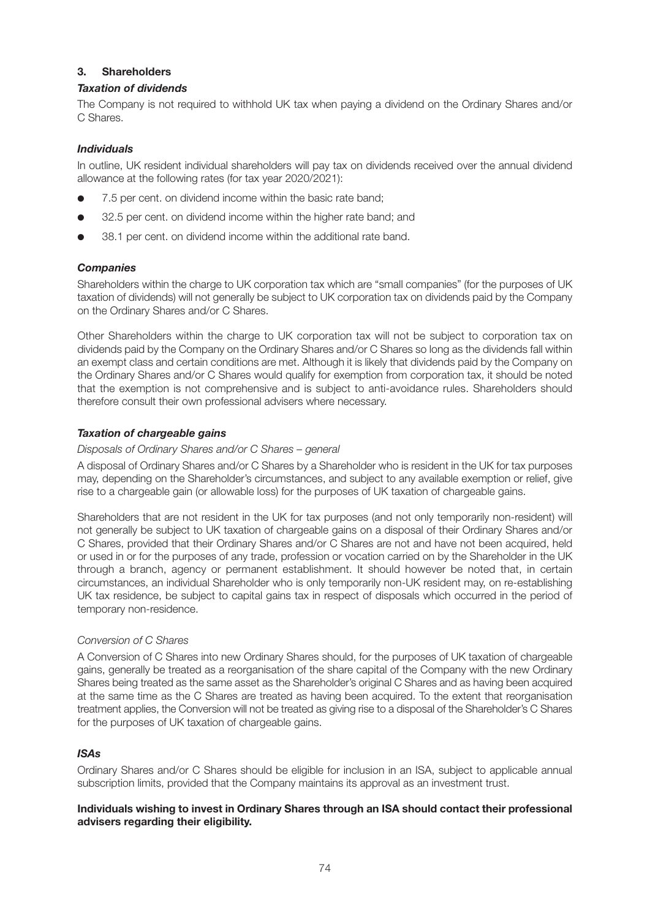## 3. Shareholders

### *Taxation of dividends*

The Company is not required to withhold UK tax when paying a dividend on the Ordinary Shares and/or C Shares.

### *Individuals*

In outline, UK resident individual shareholders will pay tax on dividends received over the annual dividend allowance at the following rates (for tax year 2020/2021):

- 7.5 per cent. on dividend income within the basic rate band;
- 32.5 per cent. on dividend income within the higher rate band; and
- 38.1 per cent. on dividend income within the additional rate band.

### *Companies*

Shareholders within the charge to UK corporation tax which are "small companies" (for the purposes of UK taxation of dividends) will not generally be subject to UK corporation tax on dividends paid by the Company on the Ordinary Shares and/or C Shares.

Other Shareholders within the charge to UK corporation tax will not be subject to corporation tax on dividends paid by the Company on the Ordinary Shares and/or C Shares so long as the dividends fall within an exempt class and certain conditions are met. Although it is likely that dividends paid by the Company on the Ordinary Shares and/or C Shares would qualify for exemption from corporation tax, it should be noted that the exemption is not comprehensive and is subject to anti-avoidance rules. Shareholders should therefore consult their own professional advisers where necessary.

### *Taxation of chargeable gains*

*Disposals of Ordinary Shares and/or C Shares – general*

A disposal of Ordinary Shares and/or C Shares by a Shareholder who is resident in the UK for tax purposes may, depending on the Shareholder's circumstances, and subject to any available exemption or relief, give rise to a chargeable gain (or allowable loss) for the purposes of UK taxation of chargeable gains.

Shareholders that are not resident in the UK for tax purposes (and not only temporarily non-resident) will not generally be subject to UK taxation of chargeable gains on a disposal of their Ordinary Shares and/or C Shares, provided that their Ordinary Shares and/or C Shares are not and have not been acquired, held or used in or for the purposes of any trade, profession or vocation carried on by the Shareholder in the UK through a branch, agency or permanent establishment. It should however be noted that, in certain circumstances, an individual Shareholder who is only temporarily non-UK resident may, on re-establishing UK tax residence, be subject to capital gains tax in respect of disposals which occurred in the period of temporary non-residence.

*Conversion of C Shares*

A Conversion of C Shares into new Ordinary Shares should, for the purposes of UK taxation of chargeable gains, generally be treated as a reorganisation of the share capital of the Company with the new Ordinary Shares being treated as the same asset as the Shareholder's original C Shares and as having been acquired at the same time as the C Shares are treated as having been acquired. To the extent that reorganisation treatment applies, the Conversion will not be treated as giving rise to a disposal of the Shareholder's C Shares for the purposes of UK taxation of chargeable gains.

### *ISAs*

Ordinary Shares and/or C Shares should be eligible for inclusion in an ISA, subject to applicable annual subscription limits, provided that the Company maintains its approval as an investment trust.

**Individuals wishing to invest in Ordinary Shares through an ISA should contact their professional advisers regarding their eligibility.**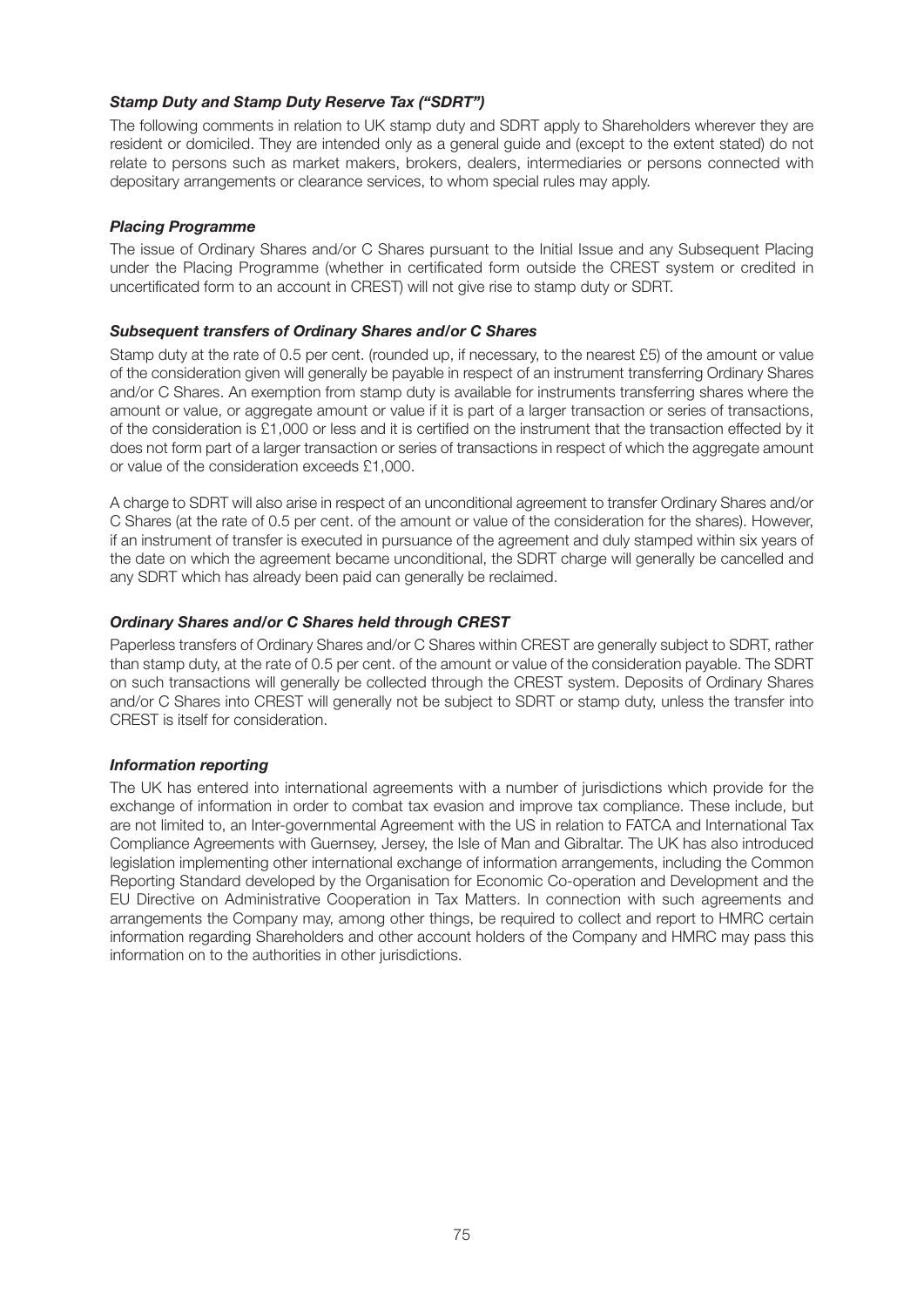***Stamp Duty and Stamp Duty Reserve Tax ("SDRT")***

The following comments in relation to UK stamp duty and SDRT apply to Shareholders wherever they are resident or domiciled. They are intended only as a general guide and (except to the extent stated) do not relate to persons such as market makers, brokers, dealers, intermediaries or persons connected with depositary arrangements or clearance services, to whom special rules may apply.

***Placing Programme***

The issue of Ordinary Shares and/or C Shares pursuant to the Initial Issue and any Subsequent Placing under the Placing Programme (whether in certificated form outside the CREST system or credited in uncertificated form to an account in CREST) will not give rise to stamp duty or SDRT.

***Subsequent transfers of Ordinary Shares and/or C Shares***

Stamp duty at the rate of 0.5 per cent. (rounded up, if necessary, to the nearest £5) of the amount or value of the consideration given will generally be payable in respect of an instrument transferring Ordinary Shares and/or C Shares. An exemption from stamp duty is available for instruments transferring shares where the amount or value, or aggregate amount or value if it is part of a larger transaction or series of transactions, of the consideration is £1,000 or less and it is certified on the instrument that the transaction effected by it does not form part of a larger transaction or series of transactions in respect of which the aggregate amount or value of the consideration exceeds £1,000.

A charge to SDRT will also arise in respect of an unconditional agreement to transfer Ordinary Shares and/or C Shares (at the rate of 0.5 per cent. of the amount or value of the consideration for the shares). However, if an instrument of transfer is executed in pursuance of the agreement and duly stamped within six years of the date on which the agreement became unconditional, the SDRT charge will generally be cancelled and any SDRT which has already been paid can generally be reclaimed.

***Ordinary Shares and/or C Shares held through CREST***

Paperless transfers of Ordinary Shares and/or C Shares within CREST are generally subject to SDRT, rather than stamp duty, at the rate of 0.5 per cent. of the amount or value of the consideration payable. The SDRT on such transactions will generally be collected through the CREST system. Deposits of Ordinary Shares and/or C Shares into CREST will generally not be subject to SDRT or stamp duty, unless the transfer into CREST is itself for consideration.

***Information reporting***

The UK has entered into international agreements with a number of jurisdictions which provide for the exchange of information in order to combat tax evasion and improve tax compliance. These include, but are not limited to, an Inter-governmental Agreement with the US in relation to FATCA and International Tax Compliance Agreements with Guernsey, Jersey, the Isle of Man and Gibraltar. The UK has also introduced legislation implementing other international exchange of information arrangements, including the Common Reporting Standard developed by the Organisation for Economic Co-operation and Development and the EU Directive on Administrative Cooperation in Tax Matters. In connection with such agreements and arrangements the Company may, among other things, be required to collect and report to HMRC certain information regarding Shareholders and other account holders of the Company and HMRC may pass this information on to the authorities in other jurisdictions.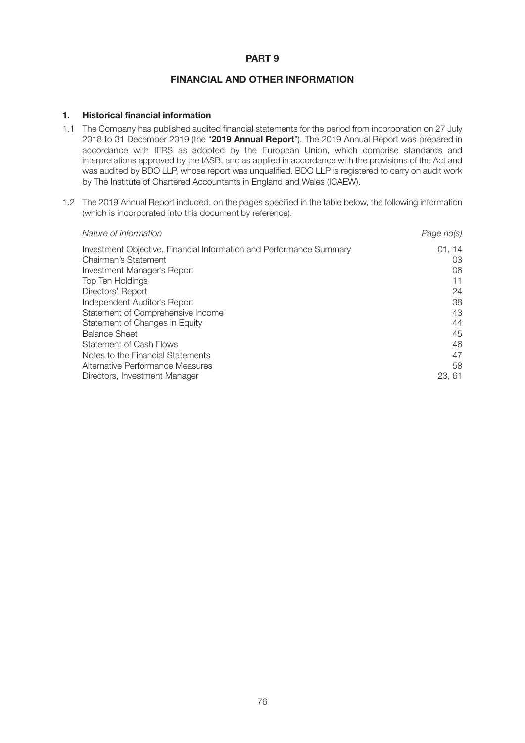# PART 9

## FINANCIAL AND OTHER INFORMATION

### 1. Historical financial information

1.1 The Company has published audited financial statements for the period from incorporation on 27 July 2018 to 31 December 2019 (the "**2019 Annual Report**"). The 2019 Annual Report was prepared in accordance with IFRS as adopted by the European Union, which comprise standards and interpretations approved by the IASB, and as applied in accordance with the provisions of the Act and was audited by BDO LLP, whose report was unqualified. BDO LLP is registered to carry on audit work by The Institute of Chartered Accountants in England and Wales (ICAEW).

1.2 The 2019 Annual Report included, on the pages specified in the table below, the following information (which is incorporated into this document by reference):

| *Nature of information* | *Page no(s)* |
|---|---|
| Investment Objective, Financial Information and Performance Summary | 01, 14 |
| Chairman's Statement | 03 |
| Investment Manager's Report | 06 |
| Top Ten Holdings | 11 |
| Directors' Report | 24 |
| Independent Auditor's Report | 38 |
| Statement of Comprehensive Income | 43 |
| Statement of Changes in Equity | 44 |
| Balance Sheet | 45 |
| Statement of Cash Flows | 46 |
| Notes to the Financial Statements | 47 |
| Alternative Performance Measures | 58 |
| Directors, Investment Manager | 23, 61 |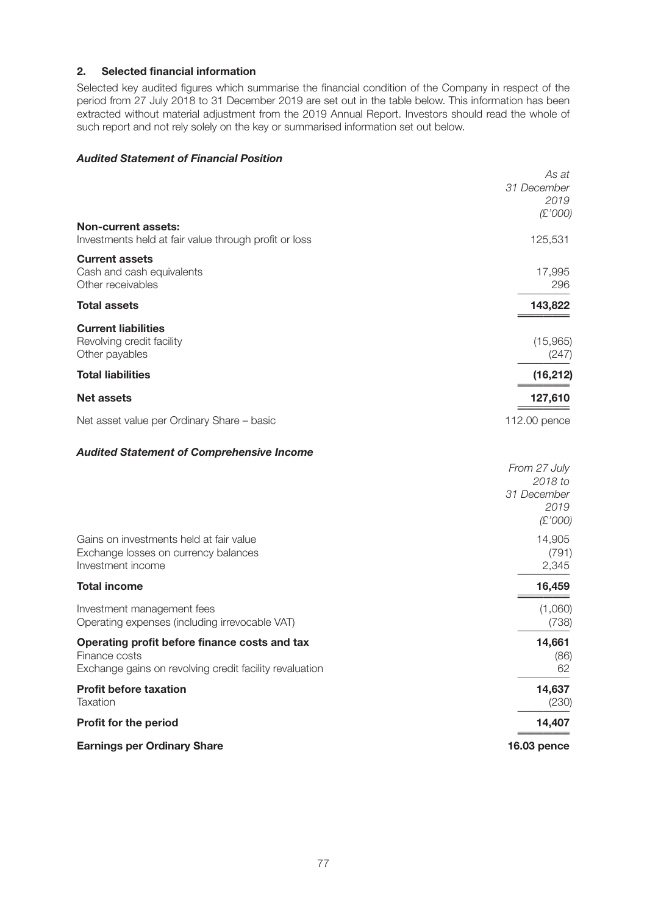## 2. Selected financial information

Selected key audited figures which summarise the financial condition of the Company in respect of the period from 27 July 2018 to 31 December 2019 are set out in the table below. This information has been extracted without material adjustment from the 2019 Annual Report. Investors should read the whole of such report and not rely solely on the key or summarised information set out below.

### *Audited Statement of Financial Position*

| | *As at 31 December 2019 (£'000)* |
|---|---|
| **Non-current assets:** | |
| Investments held at fair value through profit or loss | 125,531 |
| **Current assets** | |
| Cash and cash equivalents | 17,995 |
| Other receivables | 296 |
| **Total assets** | **143,822** |
| **Current liabilities** | |
| Revolving credit facility | (15,965) |
| Other payables | (247) |
| **Total liabilities** | **(16,212)** |
| **Net assets** | **127,610** |
| Net asset value per Ordinary Share – basic | 112.00 pence |

### *Audited Statement of Comprehensive Income*

| | *From 27 July 2018 to 31 December 2019 (£'000)* |
|---|---|
| Gains on investments held at fair value | 14,905 |
| Exchange losses on currency balances | (791) |
| Investment income | 2,345 |
| **Total income** | **16,459** |
| Investment management fees | (1,060) |
| Operating expenses (including irrevocable VAT) | (738) |
| **Operating profit before finance costs and tax** | **14,661** |
| Finance costs | (86) |
| Exchange gains on revolving credit facility revaluation | 62 |
| **Profit before taxation** | **14,637** |
| Taxation | (230) |
| **Profit for the period** | **14,407** |
| **Earnings per Ordinary Share** | **16.03 pence** |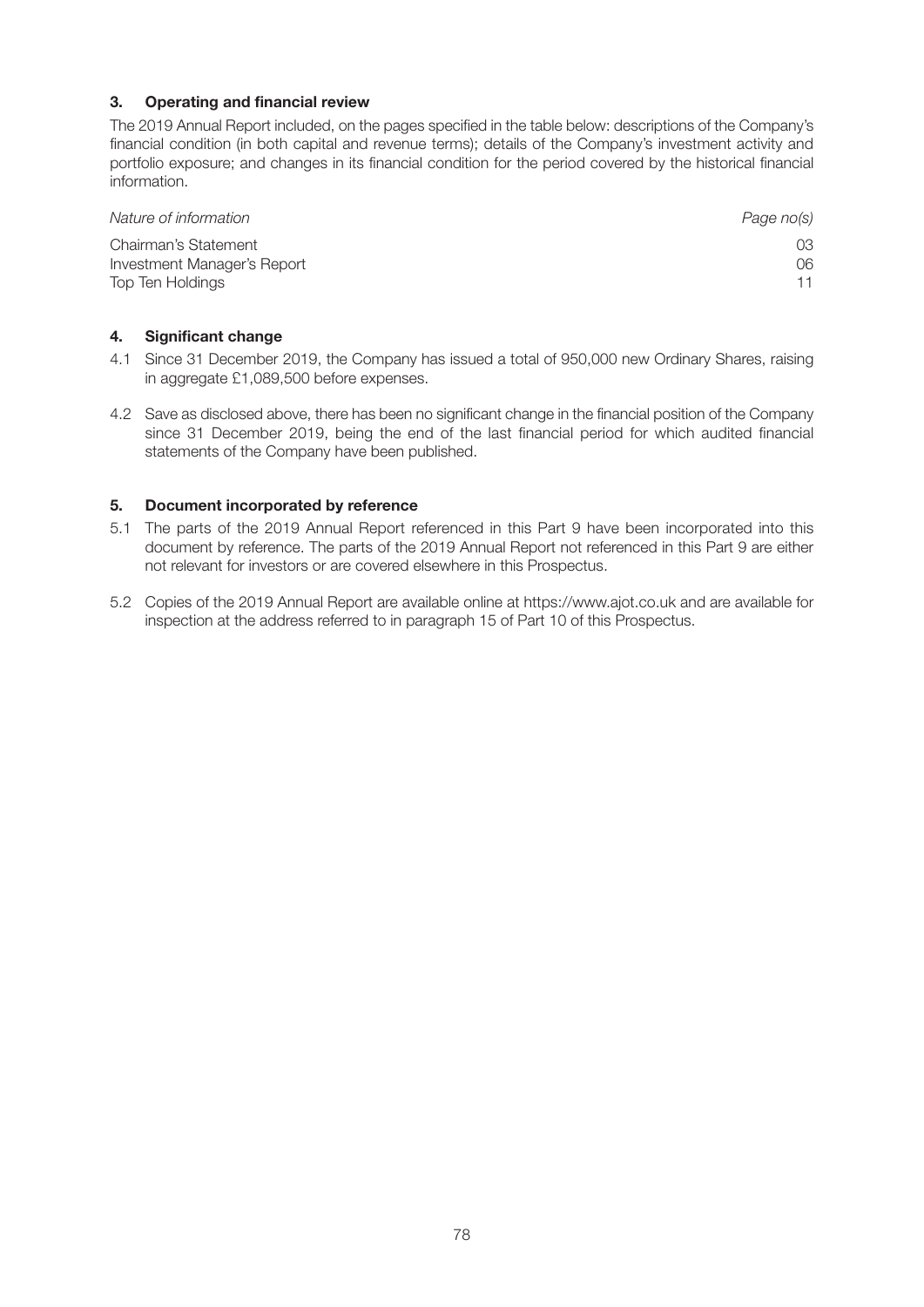## 3. Operating and financial review

The 2019 Annual Report included, on the pages specified in the table below: descriptions of the Company's financial condition (in both capital and revenue terms); details of the Company's investment activity and portfolio exposure; and changes in its financial condition for the period covered by the historical financial information.

| *Nature of information* | *Page no(s)* |
|---|---|
| Chairman's Statement | 03 |
| Investment Manager's Report | 06 |
| Top Ten Holdings | 11 |

## 4. Significant change

4.1 Since 31 December 2019, the Company has issued a total of 950,000 new Ordinary Shares, raising in aggregate £1,089,500 before expenses.

4.2 Save as disclosed above, there has been no significant change in the financial position of the Company since 31 December 2019, being the end of the last financial period for which audited financial statements of the Company have been published.

## 5. Document incorporated by reference

5.1 The parts of the 2019 Annual Report referenced in this Part 9 have been incorporated into this document by reference. The parts of the 2019 Annual Report not referenced in this Part 9 are either not relevant for investors or are covered elsewhere in this Prospectus.

5.2 Copies of the 2019 Annual Report are available online at https://www.ajot.co.uk and are available for inspection at the address referred to in paragraph 15 of Part 10 of this Prospectus.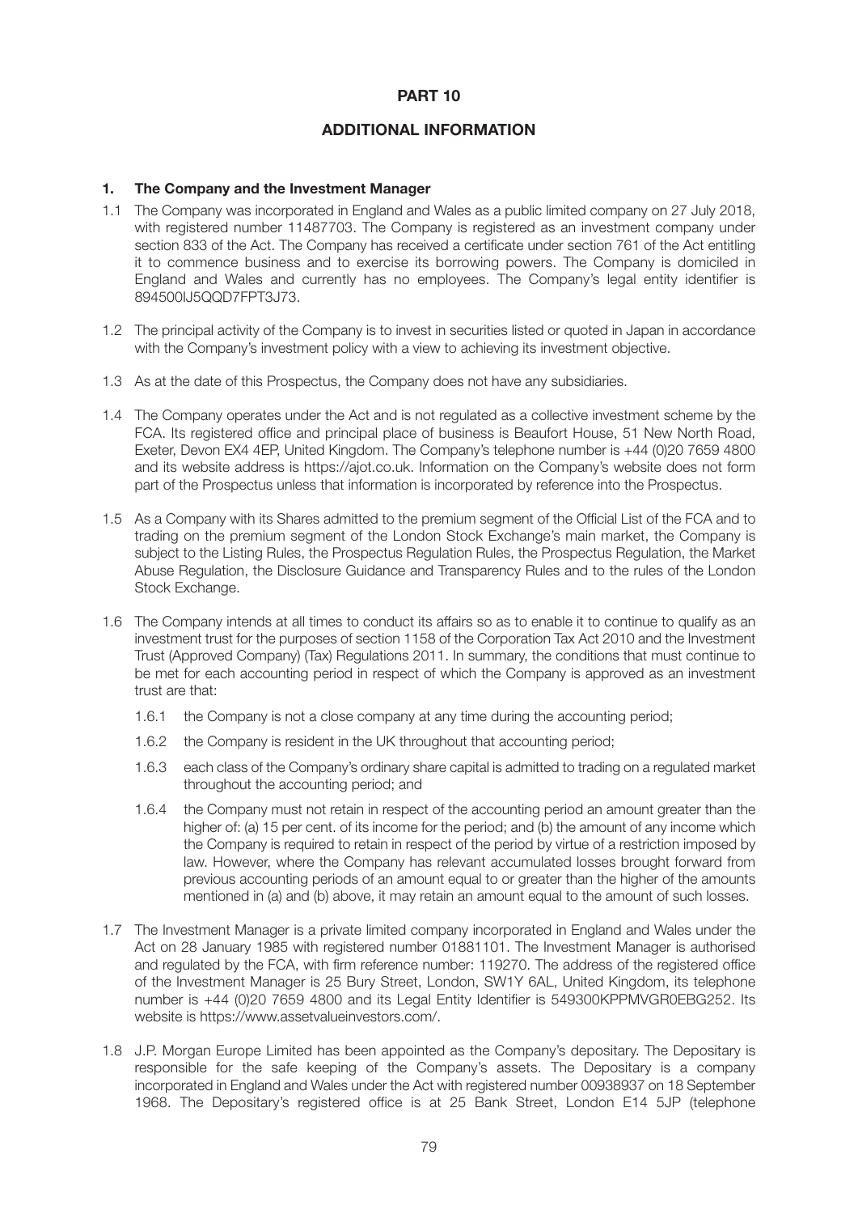# PART 10

## ADDITIONAL INFORMATION

### 1. The Company and the Investment Manager

1.1 The Company was incorporated in England and Wales as a public limited company on 27 July 2018, with registered number 11487703. The Company is registered as an investment company under section 833 of the Act. The Company has received a certificate under section 761 of the Act entitling it to commence business and to exercise its borrowing powers. The Company is domiciled in England and Wales and currently has no employees. The Company's legal entity identifier is 894500IJ5QQD7FPT3J73.

1.2 The principal activity of the Company is to invest in securities listed or quoted in Japan in accordance with the Company's investment policy with a view to achieving its investment objective.

1.3 As at the date of this Prospectus, the Company does not have any subsidiaries.

1.4 The Company operates under the Act and is not regulated as a collective investment scheme by the FCA. Its registered office and principal place of business is Beaufort House, 51 New North Road, Exeter, Devon EX4 4EP, United Kingdom. The Company's telephone number is +44 (0)20 7659 4800 and its website address is https://ajot.co.uk. Information on the Company's website does not form part of the Prospectus unless that information is incorporated by reference into the Prospectus.

1.5 As a Company with its Shares admitted to the premium segment of the Official List of the FCA and to trading on the premium segment of the London Stock Exchange's main market, the Company is subject to the Listing Rules, the Prospectus Regulation Rules, the Prospectus Regulation, the Market Abuse Regulation, the Disclosure Guidance and Transparency Rules and to the rules of the London Stock Exchange.

1.6 The Company intends at all times to conduct its affairs so as to enable it to continue to qualify as an investment trust for the purposes of section 1158 of the Corporation Tax Act 2010 and the Investment Trust (Approved Company) (Tax) Regulations 2011. In summary, the conditions that must continue to be met for each accounting period in respect of which the Company is approved as an investment trust are that:

1.6.1 the Company is not a close company at any time during the accounting period;

1.6.2 the Company is resident in the UK throughout that accounting period;

1.6.3 each class of the Company's ordinary share capital is admitted to trading on a regulated market throughout the accounting period; and

1.6.4 the Company must not retain in respect of the accounting period an amount greater than the higher of: (a) 15 per cent. of its income for the period; and (b) the amount of any income which the Company is required to retain in respect of the period by virtue of a restriction imposed by law. However, where the Company has relevant accumulated losses brought forward from previous accounting periods of an amount equal to or greater than the higher of the amounts mentioned in (a) and (b) above, it may retain an amount equal to the amount of such losses.

1.7 The Investment Manager is a private limited company incorporated in England and Wales under the Act on 28 January 1985 with registered number 01881101. The Investment Manager is authorised and regulated by the FCA, with firm reference number: 119270. The address of the registered office of the Investment Manager is 25 Bury Street, London, SW1Y 6AL, United Kingdom, its telephone number is +44 (0)20 7659 4800 and its Legal Entity Identifier is 549300KPPMVGR0EBG252. Its website is https://www.assetvalueinvestors.com/.

1.8 J.P. Morgan Europe Limited has been appointed as the Company's depositary. The Depositary is responsible for the safe keeping of the Company's assets. The Depositary is a company incorporated in England and Wales under the Act with registered number 00938937 on 18 September 1968. The Depositary's registered office is at 25 Bank Street, London E14 5JP (telephone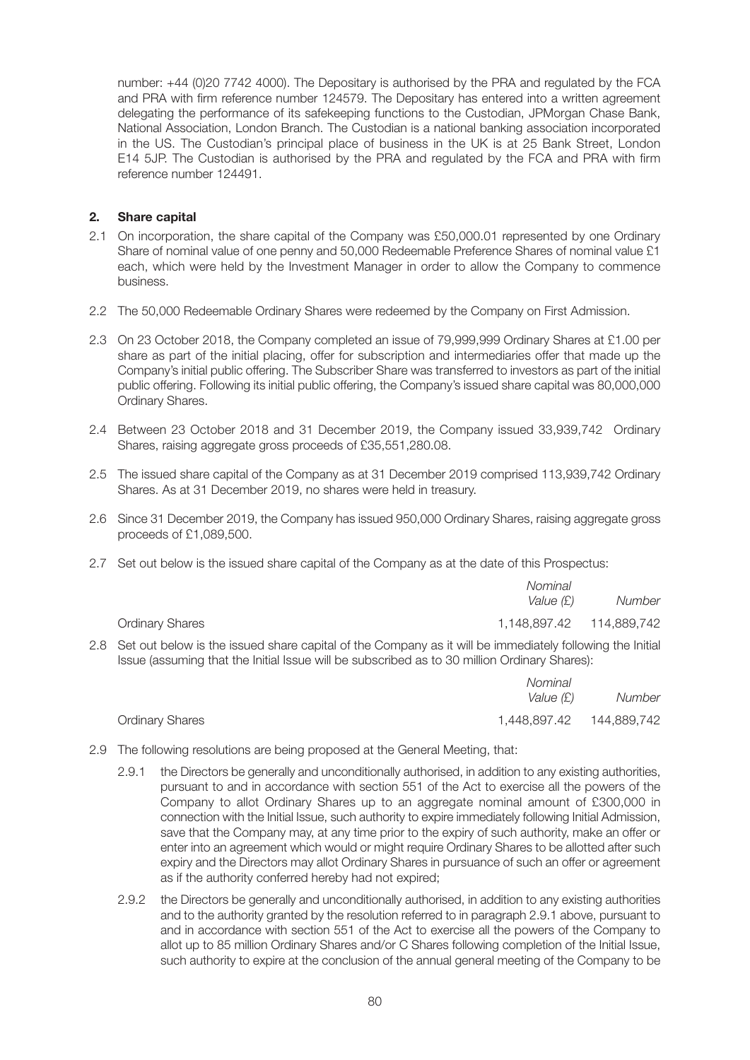number: +44 (0)20 7742 4000). The Depositary is authorised by the PRA and regulated by the FCA and PRA with firm reference number 124579. The Depositary has entered into a written agreement delegating the performance of its safekeeping functions to the Custodian, JPMorgan Chase Bank, National Association, London Branch. The Custodian is a national banking association incorporated in the US. The Custodian's principal place of business in the UK is at 25 Bank Street, London E14 5JP. The Custodian is authorised by the PRA and regulated by the FCA and PRA with firm reference number 124491.

## 2. Share capital

2.1 On incorporation, the share capital of the Company was £50,000.01 represented by one Ordinary Share of nominal value of one penny and 50,000 Redeemable Preference Shares of nominal value £1 each, which were held by the Investment Manager in order to allow the Company to commence business.

2.2 The 50,000 Redeemable Ordinary Shares were redeemed by the Company on First Admission.

2.3 On 23 October 2018, the Company completed an issue of 79,999,999 Ordinary Shares at £1.00 per share as part of the initial placing, offer for subscription and intermediaries offer that made up the Company's initial public offering. The Subscriber Share was transferred to investors as part of the initial public offering. Following its initial public offering, the Company's issued share capital was 80,000,000 Ordinary Shares.

2.4 Between 23 October 2018 and 31 December 2019, the Company issued 33,939,742 Ordinary Shares, raising aggregate gross proceeds of £35,551,280.08.

2.5 The issued share capital of the Company as at 31 December 2019 comprised 113,939,742 Ordinary Shares. As at 31 December 2019, no shares were held in treasury.

2.6 Since 31 December 2019, the Company has issued 950,000 Ordinary Shares, raising aggregate gross proceeds of £1,089,500.

2.7 Set out below is the issued share capital of the Company as at the date of this Prospectus:

| | *Nominal Value (£)* | *Number* |
|---|---|---|
| Ordinary Shares | 1,148,897.42 | 114,889,742 |

2.8 Set out below is the issued share capital of the Company as it will be immediately following the Initial Issue (assuming that the Initial Issue will be subscribed as to 30 million Ordinary Shares):

| | *Nominal Value (£)* | *Number* |
|---|---|---|
| Ordinary Shares | 1,448,897.42 | 144,889,742 |

2.9 The following resolutions are being proposed at the General Meeting, that:

2.9.1 the Directors be generally and unconditionally authorised, in addition to any existing authorities, pursuant to and in accordance with section 551 of the Act to exercise all the powers of the Company to allot Ordinary Shares up to an aggregate nominal amount of £300,000 in connection with the Initial Issue, such authority to expire immediately following Initial Admission, save that the Company may, at any time prior to the expiry of such authority, make an offer or enter into an agreement which would or might require Ordinary Shares to be allotted after such expiry and the Directors may allot Ordinary Shares in pursuance of such an offer or agreement as if the authority conferred hereby had not expired;

2.9.2 the Directors be generally and unconditionally authorised, in addition to any existing authorities and to the authority granted by the resolution referred to in paragraph 2.9.1 above, pursuant to and in accordance with section 551 of the Act to exercise all the powers of the Company to allot up to 85 million Ordinary Shares and/or C Shares following completion of the Initial Issue, such authority to expire at the conclusion of the annual general meeting of the Company to be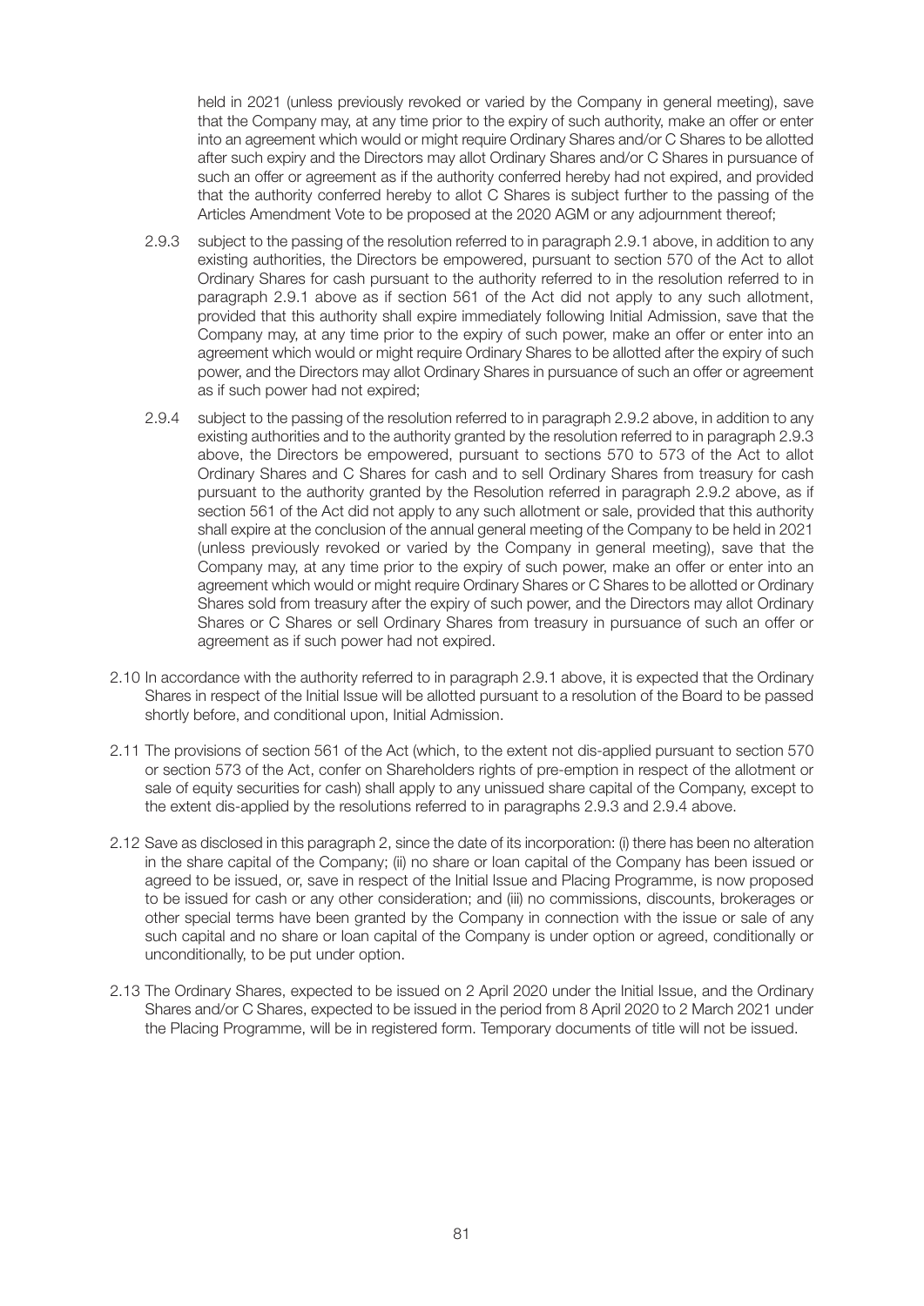held in 2021 (unless previously revoked or varied by the Company in general meeting), save that the Company may, at any time prior to the expiry of such authority, make an offer or enter into an agreement which would or might require Ordinary Shares and/or C Shares to be allotted after such expiry and the Directors may allot Ordinary Shares and/or C Shares in pursuance of such an offer or agreement as if the authority conferred hereby had not expired, and provided that the authority conferred hereby to allot C Shares is subject further to the passing of the Articles Amendment Vote to be proposed at the 2020 AGM or any adjournment thereof;

2.9.3 subject to the passing of the resolution referred to in paragraph 2.9.1 above, in addition to any existing authorities, the Directors be empowered, pursuant to section 570 of the Act to allot Ordinary Shares for cash pursuant to the authority referred to in the resolution referred to in paragraph 2.9.1 above as if section 561 of the Act did not apply to any such allotment, provided that this authority shall expire immediately following Initial Admission, save that the Company may, at any time prior to the expiry of such power, make an offer or enter into an agreement which would or might require Ordinary Shares to be allotted after the expiry of such power, and the Directors may allot Ordinary Shares in pursuance of such an offer or agreement as if such power had not expired;

2.9.4 subject to the passing of the resolution referred to in paragraph 2.9.2 above, in addition to any existing authorities and to the authority granted by the resolution referred to in paragraph 2.9.3 above, the Directors be empowered, pursuant to sections 570 to 573 of the Act to allot Ordinary Shares and C Shares for cash and to sell Ordinary Shares from treasury for cash pursuant to the authority granted by the Resolution referred in paragraph 2.9.2 above, as if section 561 of the Act did not apply to any such allotment or sale, provided that this authority shall expire at the conclusion of the annual general meeting of the Company to be held in 2021 (unless previously revoked or varied by the Company in general meeting), save that the Company may, at any time prior to the expiry of such power, make an offer or enter into an agreement which would or might require Ordinary Shares or C Shares to be allotted or Ordinary Shares sold from treasury after the expiry of such power, and the Directors may allot Ordinary Shares or C Shares or sell Ordinary Shares from treasury in pursuance of such an offer or agreement as if such power had not expired.

2.10 In accordance with the authority referred to in paragraph 2.9.1 above, it is expected that the Ordinary Shares in respect of the Initial Issue will be allotted pursuant to a resolution of the Board to be passed shortly before, and conditional upon, Initial Admission.

2.11 The provisions of section 561 of the Act (which, to the extent not dis-applied pursuant to section 570 or section 573 of the Act, confer on Shareholders rights of pre-emption in respect of the allotment or sale of equity securities for cash) shall apply to any unissued share capital of the Company, except to the extent dis-applied by the resolutions referred to in paragraphs 2.9.3 and 2.9.4 above.

2.12 Save as disclosed in this paragraph 2, since the date of its incorporation: (i) there has been no alteration in the share capital of the Company; (ii) no share or loan capital of the Company has been issued or agreed to be issued, or, save in respect of the Initial Issue and Placing Programme, is now proposed to be issued for cash or any other consideration; and (iii) no commissions, discounts, brokerages or other special terms have been granted by the Company in connection with the issue or sale of any such capital and no share or loan capital of the Company is under option or agreed, conditionally or unconditionally, to be put under option.

2.13 The Ordinary Shares, expected to be issued on 2 April 2020 under the Initial Issue, and the Ordinary Shares and/or C Shares, expected to be issued in the period from 8 April 2020 to 2 March 2021 under the Placing Programme, will be in registered form. Temporary documents of title will not be issued.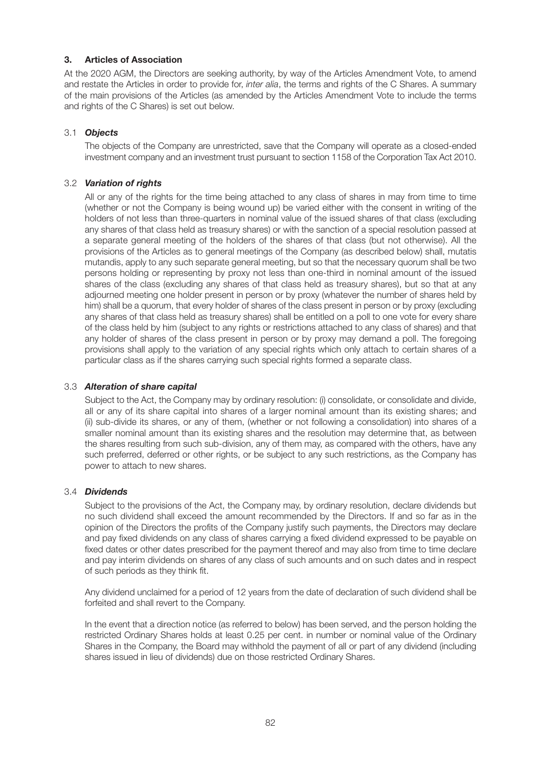## 3. Articles of Association

At the 2020 AGM, the Directors are seeking authority, by way of the Articles Amendment Vote, to amend and restate the Articles in order to provide for, *inter alia*, the terms and rights of the C Shares. A summary of the main provisions of the Articles (as amended by the Articles Amendment Vote to include the terms and rights of the C Shares) is set out below.

### 3.1 ***Objects***

The objects of the Company are unrestricted, save that the Company will operate as a closed-ended investment company and an investment trust pursuant to section 1158 of the Corporation Tax Act 2010.

### 3.2 ***Variation of rights***

All or any of the rights for the time being attached to any class of shares in may from time to time (whether or not the Company is being wound up) be varied either with the consent in writing of the holders of not less than three-quarters in nominal value of the issued shares of that class (excluding any shares of that class held as treasury shares) or with the sanction of a special resolution passed at a separate general meeting of the holders of the shares of that class (but not otherwise). All the provisions of the Articles as to general meetings of the Company (as described below) shall, mutatis mutandis, apply to any such separate general meeting, but so that the necessary quorum shall be two persons holding or representing by proxy not less than one-third in nominal amount of the issued shares of the class (excluding any shares of that class held as treasury shares), but so that at any adjourned meeting one holder present in person or by proxy (whatever the number of shares held by him) shall be a quorum, that every holder of shares of the class present in person or by proxy (excluding any shares of that class held as treasury shares) shall be entitled on a poll to one vote for every share of the class held by him (subject to any rights or restrictions attached to any class of shares) and that any holder of shares of the class present in person or by proxy may demand a poll. The foregoing provisions shall apply to the variation of any special rights which only attach to certain shares of a particular class as if the shares carrying such special rights formed a separate class.

### 3.3 ***Alteration of share capital***

Subject to the Act, the Company may by ordinary resolution: (i) consolidate, or consolidate and divide, all or any of its share capital into shares of a larger nominal amount than its existing shares; and (ii) sub-divide its shares, or any of them, (whether or not following a consolidation) into shares of a smaller nominal amount than its existing shares and the resolution may determine that, as between the shares resulting from such sub-division, any of them may, as compared with the others, have any such preferred, deferred or other rights, or be subject to any such restrictions, as the Company has power to attach to new shares.

### 3.4 ***Dividends***

Subject to the provisions of the Act, the Company may, by ordinary resolution, declare dividends but no such dividend shall exceed the amount recommended by the Directors. If and so far as in the opinion of the Directors the profits of the Company justify such payments, the Directors may declare and pay fixed dividends on any class of shares carrying a fixed dividend expressed to be payable on fixed dates or other dates prescribed for the payment thereof and may also from time to time declare and pay interim dividends on shares of any class of such amounts and on such dates and in respect of such periods as they think fit.

Any dividend unclaimed for a period of 12 years from the date of declaration of such dividend shall be forfeited and shall revert to the Company.

In the event that a direction notice (as referred to below) has been served, and the person holding the restricted Ordinary Shares holds at least 0.25 per cent. in number or nominal value of the Ordinary Shares in the Company, the Board may withhold the payment of all or part of any dividend (including shares issued in lieu of dividends) due on those restricted Ordinary Shares.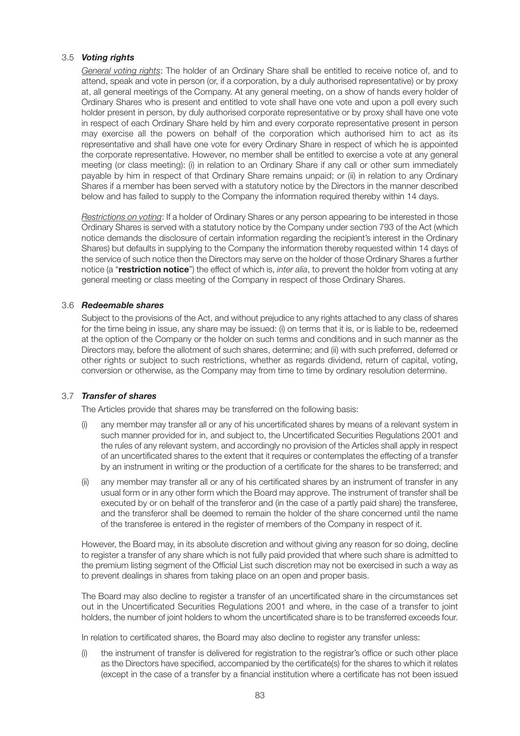### 3.5 ***Voting rights***

General voting rights: The holder of an Ordinary Share shall be entitled to receive notice of, and to attend, speak and vote in person (or, if a corporation, by a duly authorised representative) or by proxy at, all general meetings of the Company. At any general meeting, on a show of hands every holder of Ordinary Shares who is present and entitled to vote shall have one vote and upon a poll every such holder present in person, by duly authorised corporate representative or by proxy shall have one vote in respect of each Ordinary Share held by him and every corporate representative present in person may exercise all the powers on behalf of the corporation which authorised him to act as its representative and shall have one vote for every Ordinary Share in respect of which he is appointed the corporate representative. However, no member shall be entitled to exercise a vote at any general meeting (or class meeting): (i) in relation to an Ordinary Share if any call or other sum immediately payable by him in respect of that Ordinary Share remains unpaid; or (ii) in relation to any Ordinary Shares if a member has been served with a statutory notice by the Directors in the manner described below and has failed to supply to the Company the information required thereby within 14 days.

Restrictions on voting: If a holder of Ordinary Shares or any person appearing to be interested in those Ordinary Shares is served with a statutory notice by the Company under section 793 of the Act (which notice demands the disclosure of certain information regarding the recipient's interest in the Ordinary Shares) but defaults in supplying to the Company the information thereby requested within 14 days of the service of such notice then the Directors may serve on the holder of those Ordinary Shares a further notice (a "**restriction notice**") the effect of which is, *inter alia*, to prevent the holder from voting at any general meeting or class meeting of the Company in respect of those Ordinary Shares.

### 3.6 ***Redeemable shares***

Subject to the provisions of the Act, and without prejudice to any rights attached to any class of shares for the time being in issue, any share may be issued: (i) on terms that it is, or is liable to be, redeemed at the option of the Company or the holder on such terms and conditions and in such manner as the Directors may, before the allotment of such shares, determine; and (ii) with such preferred, deferred or other rights or subject to such restrictions, whether as regards dividend, return of capital, voting, conversion or otherwise, as the Company may from time to time by ordinary resolution determine.

### 3.7 ***Transfer of shares***

The Articles provide that shares may be transferred on the following basis:

(i) any member may transfer all or any of his uncertificated shares by means of a relevant system in such manner provided for in, and subject to, the Uncertificated Securities Regulations 2001 and the rules of any relevant system, and accordingly no provision of the Articles shall apply in respect of an uncertificated shares to the extent that it requires or contemplates the effecting of a transfer by an instrument in writing or the production of a certificate for the shares to be transferred; and

(ii) any member may transfer all or any of his certificated shares by an instrument of transfer in any usual form or in any other form which the Board may approve. The instrument of transfer shall be executed by or on behalf of the transferor and (in the case of a partly paid share) the transferee, and the transferor shall be deemed to remain the holder of the share concerned until the name of the transferee is entered in the register of members of the Company in respect of it.

However, the Board may, in its absolute discretion and without giving any reason for so doing, decline to register a transfer of any share which is not fully paid provided that where such share is admitted to the premium listing segment of the Official List such discretion may not be exercised in such a way as to prevent dealings in shares from taking place on an open and proper basis.

The Board may also decline to register a transfer of an uncertificated share in the circumstances set out in the Uncertificated Securities Regulations 2001 and where, in the case of a transfer to joint holders, the number of joint holders to whom the uncertificated share is to be transferred exceeds four.

In relation to certificated shares, the Board may also decline to register any transfer unless:

(i) the instrument of transfer is delivered for registration to the registrar's office or such other place as the Directors have specified, accompanied by the certificate(s) for the shares to which it relates (except in the case of a transfer by a financial institution where a certificate has not been issued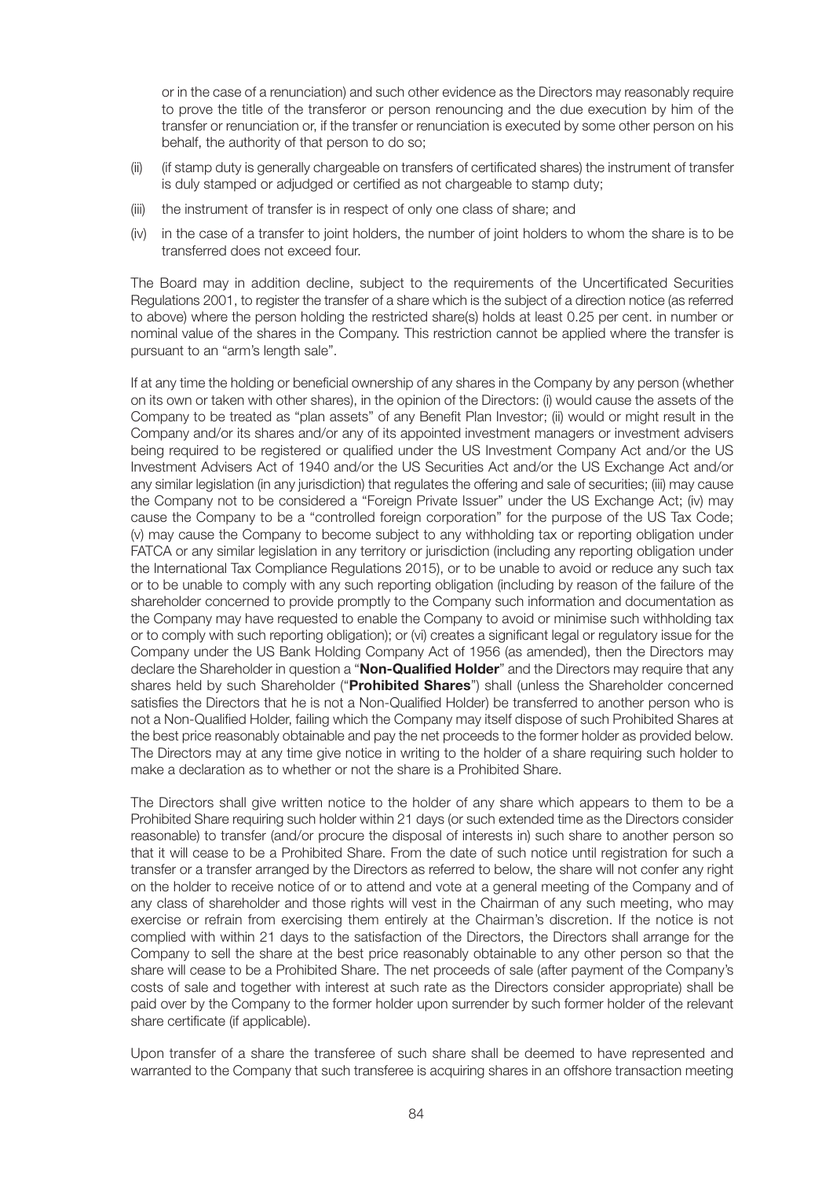or in the case of a renunciation) and such other evidence as the Directors may reasonably require to prove the title of the transferor or person renouncing and the due execution by him of the transfer or renunciation or, if the transfer or renunciation is executed by some other person on his behalf, the authority of that person to do so;

(ii) (if stamp duty is generally chargeable on transfers of certificated shares) the instrument of transfer is duly stamped or adjudged or certified as not chargeable to stamp duty;

(iii) the instrument of transfer is in respect of only one class of share; and

(iv) in the case of a transfer to joint holders, the number of joint holders to whom the share is to be transferred does not exceed four.

The Board may in addition decline, subject to the requirements of the Uncertificated Securities Regulations 2001, to register the transfer of a share which is the subject of a direction notice (as referred to above) where the person holding the restricted share(s) holds at least 0.25 per cent. in number or nominal value of the shares in the Company. This restriction cannot be applied where the transfer is pursuant to an "arm's length sale".

If at any time the holding or beneficial ownership of any shares in the Company by any person (whether on its own or taken with other shares), in the opinion of the Directors: (i) would cause the assets of the Company to be treated as "plan assets" of any Benefit Plan Investor; (ii) would or might result in the Company and/or its shares and/or any of its appointed investment managers or investment advisers being required to be registered or qualified under the US Investment Company Act and/or the US Investment Advisers Act of 1940 and/or the US Securities Act and/or the US Exchange Act and/or any similar legislation (in any jurisdiction) that regulates the offering and sale of securities; (iii) may cause the Company not to be considered a "Foreign Private Issuer" under the US Exchange Act; (iv) may cause the Company to be a "controlled foreign corporation" for the purpose of the US Tax Code; (v) may cause the Company to become subject to any withholding tax or reporting obligation under FATCA or any similar legislation in any territory or jurisdiction (including any reporting obligation under the International Tax Compliance Regulations 2015), or to be unable to avoid or reduce any such tax or to be unable to comply with any such reporting obligation (including by reason of the failure of the shareholder concerned to provide promptly to the Company such information and documentation as the Company may have requested to enable the Company to avoid or minimise such withholding tax or to comply with such reporting obligation); or (vi) creates a significant legal or regulatory issue for the Company under the US Bank Holding Company Act of 1956 (as amended), then the Directors may declare the Shareholder in question a "**Non-Qualified Holder**" and the Directors may require that any shares held by such Shareholder ("**Prohibited Shares**") shall (unless the Shareholder concerned satisfies the Directors that he is not a Non-Qualified Holder) be transferred to another person who is not a Non-Qualified Holder, failing which the Company may itself dispose of such Prohibited Shares at the best price reasonably obtainable and pay the net proceeds to the former holder as provided below. The Directors may at any time give notice in writing to the holder of a share requiring such holder to make a declaration as to whether or not the share is a Prohibited Share.

The Directors shall give written notice to the holder of any share which appears to them to be a Prohibited Share requiring such holder within 21 days (or such extended time as the Directors consider reasonable) to transfer (and/or procure the disposal of interests in) such share to another person so that it will cease to be a Prohibited Share. From the date of such notice until registration for such a transfer or a transfer arranged by the Directors as referred to below, the share will not confer any right on the holder to receive notice of or to attend and vote at a general meeting of the Company and of any class of shareholder and those rights will vest in the Chairman of any such meeting, who may exercise or refrain from exercising them entirely at the Chairman's discretion. If the notice is not complied with within 21 days to the satisfaction of the Directors, the Directors shall arrange for the Company to sell the share at the best price reasonably obtainable to any other person so that the share will cease to be a Prohibited Share. The net proceeds of sale (after payment of the Company's costs of sale and together with interest at such rate as the Directors consider appropriate) shall be paid over by the Company to the former holder upon surrender by such former holder of the relevant share certificate (if applicable).

Upon transfer of a share the transferee of such share shall be deemed to have represented and warranted to the Company that such transferee is acquiring shares in an offshore transaction meeting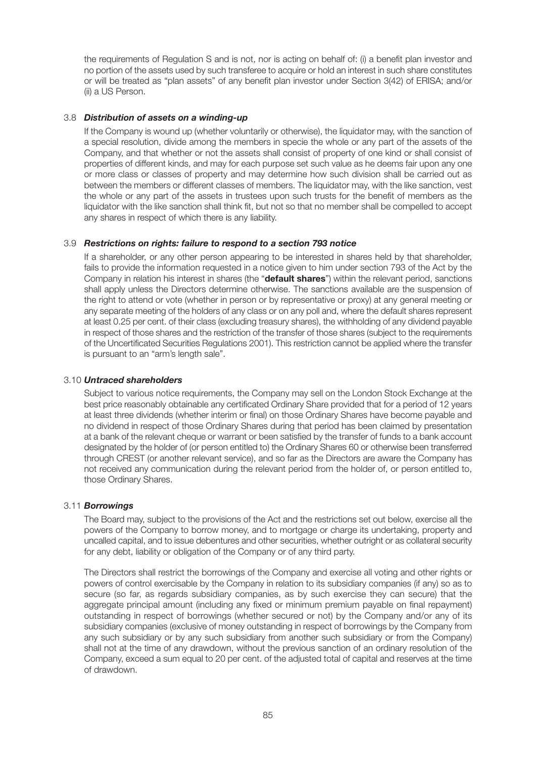the requirements of Regulation S and is not, nor is acting on behalf of: (i) a benefit plan investor and no portion of the assets used by such transferee to acquire or hold an interest in such share constitutes or will be treated as "plan assets" of any benefit plan investor under Section 3(42) of ERISA; and/or (ii) a US Person.

### 3.8 *Distribution of assets on a winding-up*

If the Company is wound up (whether voluntarily or otherwise), the liquidator may, with the sanction of a special resolution, divide among the members in specie the whole or any part of the assets of the Company, and that whether or not the assets shall consist of property of one kind or shall consist of properties of different kinds, and may for each purpose set such value as he deems fair upon any one or more class or classes of property and may determine how such division shall be carried out as between the members or different classes of members. The liquidator may, with the like sanction, vest the whole or any part of the assets in trustees upon such trusts for the benefit of members as the liquidator with the like sanction shall think fit, but not so that no member shall be compelled to accept any shares in respect of which there is any liability.

### 3.9 *Restrictions on rights: failure to respond to a section 793 notice*

If a shareholder, or any other person appearing to be interested in shares held by that shareholder, fails to provide the information requested in a notice given to him under section 793 of the Act by the Company in relation his interest in shares (the "**default shares**") within the relevant period, sanctions shall apply unless the Directors determine otherwise. The sanctions available are the suspension of the right to attend or vote (whether in person or by representative or proxy) at any general meeting or any separate meeting of the holders of any class or on any poll and, where the default shares represent at least 0.25 per cent. of their class (excluding treasury shares), the withholding of any dividend payable in respect of those shares and the restriction of the transfer of those shares (subject to the requirements of the Uncertificated Securities Regulations 2001). This restriction cannot be applied where the transfer is pursuant to an "arm's length sale".

### 3.10 *Untraced shareholders*

Subject to various notice requirements, the Company may sell on the London Stock Exchange at the best price reasonably obtainable any certificated Ordinary Share provided that for a period of 12 years at least three dividends (whether interim or final) on those Ordinary Shares have become payable and no dividend in respect of those Ordinary Shares during that period has been claimed by presentation at a bank of the relevant cheque or warrant or been satisfied by the transfer of funds to a bank account designated by the holder of (or person entitled to) the Ordinary Shares 60 or otherwise been transferred through CREST (or another relevant service), and so far as the Directors are aware the Company has not received any communication during the relevant period from the holder of, or person entitled to, those Ordinary Shares.

### 3.11 *Borrowings*

The Board may, subject to the provisions of the Act and the restrictions set out below, exercise all the powers of the Company to borrow money, and to mortgage or charge its undertaking, property and uncalled capital, and to issue debentures and other securities, whether outright or as collateral security for any debt, liability or obligation of the Company or of any third party.

The Directors shall restrict the borrowings of the Company and exercise all voting and other rights or powers of control exercisable by the Company in relation to its subsidiary companies (if any) so as to secure (so far, as regards subsidiary companies, as by such exercise they can secure) that the aggregate principal amount (including any fixed or minimum premium payable on final repayment) outstanding in respect of borrowings (whether secured or not) by the Company and/or any of its subsidiary companies (exclusive of money outstanding in respect of borrowings by the Company from any such subsidiary or by any such subsidiary from another such subsidiary or from the Company) shall not at the time of any drawdown, without the previous sanction of an ordinary resolution of the Company, exceed a sum equal to 20 per cent. of the adjusted total of capital and reserves at the time of drawdown.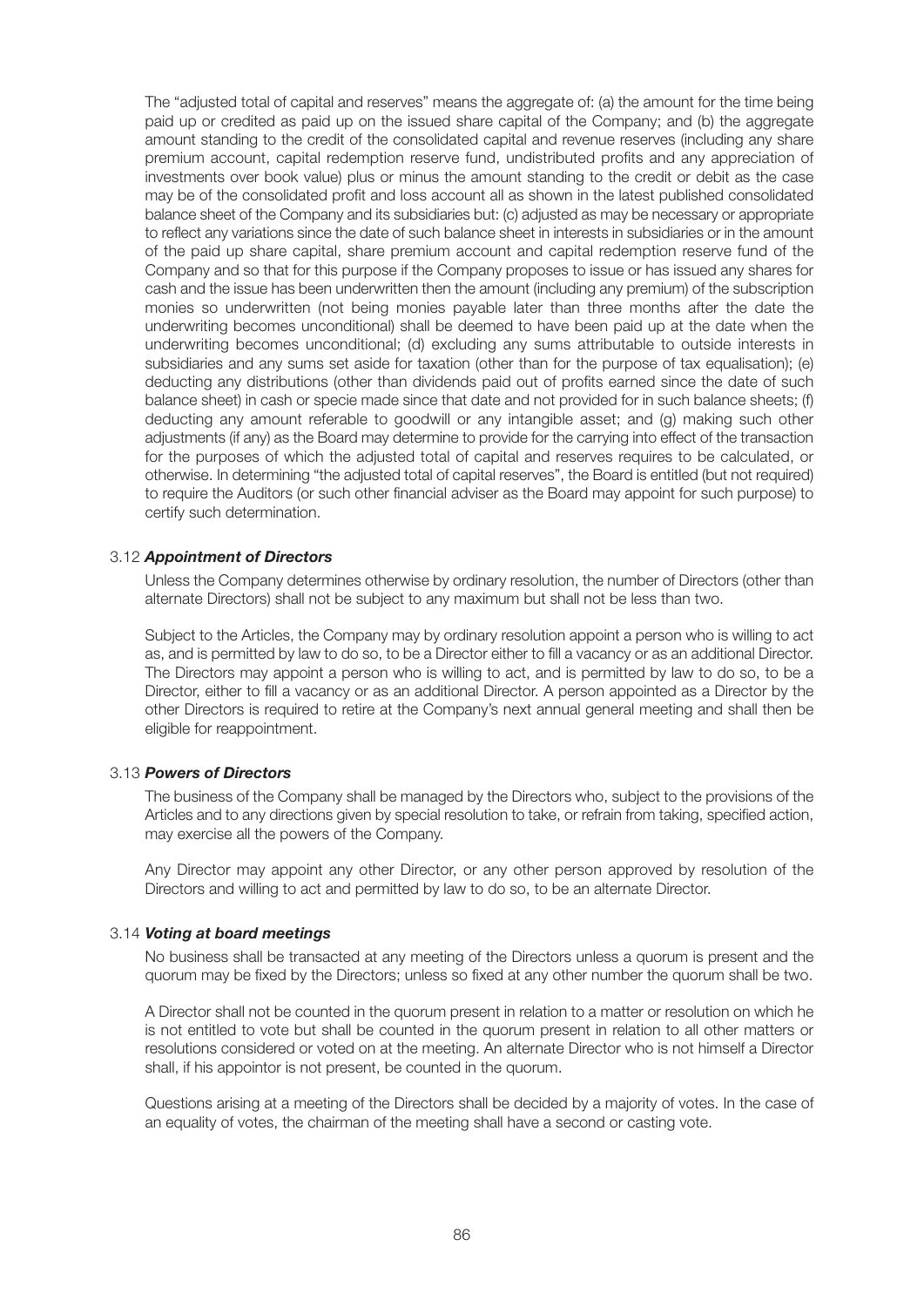The "adjusted total of capital and reserves" means the aggregate of: (a) the amount for the time being paid up or credited as paid up on the issued share capital of the Company; and (b) the aggregate amount standing to the credit of the consolidated capital and revenue reserves (including any share premium account, capital redemption reserve fund, undistributed profits and any appreciation of investments over book value) plus or minus the amount standing to the credit or debit as the case may be of the consolidated profit and loss account all as shown in the latest published consolidated balance sheet of the Company and its subsidiaries but: (c) adjusted as may be necessary or appropriate to reflect any variations since the date of such balance sheet in interests in subsidiaries or in the amount of the paid up share capital, share premium account and capital redemption reserve fund of the Company and so that for this purpose if the Company proposes to issue or has issued any shares for cash and the issue has been underwritten then the amount (including any premium) of the subscription monies so underwritten (not being monies payable later than three months after the date the underwriting becomes unconditional) shall be deemed to have been paid up at the date when the underwriting becomes unconditional; (d) excluding any sums attributable to outside interests in subsidiaries and any sums set aside for taxation (other than for the purpose of tax equalisation); (e) deducting any distributions (other than dividends paid out of profits earned since the date of such balance sheet) in cash or specie made since that date and not provided for in such balance sheets; (f) deducting any amount referable to goodwill or any intangible asset; and (g) making such other adjustments (if any) as the Board may determine to provide for the carrying into effect of the transaction for the purposes of which the adjusted total of capital and reserves requires to be calculated, or otherwise. In determining "the adjusted total of capital reserves", the Board is entitled (but not required) to require the Auditors (or such other financial adviser as the Board may appoint for such purpose) to certify such determination.

### 3.12 *Appointment of Directors*

Unless the Company determines otherwise by ordinary resolution, the number of Directors (other than alternate Directors) shall not be subject to any maximum but shall not be less than two.

Subject to the Articles, the Company may by ordinary resolution appoint a person who is willing to act as, and is permitted by law to do so, to be a Director either to fill a vacancy or as an additional Director. The Directors may appoint a person who is willing to act, and is permitted by law to do so, to be a Director, either to fill a vacancy or as an additional Director. A person appointed as a Director by the other Directors is required to retire at the Company's next annual general meeting and shall then be eligible for reappointment.

### 3.13 *Powers of Directors*

The business of the Company shall be managed by the Directors who, subject to the provisions of the Articles and to any directions given by special resolution to take, or refrain from taking, specified action, may exercise all the powers of the Company.

Any Director may appoint any other Director, or any other person approved by resolution of the Directors and willing to act and permitted by law to do so, to be an alternate Director.

### 3.14 *Voting at board meetings*

No business shall be transacted at any meeting of the Directors unless a quorum is present and the quorum may be fixed by the Directors; unless so fixed at any other number the quorum shall be two.

A Director shall not be counted in the quorum present in relation to a matter or resolution on which he is not entitled to vote but shall be counted in the quorum present in relation to all other matters or resolutions considered or voted on at the meeting. An alternate Director who is not himself a Director shall, if his appointor is not present, be counted in the quorum.

Questions arising at a meeting of the Directors shall be decided by a majority of votes. In the case of an equality of votes, the chairman of the meeting shall have a second or casting vote.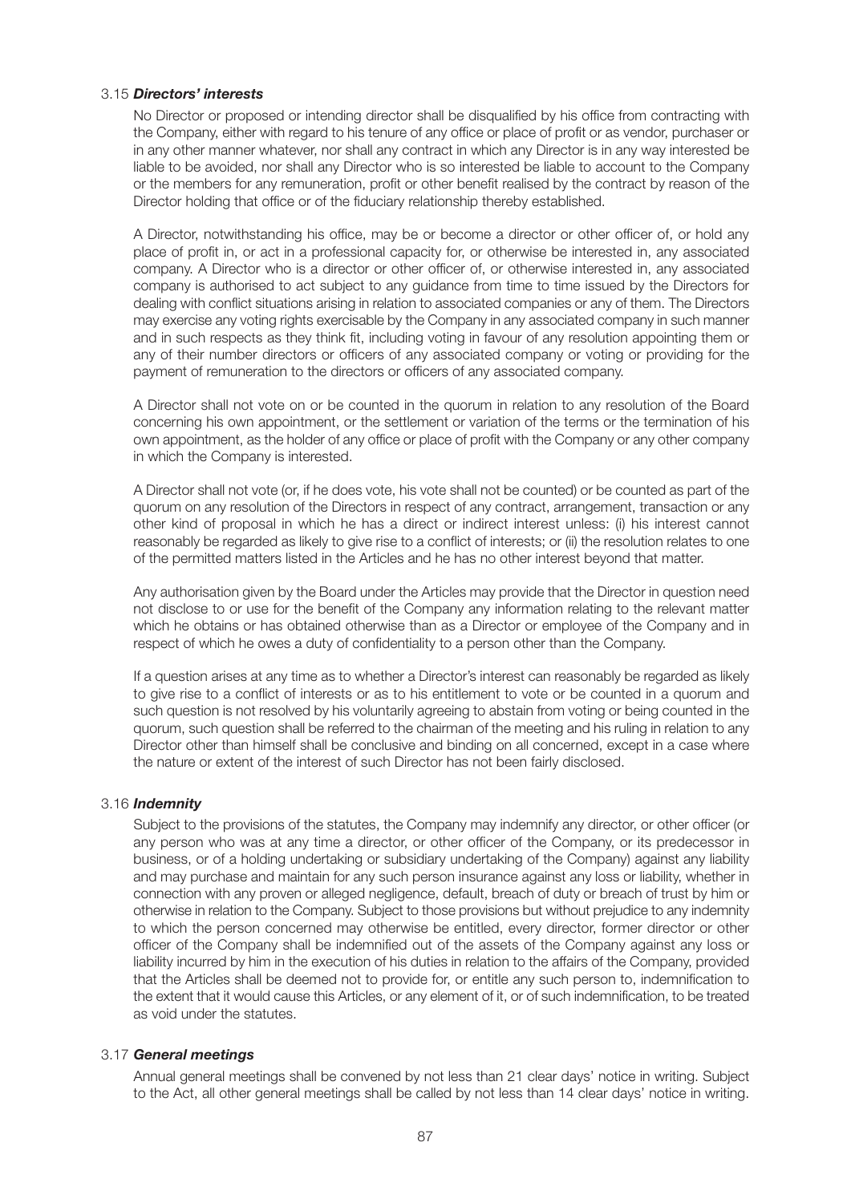### 3.15 ***Directors' interests***

No Director or proposed or intending director shall be disqualified by his office from contracting with the Company, either with regard to his tenure of any office or place of profit or as vendor, purchaser or in any other manner whatever, nor shall any contract in which any Director is in any way interested be liable to be avoided, nor shall any Director who is so interested be liable to account to the Company or the members for any remuneration, profit or other benefit realised by the contract by reason of the Director holding that office or of the fiduciary relationship thereby established.

A Director, notwithstanding his office, may be or become a director or other officer of, or hold any place of profit in, or act in a professional capacity for, or otherwise be interested in, any associated company. A Director who is a director or other officer of, or otherwise interested in, any associated company is authorised to act subject to any guidance from time to time issued by the Directors for dealing with conflict situations arising in relation to associated companies or any of them. The Directors may exercise any voting rights exercisable by the Company in any associated company in such manner and in such respects as they think fit, including voting in favour of any resolution appointing them or any of their number directors or officers of any associated company or voting or providing for the payment of remuneration to the directors or officers of any associated company.

A Director shall not vote on or be counted in the quorum in relation to any resolution of the Board concerning his own appointment, or the settlement or variation of the terms or the termination of his own appointment, as the holder of any office or place of profit with the Company or any other company in which the Company is interested.

A Director shall not vote (or, if he does vote, his vote shall not be counted) or be counted as part of the quorum on any resolution of the Directors in respect of any contract, arrangement, transaction or any other kind of proposal in which he has a direct or indirect interest unless: (i) his interest cannot reasonably be regarded as likely to give rise to a conflict of interests; or (ii) the resolution relates to one of the permitted matters listed in the Articles and he has no other interest beyond that matter.

Any authorisation given by the Board under the Articles may provide that the Director in question need not disclose to or use for the benefit of the Company any information relating to the relevant matter which he obtains or has obtained otherwise than as a Director or employee of the Company and in respect of which he owes a duty of confidentiality to a person other than the Company.

If a question arises at any time as to whether a Director's interest can reasonably be regarded as likely to give rise to a conflict of interests or as to his entitlement to vote or be counted in a quorum and such question is not resolved by his voluntarily agreeing to abstain from voting or being counted in the quorum, such question shall be referred to the chairman of the meeting and his ruling in relation to any Director other than himself shall be conclusive and binding on all concerned, except in a case where the nature or extent of the interest of such Director has not been fairly disclosed.

### 3.16 ***Indemnity***

Subject to the provisions of the statutes, the Company may indemnify any director, or other officer (or any person who was at any time a director, or other officer of the Company, or its predecessor in business, or of a holding undertaking or subsidiary undertaking of the Company) against any liability and may purchase and maintain for any such person insurance against any loss or liability, whether in connection with any proven or alleged negligence, default, breach of duty or breach of trust by him or otherwise in relation to the Company. Subject to those provisions but without prejudice to any indemnity to which the person concerned may otherwise be entitled, every director, former director or other officer of the Company shall be indemnified out of the assets of the Company against any loss or liability incurred by him in the execution of his duties in relation to the affairs of the Company, provided that the Articles shall be deemed not to provide for, or entitle any such person to, indemnification to the extent that it would cause this Articles, or any element of it, or of such indemnification, to be treated as void under the statutes.

### 3.17 ***General meetings***

Annual general meetings shall be convened by not less than 21 clear days' notice in writing. Subject to the Act, all other general meetings shall be called by not less than 14 clear days' notice in writing.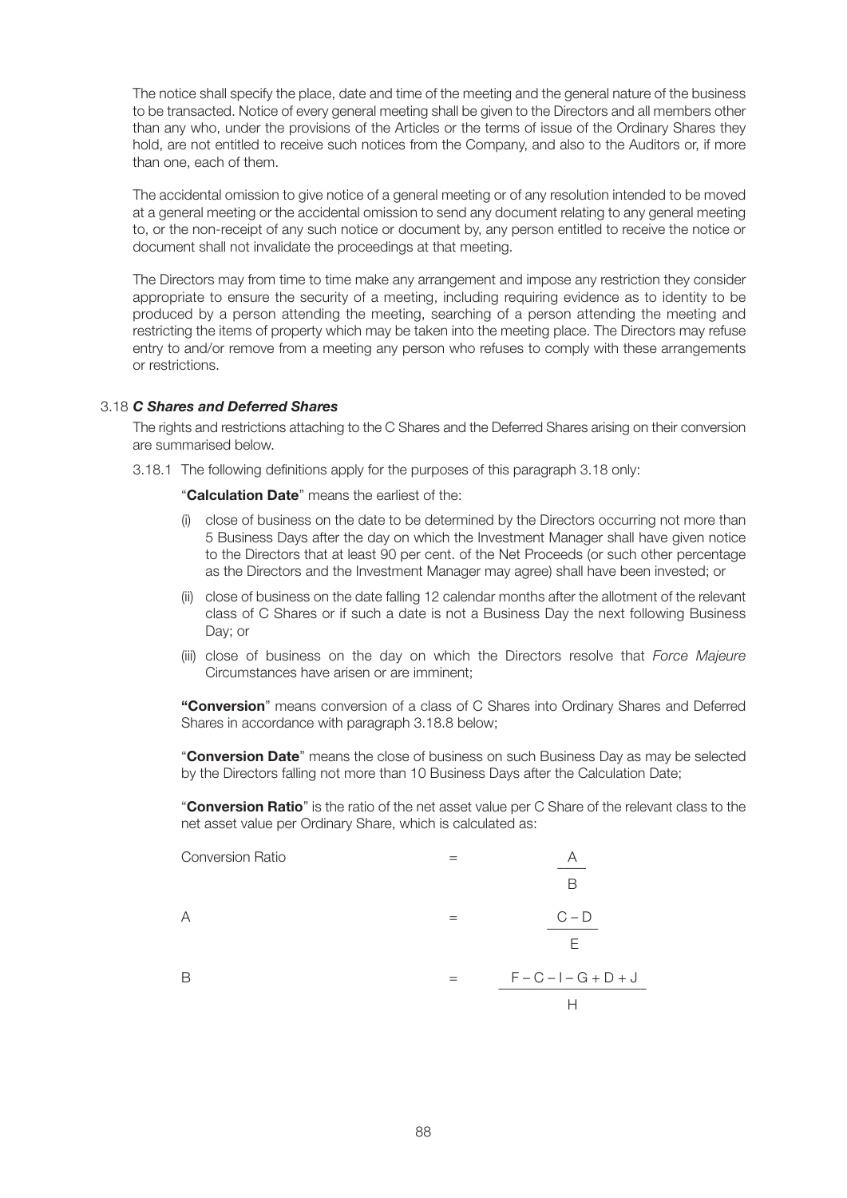The notice shall specify the place, date and time of the meeting and the general nature of the business to be transacted. Notice of every general meeting shall be given to the Directors and all members other than any who, under the provisions of the Articles or the terms of issue of the Ordinary Shares they hold, are not entitled to receive such notices from the Company, and also to the Auditors or, if more than one, each of them.

The accidental omission to give notice of a general meeting or of any resolution intended to be moved at a general meeting or the accidental omission to send any document relating to any general meeting to, or the non-receipt of any such notice or document by, any person entitled to receive the notice or document shall not invalidate the proceedings at that meeting.

The Directors may from time to time make any arrangement and impose any restriction they consider appropriate to ensure the security of a meeting, including requiring evidence as to identity to be produced by a person attending the meeting, searching of a person attending the meeting and restricting the items of property which may be taken into the meeting place. The Directors may refuse entry to and/or remove from a meeting any person who refuses to comply with these arrangements or restrictions.

3.18 ***C Shares and Deferred Shares***

The rights and restrictions attaching to the C Shares and the Deferred Shares arising on their conversion are summarised below.

3.18.1 The following definitions apply for the purposes of this paragraph 3.18 only:

"**Calculation Date**" means the earliest of the:

(i) close of business on the date to be determined by the Directors occurring not more than 5 Business Days after the day on which the Investment Manager shall have given notice to the Directors that at least 90 per cent. of the Net Proceeds (or such other percentage as the Directors and the Investment Manager may agree) shall have been invested; or

(ii) close of business on the date falling 12 calendar months after the allotment of the relevant class of C Shares or if such a date is not a Business Day the next following Business Day; or

(iii) close of business on the day on which the Directors resolve that *Force Majeure* Circumstances have arisen or are imminent;

**"Conversion**" means conversion of a class of C Shares into Ordinary Shares and Deferred Shares in accordance with paragraph 3.18.8 below;

"**Conversion Date**" means the close of business on such Business Day as may be selected by the Directors falling not more than 10 Business Days after the Calculation Date;

"**Conversion Ratio**" is the ratio of the net asset value per C Share of the relevant class to the net asset value per Ordinary Share, which is calculated as:

$$\text{Conversion Ratio} = \frac{A}{B}$$

$$A = \frac{C - D}{E}$$

$$B = \frac{F - C - I - G + D + J}{H}$$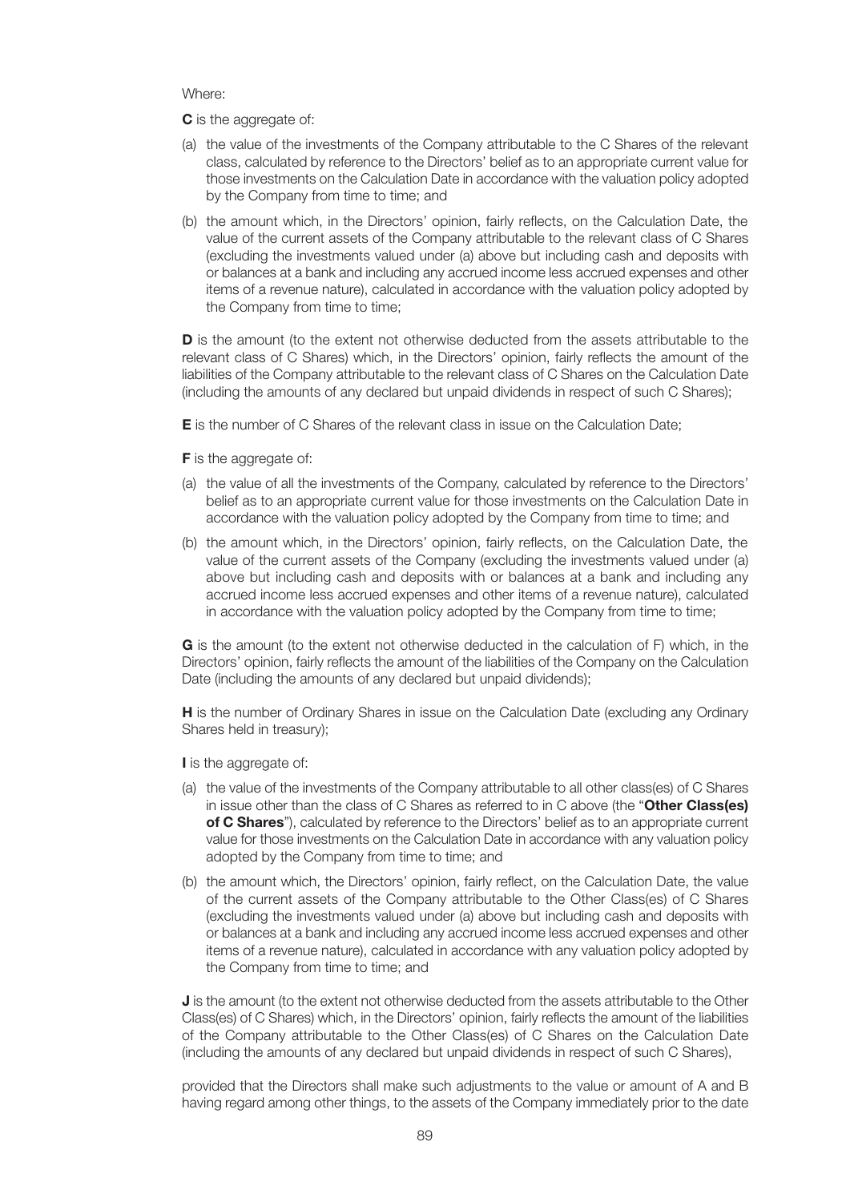Where:

**C** is the aggregate of:

(a) the value of the investments of the Company attributable to the C Shares of the relevant class, calculated by reference to the Directors' belief as to an appropriate current value for those investments on the Calculation Date in accordance with the valuation policy adopted by the Company from time to time; and

(b) the amount which, in the Directors' opinion, fairly reflects, on the Calculation Date, the value of the current assets of the Company attributable to the relevant class of C Shares (excluding the investments valued under (a) above but including cash and deposits with or balances at a bank and including any accrued income less accrued expenses and other items of a revenue nature), calculated in accordance with the valuation policy adopted by the Company from time to time;

**D** is the amount (to the extent not otherwise deducted from the assets attributable to the relevant class of C Shares) which, in the Directors' opinion, fairly reflects the amount of the liabilities of the Company attributable to the relevant class of C Shares on the Calculation Date (including the amounts of any declared but unpaid dividends in respect of such C Shares);

**E** is the number of C Shares of the relevant class in issue on the Calculation Date;

**F** is the aggregate of:

(a) the value of all the investments of the Company, calculated by reference to the Directors' belief as to an appropriate current value for those investments on the Calculation Date in accordance with the valuation policy adopted by the Company from time to time; and

(b) the amount which, in the Directors' opinion, fairly reflects, on the Calculation Date, the value of the current assets of the Company (excluding the investments valued under (a) above but including cash and deposits with or balances at a bank and including any accrued income less accrued expenses and other items of a revenue nature), calculated in accordance with the valuation policy adopted by the Company from time to time;

**G** is the amount (to the extent not otherwise deducted in the calculation of F) which, in the Directors' opinion, fairly reflects the amount of the liabilities of the Company on the Calculation Date (including the amounts of any declared but unpaid dividends);

**H** is the number of Ordinary Shares in issue on the Calculation Date (excluding any Ordinary Shares held in treasury);

**I** is the aggregate of:

(a) the value of the investments of the Company attributable to all other class(es) of C Shares in issue other than the class of C Shares as referred to in C above (the "**Other Class(es) of C Shares**"), calculated by reference to the Directors' belief as to an appropriate current value for those investments on the Calculation Date in accordance with any valuation policy adopted by the Company from time to time; and

(b) the amount which, the Directors' opinion, fairly reflect, on the Calculation Date, the value of the current assets of the Company attributable to the Other Class(es) of C Shares (excluding the investments valued under (a) above but including cash and deposits with or balances at a bank and including any accrued income less accrued expenses and other items of a revenue nature), calculated in accordance with any valuation policy adopted by the Company from time to time; and

**J** is the amount (to the extent not otherwise deducted from the assets attributable to the Other Class(es) of C Shares) which, in the Directors' opinion, fairly reflects the amount of the liabilities of the Company attributable to the Other Class(es) of C Shares on the Calculation Date (including the amounts of any declared but unpaid dividends in respect of such C Shares),

provided that the Directors shall make such adjustments to the value or amount of A and B having regard among other things, to the assets of the Company immediately prior to the date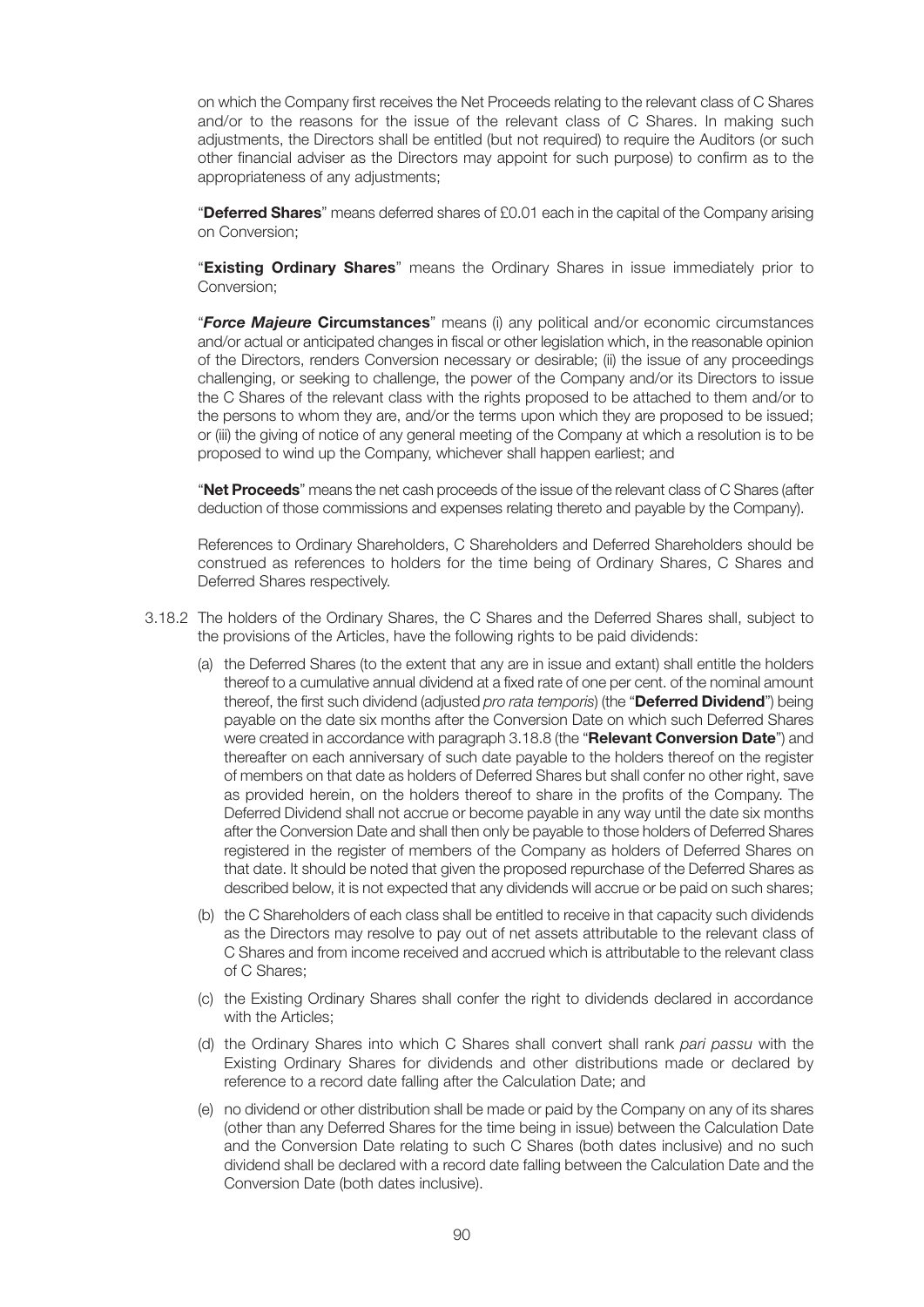on which the Company first receives the Net Proceeds relating to the relevant class of C Shares and/or to the reasons for the issue of the relevant class of C Shares. In making such adjustments, the Directors shall be entitled (but not required) to require the Auditors (or such other financial adviser as the Directors may appoint for such purpose) to confirm as to the appropriateness of any adjustments;

"**Deferred Shares**" means deferred shares of £0.01 each in the capital of the Company arising on Conversion;

"**Existing Ordinary Shares**" means the Ordinary Shares in issue immediately prior to Conversion;

"***Force Majeure* Circumstances**" means (i) any political and/or economic circumstances and/or actual or anticipated changes in fiscal or other legislation which, in the reasonable opinion of the Directors, renders Conversion necessary or desirable; (ii) the issue of any proceedings challenging, or seeking to challenge, the power of the Company and/or its Directors to issue the C Shares of the relevant class with the rights proposed to be attached to them and/or to the persons to whom they are, and/or the terms upon which they are proposed to be issued; or (iii) the giving of notice of any general meeting of the Company at which a resolution is to be proposed to wind up the Company, whichever shall happen earliest; and

"**Net Proceeds**" means the net cash proceeds of the issue of the relevant class of C Shares (after deduction of those commissions and expenses relating thereto and payable by the Company).

References to Ordinary Shareholders, C Shareholders and Deferred Shareholders should be construed as references to holders for the time being of Ordinary Shares, C Shares and Deferred Shares respectively.

3.18.2 The holders of the Ordinary Shares, the C Shares and the Deferred Shares shall, subject to the provisions of the Articles, have the following rights to be paid dividends:

(a) the Deferred Shares (to the extent that any are in issue and extant) shall entitle the holders thereof to a cumulative annual dividend at a fixed rate of one per cent. of the nominal amount thereof, the first such dividend (adjusted *pro rata temporis*) (the "**Deferred Dividend**") being payable on the date six months after the Conversion Date on which such Deferred Shares were created in accordance with paragraph 3.18.8 (the "**Relevant Conversion Date**") and thereafter on each anniversary of such date payable to the holders thereof on the register of members on that date as holders of Deferred Shares but shall confer no other right, save as provided herein, on the holders thereof to share in the profits of the Company. The Deferred Dividend shall not accrue or become payable in any way until the date six months after the Conversion Date and shall then only be payable to those holders of Deferred Shares registered in the register of members of the Company as holders of Deferred Shares on that date. It should be noted that given the proposed repurchase of the Deferred Shares as described below, it is not expected that any dividends will accrue or be paid on such shares;

(b) the C Shareholders of each class shall be entitled to receive in that capacity such dividends as the Directors may resolve to pay out of net assets attributable to the relevant class of C Shares and from income received and accrued which is attributable to the relevant class of C Shares;

(c) the Existing Ordinary Shares shall confer the right to dividends declared in accordance with the Articles;

(d) the Ordinary Shares into which C Shares shall convert shall rank *pari passu* with the Existing Ordinary Shares for dividends and other distributions made or declared by reference to a record date falling after the Calculation Date; and

(e) no dividend or other distribution shall be made or paid by the Company on any of its shares (other than any Deferred Shares for the time being in issue) between the Calculation Date and the Conversion Date relating to such C Shares (both dates inclusive) and no such dividend shall be declared with a record date falling between the Calculation Date and the Conversion Date (both dates inclusive).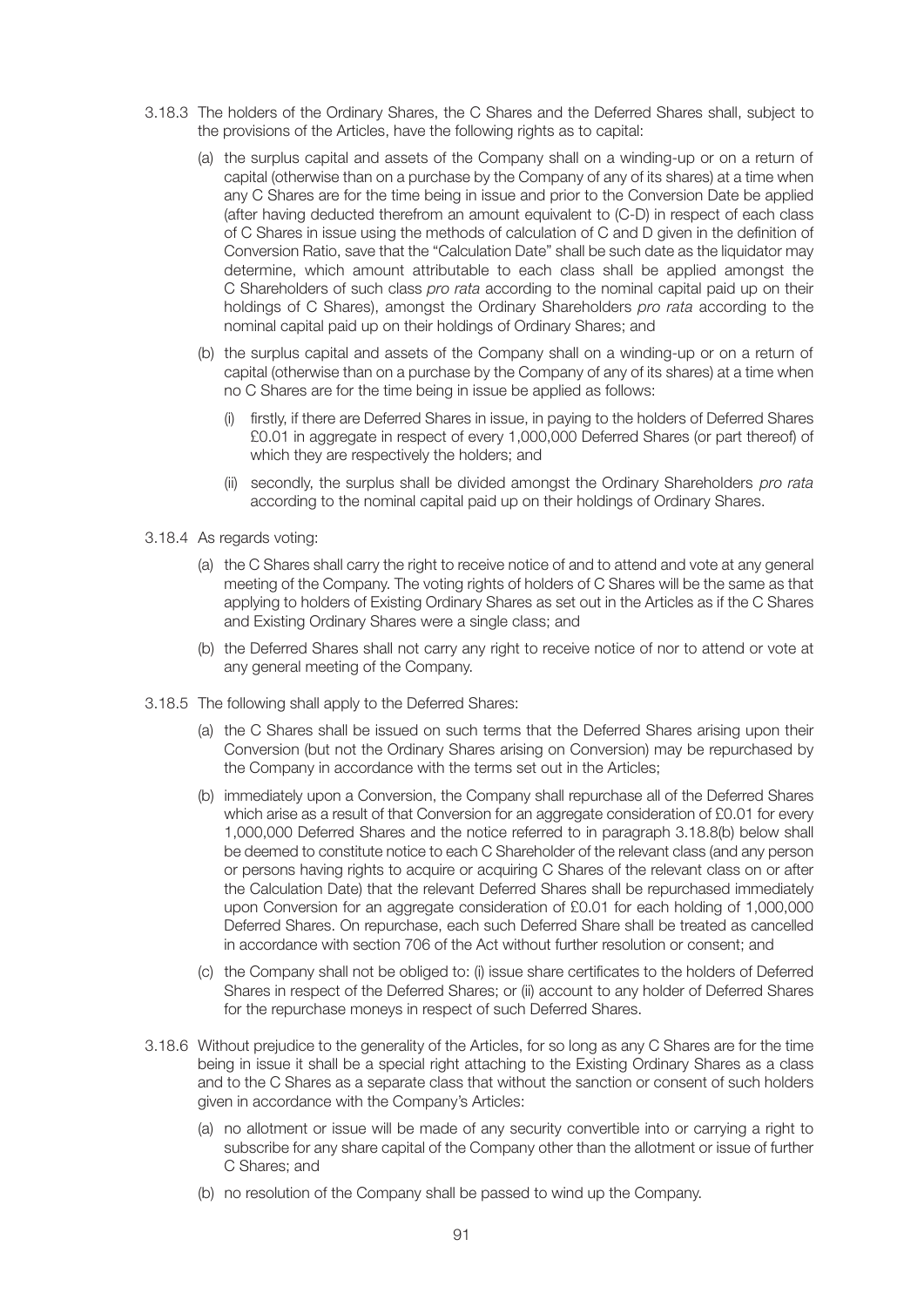3.18.3 The holders of the Ordinary Shares, the C Shares and the Deferred Shares shall, subject to the provisions of the Articles, have the following rights as to capital:

(a) the surplus capital and assets of the Company shall on a winding-up or on a return of capital (otherwise than on a purchase by the Company of any of its shares) at a time when any C Shares are for the time being in issue and prior to the Conversion Date be applied (after having deducted therefrom an amount equivalent to (C-D) in respect of each class of C Shares in issue using the methods of calculation of C and D given in the definition of Conversion Ratio, save that the "Calculation Date" shall be such date as the liquidator may determine, which amount attributable to each class shall be applied amongst the C Shareholders of such class *pro rata* according to the nominal capital paid up on their holdings of C Shares), amongst the Ordinary Shareholders *pro rata* according to the nominal capital paid up on their holdings of Ordinary Shares; and

(b) the surplus capital and assets of the Company shall on a winding-up or on a return of capital (otherwise than on a purchase by the Company of any of its shares) at a time when no C Shares are for the time being in issue be applied as follows:

(i) firstly, if there are Deferred Shares in issue, in paying to the holders of Deferred Shares £0.01 in aggregate in respect of every 1,000,000 Deferred Shares (or part thereof) of which they are respectively the holders; and

(ii) secondly, the surplus shall be divided amongst the Ordinary Shareholders *pro rata* according to the nominal capital paid up on their holdings of Ordinary Shares.

3.18.4 As regards voting:

(a) the C Shares shall carry the right to receive notice of and to attend and vote at any general meeting of the Company. The voting rights of holders of C Shares will be the same as that applying to holders of Existing Ordinary Shares as set out in the Articles as if the C Shares and Existing Ordinary Shares were a single class; and

(b) the Deferred Shares shall not carry any right to receive notice of nor to attend or vote at any general meeting of the Company.

3.18.5 The following shall apply to the Deferred Shares:

(a) the C Shares shall be issued on such terms that the Deferred Shares arising upon their Conversion (but not the Ordinary Shares arising on Conversion) may be repurchased by the Company in accordance with the terms set out in the Articles;

(b) immediately upon a Conversion, the Company shall repurchase all of the Deferred Shares which arise as a result of that Conversion for an aggregate consideration of £0.01 for every 1,000,000 Deferred Shares and the notice referred to in paragraph 3.18.8(b) below shall be deemed to constitute notice to each C Shareholder of the relevant class (and any person or persons having rights to acquire or acquiring C Shares of the relevant class on or after the Calculation Date) that the relevant Deferred Shares shall be repurchased immediately upon Conversion for an aggregate consideration of £0.01 for each holding of 1,000,000 Deferred Shares. On repurchase, each such Deferred Share shall be treated as cancelled in accordance with section 706 of the Act without further resolution or consent; and

(c) the Company shall not be obliged to: (i) issue share certificates to the holders of Deferred Shares in respect of the Deferred Shares; or (ii) account to any holder of Deferred Shares for the repurchase moneys in respect of such Deferred Shares.

3.18.6 Without prejudice to the generality of the Articles, for so long as any C Shares are for the time being in issue it shall be a special right attaching to the Existing Ordinary Shares as a class and to the C Shares as a separate class that without the sanction or consent of such holders given in accordance with the Company's Articles:

(a) no allotment or issue will be made of any security convertible into or carrying a right to subscribe for any share capital of the Company other than the allotment or issue of further C Shares; and

(b) no resolution of the Company shall be passed to wind up the Company.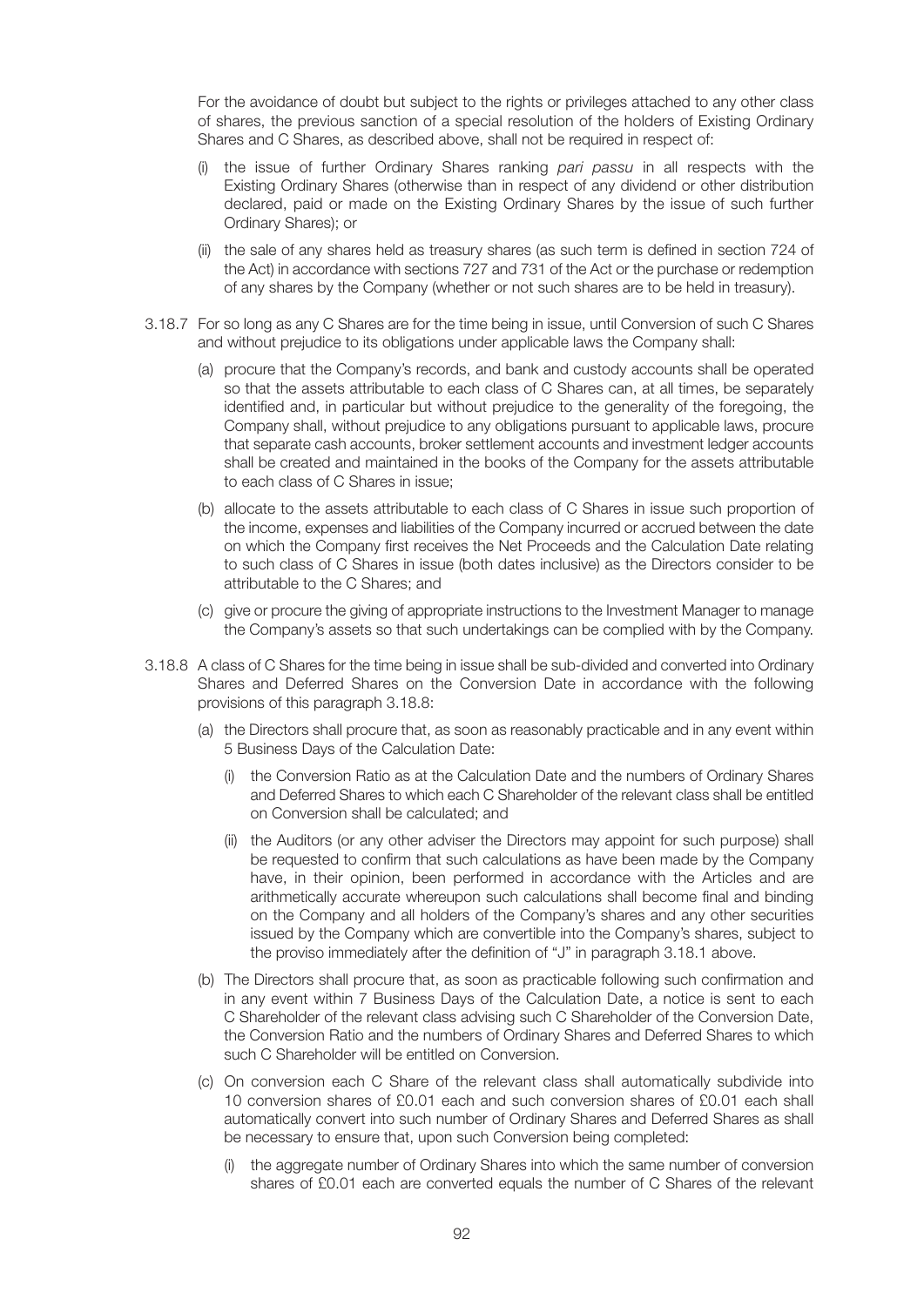For the avoidance of doubt but subject to the rights or privileges attached to any other class of shares, the previous sanction of a special resolution of the holders of Existing Ordinary Shares and C Shares, as described above, shall not be required in respect of:

(i) the issue of further Ordinary Shares ranking *pari passu* in all respects with the Existing Ordinary Shares (otherwise than in respect of any dividend or other distribution declared, paid or made on the Existing Ordinary Shares by the issue of such further Ordinary Shares); or

(ii) the sale of any shares held as treasury shares (as such term is defined in section 724 of the Act) in accordance with sections 727 and 731 of the Act or the purchase or redemption of any shares by the Company (whether or not such shares are to be held in treasury).

3.18.7 For so long as any C Shares are for the time being in issue, until Conversion of such C Shares and without prejudice to its obligations under applicable laws the Company shall:

(a) procure that the Company's records, and bank and custody accounts shall be operated so that the assets attributable to each class of C Shares can, at all times, be separately identified and, in particular but without prejudice to the generality of the foregoing, the Company shall, without prejudice to any obligations pursuant to applicable laws, procure that separate cash accounts, broker settlement accounts and investment ledger accounts shall be created and maintained in the books of the Company for the assets attributable to each class of C Shares in issue;

(b) allocate to the assets attributable to each class of C Shares in issue such proportion of the income, expenses and liabilities of the Company incurred or accrued between the date on which the Company first receives the Net Proceeds and the Calculation Date relating to such class of C Shares in issue (both dates inclusive) as the Directors consider to be attributable to the C Shares; and

(c) give or procure the giving of appropriate instructions to the Investment Manager to manage the Company's assets so that such undertakings can be complied with by the Company.

3.18.8 A class of C Shares for the time being in issue shall be sub-divided and converted into Ordinary Shares and Deferred Shares on the Conversion Date in accordance with the following provisions of this paragraph 3.18.8:

(a) the Directors shall procure that, as soon as reasonably practicable and in any event within 5 Business Days of the Calculation Date:

(i) the Conversion Ratio as at the Calculation Date and the numbers of Ordinary Shares and Deferred Shares to which each C Shareholder of the relevant class shall be entitled on Conversion shall be calculated; and

(ii) the Auditors (or any other adviser the Directors may appoint for such purpose) shall be requested to confirm that such calculations as have been made by the Company have, in their opinion, been performed in accordance with the Articles and are arithmetically accurate whereupon such calculations shall become final and binding on the Company and all holders of the Company's shares and any other securities issued by the Company which are convertible into the Company's shares, subject to the proviso immediately after the definition of "J" in paragraph 3.18.1 above.

(b) The Directors shall procure that, as soon as practicable following such confirmation and in any event within 7 Business Days of the Calculation Date, a notice is sent to each C Shareholder of the relevant class advising such C Shareholder of the Conversion Date, the Conversion Ratio and the numbers of Ordinary Shares and Deferred Shares to which such C Shareholder will be entitled on Conversion.

(c) On conversion each C Share of the relevant class shall automatically subdivide into 10 conversion shares of £0.01 each and such conversion shares of £0.01 each shall automatically convert into such number of Ordinary Shares and Deferred Shares as shall be necessary to ensure that, upon such Conversion being completed:

(i) the aggregate number of Ordinary Shares into which the same number of conversion shares of £0.01 each are converted equals the number of C Shares of the relevant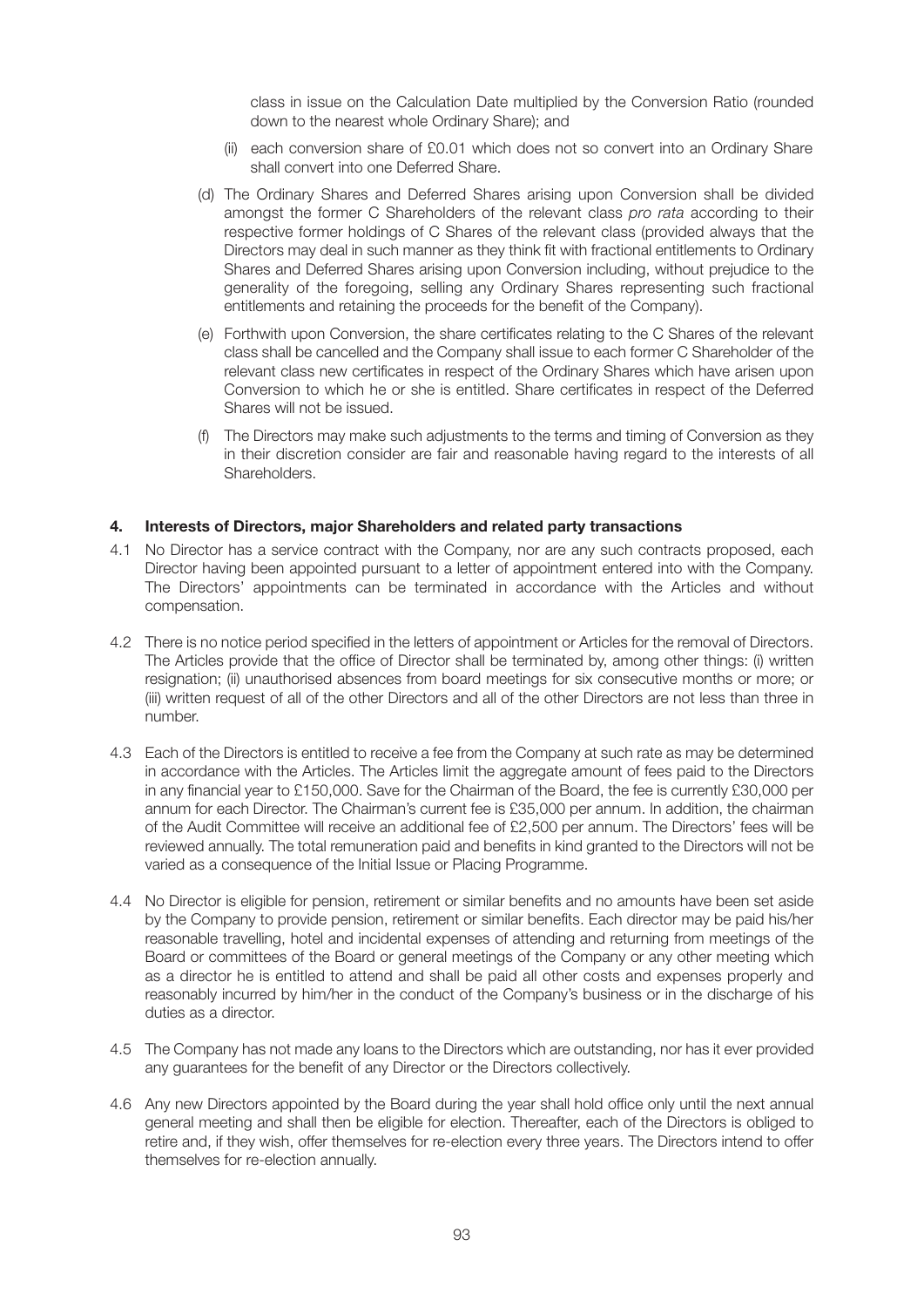class in issue on the Calculation Date multiplied by the Conversion Ratio (rounded down to the nearest whole Ordinary Share); and

(ii) each conversion share of £0.01 which does not so convert into an Ordinary Share shall convert into one Deferred Share.

(d) The Ordinary Shares and Deferred Shares arising upon Conversion shall be divided amongst the former C Shareholders of the relevant class *pro rata* according to their respective former holdings of C Shares of the relevant class (provided always that the Directors may deal in such manner as they think fit with fractional entitlements to Ordinary Shares and Deferred Shares arising upon Conversion including, without prejudice to the generality of the foregoing, selling any Ordinary Shares representing such fractional entitlements and retaining the proceeds for the benefit of the Company).

(e) Forthwith upon Conversion, the share certificates relating to the C Shares of the relevant class shall be cancelled and the Company shall issue to each former C Shareholder of the relevant class new certificates in respect of the Ordinary Shares which have arisen upon Conversion to which he or she is entitled. Share certificates in respect of the Deferred Shares will not be issued.

(f) The Directors may make such adjustments to the terms and timing of Conversion as they in their discretion consider are fair and reasonable having regard to the interests of all Shareholders.

## 4. Interests of Directors, major Shareholders and related party transactions

4.1 No Director has a service contract with the Company, nor are any such contracts proposed, each Director having been appointed pursuant to a letter of appointment entered into with the Company. The Directors' appointments can be terminated in accordance with the Articles and without compensation.

4.2 There is no notice period specified in the letters of appointment or Articles for the removal of Directors. The Articles provide that the office of Director shall be terminated by, among other things: (i) written resignation; (ii) unauthorised absences from board meetings for six consecutive months or more; or (iii) written request of all of the other Directors and all of the other Directors are not less than three in number.

4.3 Each of the Directors is entitled to receive a fee from the Company at such rate as may be determined in accordance with the Articles. The Articles limit the aggregate amount of fees paid to the Directors in any financial year to £150,000. Save for the Chairman of the Board, the fee is currently £30,000 per annum for each Director. The Chairman's current fee is £35,000 per annum. In addition, the chairman of the Audit Committee will receive an additional fee of £2,500 per annum. The Directors' fees will be reviewed annually. The total remuneration paid and benefits in kind granted to the Directors will not be varied as a consequence of the Initial Issue or Placing Programme.

4.4 No Director is eligible for pension, retirement or similar benefits and no amounts have been set aside by the Company to provide pension, retirement or similar benefits. Each director may be paid his/her reasonable travelling, hotel and incidental expenses of attending and returning from meetings of the Board or committees of the Board or general meetings of the Company or any other meeting which as a director he is entitled to attend and shall be paid all other costs and expenses properly and reasonably incurred by him/her in the conduct of the Company's business or in the discharge of his duties as a director.

4.5 The Company has not made any loans to the Directors which are outstanding, nor has it ever provided any guarantees for the benefit of any Director or the Directors collectively.

4.6 Any new Directors appointed by the Board during the year shall hold office only until the next annual general meeting and shall then be eligible for election. Thereafter, each of the Directors is obliged to retire and, if they wish, offer themselves for re-election every three years. The Directors intend to offer themselves for re-election annually.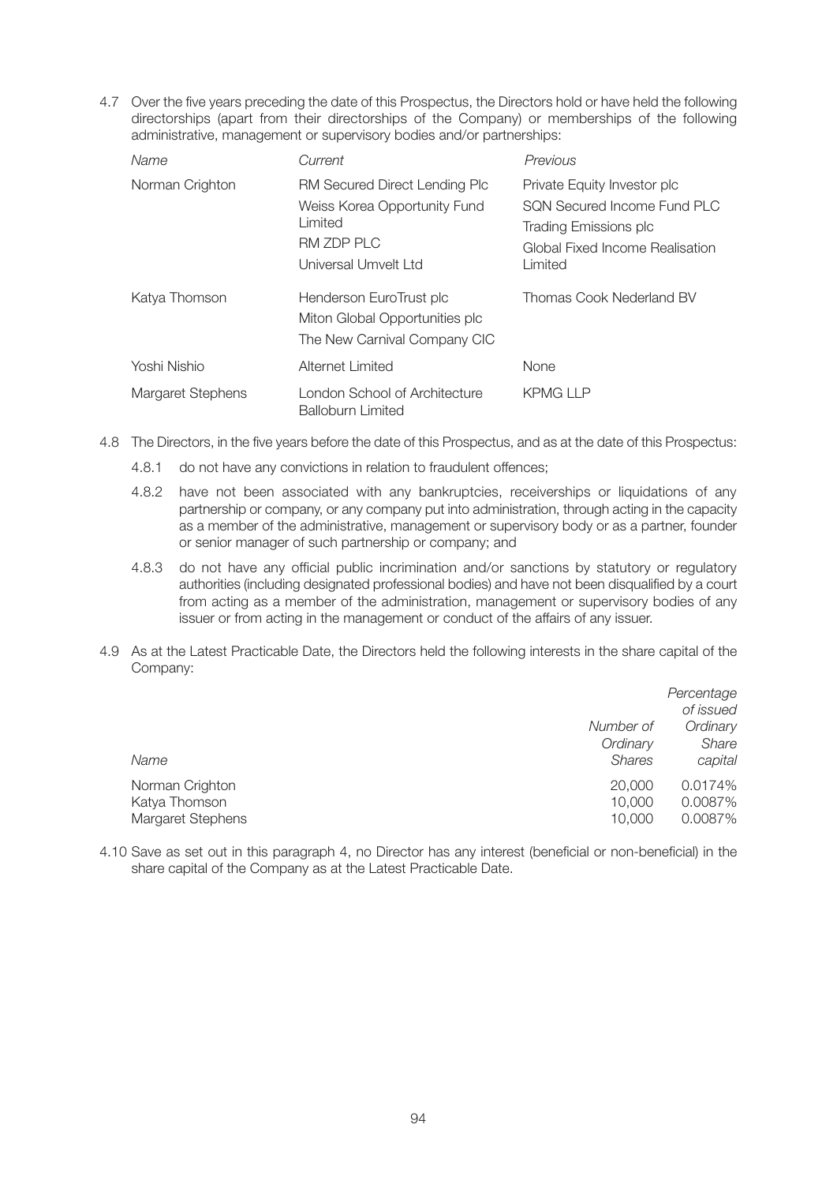4.7 Over the five years preceding the date of this Prospectus, the Directors hold or have held the following directorships (apart from their directorships of the Company) or memberships of the following administrative, management or supervisory bodies and/or partnerships:

| *Name* | *Current* | *Previous* |
|---|---|---|
| Norman Crighton | RM Secured Direct Lending Plc<br>Weiss Korea Opportunity Fund Limited<br>RM ZDP PLC<br>Universal Umvelt Ltd | Private Equity Investor plc<br>SQN Secured Income Fund PLC<br>Trading Emissions plc<br>Global Fixed Income Realisation Limited |
| Katya Thomson | Henderson EuroTrust plc<br>Miton Global Opportunities plc<br>The New Carnival Company CIC | Thomas Cook Nederland BV |
| Yoshi Nishio | Alternet Limited | None |
| Margaret Stephens | London School of Architecture<br>Balloburn Limited | KPMG LLP |

4.8 The Directors, in the five years before the date of this Prospectus, and as at the date of this Prospectus:

4.8.1 do not have any convictions in relation to fraudulent offences;

4.8.2 have not been associated with any bankruptcies, receiverships or liquidations of any partnership or company, or any company put into administration, through acting in the capacity as a member of the administrative, management or supervisory body or as a partner, founder or senior manager of such partnership or company; and

4.8.3 do not have any official public incrimination and/or sanctions by statutory or regulatory authorities (including designated professional bodies) and have not been disqualified by a court from acting as a member of the administration, management or supervisory bodies of any issuer or from acting in the management or conduct of the affairs of any issuer.

4.9 As at the Latest Practicable Date, the Directors held the following interests in the share capital of the Company:

| *Name* | *Number of Ordinary Shares* | *Percentage of issued Ordinary Share capital* |
|---|---|---|
| Norman Crighton | 20,000 | 0.0174% |
| Katya Thomson | 10,000 | 0.0087% |
| Margaret Stephens | 10,000 | 0.0087% |

4.10 Save as set out in this paragraph 4, no Director has any interest (beneficial or non-beneficial) in the share capital of the Company as at the Latest Practicable Date.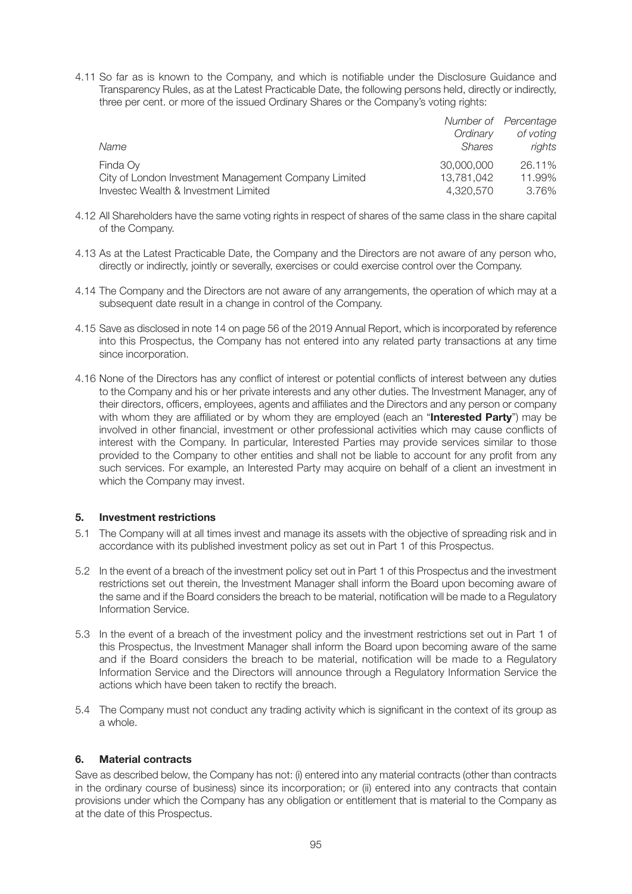4.11 So far as is known to the Company, and which is notifiable under the Disclosure Guidance and Transparency Rules, as at the Latest Practicable Date, the following persons held, directly or indirectly, three per cent. or more of the issued Ordinary Shares or the Company's voting rights:

| *Name* | *Number of Ordinary Shares* | *Percentage of voting rights* |
|---|---|---|
| Finda Oy | 30,000,000 | 26.11% |
| City of London Investment Management Company Limited | 13,781,042 | 11.99% |
| Investec Wealth & Investment Limited | 4,320,570 | 3.76% |

4.12 All Shareholders have the same voting rights in respect of shares of the same class in the share capital of the Company.

4.13 As at the Latest Practicable Date, the Company and the Directors are not aware of any person who, directly or indirectly, jointly or severally, exercises or could exercise control over the Company.

4.14 The Company and the Directors are not aware of any arrangements, the operation of which may at a subsequent date result in a change in control of the Company.

4.15 Save as disclosed in note 14 on page 56 of the 2019 Annual Report, which is incorporated by reference into this Prospectus, the Company has not entered into any related party transactions at any time since incorporation.

4.16 None of the Directors has any conflict of interest or potential conflicts of interest between any duties to the Company and his or her private interests and any other duties. The Investment Manager, any of their directors, officers, employees, agents and affiliates and the Directors and any person or company with whom they are affiliated or by whom they are employed (each an "**Interested Party**") may be involved in other financial, investment or other professional activities which may cause conflicts of interest with the Company. In particular, Interested Parties may provide services similar to those provided to the Company to other entities and shall not be liable to account for any profit from any such services. For example, an Interested Party may acquire on behalf of a client an investment in which the Company may invest.

### 5. Investment restrictions

5.1 The Company will at all times invest and manage its assets with the objective of spreading risk and in accordance with its published investment policy as set out in Part 1 of this Prospectus.

5.2 In the event of a breach of the investment policy set out in Part 1 of this Prospectus and the investment restrictions set out therein, the Investment Manager shall inform the Board upon becoming aware of the same and if the Board considers the breach to be material, notification will be made to a Regulatory Information Service.

5.3 In the event of a breach of the investment policy and the investment restrictions set out in Part 1 of this Prospectus, the Investment Manager shall inform the Board upon becoming aware of the same and if the Board considers the breach to be material, notification will be made to a Regulatory Information Service and the Directors will announce through a Regulatory Information Service the actions which have been taken to rectify the breach.

5.4 The Company must not conduct any trading activity which is significant in the context of its group as a whole.

### 6. Material contracts

Save as described below, the Company has not: (i) entered into any material contracts (other than contracts in the ordinary course of business) since its incorporation; or (ii) entered into any contracts that contain provisions under which the Company has any obligation or entitlement that is material to the Company as at the date of this Prospectus.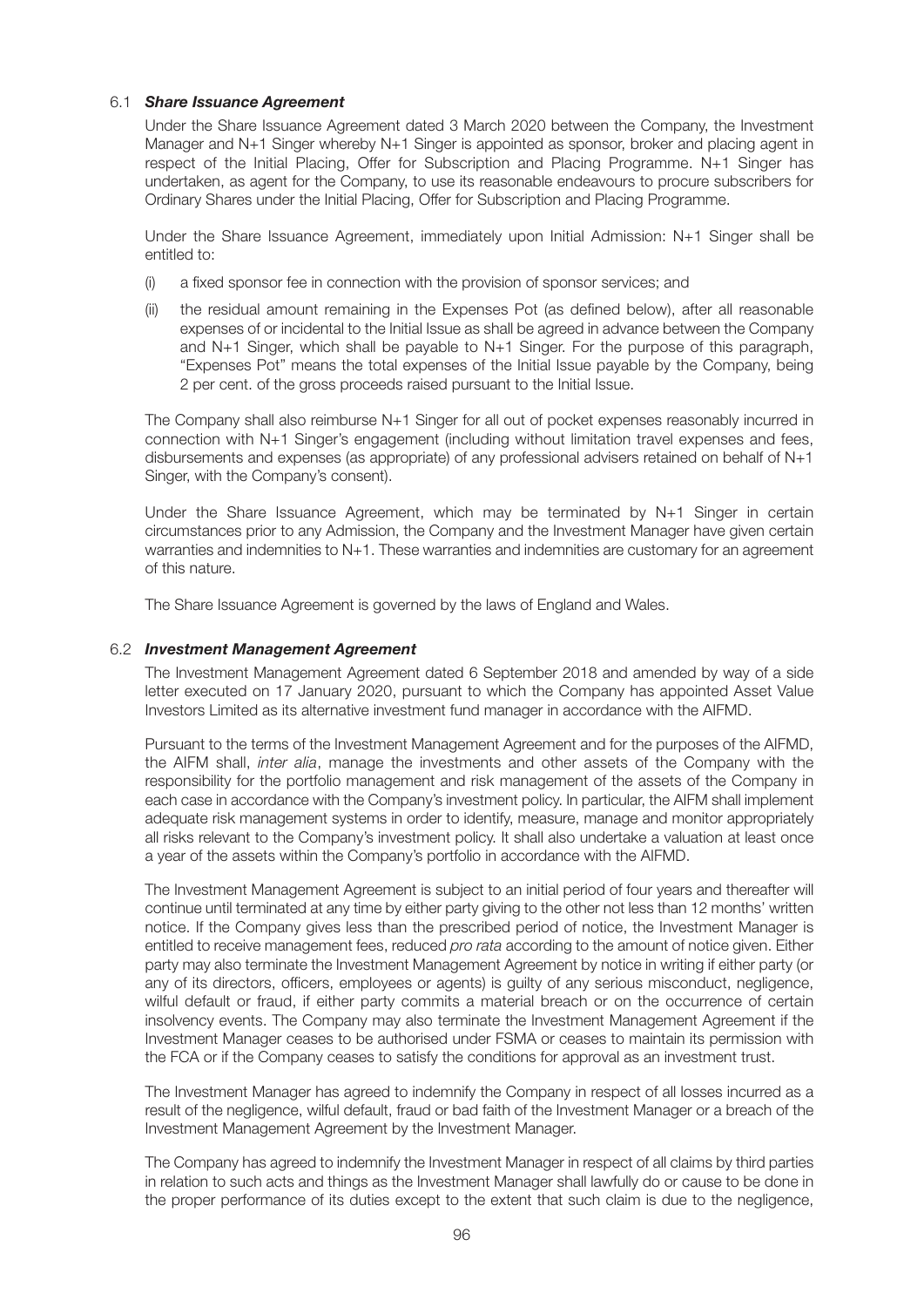### 6.1 ***Share Issuance Agreement***

Under the Share Issuance Agreement dated 3 March 2020 between the Company, the Investment Manager and N+1 Singer whereby N+1 Singer is appointed as sponsor, broker and placing agent in respect of the Initial Placing, Offer for Subscription and Placing Programme. N+1 Singer has undertaken, as agent for the Company, to use its reasonable endeavours to procure subscribers for Ordinary Shares under the Initial Placing, Offer for Subscription and Placing Programme.

Under the Share Issuance Agreement, immediately upon Initial Admission: N+1 Singer shall be entitled to:

(i) a fixed sponsor fee in connection with the provision of sponsor services; and

(ii) the residual amount remaining in the Expenses Pot (as defined below), after all reasonable expenses of or incidental to the Initial Issue as shall be agreed in advance between the Company and N+1 Singer, which shall be payable to N+1 Singer. For the purpose of this paragraph, "Expenses Pot" means the total expenses of the Initial Issue payable by the Company, being 2 per cent. of the gross proceeds raised pursuant to the Initial Issue.

The Company shall also reimburse N+1 Singer for all out of pocket expenses reasonably incurred in connection with N+1 Singer's engagement (including without limitation travel expenses and fees, disbursements and expenses (as appropriate) of any professional advisers retained on behalf of N+1 Singer, with the Company's consent).

Under the Share Issuance Agreement, which may be terminated by N+1 Singer in certain circumstances prior to any Admission, the Company and the Investment Manager have given certain warranties and indemnities to N+1. These warranties and indemnities are customary for an agreement of this nature.

The Share Issuance Agreement is governed by the laws of England and Wales.

### 6.2 ***Investment Management Agreement***

The Investment Management Agreement dated 6 September 2018 and amended by way of a side letter executed on 17 January 2020, pursuant to which the Company has appointed Asset Value Investors Limited as its alternative investment fund manager in accordance with the AIFMD.

Pursuant to the terms of the Investment Management Agreement and for the purposes of the AIFMD, the AIFM shall, *inter alia*, manage the investments and other assets of the Company with the responsibility for the portfolio management and risk management of the assets of the Company in each case in accordance with the Company's investment policy. In particular, the AIFM shall implement adequate risk management systems in order to identify, measure, manage and monitor appropriately all risks relevant to the Company's investment policy. It shall also undertake a valuation at least once a year of the assets within the Company's portfolio in accordance with the AIFMD.

The Investment Management Agreement is subject to an initial period of four years and thereafter will continue until terminated at any time by either party giving to the other not less than 12 months' written notice. If the Company gives less than the prescribed period of notice, the Investment Manager is entitled to receive management fees, reduced *pro rata* according to the amount of notice given. Either party may also terminate the Investment Management Agreement by notice in writing if either party (or any of its directors, officers, employees or agents) is guilty of any serious misconduct, negligence, wilful default or fraud, if either party commits a material breach or on the occurrence of certain insolvency events. The Company may also terminate the Investment Management Agreement if the Investment Manager ceases to be authorised under FSMA or ceases to maintain its permission with the FCA or if the Company ceases to satisfy the conditions for approval as an investment trust.

The Investment Manager has agreed to indemnify the Company in respect of all losses incurred as a result of the negligence, wilful default, fraud or bad faith of the Investment Manager or a breach of the Investment Management Agreement by the Investment Manager.

The Company has agreed to indemnify the Investment Manager in respect of all claims by third parties in relation to such acts and things as the Investment Manager shall lawfully do or cause to be done in the proper performance of its duties except to the extent that such claim is due to the negligence,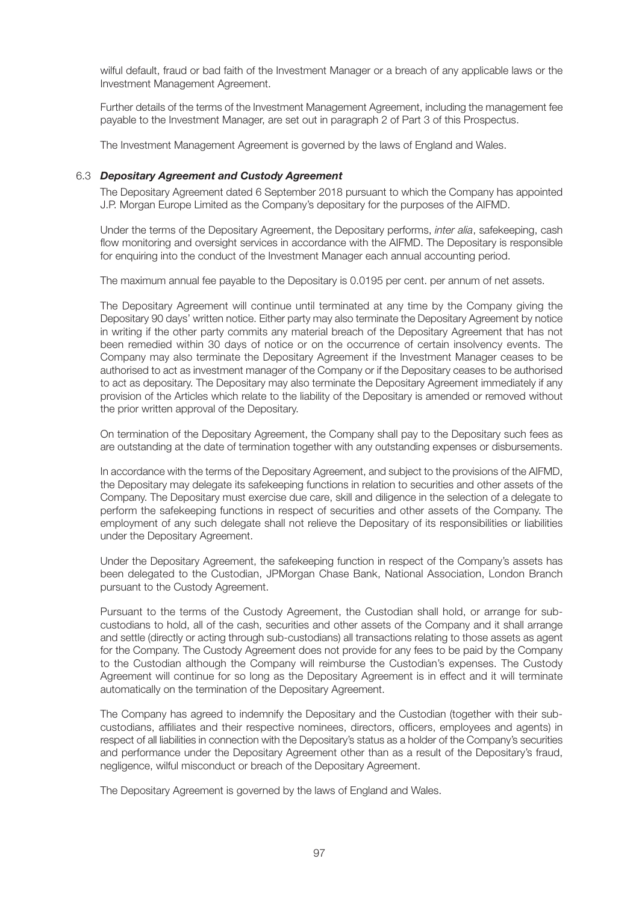wilful default, fraud or bad faith of the Investment Manager or a breach of any applicable laws or the Investment Management Agreement.

Further details of the terms of the Investment Management Agreement, including the management fee payable to the Investment Manager, are set out in paragraph 2 of Part 3 of this Prospectus.

The Investment Management Agreement is governed by the laws of England and Wales.

### 6.3 *Depositary Agreement and Custody Agreement*

The Depositary Agreement dated 6 September 2018 pursuant to which the Company has appointed J.P. Morgan Europe Limited as the Company's depositary for the purposes of the AIFMD.

Under the terms of the Depositary Agreement, the Depositary performs, *inter alia*, safekeeping, cash flow monitoring and oversight services in accordance with the AIFMD. The Depositary is responsible for enquiring into the conduct of the Investment Manager each annual accounting period.

The maximum annual fee payable to the Depositary is 0.0195 per cent. per annum of net assets.

The Depositary Agreement will continue until terminated at any time by the Company giving the Depositary 90 days' written notice. Either party may also terminate the Depositary Agreement by notice in writing if the other party commits any material breach of the Depositary Agreement that has not been remedied within 30 days of notice or on the occurrence of certain insolvency events. The Company may also terminate the Depositary Agreement if the Investment Manager ceases to be authorised to act as investment manager of the Company or if the Depositary ceases to be authorised to act as depositary. The Depositary may also terminate the Depositary Agreement immediately if any provision of the Articles which relate to the liability of the Depositary is amended or removed without the prior written approval of the Depositary.

On termination of the Depositary Agreement, the Company shall pay to the Depositary such fees as are outstanding at the date of termination together with any outstanding expenses or disbursements.

In accordance with the terms of the Depositary Agreement, and subject to the provisions of the AIFMD, the Depositary may delegate its safekeeping functions in relation to securities and other assets of the Company. The Depositary must exercise due care, skill and diligence in the selection of a delegate to perform the safekeeping functions in respect of securities and other assets of the Company. The employment of any such delegate shall not relieve the Depositary of its responsibilities or liabilities under the Depositary Agreement.

Under the Depositary Agreement, the safekeeping function in respect of the Company's assets has been delegated to the Custodian, JPMorgan Chase Bank, National Association, London Branch pursuant to the Custody Agreement.

Pursuant to the terms of the Custody Agreement, the Custodian shall hold, or arrange for sub-custodians to hold, all of the cash, securities and other assets of the Company and it shall arrange and settle (directly or acting through sub-custodians) all transactions relating to those assets as agent for the Company. The Custody Agreement does not provide for any fees to be paid by the Company to the Custodian although the Company will reimburse the Custodian's expenses. The Custody Agreement will continue for so long as the Depositary Agreement is in effect and it will terminate automatically on the termination of the Depositary Agreement.

The Company has agreed to indemnify the Depositary and the Custodian (together with their sub-custodians, affiliates and their respective nominees, directors, officers, employees and agents) in respect of all liabilities in connection with the Depositary's status as a holder of the Company's securities and performance under the Depositary Agreement other than as a result of the Depositary's fraud, negligence, wilful misconduct or breach of the Depositary Agreement.

The Depositary Agreement is governed by the laws of England and Wales.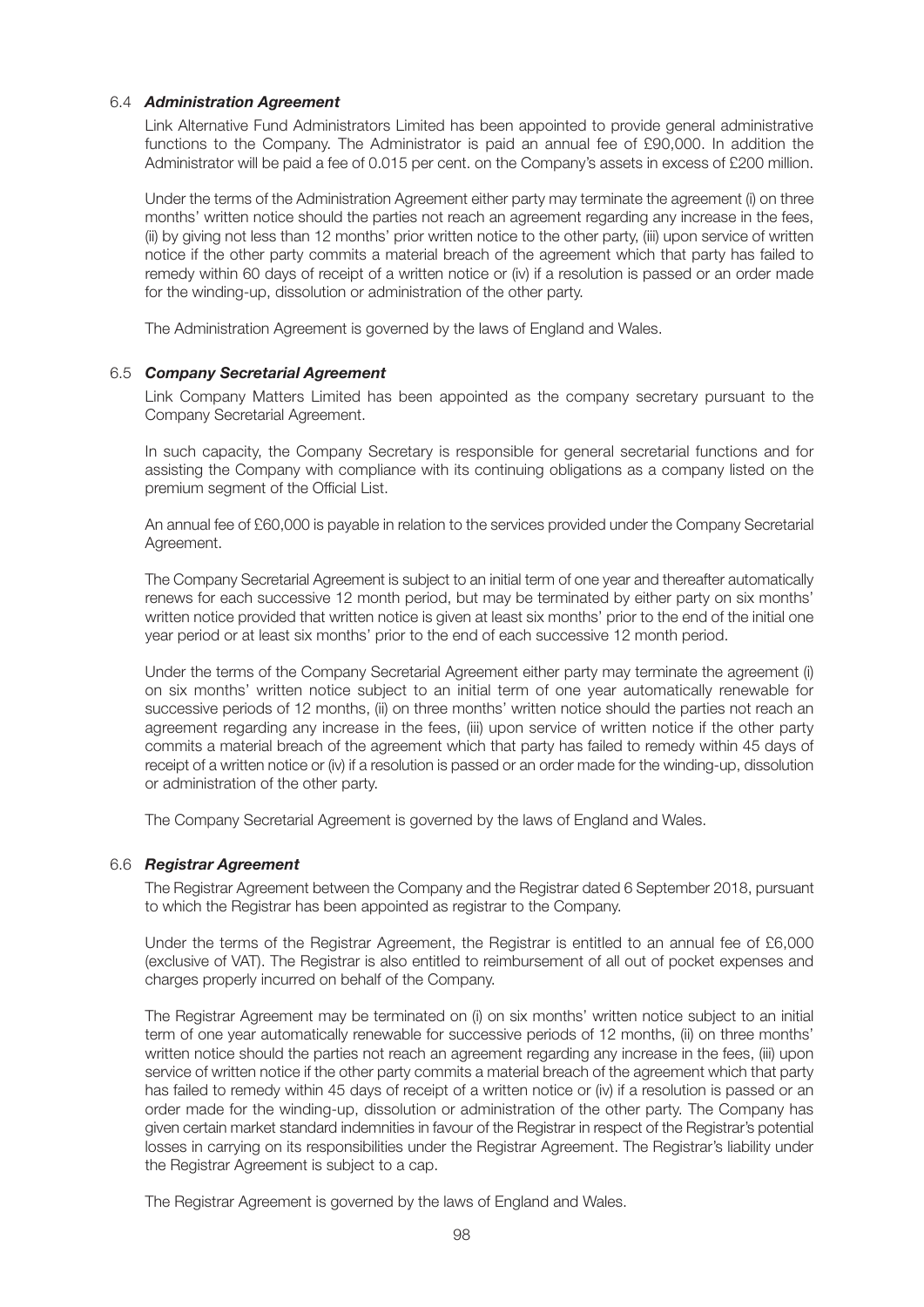### 6.4 ***Administration Agreement***

Link Alternative Fund Administrators Limited has been appointed to provide general administrative functions to the Company. The Administrator is paid an annual fee of £90,000. In addition the Administrator will be paid a fee of 0.015 per cent. on the Company's assets in excess of £200 million.

Under the terms of the Administration Agreement either party may terminate the agreement (i) on three months' written notice should the parties not reach an agreement regarding any increase in the fees, (ii) by giving not less than 12 months' prior written notice to the other party, (iii) upon service of written notice if the other party commits a material breach of the agreement which that party has failed to remedy within 60 days of receipt of a written notice or (iv) if a resolution is passed or an order made for the winding-up, dissolution or administration of the other party.

The Administration Agreement is governed by the laws of England and Wales.

### 6.5 ***Company Secretarial Agreement***

Link Company Matters Limited has been appointed as the company secretary pursuant to the Company Secretarial Agreement.

In such capacity, the Company Secretary is responsible for general secretarial functions and for assisting the Company with compliance with its continuing obligations as a company listed on the premium segment of the Official List.

An annual fee of £60,000 is payable in relation to the services provided under the Company Secretarial Agreement.

The Company Secretarial Agreement is subject to an initial term of one year and thereafter automatically renews for each successive 12 month period, but may be terminated by either party on six months' written notice provided that written notice is given at least six months' prior to the end of the initial one year period or at least six months' prior to the end of each successive 12 month period.

Under the terms of the Company Secretarial Agreement either party may terminate the agreement (i) on six months' written notice subject to an initial term of one year automatically renewable for successive periods of 12 months, (ii) on three months' written notice should the parties not reach an agreement regarding any increase in the fees, (iii) upon service of written notice if the other party commits a material breach of the agreement which that party has failed to remedy within 45 days of receipt of a written notice or (iv) if a resolution is passed or an order made for the winding-up, dissolution or administration of the other party.

The Company Secretarial Agreement is governed by the laws of England and Wales.

### 6.6 ***Registrar Agreement***

The Registrar Agreement between the Company and the Registrar dated 6 September 2018, pursuant to which the Registrar has been appointed as registrar to the Company.

Under the terms of the Registrar Agreement, the Registrar is entitled to an annual fee of £6,000 (exclusive of VAT). The Registrar is also entitled to reimbursement of all out of pocket expenses and charges properly incurred on behalf of the Company.

The Registrar Agreement may be terminated on (i) on six months' written notice subject to an initial term of one year automatically renewable for successive periods of 12 months, (ii) on three months' written notice should the parties not reach an agreement regarding any increase in the fees, (iii) upon service of written notice if the other party commits a material breach of the agreement which that party has failed to remedy within 45 days of receipt of a written notice or (iv) if a resolution is passed or an order made for the winding-up, dissolution or administration of the other party. The Company has given certain market standard indemnities in favour of the Registrar in respect of the Registrar's potential losses in carrying on its responsibilities under the Registrar Agreement. The Registrar's liability under the Registrar Agreement is subject to a cap.

The Registrar Agreement is governed by the laws of England and Wales.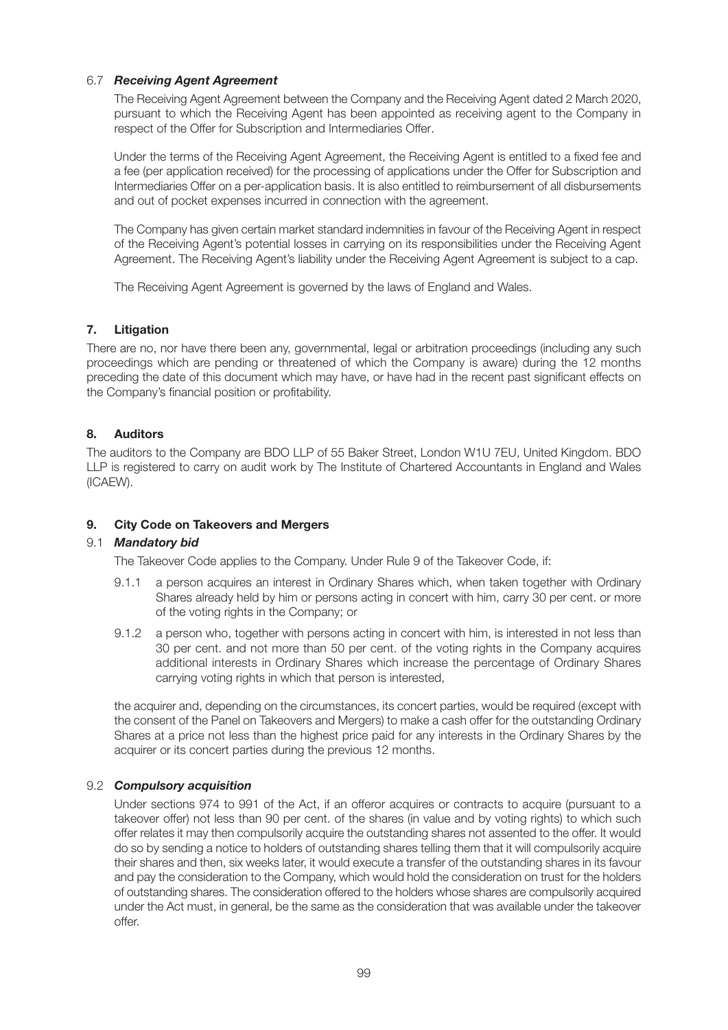### 6.7 *Receiving Agent Agreement*

The Receiving Agent Agreement between the Company and the Receiving Agent dated 2 March 2020, pursuant to which the Receiving Agent has been appointed as receiving agent to the Company in respect of the Offer for Subscription and Intermediaries Offer.

Under the terms of the Receiving Agent Agreement, the Receiving Agent is entitled to a fixed fee and a fee (per application received) for the processing of applications under the Offer for Subscription and Intermediaries Offer on a per-application basis. It is also entitled to reimbursement of all disbursements and out of pocket expenses incurred in connection with the agreement.

The Company has given certain market standard indemnities in favour of the Receiving Agent in respect of the Receiving Agent's potential losses in carrying on its responsibilities under the Receiving Agent Agreement. The Receiving Agent's liability under the Receiving Agent Agreement is subject to a cap.

The Receiving Agent Agreement is governed by the laws of England and Wales.

## 7. Litigation

There are no, nor have there been any, governmental, legal or arbitration proceedings (including any such proceedings which are pending or threatened of which the Company is aware) during the 12 months preceding the date of this document which may have, or have had in the recent past significant effects on the Company's financial position or profitability.

## 8. Auditors

The auditors to the Company are BDO LLP of 55 Baker Street, London W1U 7EU, United Kingdom. BDO LLP is registered to carry on audit work by The Institute of Chartered Accountants in England and Wales (ICAEW).

## 9. City Code on Takeovers and Mergers

### 9.1 *Mandatory bid*

The Takeover Code applies to the Company. Under Rule 9 of the Takeover Code, if:

9.1.1 a person acquires an interest in Ordinary Shares which, when taken together with Ordinary Shares already held by him or persons acting in concert with him, carry 30 per cent. or more of the voting rights in the Company; or

9.1.2 a person who, together with persons acting in concert with him, is interested in not less than 30 per cent. and not more than 50 per cent. of the voting rights in the Company acquires additional interests in Ordinary Shares which increase the percentage of Ordinary Shares carrying voting rights in which that person is interested,

the acquirer and, depending on the circumstances, its concert parties, would be required (except with the consent of the Panel on Takeovers and Mergers) to make a cash offer for the outstanding Ordinary Shares at a price not less than the highest price paid for any interests in the Ordinary Shares by the acquirer or its concert parties during the previous 12 months.

### 9.2 *Compulsory acquisition*

Under sections 974 to 991 of the Act, if an offeror acquires or contracts to acquire (pursuant to a takeover offer) not less than 90 per cent. of the shares (in value and by voting rights) to which such offer relates it may then compulsorily acquire the outstanding shares not assented to the offer. It would do so by sending a notice to holders of outstanding shares telling them that it will compulsorily acquire their shares and then, six weeks later, it would execute a transfer of the outstanding shares in its favour and pay the consideration to the Company, which would hold the consideration on trust for the holders of outstanding shares. The consideration offered to the holders whose shares are compulsorily acquired under the Act must, in general, be the same as the consideration that was available under the takeover offer.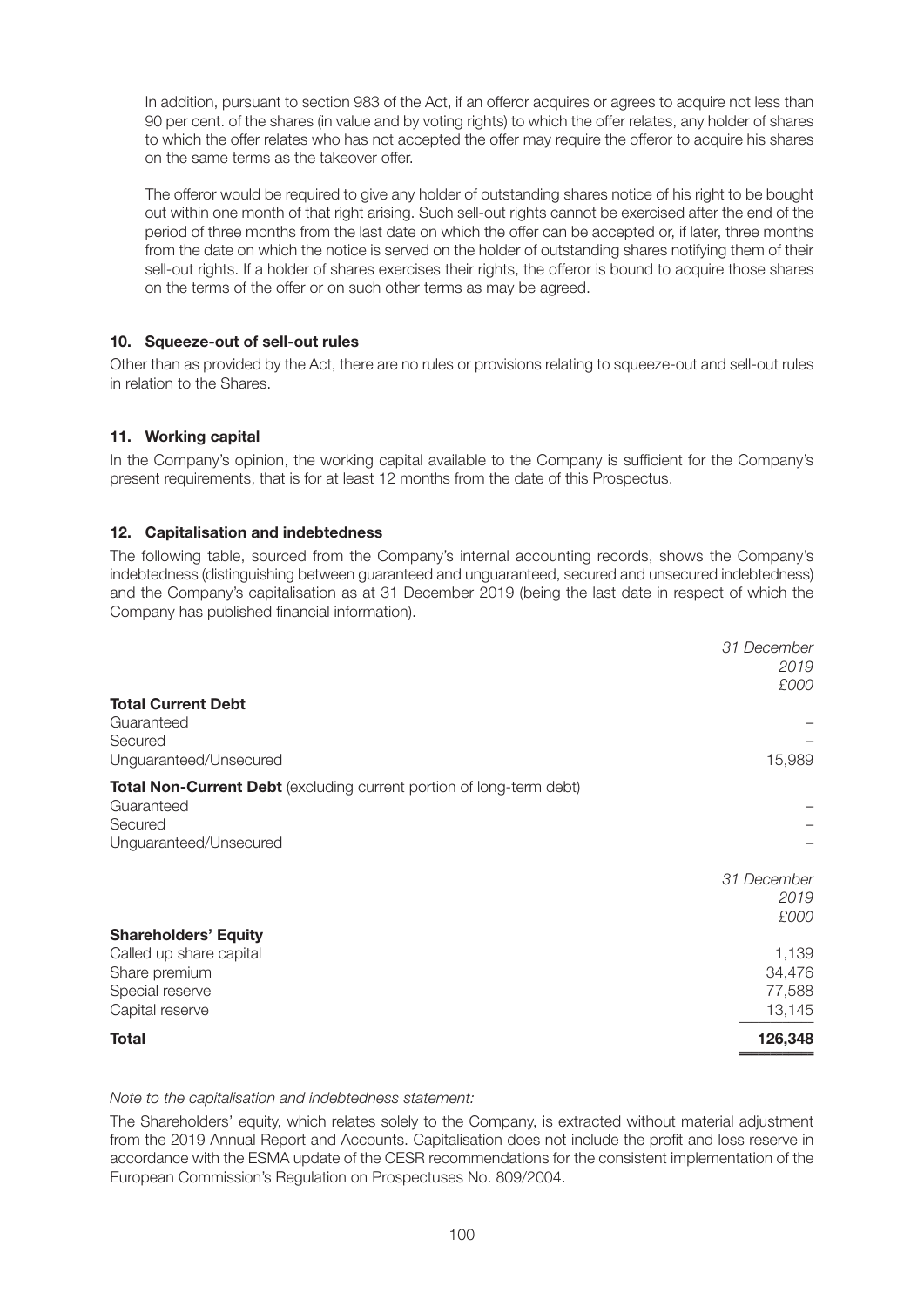In addition, pursuant to section 983 of the Act, if an offeror acquires or agrees to acquire not less than 90 per cent. of the shares (in value and by voting rights) to which the offer relates, any holder of shares to which the offer relates who has not accepted the offer may require the offeror to acquire his shares on the same terms as the takeover offer.

The offeror would be required to give any holder of outstanding shares notice of his right to be bought out within one month of that right arising. Such sell-out rights cannot be exercised after the end of the period of three months from the last date on which the offer can be accepted or, if later, three months from the date on which the notice is served on the holder of outstanding shares notifying them of their sell-out rights. If a holder of shares exercises their rights, the offeror is bound to acquire those shares on the terms of the offer or on such other terms as may be agreed.

## 10. Squeeze-out of sell-out rules

Other than as provided by the Act, there are no rules or provisions relating to squeeze-out and sell-out rules in relation to the Shares.

## 11. Working capital

In the Company's opinion, the working capital available to the Company is sufficient for the Company's present requirements, that is for at least 12 months from the date of this Prospectus.

## 12. Capitalisation and indebtedness

The following table, sourced from the Company's internal accounting records, shows the Company's indebtedness (distinguishing between guaranteed and unguaranteed, secured and unsecured indebtedness) and the Company's capitalisation as at 31 December 2019 (being the last date in respect of which the Company has published financial information).

| | *31 December 2019 £000* |
|---|---|
| **Total Current Debt** | |
| Guaranteed | – |
| Secured | – |
| Unguaranteed/Unsecured | 15,989 |
| **Total Non-Current Debt** (excluding current portion of long-term debt) | |
| Guaranteed | – |
| Secured | – |
| Unguaranteed/Unsecured | – |

| | *31 December 2019 £000* |
|---|---|
| **Shareholders' Equity** | |
| Called up share capital | 1,139 |
| Share premium | 34,476 |
| Special reserve | 77,588 |
| Capital reserve | 13,145 |
| **Total** | **126,348** |

*Note to the capitalisation and indebtedness statement:*

The Shareholders' equity, which relates solely to the Company, is extracted without material adjustment from the 2019 Annual Report and Accounts. Capitalisation does not include the profit and loss reserve in accordance with the ESMA update of the CESR recommendations for the consistent implementation of the European Commission's Regulation on Prospectuses No. 809/2004.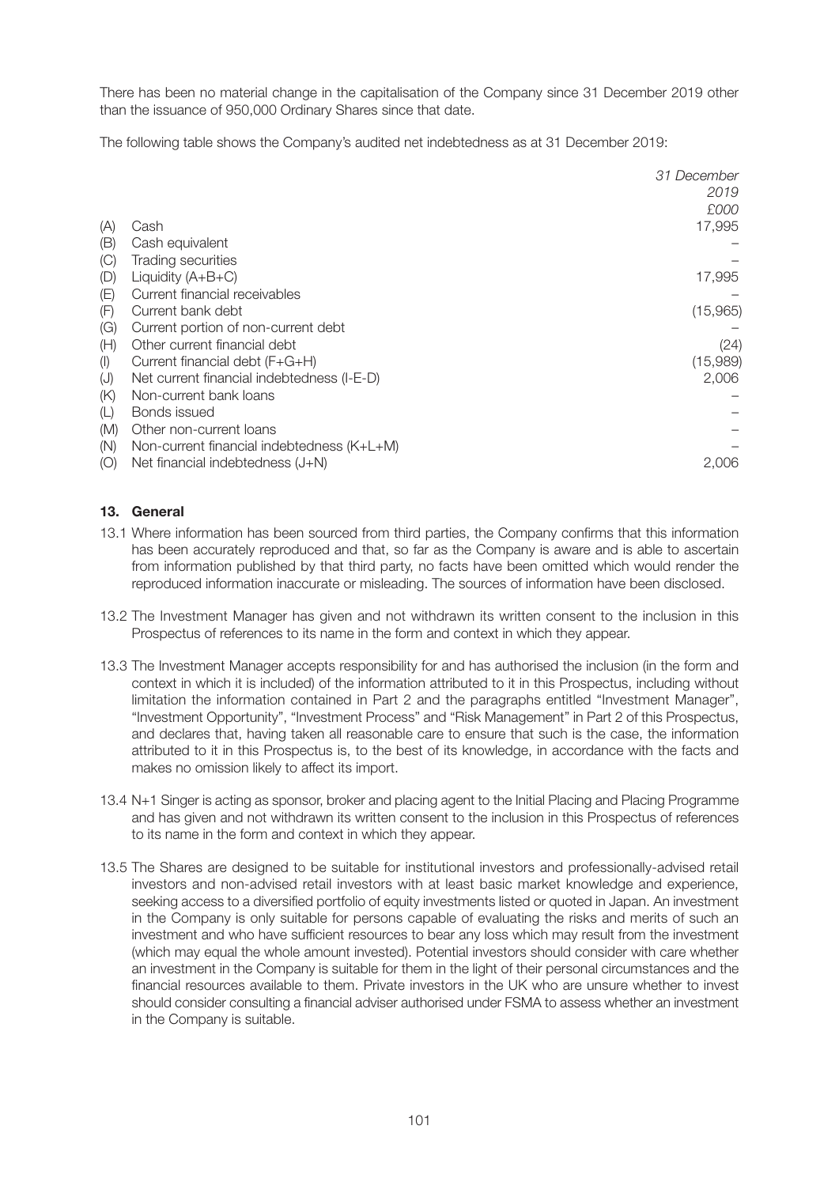There has been no material change in the capitalisation of the Company since 31 December 2019 other than the issuance of 950,000 Ordinary Shares since that date.

The following table shows the Company's audited net indebtedness as at 31 December 2019:

| | | *31 December 2019* *£000* |
|---|---|---|
| (A) | Cash | 17,995 |
| (B) | Cash equivalent | – |
| (C) | Trading securities | – |
| (D) | Liquidity (A+B+C) | 17,995 |
| (E) | Current financial receivables | – |
| (F) | Current bank debt | (15,965) |
| (G) | Current portion of non-current debt | – |
| (H) | Other current financial debt | (24) |
| (I) | Current financial debt (F+G+H) | (15,989) |
| (J) | Net current financial indebtedness (I-E-D) | 2,006 |
| (K) | Non-current bank loans | – |
| (L) | Bonds issued | – |
| (M) | Other non-current loans | – |
| (N) | Non-current financial indebtedness (K+L+M) | – |
| (O) | Net financial indebtedness (J+N) | 2,006 |

## 13. General

13.1 Where information has been sourced from third parties, the Company confirms that this information has been accurately reproduced and that, so far as the Company is aware and is able to ascertain from information published by that third party, no facts have been omitted which would render the reproduced information inaccurate or misleading. The sources of information have been disclosed.

13.2 The Investment Manager has given and not withdrawn its written consent to the inclusion in this Prospectus of references to its name in the form and context in which they appear.

13.3 The Investment Manager accepts responsibility for and has authorised the inclusion (in the form and context in which it is included) of the information attributed to it in this Prospectus, including without limitation the information contained in Part 2 and the paragraphs entitled "Investment Manager", "Investment Opportunity", "Investment Process" and "Risk Management" in Part 2 of this Prospectus, and declares that, having taken all reasonable care to ensure that such is the case, the information attributed to it in this Prospectus is, to the best of its knowledge, in accordance with the facts and makes no omission likely to affect its import.

13.4 N+1 Singer is acting as sponsor, broker and placing agent to the Initial Placing and Placing Programme and has given and not withdrawn its written consent to the inclusion in this Prospectus of references to its name in the form and context in which they appear.

13.5 The Shares are designed to be suitable for institutional investors and professionally-advised retail investors and non-advised retail investors with at least basic market knowledge and experience, seeking access to a diversified portfolio of equity investments listed or quoted in Japan. An investment in the Company is only suitable for persons capable of evaluating the risks and merits of such an investment and who have sufficient resources to bear any loss which may result from the investment (which may equal the whole amount invested). Potential investors should consider with care whether an investment in the Company is suitable for them in the light of their personal circumstances and the financial resources available to them. Private investors in the UK who are unsure whether to invest should consider consulting a financial adviser authorised under FSMA to assess whether an investment in the Company is suitable.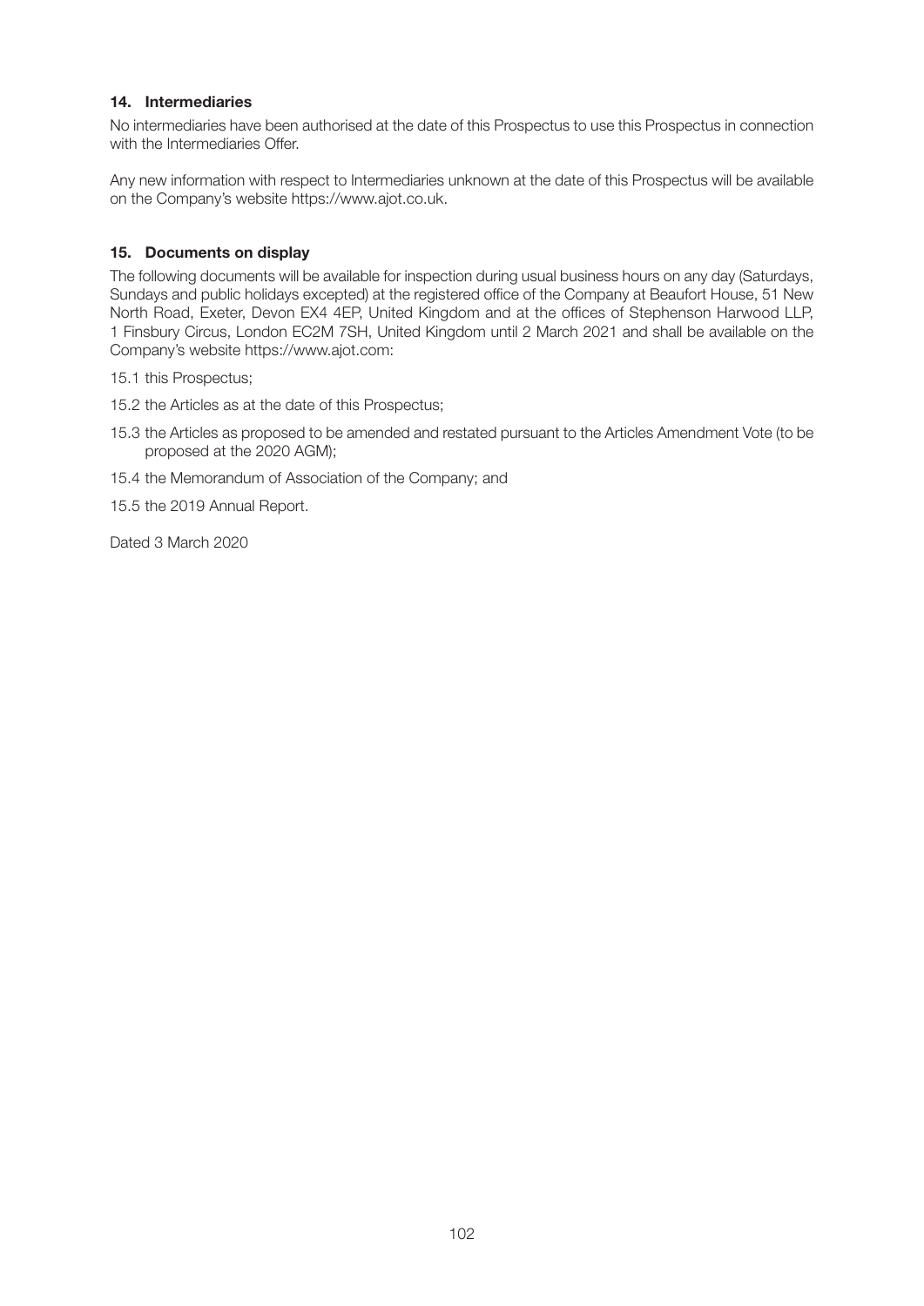### 14. Intermediaries

No intermediaries have been authorised at the date of this Prospectus to use this Prospectus in connection with the Intermediaries Offer.

Any new information with respect to Intermediaries unknown at the date of this Prospectus will be available on the Company's website https://www.ajot.co.uk.

### 15. Documents on display

The following documents will be available for inspection during usual business hours on any day (Saturdays, Sundays and public holidays excepted) at the registered office of the Company at Beaufort House, 51 New North Road, Exeter, Devon EX4 4EP, United Kingdom and at the offices of Stephenson Harwood LLP, 1 Finsbury Circus, London EC2M 7SH, United Kingdom until 2 March 2021 and shall be available on the Company's website https://www.ajot.com:

15.1 this Prospectus;

15.2 the Articles as at the date of this Prospectus;

15.3 the Articles as proposed to be amended and restated pursuant to the Articles Amendment Vote (to be proposed at the 2020 AGM);

15.4 the Memorandum of Association of the Company; and

15.5 the 2019 Annual Report.

Dated 3 March 2020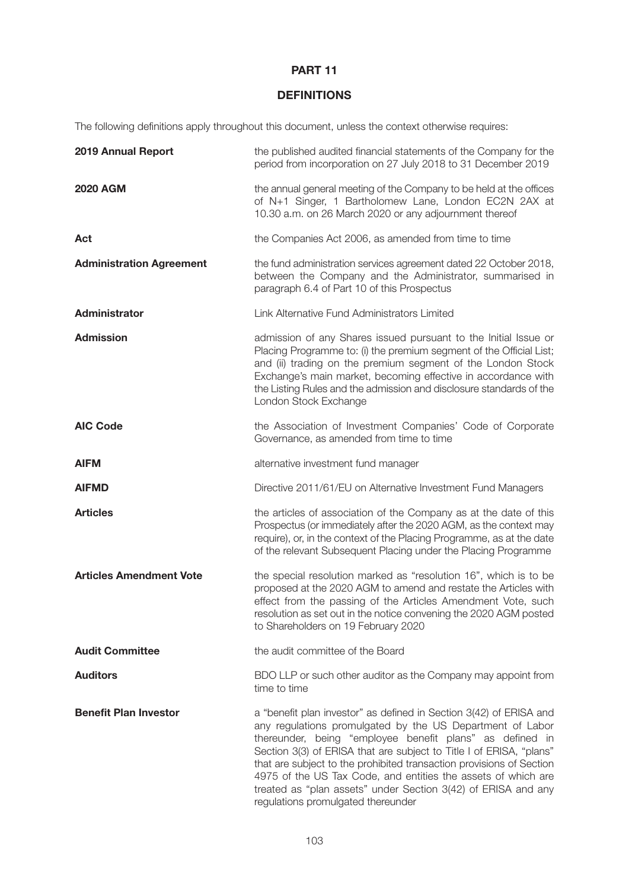# PART 11

## DEFINITIONS

The following definitions apply throughout this document, unless the context otherwise requires:

| | |
|---|---|
| **2019 Annual Report** | the published audited financial statements of the Company for the period from incorporation on 27 July 2018 to 31 December 2019 |
| **2020 AGM** | the annual general meeting of the Company to be held at the offices of N+1 Singer, 1 Bartholomew Lane, London EC2N 2AX at 10.30 a.m. on 26 March 2020 or any adjournment thereof |
| **Act** | the Companies Act 2006, as amended from time to time |
| **Administration Agreement** | the fund administration services agreement dated 22 October 2018, between the Company and the Administrator, summarised in paragraph 6.4 of Part 10 of this Prospectus |
| **Administrator** | Link Alternative Fund Administrators Limited |
| **Admission** | admission of any Shares issued pursuant to the Initial Issue or Placing Programme to: (i) the premium segment of the Official List; and (ii) trading on the premium segment of the London Stock Exchange's main market, becoming effective in accordance with the Listing Rules and the admission and disclosure standards of the London Stock Exchange |
| **AIC Code** | the Association of Investment Companies' Code of Corporate Governance, as amended from time to time |
| **AIFM** | alternative investment fund manager |
| **AIFMD** | Directive 2011/61/EU on Alternative Investment Fund Managers |
| **Articles** | the articles of association of the Company as at the date of this Prospectus (or immediately after the 2020 AGM, as the context may require), or, in the context of the Placing Programme, as at the date of the relevant Subsequent Placing under the Placing Programme |
| **Articles Amendment Vote** | the special resolution marked as "resolution 16", which is to be proposed at the 2020 AGM to amend and restate the Articles with effect from the passing of the Articles Amendment Vote, such resolution as set out in the notice convening the 2020 AGM posted to Shareholders on 19 February 2020 |
| **Audit Committee** | the audit committee of the Board |
| **Auditors** | BDO LLP or such other auditor as the Company may appoint from time to time |
| **Benefit Plan Investor** | a "benefit plan investor" as defined in Section 3(42) of ERISA and any regulations promulgated by the US Department of Labor thereunder, being "employee benefit plans" as defined in Section 3(3) of ERISA that are subject to Title I of ERISA, "plans" that are subject to the prohibited transaction provisions of Section 4975 of the US Tax Code, and entities the assets of which are treated as "plan assets" under Section 3(42) of ERISA and any regulations promulgated thereunder |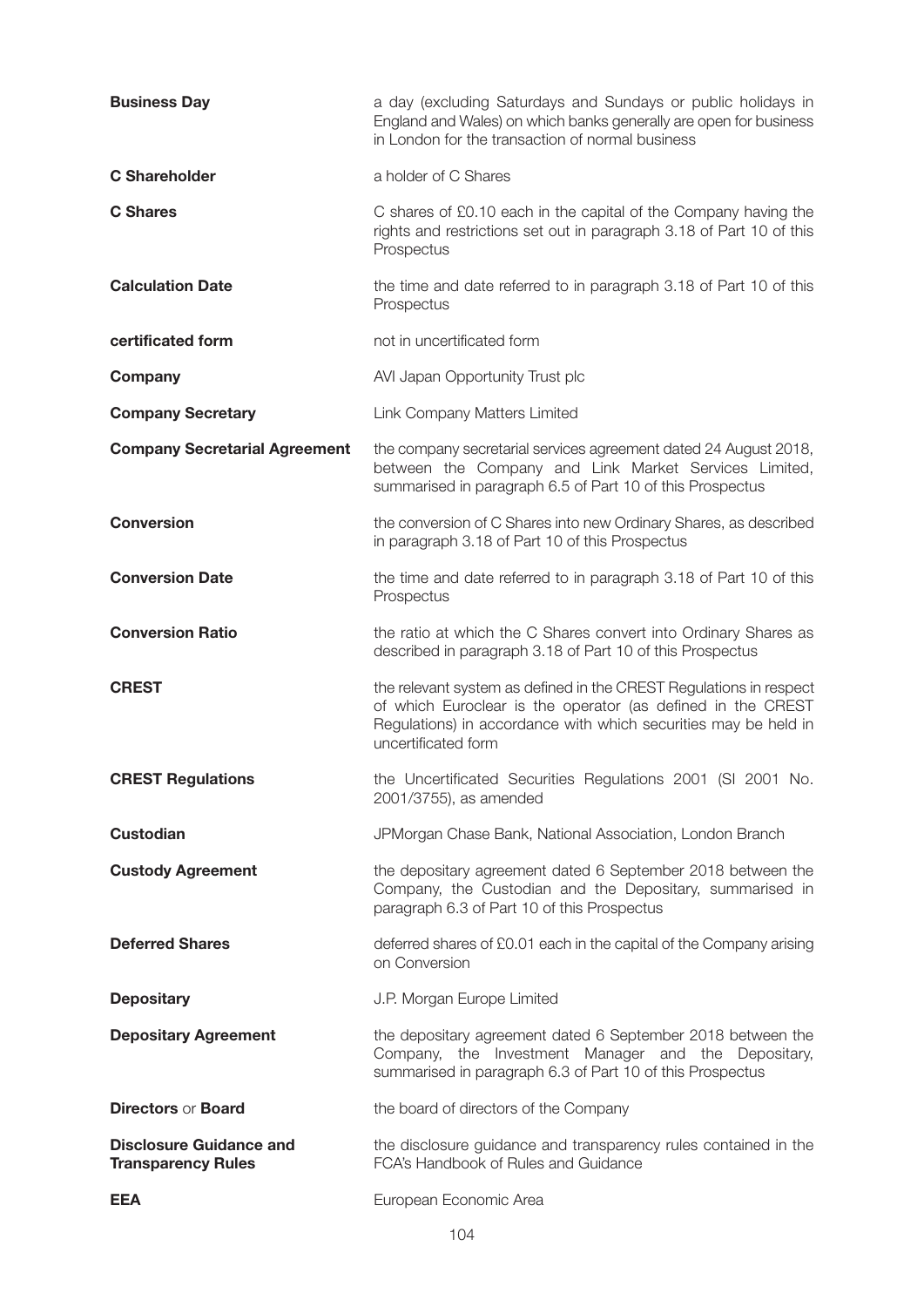| | |
|---|---|
| **Business Day** | a day (excluding Saturdays and Sundays or public holidays in England and Wales) on which banks generally are open for business in London for the transaction of normal business |
| **C Shareholder** | a holder of C Shares |
| **C Shares** | C shares of £0.10 each in the capital of the Company having the rights and restrictions set out in paragraph 3.18 of Part 10 of this Prospectus |
| **Calculation Date** | the time and date referred to in paragraph 3.18 of Part 10 of this Prospectus |
| **certificated form** | not in uncertificated form |
| **Company** | AVI Japan Opportunity Trust plc |
| **Company Secretary** | Link Company Matters Limited |
| **Company Secretarial Agreement** | the company secretarial services agreement dated 24 August 2018, between the Company and Link Market Services Limited, summarised in paragraph 6.5 of Part 10 of this Prospectus |
| **Conversion** | the conversion of C Shares into new Ordinary Shares, as described in paragraph 3.18 of Part 10 of this Prospectus |
| **Conversion Date** | the time and date referred to in paragraph 3.18 of Part 10 of this Prospectus |
| **Conversion Ratio** | the ratio at which the C Shares convert into Ordinary Shares as described in paragraph 3.18 of Part 10 of this Prospectus |
| **CREST** | the relevant system as defined in the CREST Regulations in respect of which Euroclear is the operator (as defined in the CREST Regulations) in accordance with which securities may be held in uncertificated form |
| **CREST Regulations** | the Uncertificated Securities Regulations 2001 (SI 2001 No. 2001/3755), as amended |
| **Custodian** | JPMorgan Chase Bank, National Association, London Branch |
| **Custody Agreement** | the depositary agreement dated 6 September 2018 between the Company, the Custodian and the Depositary, summarised in paragraph 6.3 of Part 10 of this Prospectus |
| **Deferred Shares** | deferred shares of £0.01 each in the capital of the Company arising on Conversion |
| **Depositary** | J.P. Morgan Europe Limited |
| **Depositary Agreement** | the depositary agreement dated 6 September 2018 between the Company, the Investment Manager and the Depositary, summarised in paragraph 6.3 of Part 10 of this Prospectus |
| **Directors** or **Board** | the board of directors of the Company |
| **Disclosure Guidance and Transparency Rules** | the disclosure guidance and transparency rules contained in the FCA's Handbook of Rules and Guidance |
| **EEA** | European Economic Area |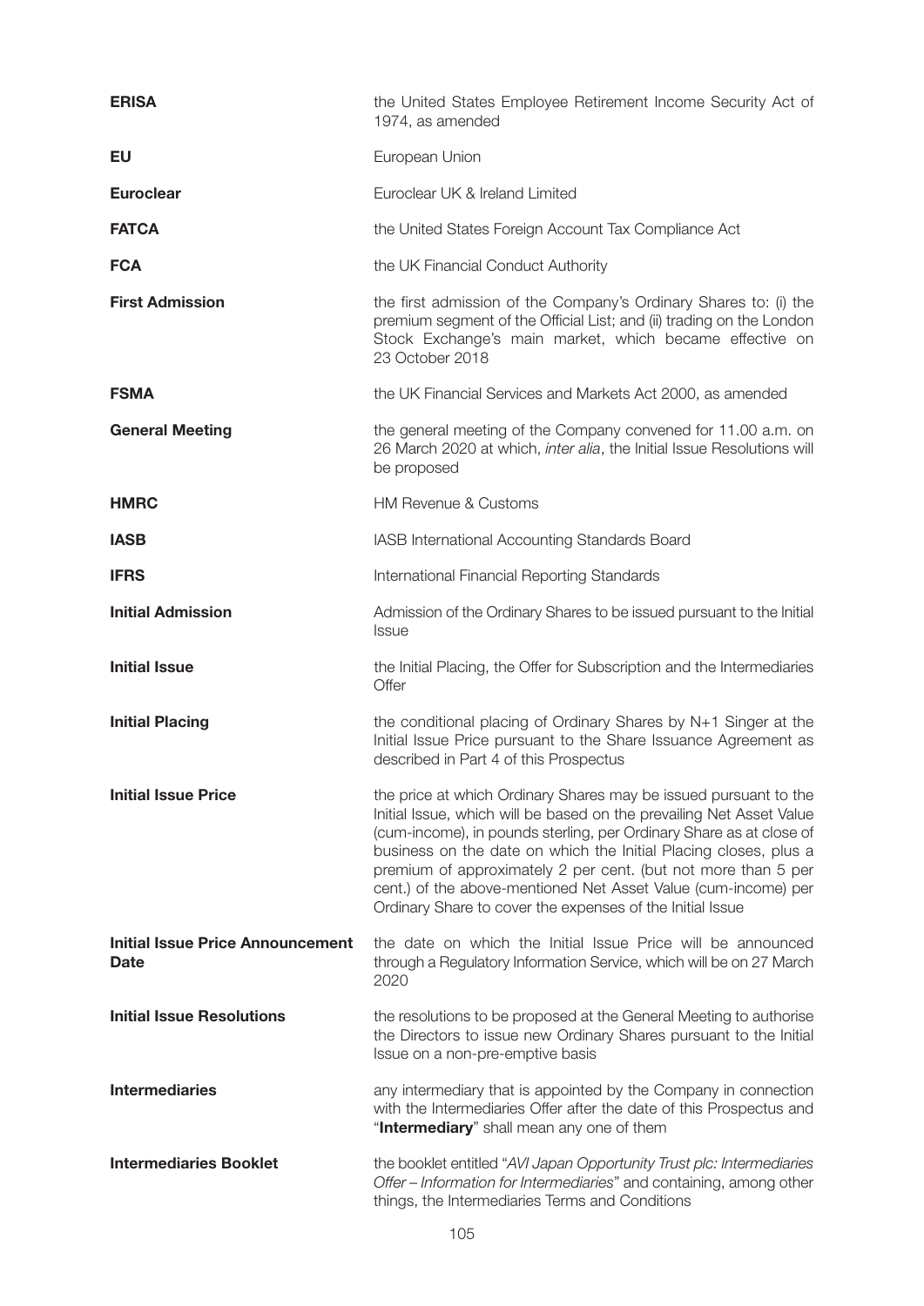| | |
|---|---|
| **ERISA** | the United States Employee Retirement Income Security Act of 1974, as amended |
| **EU** | European Union |
| **Euroclear** | Euroclear UK & Ireland Limited |
| **FATCA** | the United States Foreign Account Tax Compliance Act |
| **FCA** | the UK Financial Conduct Authority |
| **First Admission** | the first admission of the Company's Ordinary Shares to: (i) the premium segment of the Official List; and (ii) trading on the London Stock Exchange's main market, which became effective on 23 October 2018 |
| **FSMA** | the UK Financial Services and Markets Act 2000, as amended |
| **General Meeting** | the general meeting of the Company convened for 11.00 a.m. on 26 March 2020 at which, *inter alia*, the Initial Issue Resolutions will be proposed |
| **HMRC** | HM Revenue & Customs |
| **IASB** | IASB International Accounting Standards Board |
| **IFRS** | International Financial Reporting Standards |
| **Initial Admission** | Admission of the Ordinary Shares to be issued pursuant to the Initial Issue |
| **Initial Issue** | the Initial Placing, the Offer for Subscription and the Intermediaries Offer |
| **Initial Placing** | the conditional placing of Ordinary Shares by N+1 Singer at the Initial Issue Price pursuant to the Share Issuance Agreement as described in Part 4 of this Prospectus |
| **Initial Issue Price** | the price at which Ordinary Shares may be issued pursuant to the Initial Issue, which will be based on the prevailing Net Asset Value (cum-income), in pounds sterling, per Ordinary Share as at close of business on the date on which the Initial Placing closes, plus a premium of approximately 2 per cent. (but not more than 5 per cent.) of the above-mentioned Net Asset Value (cum-income) per Ordinary Share to cover the expenses of the Initial Issue |
| **Initial Issue Price Announcement Date** | the date on which the Initial Issue Price will be announced through a Regulatory Information Service, which will be on 27 March 2020 |
| **Initial Issue Resolutions** | the resolutions to be proposed at the General Meeting to authorise the Directors to issue new Ordinary Shares pursuant to the Initial Issue on a non-pre-emptive basis |
| **Intermediaries** | any intermediary that is appointed by the Company in connection with the Intermediaries Offer after the date of this Prospectus and "**Intermediary**" shall mean any one of them |
| **Intermediaries Booklet** | the booklet entitled "*AVI Japan Opportunity Trust plc: Intermediaries Offer – Information for Intermediaries*" and containing, among other things, the Intermediaries Terms and Conditions |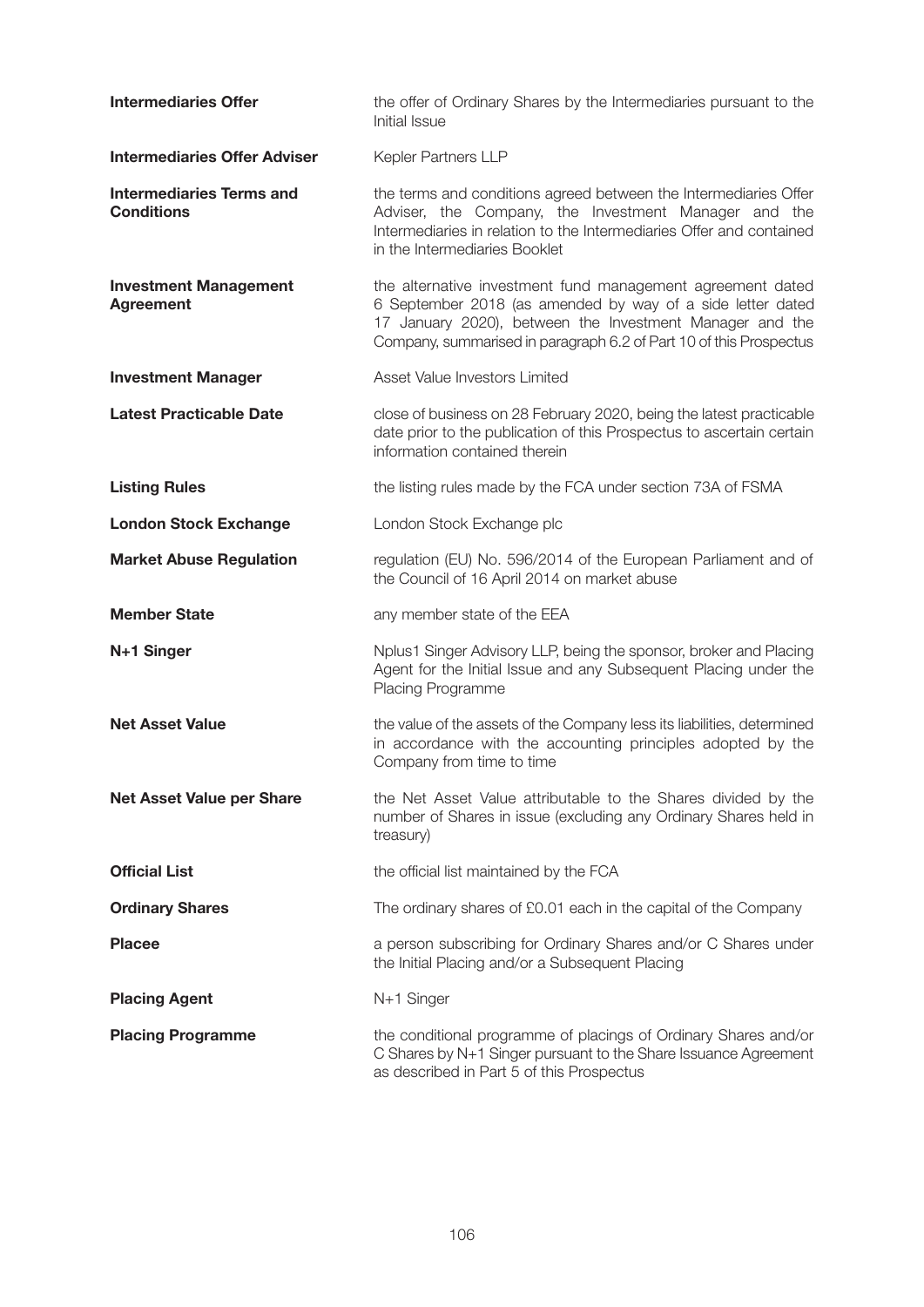**Intermediaries Offer** the offer of Ordinary Shares by the Intermediaries pursuant to the Initial Issue

**Intermediaries Offer Adviser** Kepler Partners LLP

**Intermediaries Terms and Conditions** the terms and conditions agreed between the Intermediaries Offer Adviser, the Company, the Investment Manager and the Intermediaries in relation to the Intermediaries Offer and contained in the Intermediaries Booklet

**Investment Management Agreement** the alternative investment fund management agreement dated 6 September 2018 (as amended by way of a side letter dated 17 January 2020), between the Investment Manager and the Company, summarised in paragraph 6.2 of Part 10 of this Prospectus

**Investment Manager** Asset Value Investors Limited

**Latest Practicable Date** close of business on 28 February 2020, being the latest practicable date prior to the publication of this Prospectus to ascertain certain information contained therein

**Listing Rules** the listing rules made by the FCA under section 73A of FSMA

**London Stock Exchange** London Stock Exchange plc

**Market Abuse Regulation** regulation (EU) No. 596/2014 of the European Parliament and of the Council of 16 April 2014 on market abuse

**Member State** any member state of the EEA

**N+1 Singer** Nplus1 Singer Advisory LLP, being the sponsor, broker and Placing Agent for the Initial Issue and any Subsequent Placing under the Placing Programme

**Net Asset Value** the value of the assets of the Company less its liabilities, determined in accordance with the accounting principles adopted by the Company from time to time

**Net Asset Value per Share** the Net Asset Value attributable to the Shares divided by the number of Shares in issue (excluding any Ordinary Shares held in treasury)

**Official List** the official list maintained by the FCA

**Ordinary Shares** The ordinary shares of £0.01 each in the capital of the Company

**Placee** a person subscribing for Ordinary Shares and/or C Shares under the Initial Placing and/or a Subsequent Placing

**Placing Agent** N+1 Singer

**Placing Programme** the conditional programme of placings of Ordinary Shares and/or C Shares by N+1 Singer pursuant to the Share Issuance Agreement as described in Part 5 of this Prospectus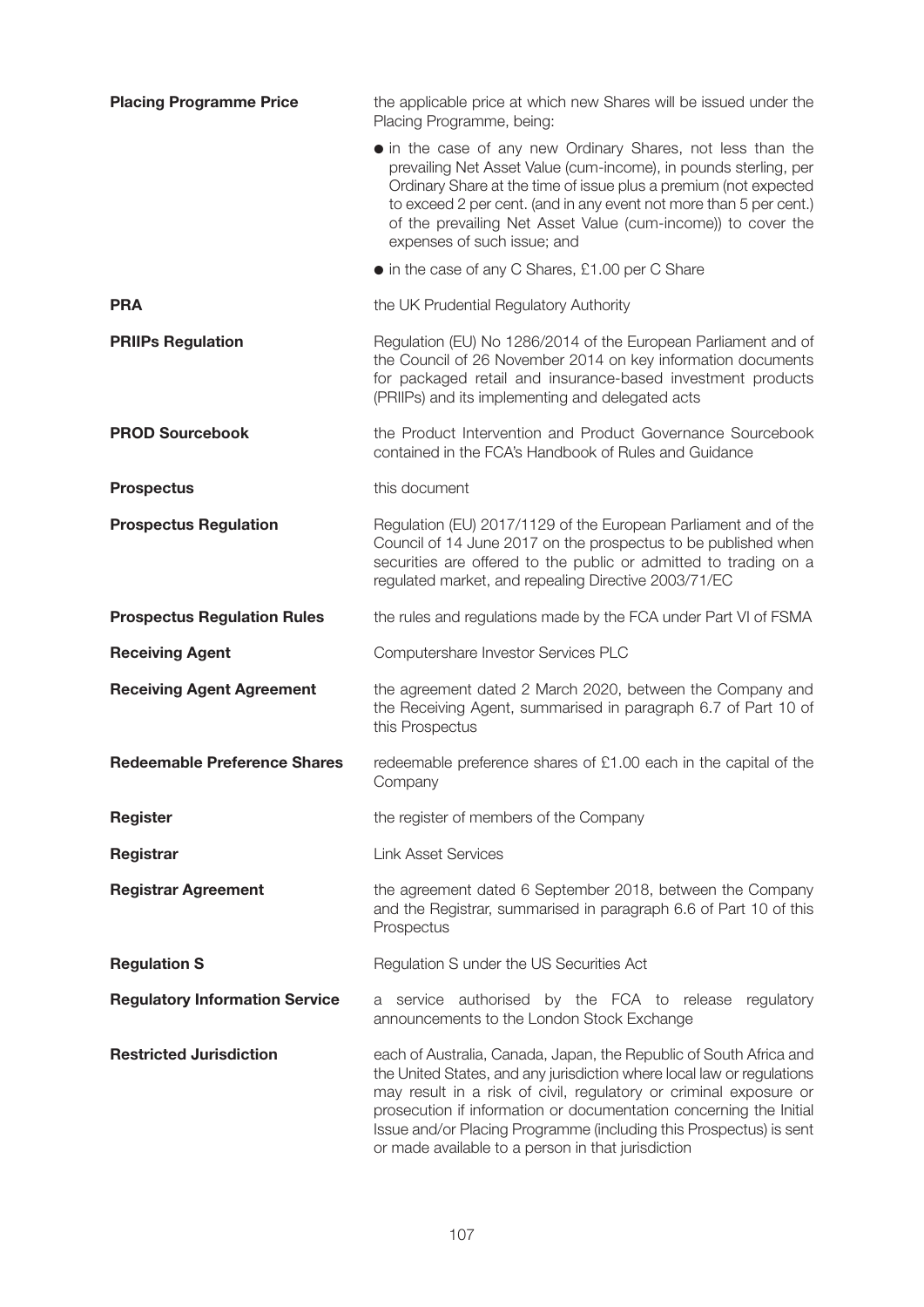| | |
|---|---|
| **Placing Programme Price** | the applicable price at which new Shares will be issued under the Placing Programme, being:<br>● in the case of any new Ordinary Shares, not less than the prevailing Net Asset Value (cum-income), in pounds sterling, per Ordinary Share at the time of issue plus a premium (not expected to exceed 2 per cent. (and in any event not more than 5 per cent.) of the prevailing Net Asset Value (cum-income)) to cover the expenses of such issue; and<br>● in the case of any C Shares, £1.00 per C Share |
| **PRA** | the UK Prudential Regulatory Authority |
| **PRIIPs Regulation** | Regulation (EU) No 1286/2014 of the European Parliament and of the Council of 26 November 2014 on key information documents for packaged retail and insurance-based investment products (PRIIPs) and its implementing and delegated acts |
| **PROD Sourcebook** | the Product Intervention and Product Governance Sourcebook contained in the FCA's Handbook of Rules and Guidance |
| **Prospectus** | this document |
| **Prospectus Regulation** | Regulation (EU) 2017/1129 of the European Parliament and of the Council of 14 June 2017 on the prospectus to be published when securities are offered to the public or admitted to trading on a regulated market, and repealing Directive 2003/71/EC |
| **Prospectus Regulation Rules** | the rules and regulations made by the FCA under Part VI of FSMA |
| **Receiving Agent** | Computershare Investor Services PLC |
| **Receiving Agent Agreement** | the agreement dated 2 March 2020, between the Company and the Receiving Agent, summarised in paragraph 6.7 of Part 10 of this Prospectus |
| **Redeemable Preference Shares** | redeemable preference shares of £1.00 each in the capital of the Company |
| **Register** | the register of members of the Company |
| **Registrar** | Link Asset Services |
| **Registrar Agreement** | the agreement dated 6 September 2018, between the Company and the Registrar, summarised in paragraph 6.6 of Part 10 of this Prospectus |
| **Regulation S** | Regulation S under the US Securities Act |
| **Regulatory Information Service** | a service authorised by the FCA to release regulatory announcements to the London Stock Exchange |
| **Restricted Jurisdiction** | each of Australia, Canada, Japan, the Republic of South Africa and the United States, and any jurisdiction where local law or regulations may result in a risk of civil, regulatory or criminal exposure or prosecution if information or documentation concerning the Initial Issue and/or Placing Programme (including this Prospectus) is sent or made available to a person in that jurisdiction |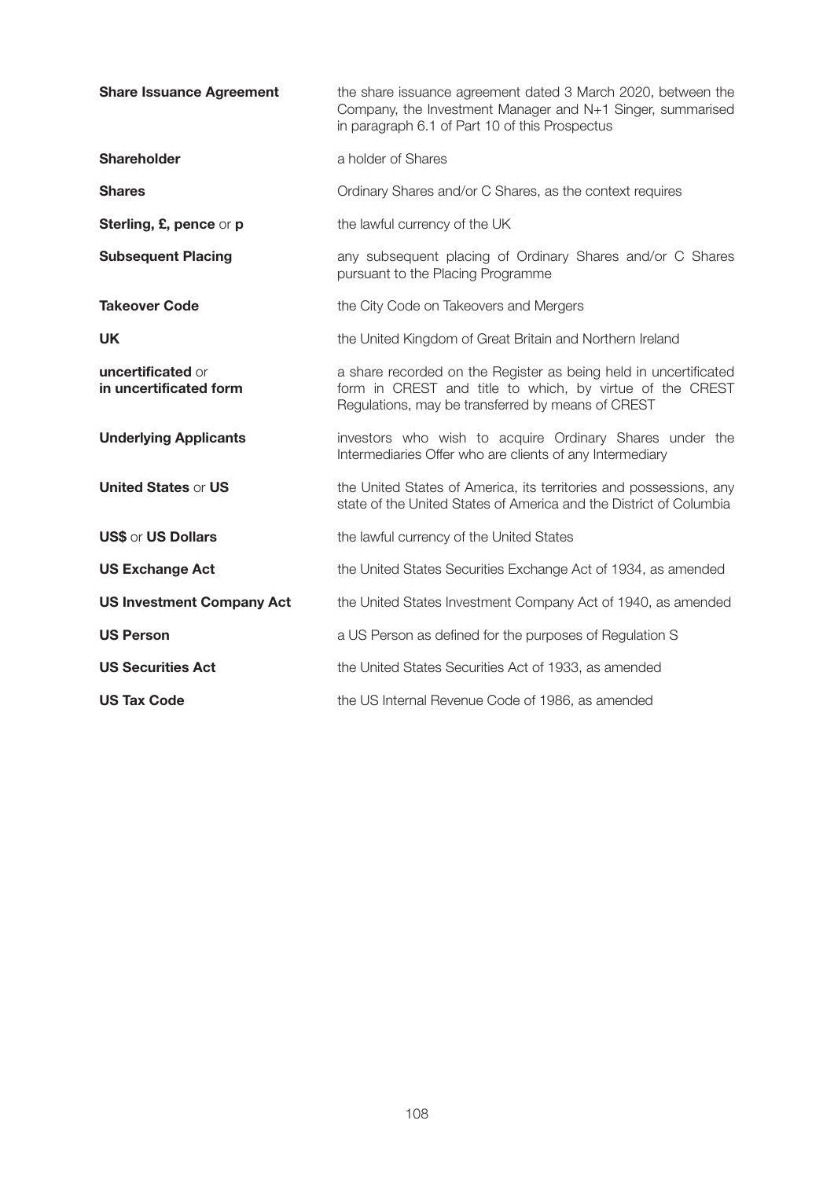| | |
|---|---|
| **Share Issuance Agreement** | the share issuance agreement dated 3 March 2020, between the Company, the Investment Manager and N+1 Singer, summarised in paragraph 6.1 of Part 10 of this Prospectus |
| **Shareholder** | a holder of Shares |
| **Shares** | Ordinary Shares and/or C Shares, as the context requires |
| **Sterling, £, pence** or **p** | the lawful currency of the UK |
| **Subsequent Placing** | any subsequent placing of Ordinary Shares and/or C Shares pursuant to the Placing Programme |
| **Takeover Code** | the City Code on Takeovers and Mergers |
| **UK** | the United Kingdom of Great Britain and Northern Ireland |
| **uncertificated** or **in uncertificated form** | a share recorded on the Register as being held in uncertificated form in CREST and title to which, by virtue of the CREST Regulations, may be transferred by means of CREST |
| **Underlying Applicants** | investors who wish to acquire Ordinary Shares under the Intermediaries Offer who are clients of any Intermediary |
| **United States** or **US** | the United States of America, its territories and possessions, any state of the United States of America and the District of Columbia |
| **US$** or **US Dollars** | the lawful currency of the United States |
| **US Exchange Act** | the United States Securities Exchange Act of 1934, as amended |
| **US Investment Company Act** | the United States Investment Company Act of 1940, as amended |
| **US Person** | a US Person as defined for the purposes of Regulation S |
| **US Securities Act** | the United States Securities Act of 1933, as amended |
| **US Tax Code** | the US Internal Revenue Code of 1986, as amended |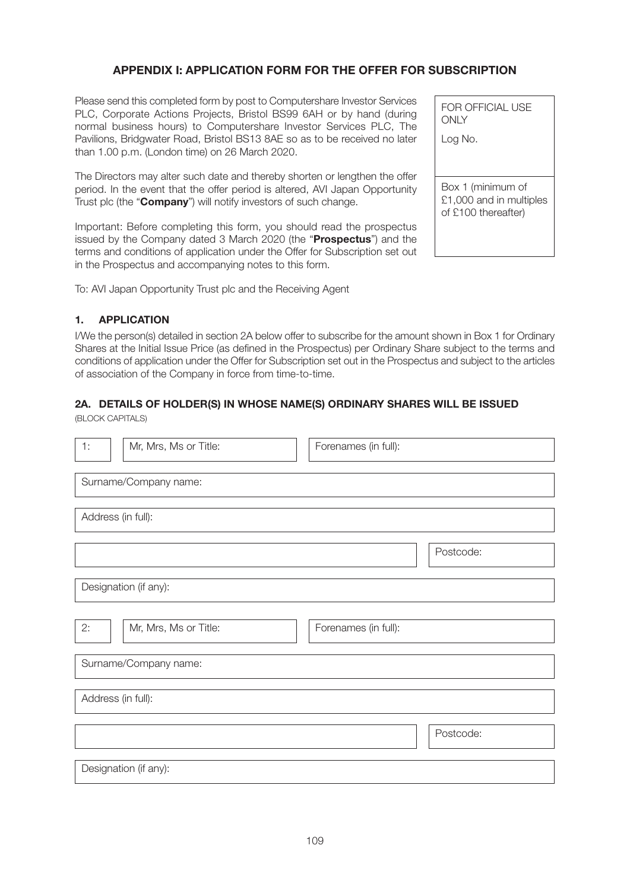## APPENDIX I: APPLICATION FORM FOR THE OFFER FOR SUBSCRIPTION

Please send this completed form by post to Computershare Investor Services PLC, Corporate Actions Projects, Bristol BS99 6AH or by hand (during normal business hours) to Computershare Investor Services PLC, The Pavilions, Bridgwater Road, Bristol BS13 8AE so as to be received no later than 1.00 p.m. (London time) on 26 March 2020.

The Directors may alter such date and thereby shorten or lengthen the offer period. In the event that the offer period is altered, AVI Japan Opportunity Trust plc (the "**Company**") will notify investors of such change.

Important: Before completing this form, you should read the prospectus issued by the Company dated 3 March 2020 (the "**Prospectus**") and the terms and conditions of application under the Offer for Subscription set out in the Prospectus and accompanying notes to this form.

| FOR OFFICIAL USE ONLY<br>Log No. |
|---|
| Box 1 (minimum of £1,000 and in multiples of £100 thereafter) |

To: AVI Japan Opportunity Trust plc and the Receiving Agent

### 1. APPLICATION

I/We the person(s) detailed in section 2A below offer to subscribe for the amount shown in Box 1 for Ordinary Shares at the Initial Issue Price (as defined in the Prospectus) per Ordinary Share subject to the terms and conditions of application under the Offer for Subscription set out in the Prospectus and subject to the articles of association of the Company in force from time-to-time.

### 2A. DETAILS OF HOLDER(S) IN WHOSE NAME(S) ORDINARY SHARES WILL BE ISSUED

(BLOCK CAPITALS)

| 1: | Mr, Mrs, Ms or Title: | Forenames (in full): |
|---|---|---|

Surname/Company name:

Address (in full):

| | Postcode: |
|---|---|

Designation (if any):

| 2: | Mr, Mrs, Ms or Title: | Forenames (in full): |
|---|---|---|

Surname/Company name:

Address (in full):

| | Postcode: |
|---|---|

Designation (if any):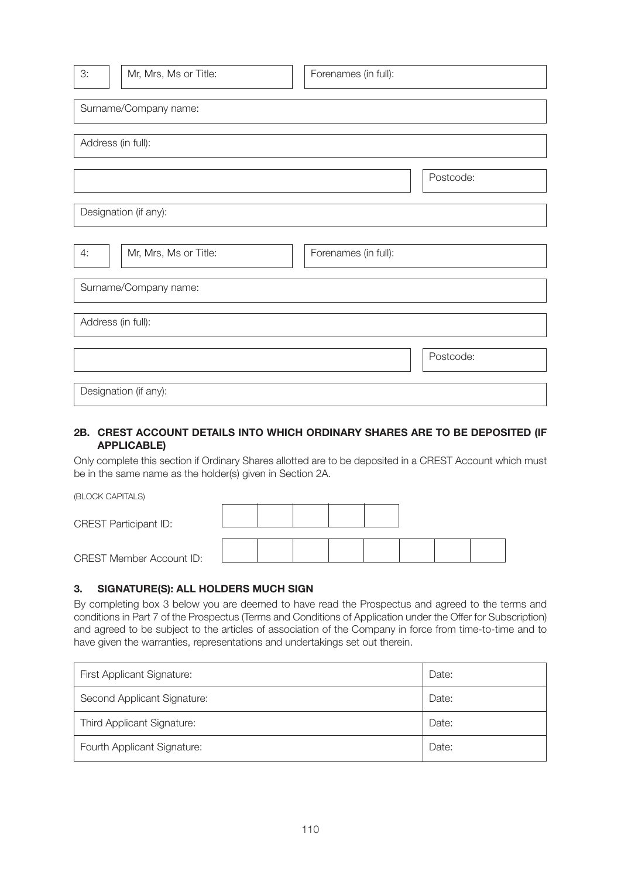| 3: | Mr, Mrs, Ms or Title: | Forenames (in full): |
|---|---|---|

| Surname/Company name: |
|---|

| Address (in full): |
|---|

| | Postcode: |
|---|---|

| Designation (if any): |
|---|

| 4: | Mr, Mrs, Ms or Title: | Forenames (in full): |
|---|---|---|

| Surname/Company name: |
|---|

| Address (in full): |
|---|

| | Postcode: |
|---|---|

| Designation (if any): |
|---|

## 2B. CREST ACCOUNT DETAILS INTO WHICH ORDINARY SHARES ARE TO BE DEPOSITED (IF APPLICABLE)

Only complete this section if Ordinary Shares allotted are to be deposited in a CREST Account which must be in the same name as the holder(s) given in Section 2A.

(BLOCK CAPITALS)

CREST Participant ID:

CREST Member Account ID:

## 3. SIGNATURE(S): ALL HOLDERS MUCH SIGN

By completing box 3 below you are deemed to have read the Prospectus and agreed to the terms and conditions in Part 7 of the Prospectus (Terms and Conditions of Application under the Offer for Subscription) and agreed to be subject to the articles of association of the Company in force from time-to-time and to have given the warranties, representations and undertakings set out therein.

| First Applicant Signature: | Date: |
|---|---|
| Second Applicant Signature: | Date: |
| Third Applicant Signature: | Date: |
| Fourth Applicant Signature: | Date: |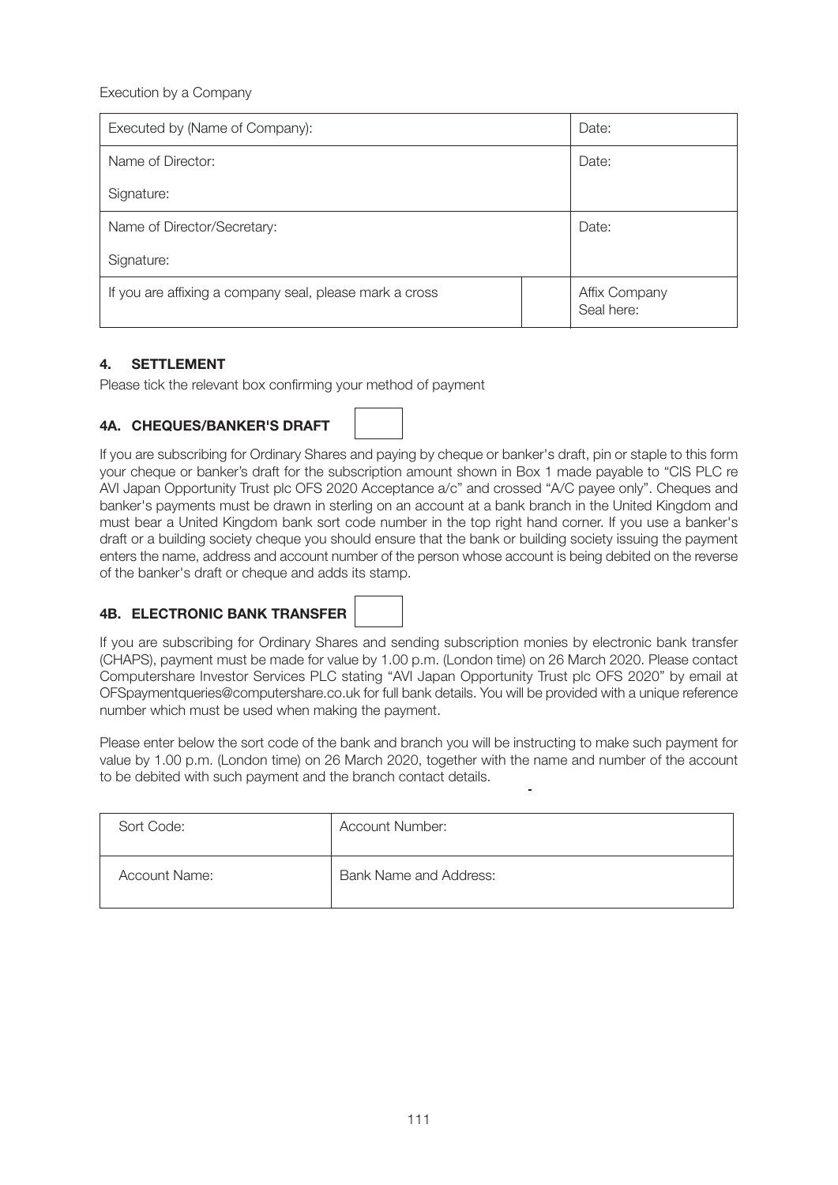Execution by a Company

| Executed by (Name of Company): | | Date: |
|---|---|---|
| Name of Director:<br><br>Signature: | | Date: |
| Name of Director/Secretary:<br><br>Signature: | | Date: |
| If you are affixing a company seal, please mark a cross | | Affix Company Seal here: |

## 4. SETTLEMENT

Please tick the relevant box confirming your method of payment

### 4A. CHEQUES/BANKER'S DRAFT

If you are subscribing for Ordinary Shares and paying by cheque or banker's draft, pin or staple to this form your cheque or banker's draft for the subscription amount shown in Box 1 made payable to "CIS PLC re AVI Japan Opportunity Trust plc OFS 2020 Acceptance a/c" and crossed "A/C payee only". Cheques and banker's payments must be drawn in sterling on an account at a bank branch in the United Kingdom and must bear a United Kingdom bank sort code number in the top right hand corner. If you use a banker's draft or a building society cheque you should ensure that the bank or building society issuing the payment enters the name, address and account number of the person whose account is being debited on the reverse of the banker's draft or cheque and adds its stamp.

### 4B. ELECTRONIC BANK TRANSFER

If you are subscribing for Ordinary Shares and sending subscription monies by electronic bank transfer (CHAPS), payment must be made for value by 1.00 p.m. (London time) on 26 March 2020. Please contact Computershare Investor Services PLC stating "AVI Japan Opportunity Trust plc OFS 2020" by email at OFSpaymentqueries@computershare.co.uk for full bank details. You will be provided with a unique reference number which must be used when making the payment.

Please enter below the sort code of the bank and branch you will be instructing to make such payment for value by 1.00 p.m. (London time) on 26 March 2020, together with the name and number of the account to be debited with such payment and the branch contact details.

| Sort Code: | Account Number: |
|---|---|
| Account Name: | Bank Name and Address: |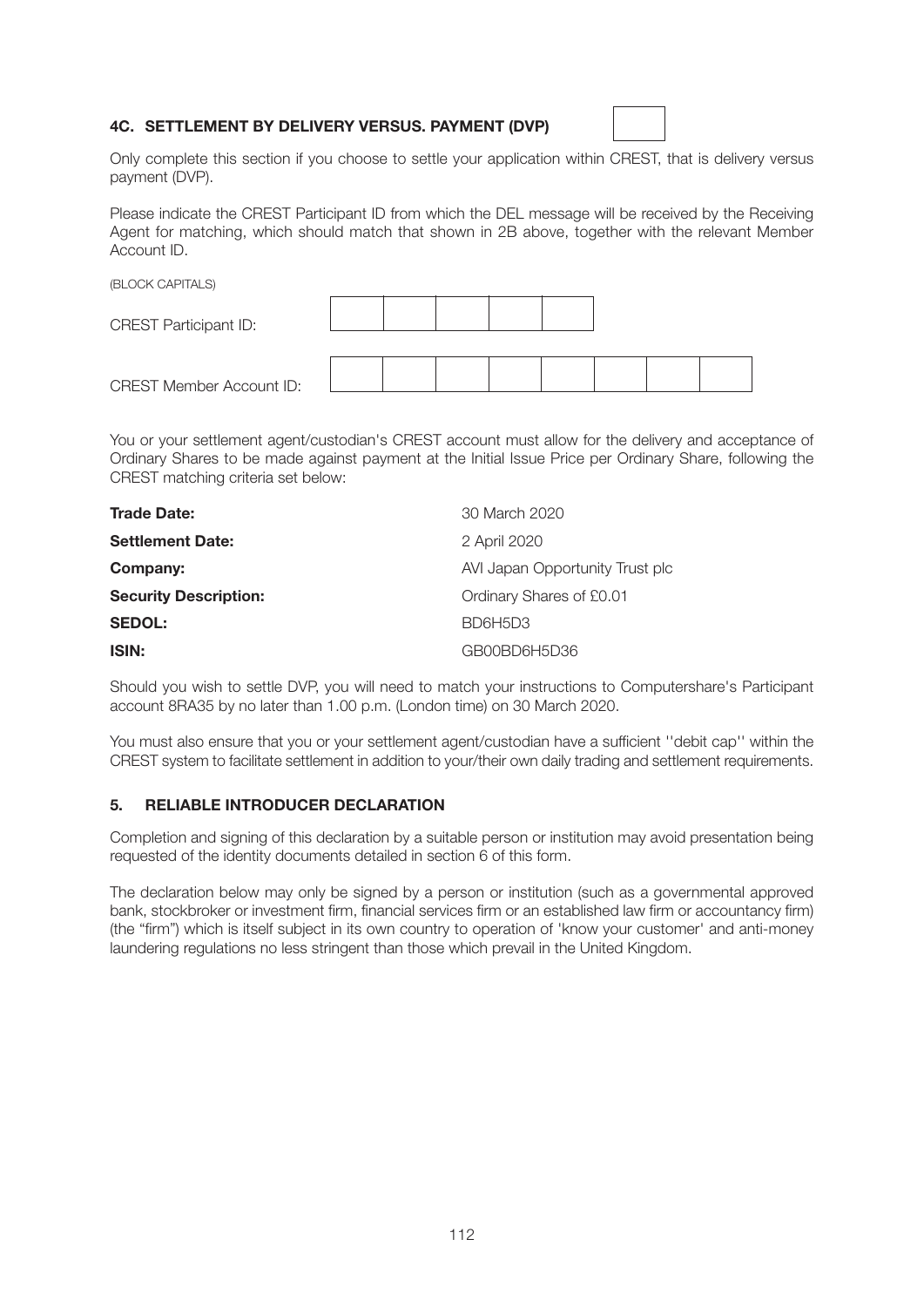### 4C. SETTLEMENT BY DELIVERY VERSUS. PAYMENT (DVP)

Only complete this section if you choose to settle your application within CREST, that is delivery versus payment (DVP).

Please indicate the CREST Participant ID from which the DEL message will be received by the Receiving Agent for matching, which should match that shown in 2B above, together with the relevant Member Account ID.

(BLOCK CAPITALS)

CREST Participant ID:

CREST Member Account ID:

You or your settlement agent/custodian's CREST account must allow for the delivery and acceptance of Ordinary Shares to be made against payment at the Initial Issue Price per Ordinary Share, following the CREST matching criteria set below:

| | |
|---|---|
| **Trade Date:** | 30 March 2020 |
| **Settlement Date:** | 2 April 2020 |
| **Company:** | AVI Japan Opportunity Trust plc |
| **Security Description:** | Ordinary Shares of £0.01 |
| **SEDOL:** | BD6H5D3 |
| **ISIN:** | GB00BD6H5D36 |

Should you wish to settle DVP, you will need to match your instructions to Computershare's Participant account 8RA35 by no later than 1.00 p.m. (London time) on 30 March 2020.

You must also ensure that you or your settlement agent/custodian have a sufficient ''debit cap'' within the CREST system to facilitate settlement in addition to your/their own daily trading and settlement requirements.

### 5. RELIABLE INTRODUCER DECLARATION

Completion and signing of this declaration by a suitable person or institution may avoid presentation being requested of the identity documents detailed in section 6 of this form.

The declaration below may only be signed by a person or institution (such as a governmental approved bank, stockbroker or investment firm, financial services firm or an established law firm or accountancy firm) (the "firm") which is itself subject in its own country to operation of 'know your customer' and anti-money laundering regulations no less stringent than those which prevail in the United Kingdom.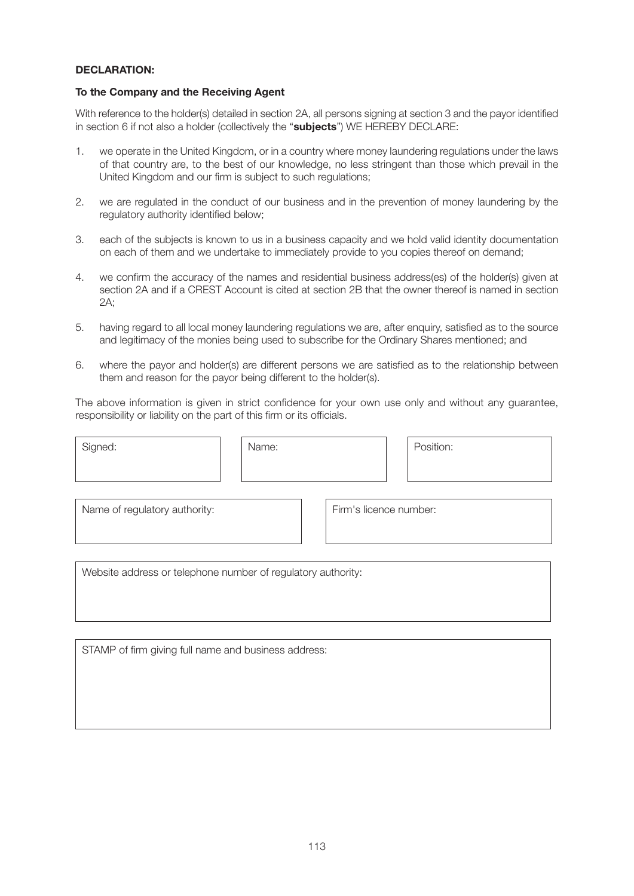**DECLARATION:**

**To the Company and the Receiving Agent**

With reference to the holder(s) detailed in section 2A, all persons signing at section 3 and the payor identified in section 6 if not also a holder (collectively the "**subjects**") WE HEREBY DECLARE:

1. we operate in the United Kingdom, or in a country where money laundering regulations under the laws of that country are, to the best of our knowledge, no less stringent than those which prevail in the United Kingdom and our firm is subject to such regulations;
2. we are regulated in the conduct of our business and in the prevention of money laundering by the regulatory authority identified below;
3. each of the subjects is known to us in a business capacity and we hold valid identity documentation on each of them and we undertake to immediately provide to you copies thereof on demand;
4. we confirm the accuracy of the names and residential business address(es) of the holder(s) given at section 2A and if a CREST Account is cited at section 2B that the owner thereof is named in section 2A;
5. having regard to all local money laundering regulations we are, after enquiry, satisfied as to the source and legitimacy of the monies being used to subscribe for the Ordinary Shares mentioned; and
6. where the payor and holder(s) are different persons we are satisfied as to the relationship between them and reason for the payor being different to the holder(s).

The above information is given in strict confidence for your own use only and without any guarantee, responsibility or liability on the part of this firm or its officials.

| Signed: | Name: | Position: |
|---|---|---|
| | | |

| Name of regulatory authority: | Firm's licence number: |
|---|---|
| | |

| Website address or telephone number of regulatory authority: |
|---|
| |

| STAMP of firm giving full name and business address: |
|---|
| |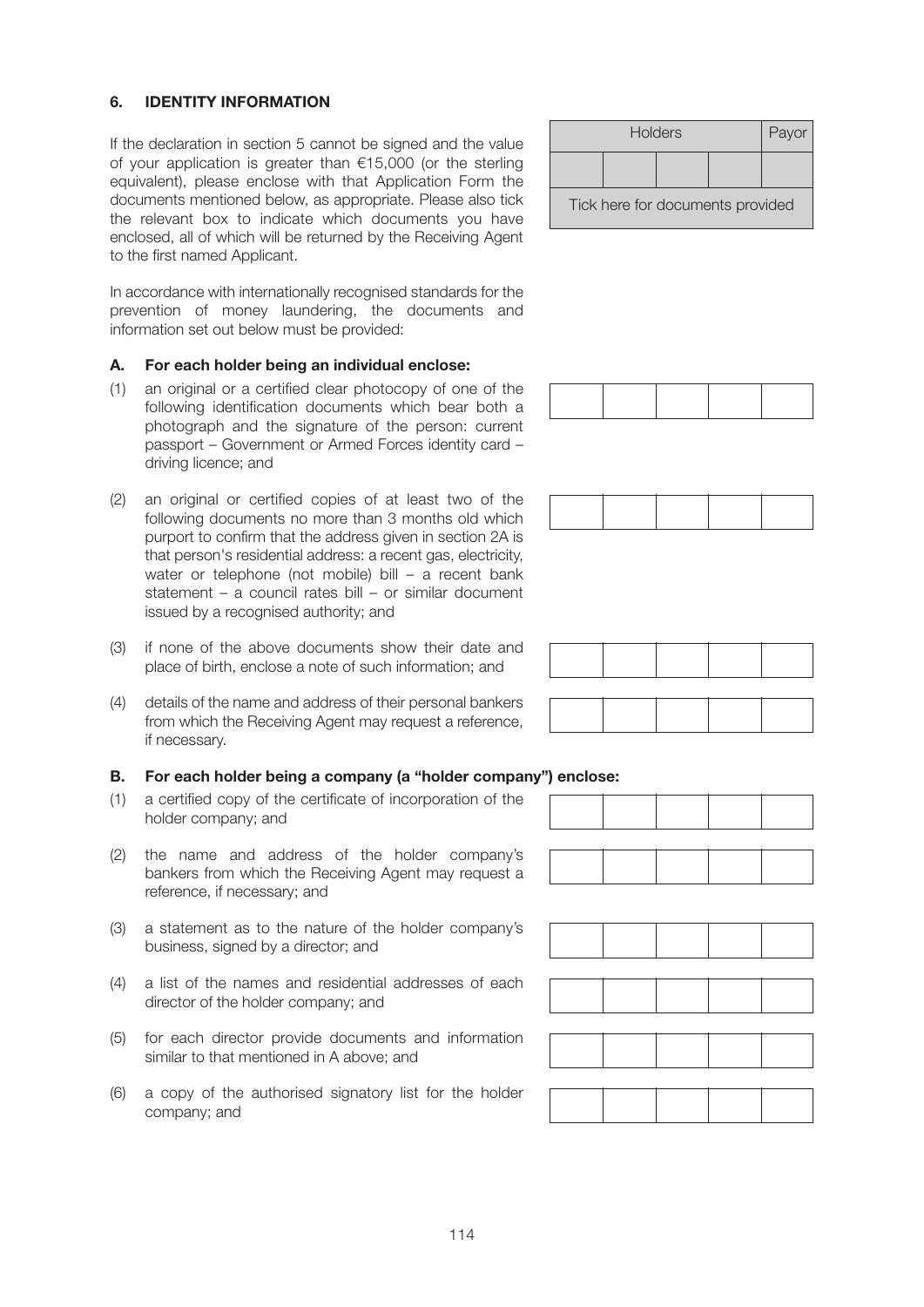## 6. IDENTITY INFORMATION

If the declaration in section 5 cannot be signed and the value of your application is greater than €15,000 (or the sterling equivalent), please enclose with that Application Form the documents mentioned below, as appropriate. Please also tick the relevant box to indicate which documents you have enclosed, all of which will be returned by the Receiving Agent to the first named Applicant.

| Holders | | | | Payor |
|---|---|---|---|---|
| | | | | |
| Tick here for documents provided | | | | |

In accordance with internationally recognised standards for the prevention of money laundering, the documents and information set out below must be provided:

### A. For each holder being an individual enclose:

(1) an original or a certified clear photocopy of one of the following identification documents which bear both a photograph and the signature of the person: current passport – Government or Armed Forces identity card – driving licence; and

(2) an original or certified copies of at least two of the following documents no more than 3 months old which purport to confirm that the address given in section 2A is that person's residential address: a recent gas, electricity, water or telephone (not mobile) bill – a recent bank statement – a council rates bill – or similar document issued by a recognised authority; and

(3) if none of the above documents show their date and place of birth, enclose a note of such information; and

(4) details of the name and address of their personal bankers from which the Receiving Agent may request a reference, if necessary.

### B. For each holder being a company (a "holder company") enclose:

(1) a certified copy of the certificate of incorporation of the holder company; and

(2) the name and address of the holder company's bankers from which the Receiving Agent may request a reference, if necessary; and

(3) a statement as to the nature of the holder company's business, signed by a director; and

(4) a list of the names and residential addresses of each director of the holder company; and

(5) for each director provide documents and information similar to that mentioned in A above; and

(6) a copy of the authorised signatory list for the holder company; and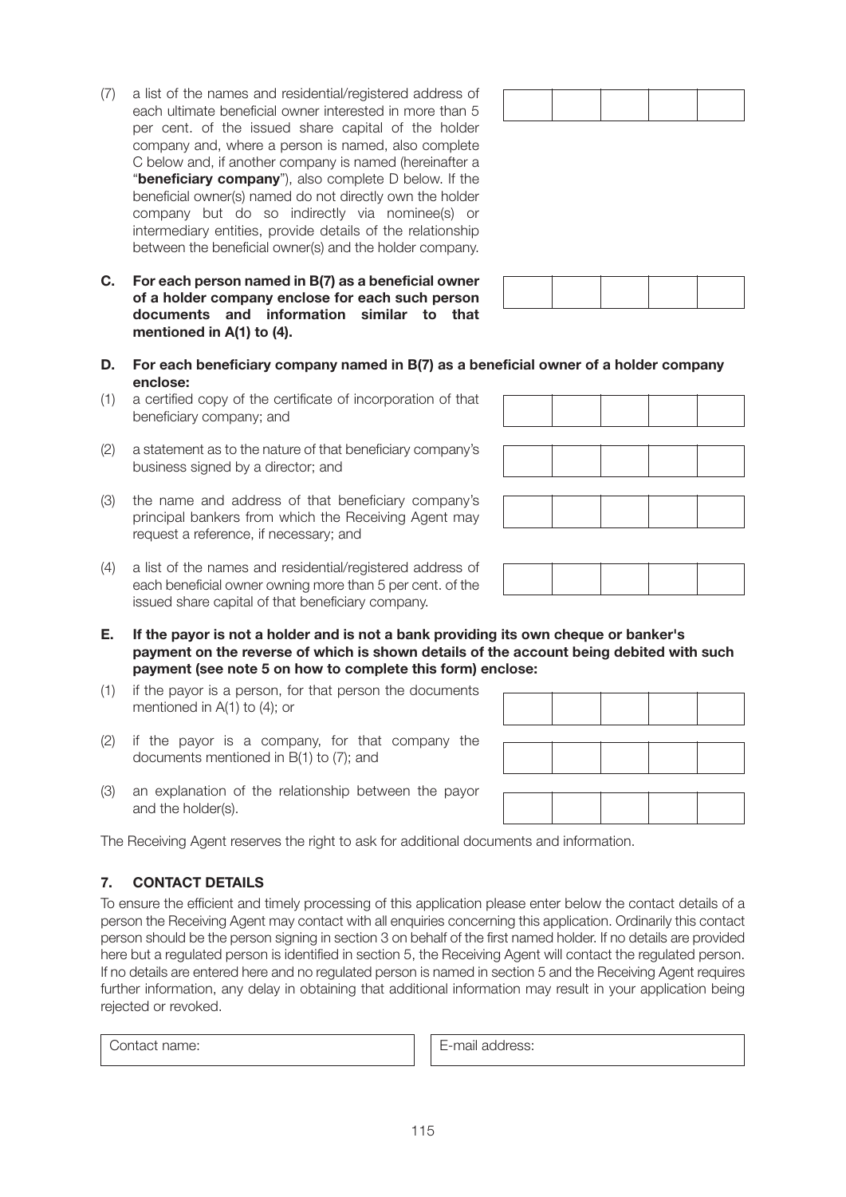(7) a list of the names and residential/registered address of each ultimate beneficial owner interested in more than 5 per cent. of the issued share capital of the holder company and, where a person is named, also complete C below and, if another company is named (hereinafter a "**beneficiary company**"), also complete D below. If the beneficial owner(s) named do not directly own the holder company but do so indirectly via nominee(s) or intermediary entities, provide details of the relationship between the beneficial owner(s) and the holder company.

**C. For each person named in B(7) as a beneficial owner of a holder company enclose for each such person documents and information similar to that mentioned in A(1) to (4).**

**D. For each beneficiary company named in B(7) as a beneficial owner of a holder company enclose:**

(1) a certified copy of the certificate of incorporation of that beneficiary company; and

(2) a statement as to the nature of that beneficiary company's business signed by a director; and

(3) the name and address of that beneficiary company's principal bankers from which the Receiving Agent may request a reference, if necessary; and

(4) a list of the names and residential/registered address of each beneficial owner owning more than 5 per cent. of the issued share capital of that beneficiary company.

**E. If the payor is not a holder and is not a bank providing its own cheque or banker's payment on the reverse of which is shown details of the account being debited with such payment (see note 5 on how to complete this form) enclose:**

(1) if the payor is a person, for that person the documents mentioned in A(1) to (4); or

(2) if the payor is a company, for that company the documents mentioned in B(1) to (7); and

(3) an explanation of the relationship between the payor and the holder(s).

The Receiving Agent reserves the right to ask for additional documents and information.

## 7. CONTACT DETAILS

To ensure the efficient and timely processing of this application please enter below the contact details of a person the Receiving Agent may contact with all enquiries concerning this application. Ordinarily this contact person should be the person signing in section 3 on behalf of the first named holder. If no details are provided here but a regulated person is identified in section 5, the Receiving Agent will contact the regulated person. If no details are entered here and no regulated person is named in section 5 and the Receiving Agent requires further information, any delay in obtaining that additional information may result in your application being rejected or revoked.

| Contact name: | E-mail address: |
|---|---|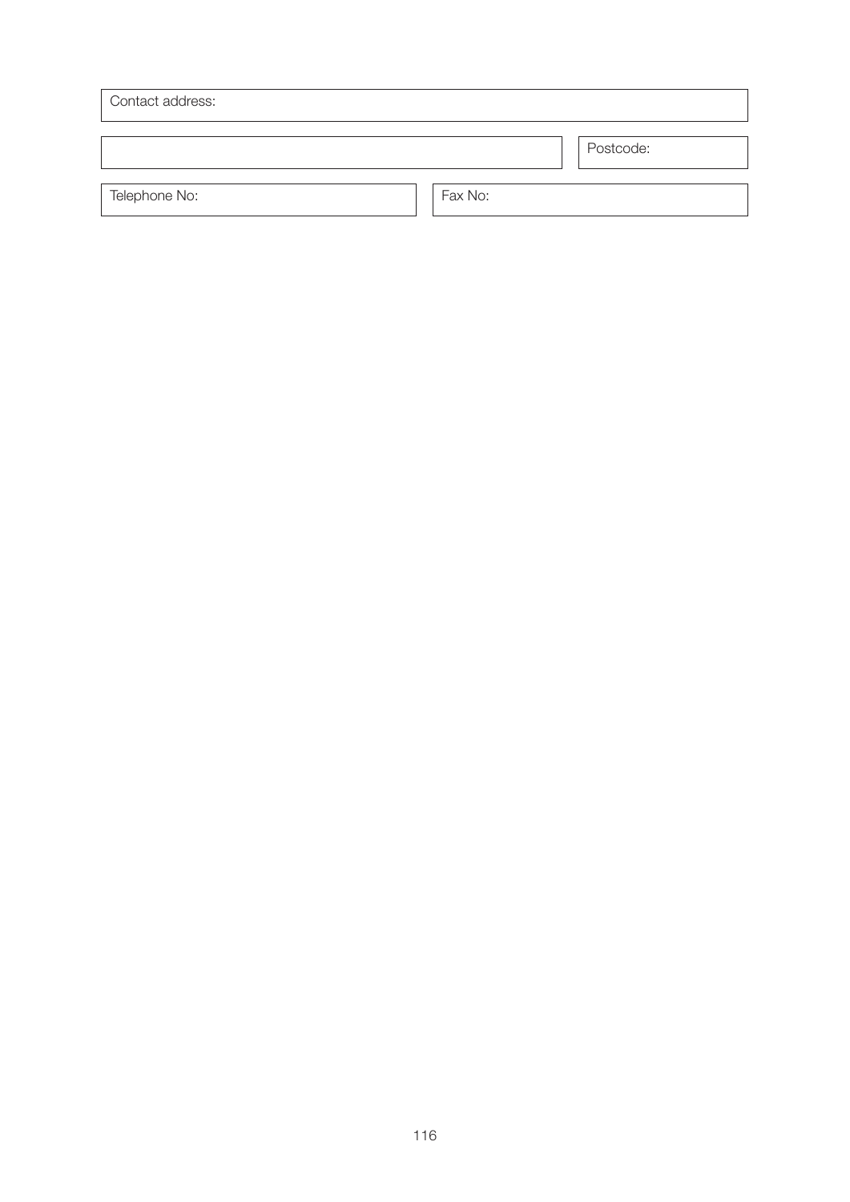| Contact address: | |
|---|---|
| | Postcode: |

| Telephone No: | Fax No: |
|---|---|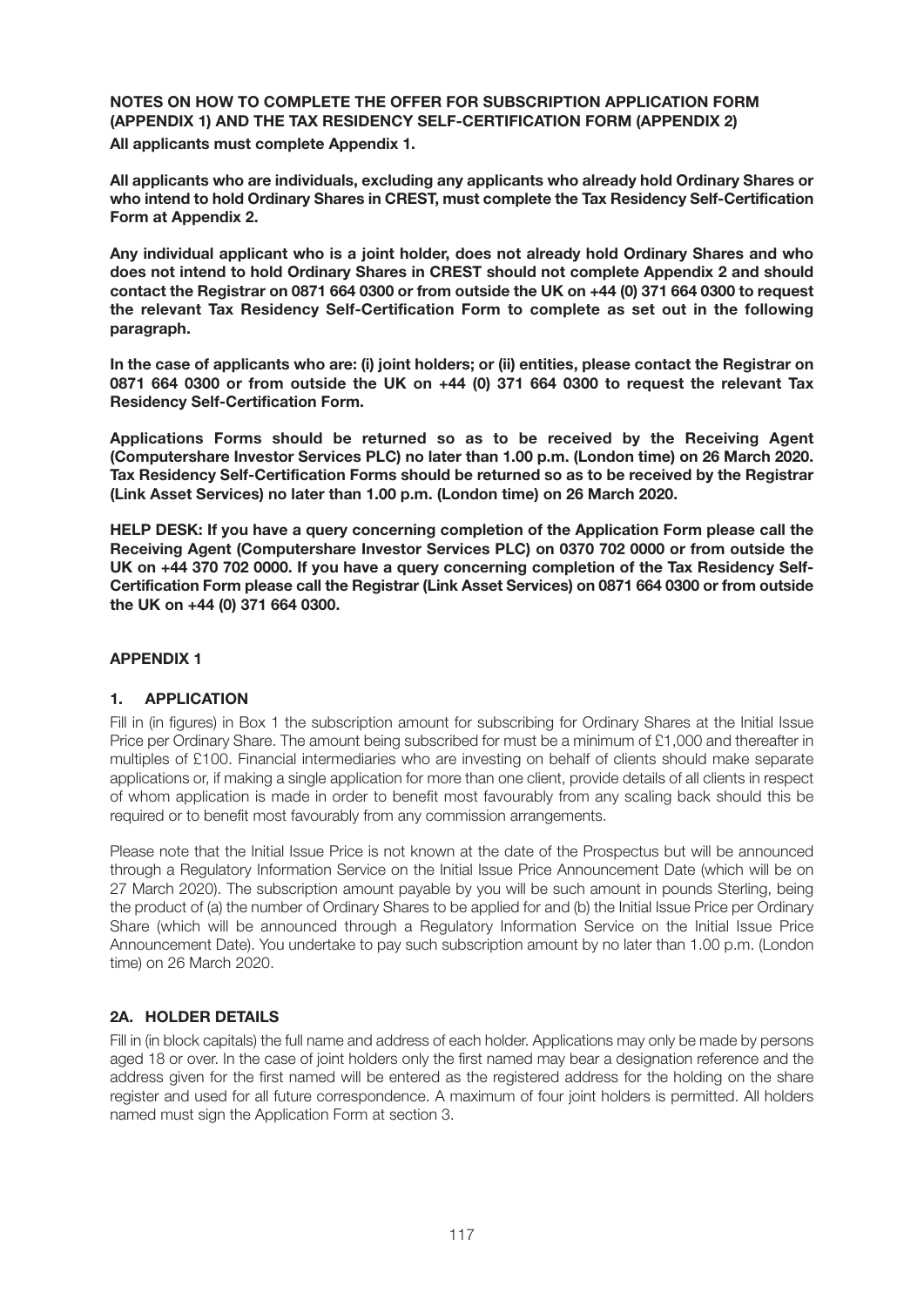**NOTES ON HOW TO COMPLETE THE OFFER FOR SUBSCRIPTION APPLICATION FORM (APPENDIX 1) AND THE TAX RESIDENCY SELF-CERTIFICATION FORM (APPENDIX 2)**

**All applicants must complete Appendix 1.**

**All applicants who are individuals, excluding any applicants who already hold Ordinary Shares or who intend to hold Ordinary Shares in CREST, must complete the Tax Residency Self-Certification Form at Appendix 2.**

**Any individual applicant who is a joint holder, does not already hold Ordinary Shares and who does not intend to hold Ordinary Shares in CREST should not complete Appendix 2 and should contact the Registrar on 0871 664 0300 or from outside the UK on +44 (0) 371 664 0300 to request the relevant Tax Residency Self-Certification Form to complete as set out in the following paragraph.**

**In the case of applicants who are: (i) joint holders; or (ii) entities, please contact the Registrar on 0871 664 0300 or from outside the UK on +44 (0) 371 664 0300 to request the relevant Tax Residency Self-Certification Form.**

**Applications Forms should be returned so as to be received by the Receiving Agent (Computershare Investor Services PLC) no later than 1.00 p.m. (London time) on 26 March 2020. Tax Residency Self-Certification Forms should be returned so as to be received by the Registrar (Link Asset Services) no later than 1.00 p.m. (London time) on 26 March 2020.**

**HELP DESK: If you have a query concerning completion of the Application Form please call the Receiving Agent (Computershare Investor Services PLC) on 0370 702 0000 or from outside the UK on +44 370 702 0000. If you have a query concerning completion of the Tax Residency Self-Certification Form please call the Registrar (Link Asset Services) on 0871 664 0300 or from outside the UK on +44 (0) 371 664 0300.**

## APPENDIX 1

### 1. APPLICATION

Fill in (in figures) in Box 1 the subscription amount for subscribing for Ordinary Shares at the Initial Issue Price per Ordinary Share. The amount being subscribed for must be a minimum of £1,000 and thereafter in multiples of £100. Financial intermediaries who are investing on behalf of clients should make separate applications or, if making a single application for more than one client, provide details of all clients in respect of whom application is made in order to benefit most favourably from any scaling back should this be required or to benefit most favourably from any commission arrangements.

Please note that the Initial Issue Price is not known at the date of the Prospectus but will be announced through a Regulatory Information Service on the Initial Issue Price Announcement Date (which will be on 27 March 2020). The subscription amount payable by you will be such amount in pounds Sterling, being the product of (a) the number of Ordinary Shares to be applied for and (b) the Initial Issue Price per Ordinary Share (which will be announced through a Regulatory Information Service on the Initial Issue Price Announcement Date). You undertake to pay such subscription amount by no later than 1.00 p.m. (London time) on 26 March 2020.

### 2A. HOLDER DETAILS

Fill in (in block capitals) the full name and address of each holder. Applications may only be made by persons aged 18 or over. In the case of joint holders only the first named may bear a designation reference and the address given for the first named will be entered as the registered address for the holding on the share register and used for all future correspondence. A maximum of four joint holders is permitted. All holders named must sign the Application Form at section 3.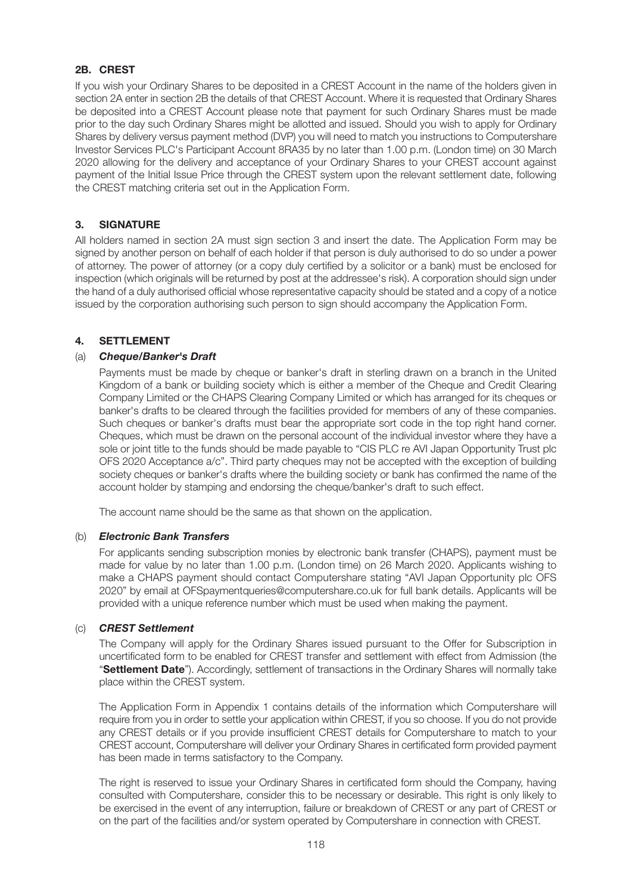## 2B. CREST

If you wish your Ordinary Shares to be deposited in a CREST Account in the name of the holders given in section 2A enter in section 2B the details of that CREST Account. Where it is requested that Ordinary Shares be deposited into a CREST Account please note that payment for such Ordinary Shares must be made prior to the day such Ordinary Shares might be allotted and issued. Should you wish to apply for Ordinary Shares by delivery versus payment method (DVP) you will need to match you instructions to Computershare Investor Services PLC's Participant Account 8RA35 by no later than 1.00 p.m. (London time) on 30 March 2020 allowing for the delivery and acceptance of your Ordinary Shares to your CREST account against payment of the Initial Issue Price through the CREST system upon the relevant settlement date, following the CREST matching criteria set out in the Application Form.

## 3. SIGNATURE

All holders named in section 2A must sign section 3 and insert the date. The Application Form may be signed by another person on behalf of each holder if that person is duly authorised to do so under a power of attorney. The power of attorney (or a copy duly certified by a solicitor or a bank) must be enclosed for inspection (which originals will be returned by post at the addressee's risk). A corporation should sign under the hand of a duly authorised official whose representative capacity should be stated and a copy of a notice issued by the corporation authorising such person to sign should accompany the Application Form.

## 4. SETTLEMENT

(a) ***Cheque/Banker's Draft***

Payments must be made by cheque or banker's draft in sterling drawn on a branch in the United Kingdom of a bank or building society which is either a member of the Cheque and Credit Clearing Company Limited or the CHAPS Clearing Company Limited or which has arranged for its cheques or banker's drafts to be cleared through the facilities provided for members of any of these companies. Such cheques or banker's drafts must bear the appropriate sort code in the top right hand corner. Cheques, which must be drawn on the personal account of the individual investor where they have a sole or joint title to the funds should be made payable to "CIS PLC re AVI Japan Opportunity Trust plc OFS 2020 Acceptance a/c". Third party cheques may not be accepted with the exception of building society cheques or banker's drafts where the building society or bank has confirmed the name of the account holder by stamping and endorsing the cheque/banker's draft to such effect.

The account name should be the same as that shown on the application.

(b) ***Electronic Bank Transfers***

For applicants sending subscription monies by electronic bank transfer (CHAPS), payment must be made for value by no later than 1.00 p.m. (London time) on 26 March 2020. Applicants wishing to make a CHAPS payment should contact Computershare stating "AVI Japan Opportunity plc OFS 2020" by email at OFSpaymentqueries@computershare.co.uk for full bank details. Applicants will be provided with a unique reference number which must be used when making the payment.

(c) ***CREST Settlement***

The Company will apply for the Ordinary Shares issued pursuant to the Offer for Subscription in uncertificated form to be enabled for CREST transfer and settlement with effect from Admission (the "**Settlement Date**"). Accordingly, settlement of transactions in the Ordinary Shares will normally take place within the CREST system.

The Application Form in Appendix 1 contains details of the information which Computershare will require from you in order to settle your application within CREST, if you so choose. If you do not provide any CREST details or if you provide insufficient CREST details for Computershare to match to your CREST account, Computershare will deliver your Ordinary Shares in certificated form provided payment has been made in terms satisfactory to the Company.

The right is reserved to issue your Ordinary Shares in certificated form should the Company, having consulted with Computershare, consider this to be necessary or desirable. This right is only likely to be exercised in the event of any interruption, failure or breakdown of CREST or any part of CREST or on the part of the facilities and/or system operated by Computershare in connection with CREST.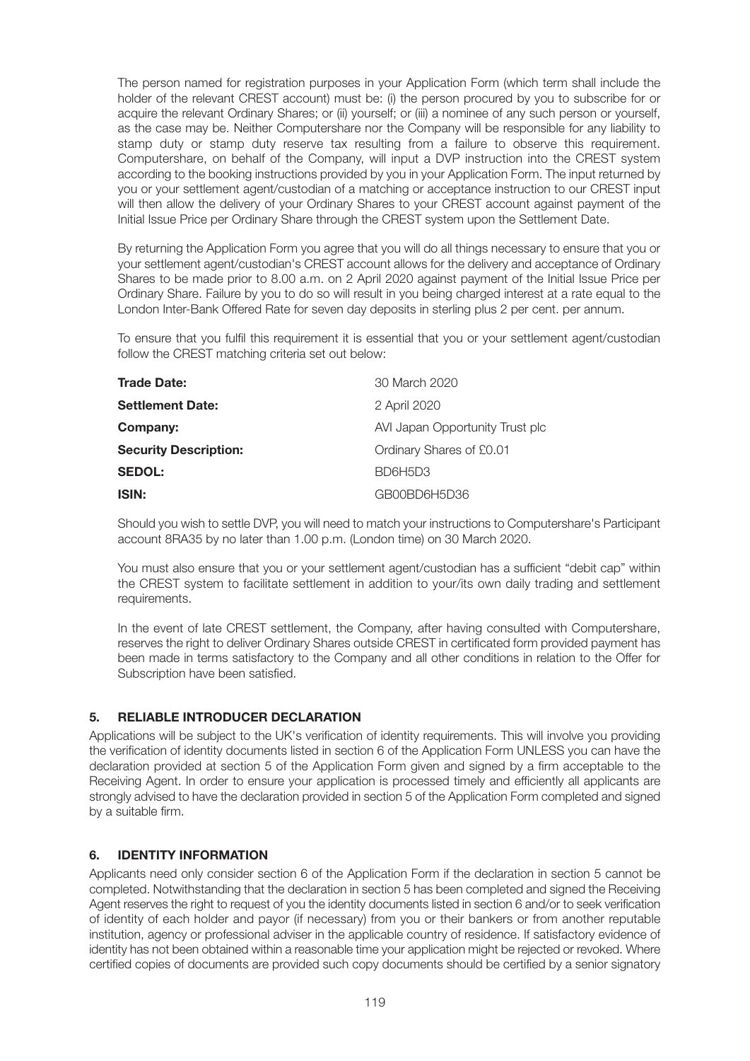The person named for registration purposes in your Application Form (which term shall include the holder of the relevant CREST account) must be: (i) the person procured by you to subscribe for or acquire the relevant Ordinary Shares; or (ii) yourself; or (iii) a nominee of any such person or yourself, as the case may be. Neither Computershare nor the Company will be responsible for any liability to stamp duty or stamp duty reserve tax resulting from a failure to observe this requirement. Computershare, on behalf of the Company, will input a DVP instruction into the CREST system according to the booking instructions provided by you in your Application Form. The input returned by you or your settlement agent/custodian of a matching or acceptance instruction to our CREST input will then allow the delivery of your Ordinary Shares to your CREST account against payment of the Initial Issue Price per Ordinary Share through the CREST system upon the Settlement Date.

By returning the Application Form you agree that you will do all things necessary to ensure that you or your settlement agent/custodian's CREST account allows for the delivery and acceptance of Ordinary Shares to be made prior to 8.00 a.m. on 2 April 2020 against payment of the Initial Issue Price per Ordinary Share. Failure by you to do so will result in you being charged interest at a rate equal to the London Inter-Bank Offered Rate for seven day deposits in sterling plus 2 per cent. per annum.

To ensure that you fulfil this requirement it is essential that you or your settlement agent/custodian follow the CREST matching criteria set out below:

| | |
|---|---|
| **Trade Date:** | 30 March 2020 |
| **Settlement Date:** | 2 April 2020 |
| **Company:** | AVI Japan Opportunity Trust plc |
| **Security Description:** | Ordinary Shares of £0.01 |
| **SEDOL:** | BD6H5D3 |
| **ISIN:** | GB00BD6H5D36 |

Should you wish to settle DVP, you will need to match your instructions to Computershare's Participant account 8RA35 by no later than 1.00 p.m. (London time) on 30 March 2020.

You must also ensure that you or your settlement agent/custodian has a sufficient "debit cap" within the CREST system to facilitate settlement in addition to your/its own daily trading and settlement requirements.

In the event of late CREST settlement, the Company, after having consulted with Computershare, reserves the right to deliver Ordinary Shares outside CREST in certificated form provided payment has been made in terms satisfactory to the Company and all other conditions in relation to the Offer for Subscription have been satisfied.

## 5. RELIABLE INTRODUCER DECLARATION

Applications will be subject to the UK's verification of identity requirements. This will involve you providing the verification of identity documents listed in section 6 of the Application Form UNLESS you can have the declaration provided at section 5 of the Application Form given and signed by a firm acceptable to the Receiving Agent. In order to ensure your application is processed timely and efficiently all applicants are strongly advised to have the declaration provided in section 5 of the Application Form completed and signed by a suitable firm.

## 6. IDENTITY INFORMATION

Applicants need only consider section 6 of the Application Form if the declaration in section 5 cannot be completed. Notwithstanding that the declaration in section 5 has been completed and signed the Receiving Agent reserves the right to request of you the identity documents listed in section 6 and/or to seek verification of identity of each holder and payor (if necessary) from you or their bankers or from another reputable institution, agency or professional adviser in the applicable country of residence. If satisfactory evidence of identity has not been obtained within a reasonable time your application might be rejected or revoked. Where certified copies of documents are provided such copy documents should be certified by a senior signatory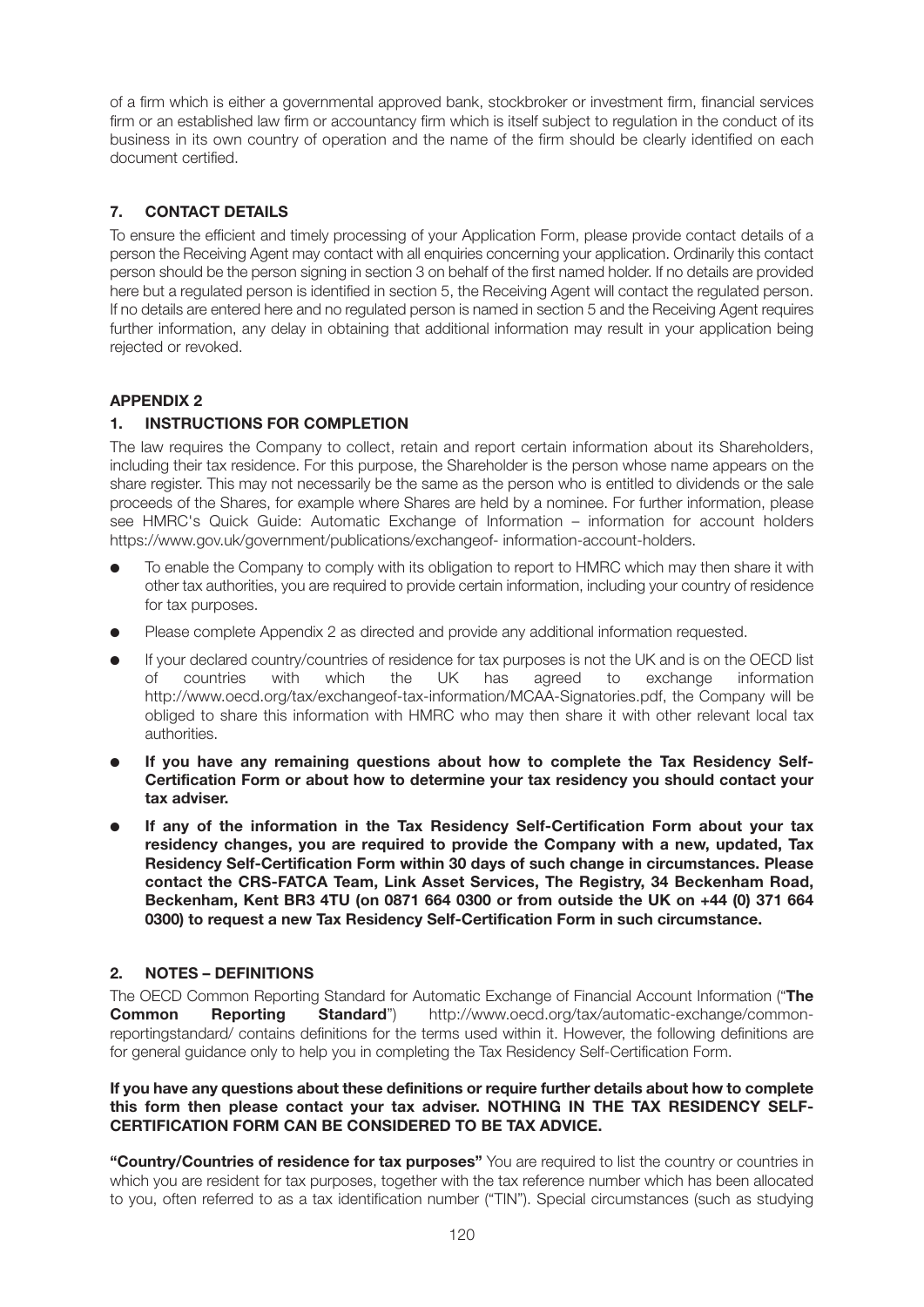of a firm which is either a governmental approved bank, stockbroker or investment firm, financial services firm or an established law firm or accountancy firm which is itself subject to regulation in the conduct of its business in its own country of operation and the name of the firm should be clearly identified on each document certified.

### 7. CONTACT DETAILS

To ensure the efficient and timely processing of your Application Form, please provide contact details of a person the Receiving Agent may contact with all enquiries concerning your application. Ordinarily this contact person should be the person signing in section 3 on behalf of the first named holder. If no details are provided here but a regulated person is identified in section 5, the Receiving Agent will contact the regulated person. If no details are entered here and no regulated person is named in section 5 and the Receiving Agent requires further information, any delay in obtaining that additional information may result in your application being rejected or revoked.

## APPENDIX 2

### 1. INSTRUCTIONS FOR COMPLETION

The law requires the Company to collect, retain and report certain information about its Shareholders, including their tax residence. For this purpose, the Shareholder is the person whose name appears on the share register. This may not necessarily be the same as the person who is entitled to dividends or the sale proceeds of the Shares, for example where Shares are held by a nominee. For further information, please see HMRC's Quick Guide: Automatic Exchange of Information – information for account holders https://www.gov.uk/government/publications/exchangeof- information-account-holders.

- To enable the Company to comply with its obligation to report to HMRC which may then share it with other tax authorities, you are required to provide certain information, including your country of residence for tax purposes.
- Please complete Appendix 2 as directed and provide any additional information requested.
- If your declared country/countries of residence for tax purposes is not the UK and is on the OECD list of countries with which the UK has agreed to exchange information http://www.oecd.org/tax/exchangeof-tax-information/MCAA-Signatories.pdf, the Company will be obliged to share this information with HMRC who may then share it with other relevant local tax authorities.
- **If you have any remaining questions about how to complete the Tax Residency Self-Certification Form or about how to determine your tax residency you should contact your tax adviser.**
- **If any of the information in the Tax Residency Self-Certification Form about your tax residency changes, you are required to provide the Company with a new, updated, Tax Residency Self-Certification Form within 30 days of such change in circumstances. Please contact the CRS-FATCA Team, Link Asset Services, The Registry, 34 Beckenham Road, Beckenham, Kent BR3 4TU (on 0871 664 0300 or from outside the UK on +44 (0) 371 664 0300) to request a new Tax Residency Self-Certification Form in such circumstance.**

### 2. NOTES – DEFINITIONS

The OECD Common Reporting Standard for Automatic Exchange of Financial Account Information ("**The Common Reporting Standard**") http://www.oecd.org/tax/automatic-exchange/common-reportingstandard/ contains definitions for the terms used within it. However, the following definitions are for general guidance only to help you in completing the Tax Residency Self-Certification Form.

**If you have any questions about these definitions or require further details about how to complete this form then please contact your tax adviser. NOTHING IN THE TAX RESIDENCY SELF-CERTIFICATION FORM CAN BE CONSIDERED TO BE TAX ADVICE.**

**"Country/Countries of residence for tax purposes"** You are required to list the country or countries in which you are resident for tax purposes, together with the tax reference number which has been allocated to you, often referred to as a tax identification number ("TIN"). Special circumstances (such as studying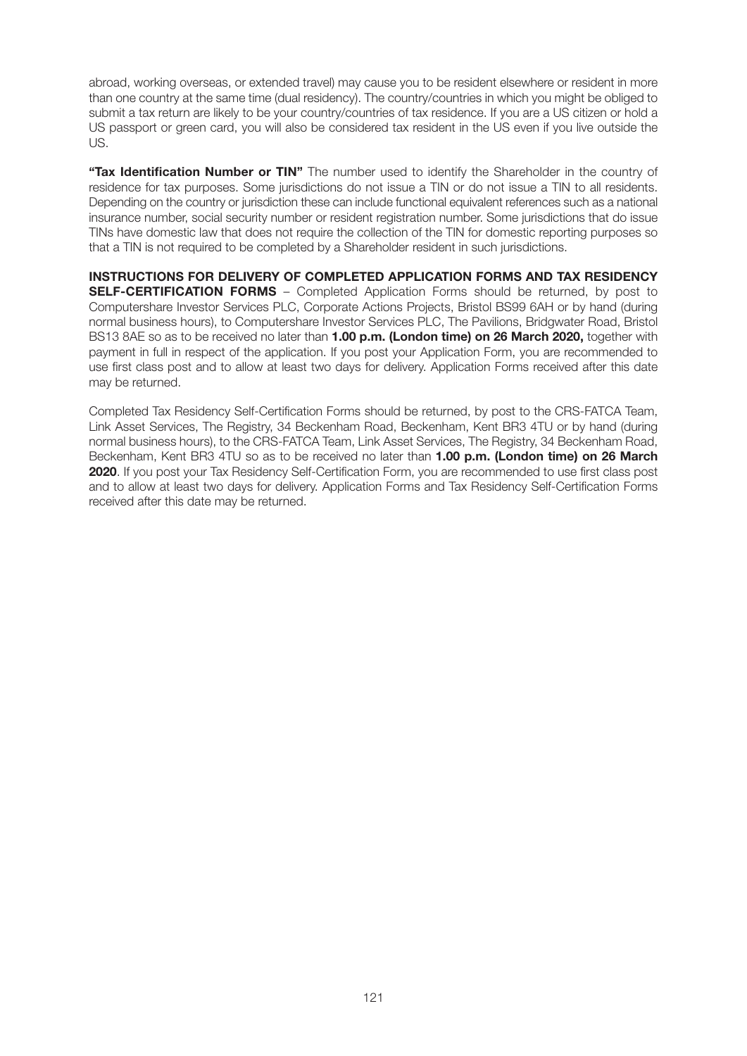abroad, working overseas, or extended travel) may cause you to be resident elsewhere or resident in more than one country at the same time (dual residency). The country/countries in which you might be obliged to submit a tax return are likely to be your country/countries of tax residence. If you are a US citizen or hold a US passport or green card, you will also be considered tax resident in the US even if you live outside the US.

**"Tax Identification Number or TIN"** The number used to identify the Shareholder in the country of residence for tax purposes. Some jurisdictions do not issue a TIN or do not issue a TIN to all residents. Depending on the country or jurisdiction these can include functional equivalent references such as a national insurance number, social security number or resident registration number. Some jurisdictions that do issue TINs have domestic law that does not require the collection of the TIN for domestic reporting purposes so that a TIN is not required to be completed by a Shareholder resident in such jurisdictions.

**INSTRUCTIONS FOR DELIVERY OF COMPLETED APPLICATION FORMS AND TAX RESIDENCY SELF-CERTIFICATION FORMS** – Completed Application Forms should be returned, by post to Computershare Investor Services PLC, Corporate Actions Projects, Bristol BS99 6AH or by hand (during normal business hours), to Computershare Investor Services PLC, The Pavilions, Bridgwater Road, Bristol BS13 8AE so as to be received no later than **1.00 p.m. (London time) on 26 March 2020,** together with payment in full in respect of the application. If you post your Application Form, you are recommended to use first class post and to allow at least two days for delivery. Application Forms received after this date may be returned.

Completed Tax Residency Self-Certification Forms should be returned, by post to the CRS-FATCA Team, Link Asset Services, The Registry, 34 Beckenham Road, Beckenham, Kent BR3 4TU or by hand (during normal business hours), to the CRS-FATCA Team, Link Asset Services, The Registry, 34 Beckenham Road, Beckenham, Kent BR3 4TU so as to be received no later than **1.00 p.m. (London time) on 26 March 2020**. If you post your Tax Residency Self-Certification Form, you are recommended to use first class post and to allow at least two days for delivery. Application Forms and Tax Residency Self-Certification Forms received after this date may be returned.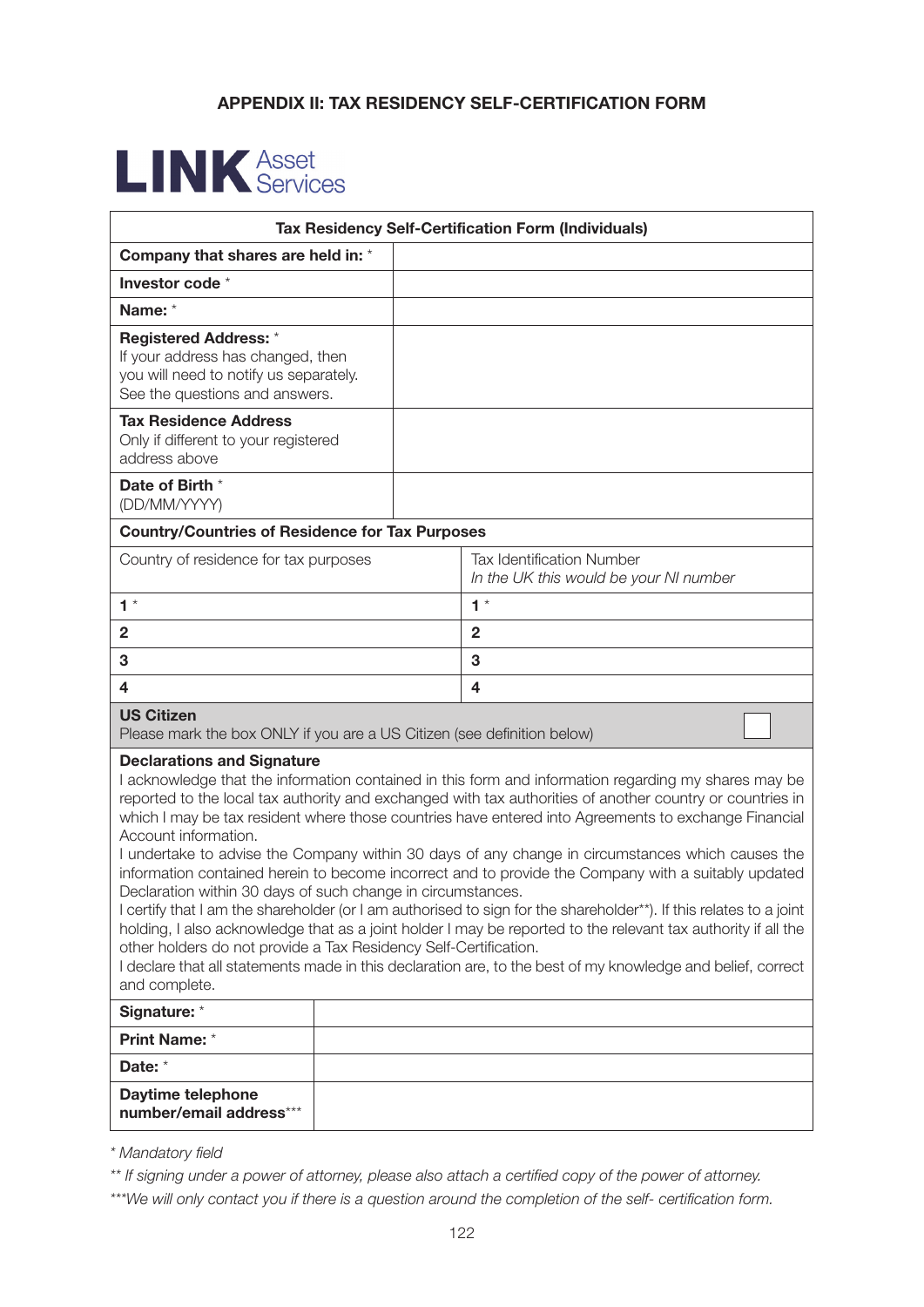## APPENDIX II: TAX RESIDENCY SELF-CERTIFICATION FORM

**LINK** Asset Services

| Tax Residency Self-Certification Form (Individuals) | |
|---|---|
| **Company that shares are held in:** * | |
| **Investor code** * | |
| **Name:** * | |
| **Registered Address:** * If your address has changed, then you will need to notify us separately. See the questions and answers. | |
| **Tax Residence Address** Only if different to your registered address above | |
| **Date of Birth** * (DD/MM/YYYY) | |

| **Country/Countries of Residence for Tax Purposes** | |
|---|---|
| Country of residence for tax purposes | Tax Identification Number *In the UK this would be your NI number* |
| **1** * | **1** * |
| **2** | **2** |
| **3** | **3** |
| **4** | **4** |

**US Citizen**
Please mark the box ONLY if you are a US Citizen (see definition below) ☐

**Declarations and Signature**

I acknowledge that the information contained in this form and information regarding my shares may be reported to the local tax authority and exchanged with tax authorities of another country or countries in which I may be tax resident where those countries have entered into Agreements to exchange Financial Account information.

I undertake to advise the Company within 30 days of any change in circumstances which causes the information contained herein to become incorrect and to provide the Company with a suitably updated Declaration within 30 days of such change in circumstances.

I certify that I am the shareholder (or I am authorised to sign for the shareholder**). If this relates to a joint holding, I also acknowledge that as a joint holder I may be reported to the relevant tax authority if all the other holders do not provide a Tax Residency Self-Certification.

I declare that all statements made in this declaration are, to the best of my knowledge and belief, correct and complete.

| | |
|---|---|
| **Signature:** * | |
| **Print Name:** * | |
| **Date:** * | |
| **Daytime telephone number/email address***** | |

*\* Mandatory field*

*\*\* If signing under a power of attorney, please also attach a certified copy of the power of attorney.*

*\*\*\*We will only contact you if there is a question around the completion of the self- certification form.*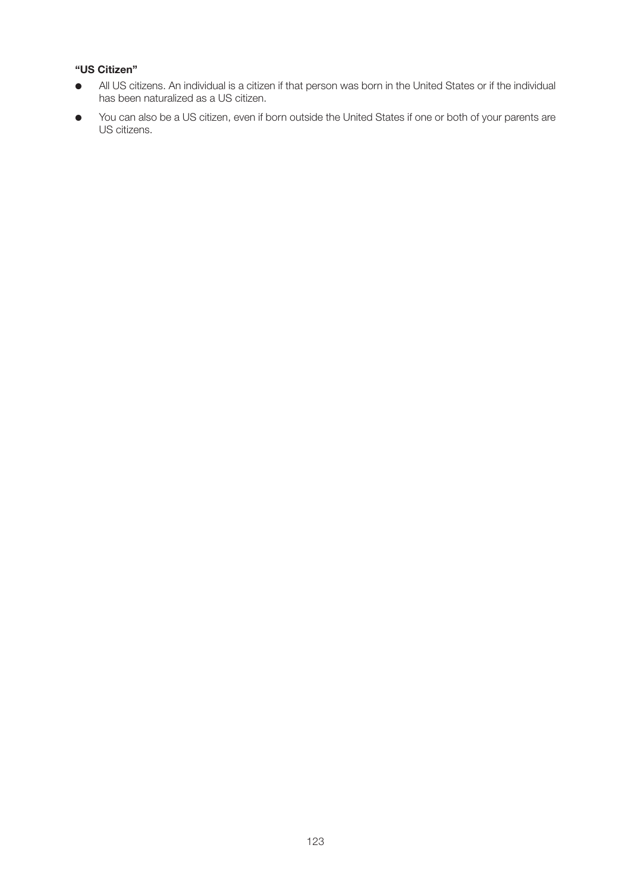**"US Citizen"**

- All US citizens. An individual is a citizen if that person was born in the United States or if the individual has been naturalized as a US citizen.
- You can also be a US citizen, even if born outside the United States if one or both of your parents are US citizens.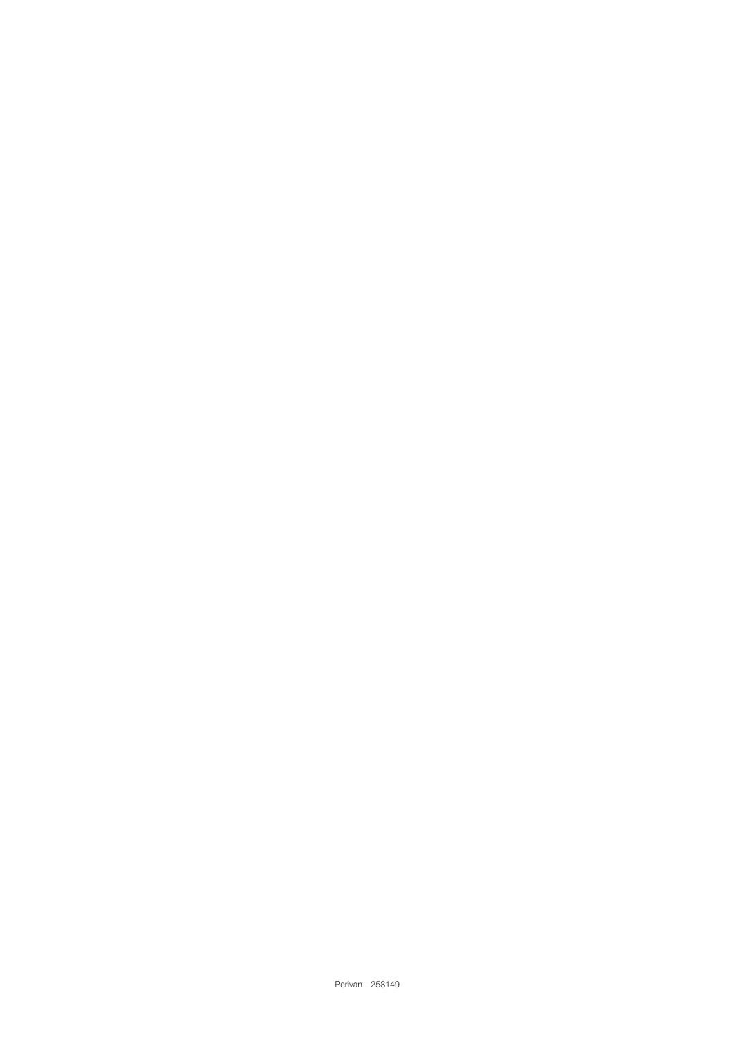Perivan 258149